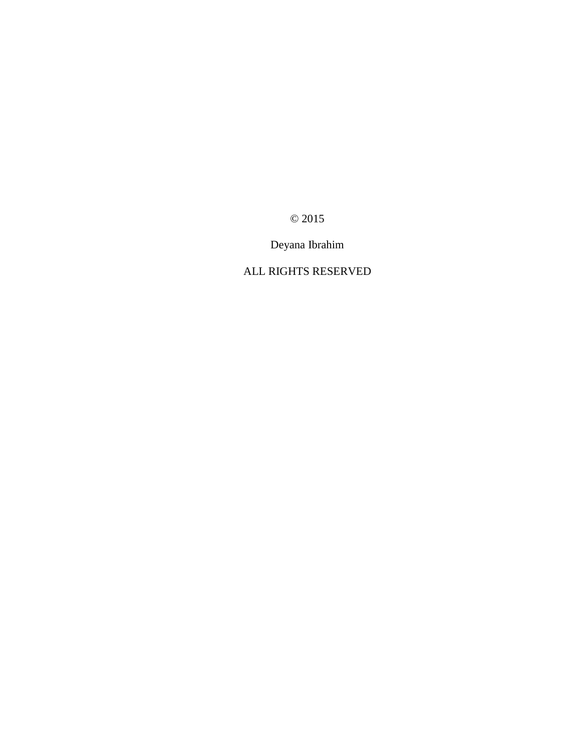© 2015

Deyana Ibrahim

ALL RIGHTS RESERVED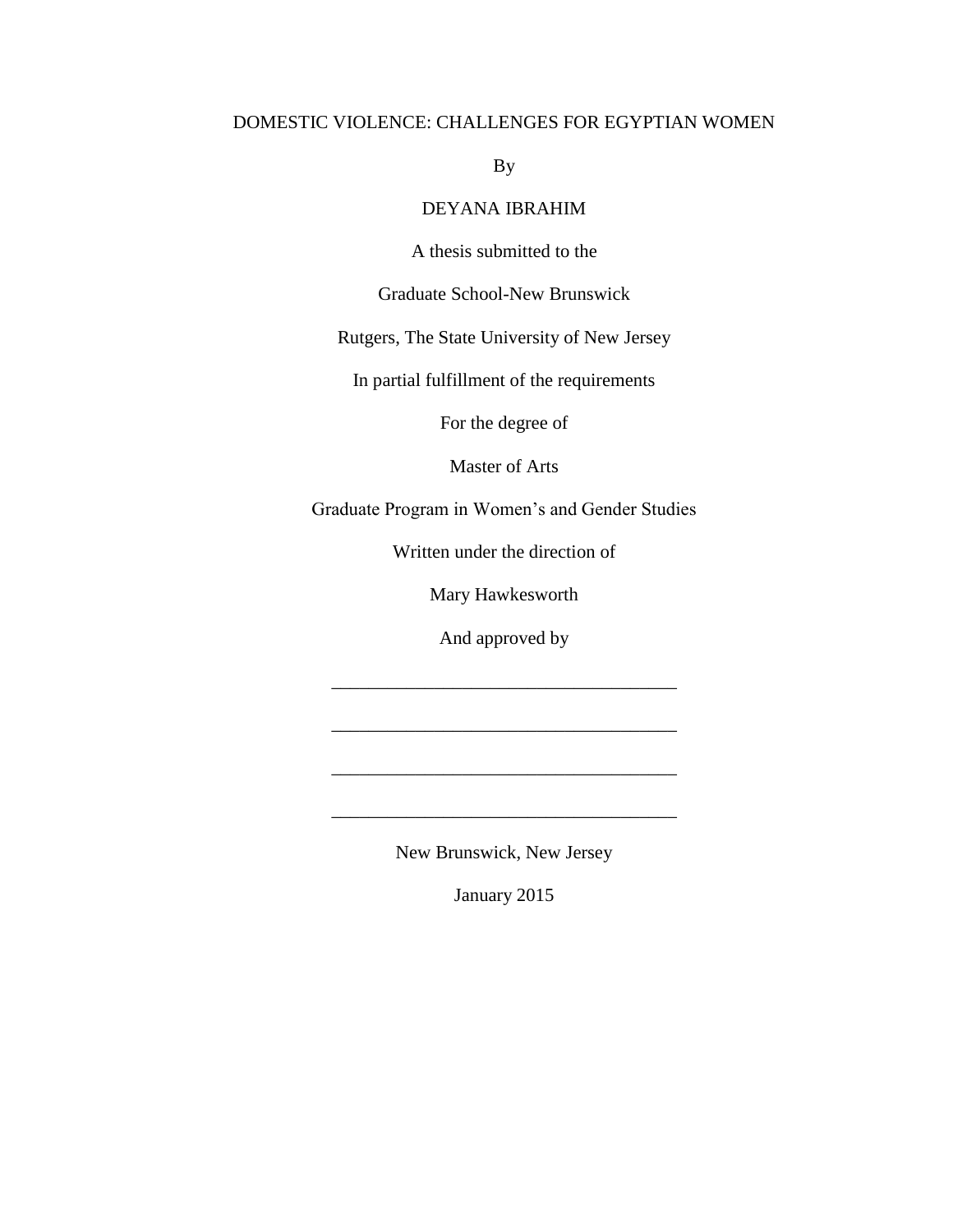DOMESTIC VIOLENCE: CHALLENGES FOR EGYPTIAN WOMEN

By

DEYANA IBRAHIM

A thesis submitted to the

Graduate School-New Brunswick

Rutgers, The State University of New Jersey

In partial fulfillment of the requirements

For the degree of

Master of Arts

Graduate Program in Women's and Gender Studies

Written under the direction of

Mary Hawkesworth

And approved by

____________________________________

____________________________________

____________________________________

____________________________________

New Brunswick, New Jersey

January 2015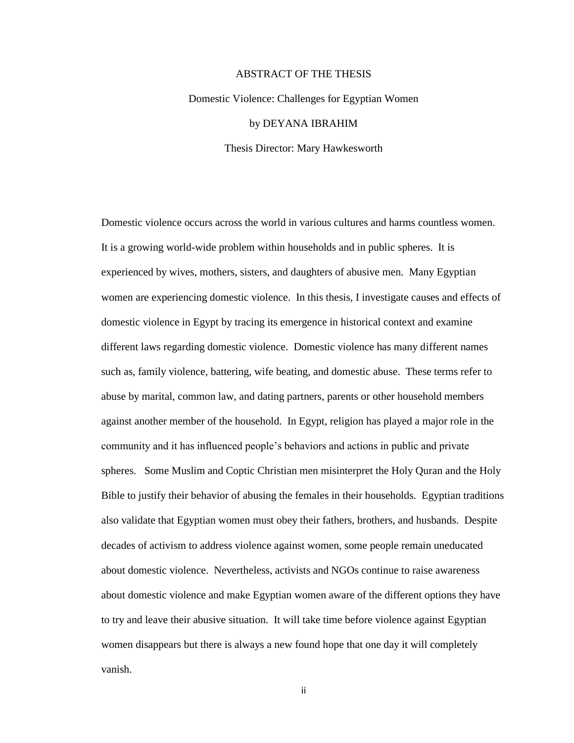# ABSTRACT OF THE THESIS

Domestic Violence: Challenges for Egyptian Women

by DEYANA IBRAHIM

Thesis Director: Mary Hawkesworth

Domestic violence occurs across the world in various cultures and harms countless women. It is a growing world-wide problem within households and in public spheres. It is experienced by wives, mothers, sisters, and daughters of abusive men. Many Egyptian women are experiencing domestic violence. In this thesis, I investigate causes and effects of domestic violence in Egypt by tracing its emergence in historical context and examine different laws regarding domestic violence. Domestic violence has many different names such as, family violence, battering, wife beating, and domestic abuse. These terms refer to abuse by marital, common law, and dating partners, parents or other household members against another member of the household. In Egypt, religion has played a major role in the community and it has influenced people's behaviors and actions in public and private spheres. Some Muslim and Coptic Christian men misinterpret the Holy Quran and the Holy Bible to justify their behavior of abusing the females in their households. Egyptian traditions also validate that Egyptian women must obey their fathers, brothers, and husbands. Despite decades of activism to address violence against women, some people remain uneducated about domestic violence. Nevertheless, activists and NGOs continue to raise awareness about domestic violence and make Egyptian women aware of the different options they have to try and leave their abusive situation. It will take time before violence against Egyptian women disappears but there is always a new found hope that one day it will completely vanish.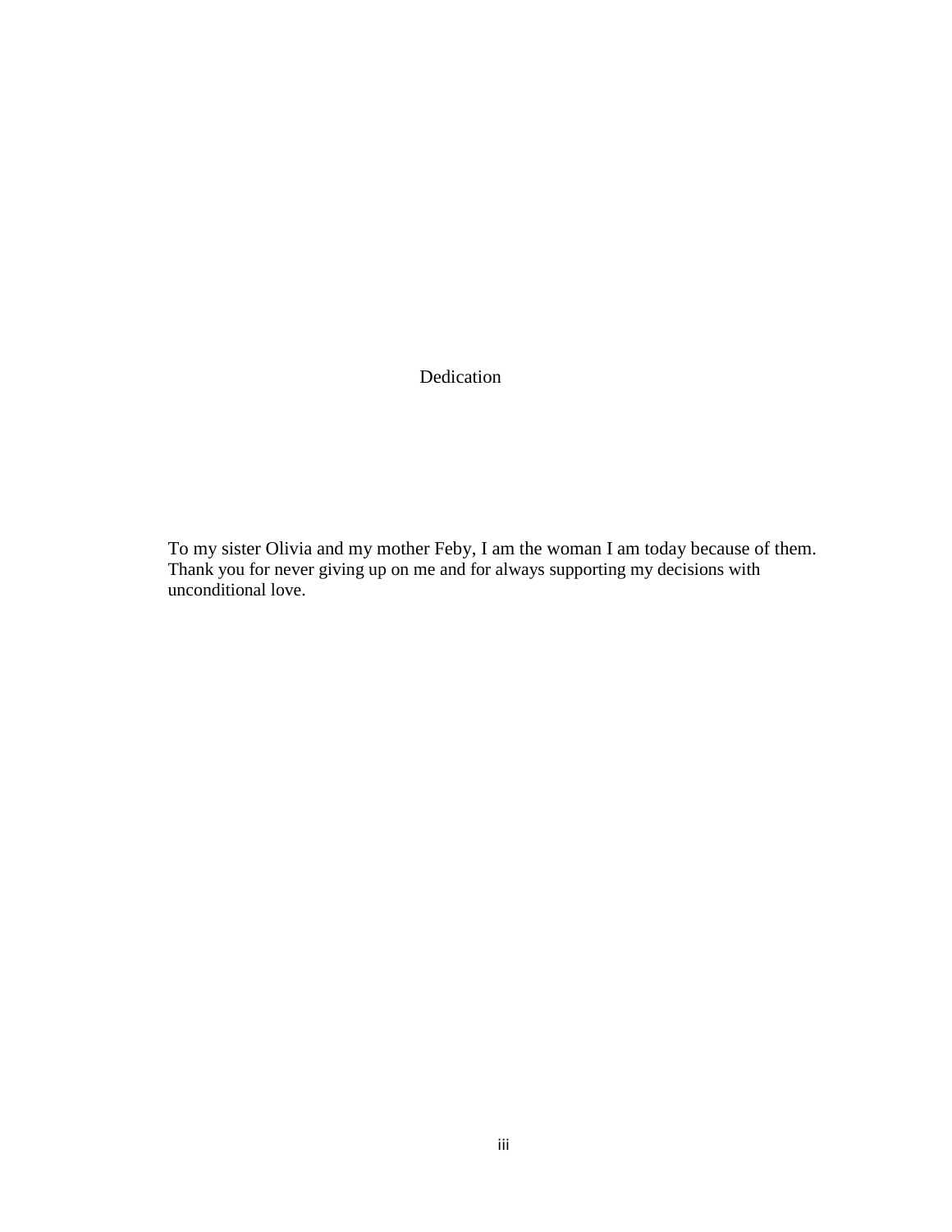# Dedication

To my sister Olivia and my mother Feby, I am the woman I am today because of them. Thank you for never giving up on me and for always supporting my decisions with unconditional love.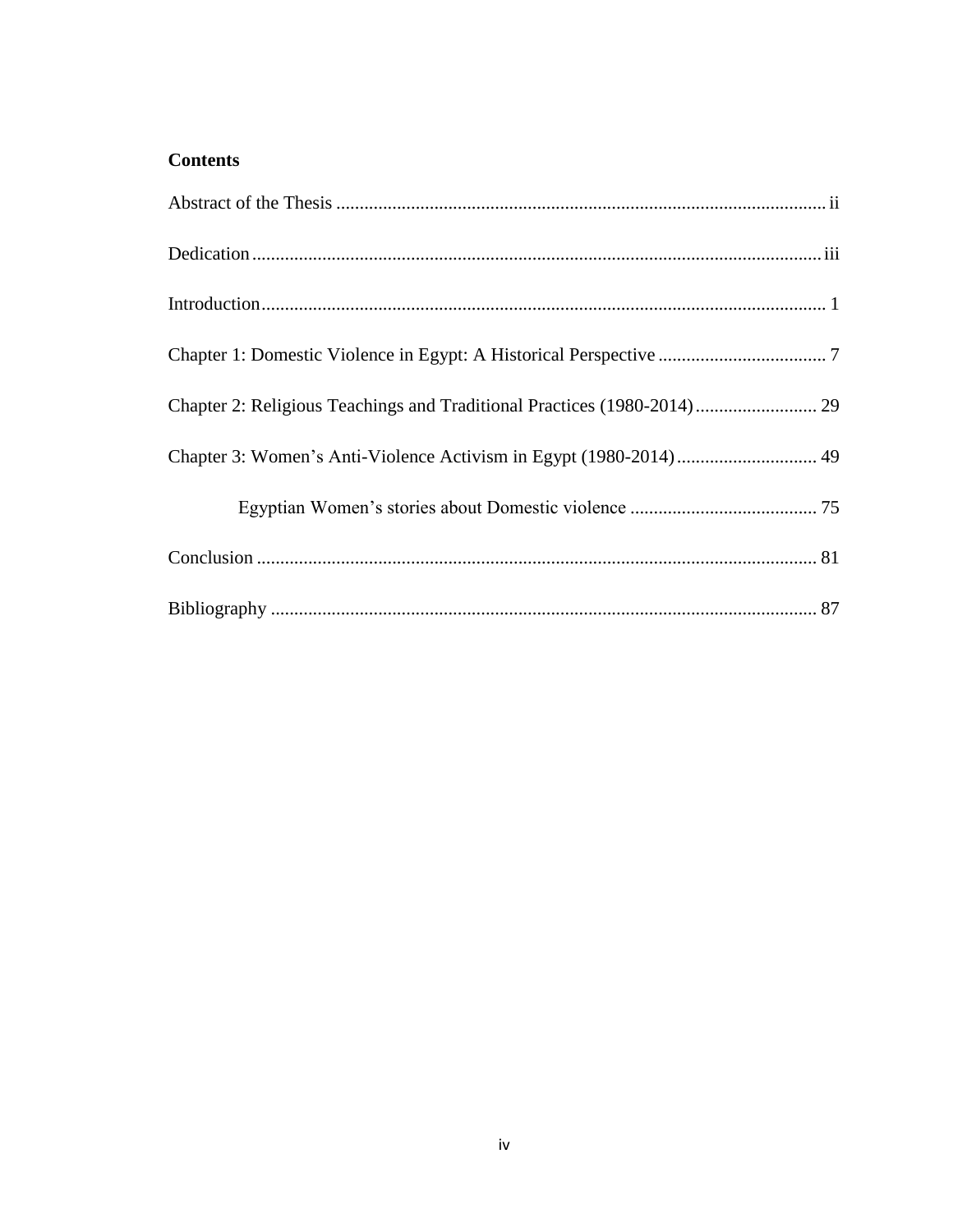## Contents

Abstract of the Thesis ........................................................................................................ ii

Dedication ......................................................................................................................... iii

Introduction ........................................................................................................................ 1

Chapter 1: Domestic Violence in Egypt: A Historical Perspective .................................... 7

Chapter 2: Religious Teachings and Traditional Practices (1980-2014) .......................... 29

Chapter 3: Women's Anti-Violence Activism in Egypt (1980-2014) .............................. 49

Egyptian Women's stories about Domestic violence ........................................ 75

Conclusion ....................................................................................................................... 81

Bibliography .................................................................................................................... 87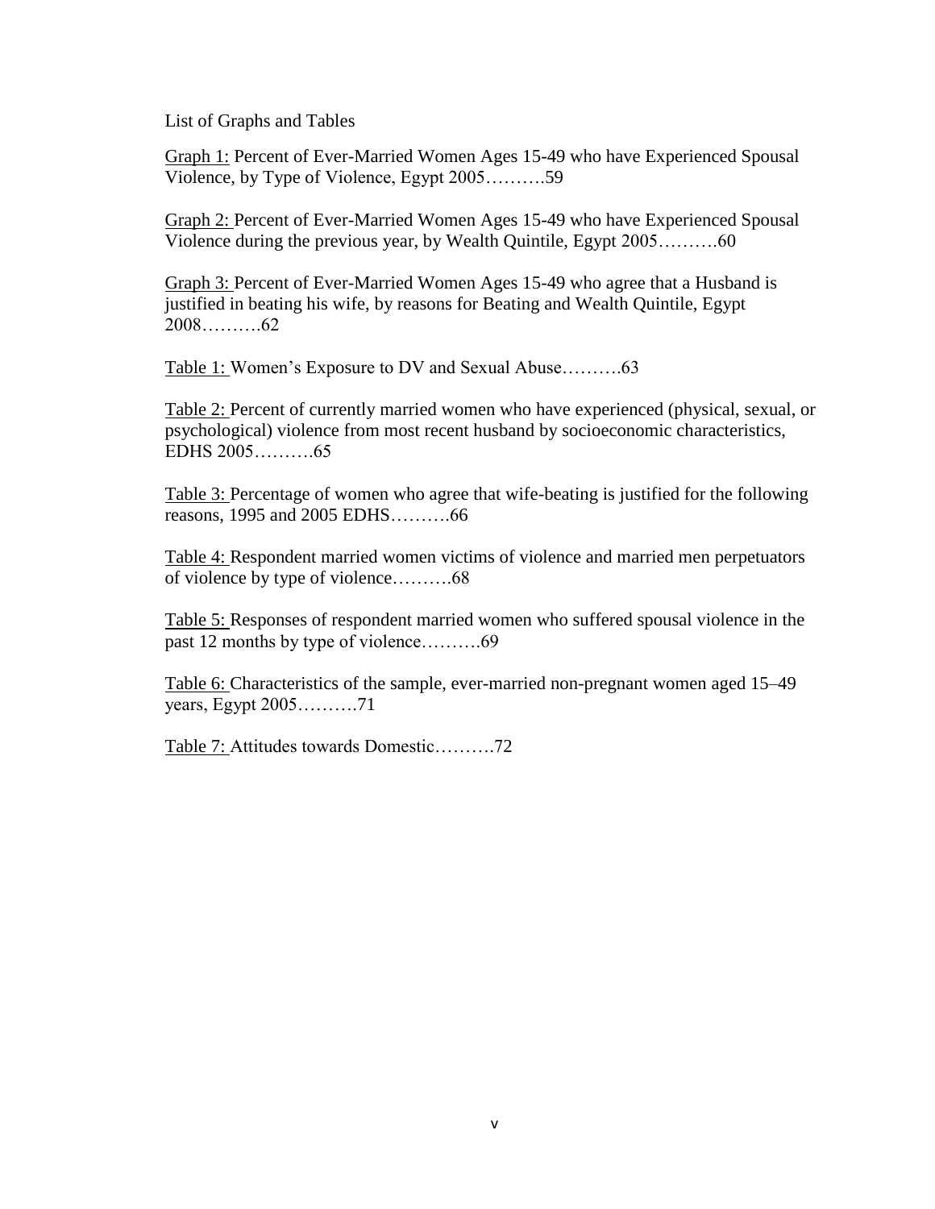List of Graphs and Tables

Graph 1: Percent of Ever-Married Women Ages 15-49 who have Experienced Spousal Violence, by Type of Violence, Egypt 2005……….59

Graph 2: Percent of Ever-Married Women Ages 15-49 who have Experienced Spousal Violence during the previous year, by Wealth Quintile, Egypt 2005……….60

Graph 3: Percent of Ever-Married Women Ages 15-49 who agree that a Husband is justified in beating his wife, by reasons for Beating and Wealth Quintile, Egypt 2008……….62

Table 1: Women's Exposure to DV and Sexual Abuse……….63

Table 2: Percent of currently married women who have experienced (physical, sexual, or psychological) violence from most recent husband by socioeconomic characteristics, EDHS 2005……….65

Table 3: Percentage of women who agree that wife-beating is justified for the following reasons, 1995 and 2005 EDHS……….66

Table 4: Respondent married women victims of violence and married men perpetuators of violence by type of violence……….68

Table 5: Responses of respondent married women who suffered spousal violence in the past 12 months by type of violence……….69

Table 6: Characteristics of the sample, ever-married non-pregnant women aged 15–49 years, Egypt 2005……….71

Table 7: Attitudes towards Domestic……….72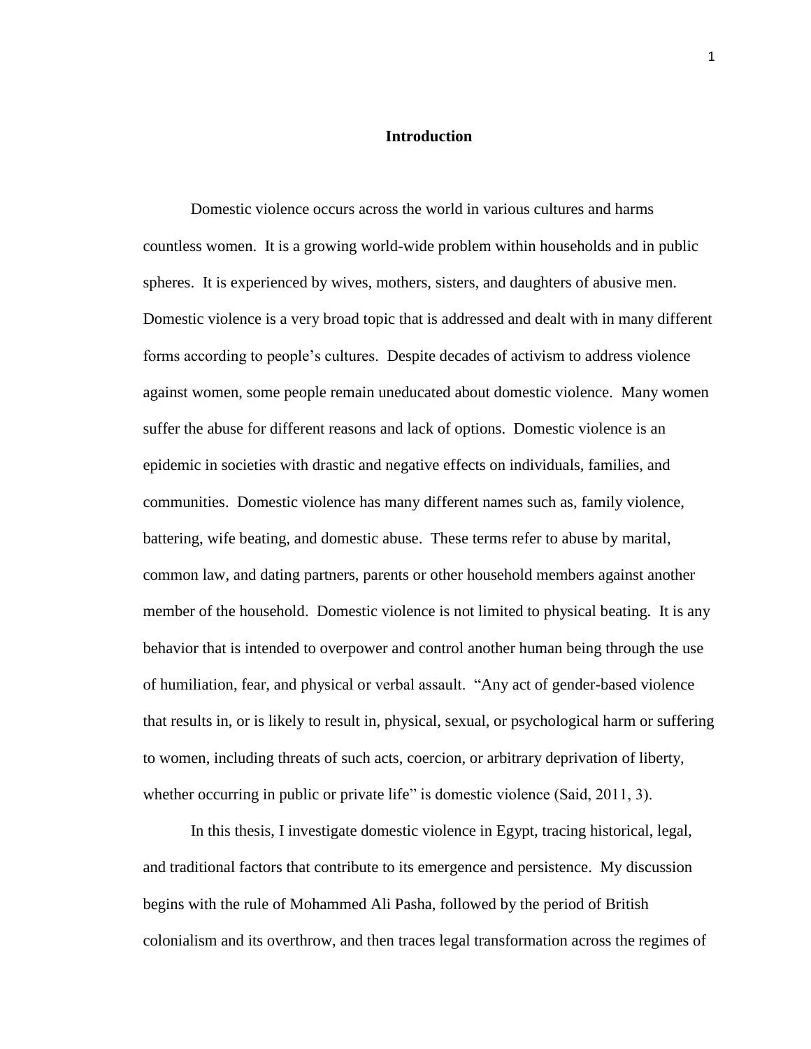## Introduction

Domestic violence occurs across the world in various cultures and harms countless women. It is a growing world-wide problem within households and in public spheres. It is experienced by wives, mothers, sisters, and daughters of abusive men. Domestic violence is a very broad topic that is addressed and dealt with in many different forms according to people's cultures. Despite decades of activism to address violence against women, some people remain uneducated about domestic violence. Many women suffer the abuse for different reasons and lack of options. Domestic violence is an epidemic in societies with drastic and negative effects on individuals, families, and communities. Domestic violence has many different names such as, family violence, battering, wife beating, and domestic abuse. These terms refer to abuse by marital, common law, and dating partners, parents or other household members against another member of the household. Domestic violence is not limited to physical beating. It is any behavior that is intended to overpower and control another human being through the use of humiliation, fear, and physical or verbal assault. "Any act of gender-based violence that results in, or is likely to result in, physical, sexual, or psychological harm or suffering to women, including threats of such acts, coercion, or arbitrary deprivation of liberty, whether occurring in public or private life" is domestic violence (Said, 2011, 3).

In this thesis, I investigate domestic violence in Egypt, tracing historical, legal, and traditional factors that contribute to its emergence and persistence. My discussion begins with the rule of Mohammed Ali Pasha, followed by the period of British colonialism and its overthrow, and then traces legal transformation across the regimes of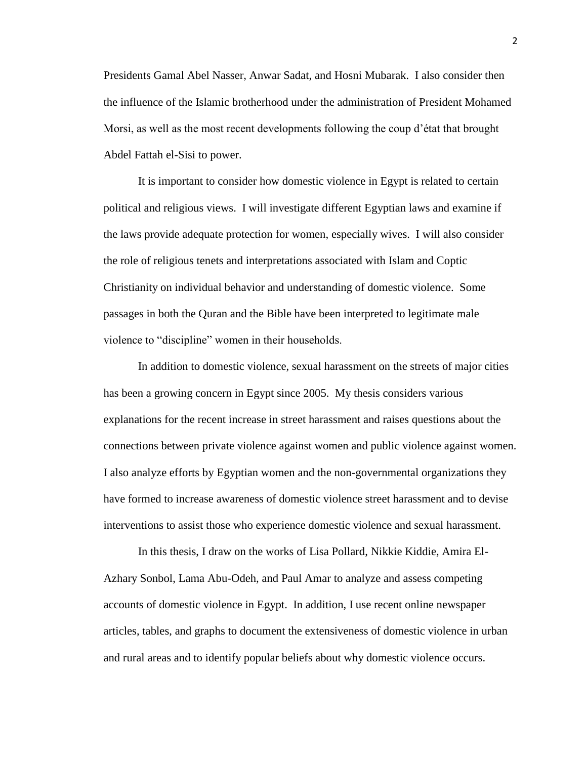Presidents Gamal Abel Nasser, Anwar Sadat, and Hosni Mubarak. I also consider then the influence of the Islamic brotherhood under the administration of President Mohamed Morsi, as well as the most recent developments following the coup d'état that brought Abdel Fattah el-Sisi to power.

It is important to consider how domestic violence in Egypt is related to certain political and religious views. I will investigate different Egyptian laws and examine if the laws provide adequate protection for women, especially wives. I will also consider the role of religious tenets and interpretations associated with Islam and Coptic Christianity on individual behavior and understanding of domestic violence. Some passages in both the Quran and the Bible have been interpreted to legitimate male violence to "discipline" women in their households.

In addition to domestic violence, sexual harassment on the streets of major cities has been a growing concern in Egypt since 2005. My thesis considers various explanations for the recent increase in street harassment and raises questions about the connections between private violence against women and public violence against women. I also analyze efforts by Egyptian women and the non-governmental organizations they have formed to increase awareness of domestic violence street harassment and to devise interventions to assist those who experience domestic violence and sexual harassment.

In this thesis, I draw on the works of Lisa Pollard, Nikkie Kiddie, Amira El-Azhary Sonbol, Lama Abu-Odeh, and Paul Amar to analyze and assess competing accounts of domestic violence in Egypt. In addition, I use recent online newspaper articles, tables, and graphs to document the extensiveness of domestic violence in urban and rural areas and to identify popular beliefs about why domestic violence occurs.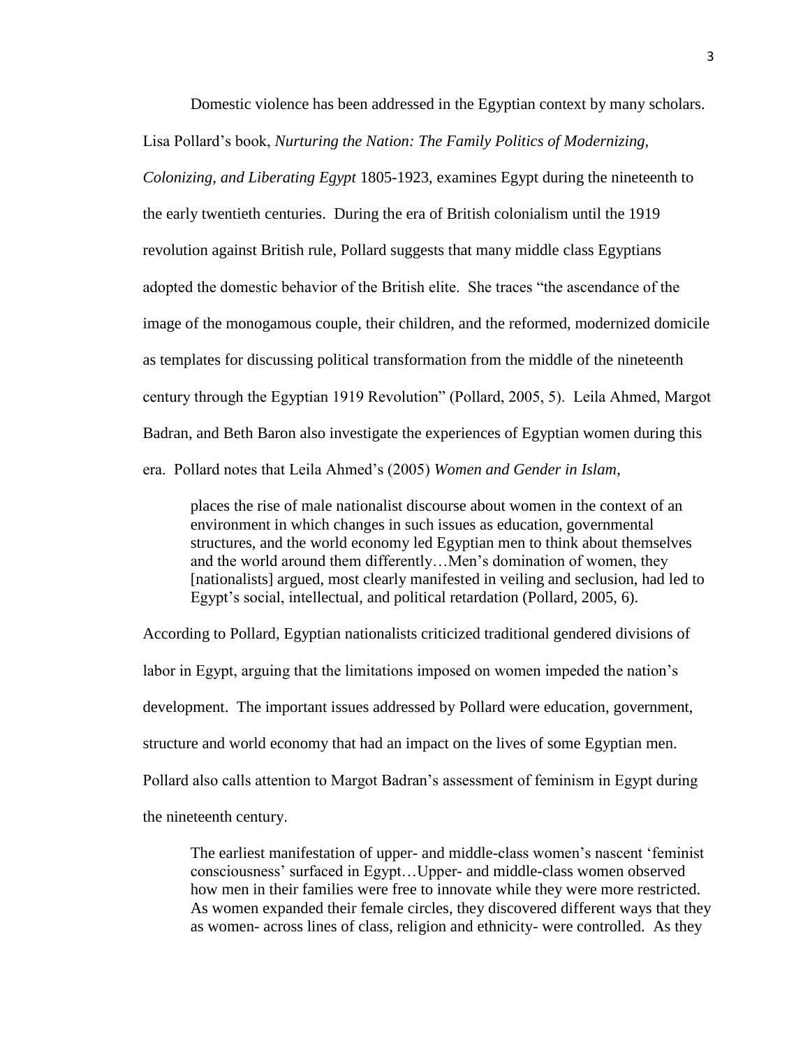Domestic violence has been addressed in the Egyptian context by many scholars. Lisa Pollard's book, *Nurturing the Nation: The Family Politics of Modernizing, Colonizing, and Liberating Egypt* 1805-1923, examines Egypt during the nineteenth to the early twentieth centuries. During the era of British colonialism until the 1919 revolution against British rule, Pollard suggests that many middle class Egyptians adopted the domestic behavior of the British elite. She traces "the ascendance of the image of the monogamous couple, their children, and the reformed, modernized domicile as templates for discussing political transformation from the middle of the nineteenth century through the Egyptian 1919 Revolution" (Pollard, 2005, 5). Leila Ahmed, Margot Badran, and Beth Baron also investigate the experiences of Egyptian women during this era. Pollard notes that Leila Ahmed's (2005) *Women and Gender in Islam*,

> places the rise of male nationalist discourse about women in the context of an environment in which changes in such issues as education, governmental structures, and the world economy led Egyptian men to think about themselves and the world around them differently…Men's domination of women, they [nationalists] argued, most clearly manifested in veiling and seclusion, had led to Egypt's social, intellectual, and political retardation (Pollard, 2005, 6).

According to Pollard, Egyptian nationalists criticized traditional gendered divisions of labor in Egypt, arguing that the limitations imposed on women impeded the nation's development. The important issues addressed by Pollard were education, government, structure and world economy that had an impact on the lives of some Egyptian men. Pollard also calls attention to Margot Badran's assessment of feminism in Egypt during the nineteenth century.

> The earliest manifestation of upper- and middle-class women's nascent 'feminist consciousness' surfaced in Egypt…Upper- and middle-class women observed how men in their families were free to innovate while they were more restricted. As women expanded their female circles, they discovered different ways that they as women- across lines of class, religion and ethnicity- were controlled. As they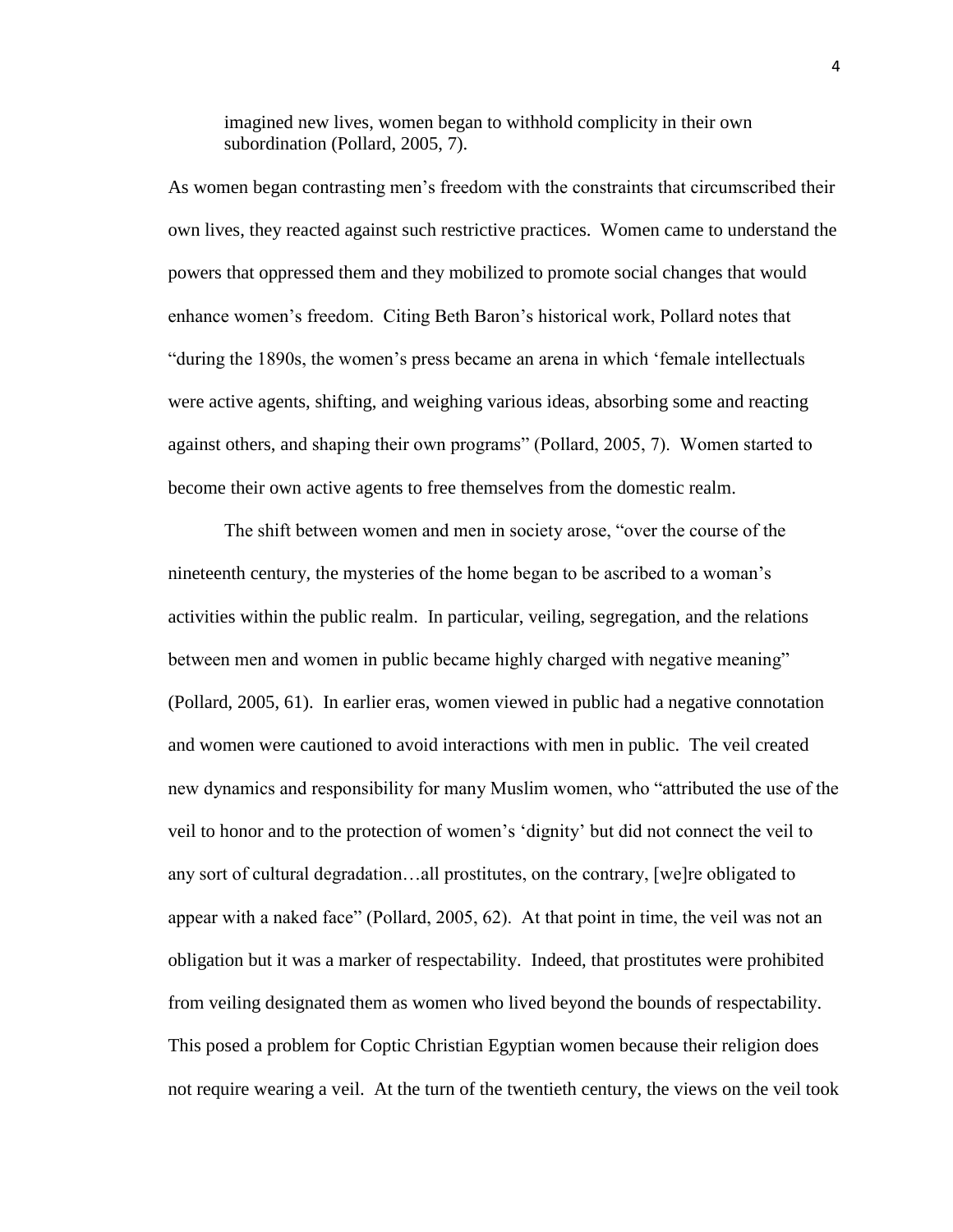> imagined new lives, women began to withhold complicity in their own subordination (Pollard, 2005, 7).

As women began contrasting men's freedom with the constraints that circumscribed their own lives, they reacted against such restrictive practices. Women came to understand the powers that oppressed them and they mobilized to promote social changes that would enhance women's freedom. Citing Beth Baron's historical work, Pollard notes that "during the 1890s, the women's press became an arena in which 'female intellectuals were active agents, shifting, and weighing various ideas, absorbing some and reacting against others, and shaping their own programs" (Pollard, 2005, 7). Women started to become their own active agents to free themselves from the domestic realm.

The shift between women and men in society arose, "over the course of the nineteenth century, the mysteries of the home began to be ascribed to a woman's activities within the public realm. In particular, veiling, segregation, and the relations between men and women in public became highly charged with negative meaning" (Pollard, 2005, 61). In earlier eras, women viewed in public had a negative connotation and women were cautioned to avoid interactions with men in public. The veil created new dynamics and responsibility for many Muslim women, who "attributed the use of the veil to honor and to the protection of women's 'dignity' but did not connect the veil to any sort of cultural degradation…all prostitutes, on the contrary, [we]re obligated to appear with a naked face" (Pollard, 2005, 62). At that point in time, the veil was not an obligation but it was a marker of respectability. Indeed, that prostitutes were prohibited from veiling designated them as women who lived beyond the bounds of respectability. This posed a problem for Coptic Christian Egyptian women because their religion does not require wearing a veil. At the turn of the twentieth century, the views on the veil took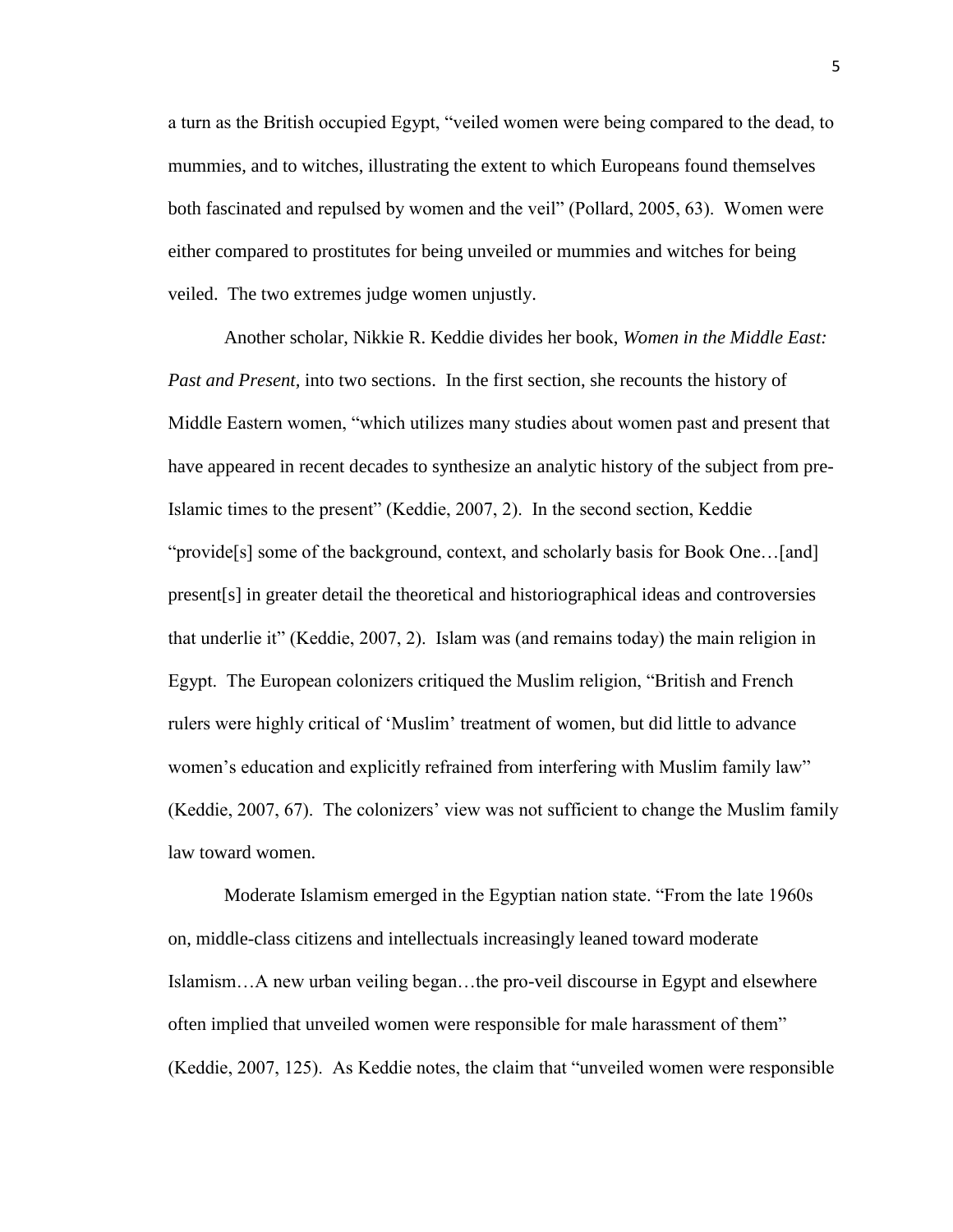a turn as the British occupied Egypt, "veiled women were being compared to the dead, to mummies, and to witches, illustrating the extent to which Europeans found themselves both fascinated and repulsed by women and the veil" (Pollard, 2005, 63). Women were either compared to prostitutes for being unveiled or mummies and witches for being veiled. The two extremes judge women unjustly.

Another scholar, Nikkie R. Keddie divides her book, *Women in the Middle East: Past and Present*, into two sections. In the first section, she recounts the history of Middle Eastern women, "which utilizes many studies about women past and present that have appeared in recent decades to synthesize an analytic history of the subject from pre-Islamic times to the present" (Keddie, 2007, 2). In the second section, Keddie "provide[s] some of the background, context, and scholarly basis for Book One…[and] present[s] in greater detail the theoretical and historiographical ideas and controversies that underlie it" (Keddie, 2007, 2). Islam was (and remains today) the main religion in Egypt. The European colonizers critiqued the Muslim religion, "British and French rulers were highly critical of 'Muslim' treatment of women, but did little to advance women's education and explicitly refrained from interfering with Muslim family law" (Keddie, 2007, 67). The colonizers' view was not sufficient to change the Muslim family law toward women.

Moderate Islamism emerged in the Egyptian nation state. "From the late 1960s on, middle-class citizens and intellectuals increasingly leaned toward moderate Islamism…A new urban veiling began…the pro-veil discourse in Egypt and elsewhere often implied that unveiled women were responsible for male harassment of them" (Keddie, 2007, 125). As Keddie notes, the claim that "unveiled women were responsible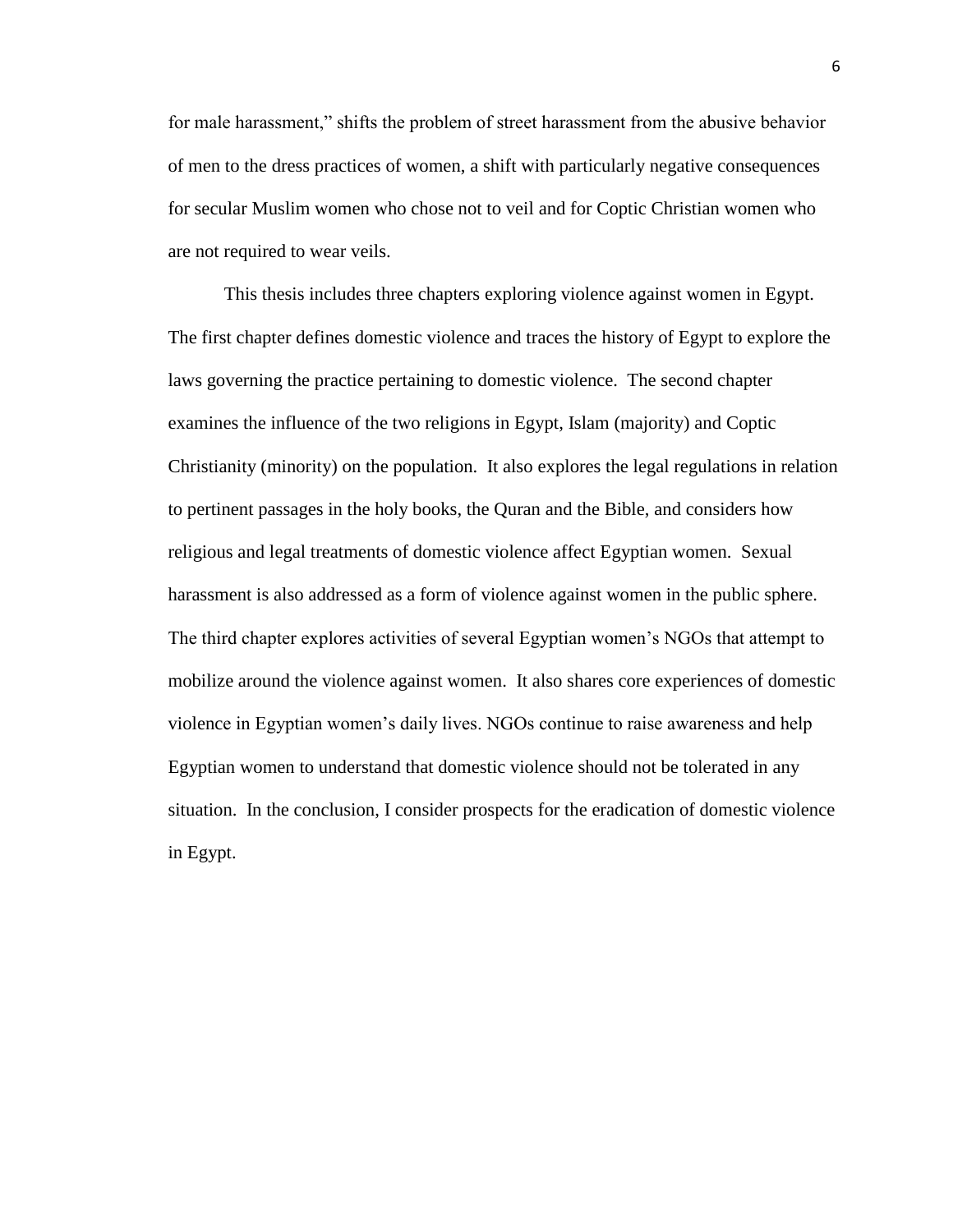for male harassment," shifts the problem of street harassment from the abusive behavior of men to the dress practices of women, a shift with particularly negative consequences for secular Muslim women who chose not to veil and for Coptic Christian women who are not required to wear veils.

This thesis includes three chapters exploring violence against women in Egypt. The first chapter defines domestic violence and traces the history of Egypt to explore the laws governing the practice pertaining to domestic violence. The second chapter examines the influence of the two religions in Egypt, Islam (majority) and Coptic Christianity (minority) on the population. It also explores the legal regulations in relation to pertinent passages in the holy books, the Quran and the Bible, and considers how religious and legal treatments of domestic violence affect Egyptian women. Sexual harassment is also addressed as a form of violence against women in the public sphere. The third chapter explores activities of several Egyptian women's NGOs that attempt to mobilize around the violence against women. It also shares core experiences of domestic violence in Egyptian women's daily lives. NGOs continue to raise awareness and help Egyptian women to understand that domestic violence should not be tolerated in any situation. In the conclusion, I consider prospects for the eradication of domestic violence in Egypt.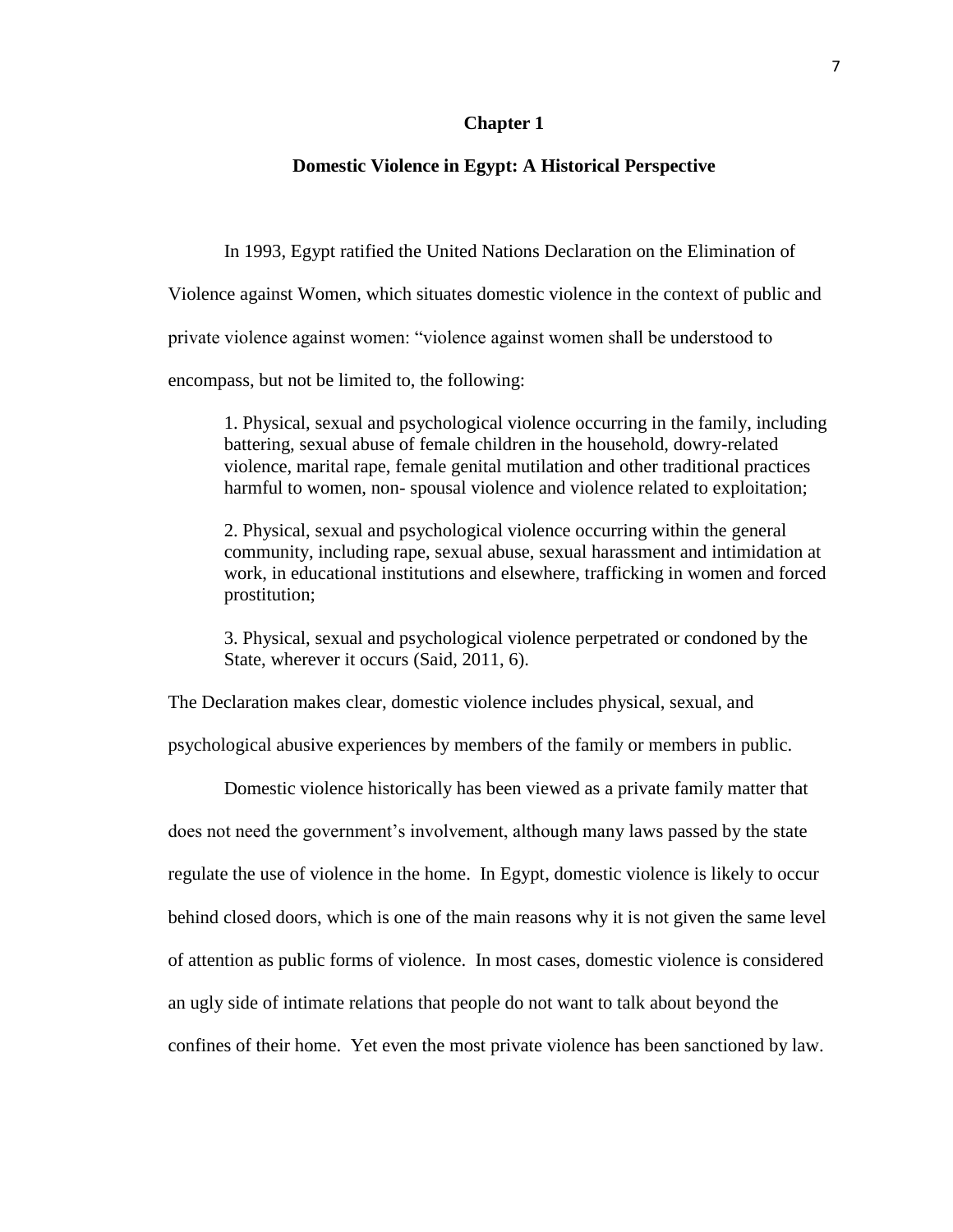# Chapter 1

## Domestic Violence in Egypt: A Historical Perspective

In 1993, Egypt ratified the United Nations Declaration on the Elimination of Violence against Women, which situates domestic violence in the context of public and private violence against women: “violence against women shall be understood to encompass, but not be limited to, the following:

> 1. Physical, sexual and psychological violence occurring in the family, including battering, sexual abuse of female children in the household, dowry-related violence, marital rape, female genital mutilation and other traditional practices harmful to women, non- spousal violence and violence related to exploitation;
>
> 2. Physical, sexual and psychological violence occurring within the general community, including rape, sexual abuse, sexual harassment and intimidation at work, in educational institutions and elsewhere, trafficking in women and forced prostitution;
>
> 3. Physical, sexual and psychological violence perpetrated or condoned by the State, wherever it occurs (Said, 2011, 6).

The Declaration makes clear, domestic violence includes physical, sexual, and psychological abusive experiences by members of the family or members in public.

Domestic violence historically has been viewed as a private family matter that does not need the government’s involvement, although many laws passed by the state regulate the use of violence in the home. In Egypt, domestic violence is likely to occur behind closed doors, which is one of the main reasons why it is not given the same level of attention as public forms of violence. In most cases, domestic violence is considered an ugly side of intimate relations that people do not want to talk about beyond the confines of their home. Yet even the most private violence has been sanctioned by law.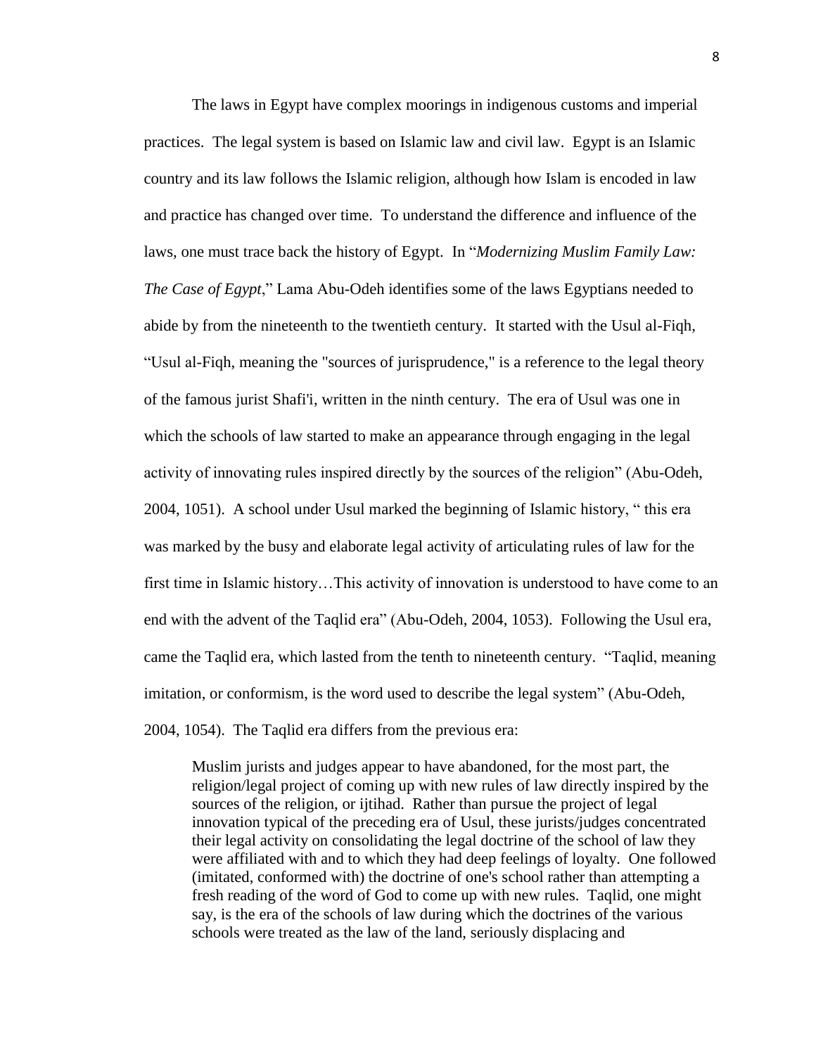The laws in Egypt have complex moorings in indigenous customs and imperial practices. The legal system is based on Islamic law and civil law. Egypt is an Islamic country and its law follows the Islamic religion, although how Islam is encoded in law and practice has changed over time. To understand the difference and influence of the laws, one must trace back the history of Egypt. In "*Modernizing Muslim Family Law: The Case of Egypt*," Lama Abu-Odeh identifies some of the laws Egyptians needed to abide by from the nineteenth to the twentieth century. It started with the Usul al-Fiqh, "Usul al-Fiqh, meaning the "sources of jurisprudence," is a reference to the legal theory of the famous jurist Shafi'i, written in the ninth century. The era of Usul was one in which the schools of law started to make an appearance through engaging in the legal activity of innovating rules inspired directly by the sources of the religion" (Abu-Odeh, 2004, 1051). A school under Usul marked the beginning of Islamic history, " this era was marked by the busy and elaborate legal activity of articulating rules of law for the first time in Islamic history…This activity of innovation is understood to have come to an end with the advent of the Taqlid era" (Abu-Odeh, 2004, 1053). Following the Usul era, came the Taqlid era, which lasted from the tenth to nineteenth century. "Taqlid, meaning imitation, or conformism, is the word used to describe the legal system" (Abu-Odeh, 2004, 1054). The Taqlid era differs from the previous era:

> Muslim jurists and judges appear to have abandoned, for the most part, the religion/legal project of coming up with new rules of law directly inspired by the sources of the religion, or ijtihad. Rather than pursue the project of legal innovation typical of the preceding era of Usul, these jurists/judges concentrated their legal activity on consolidating the legal doctrine of the school of law they were affiliated with and to which they had deep feelings of loyalty. One followed (imitated, conformed with) the doctrine of one's school rather than attempting a fresh reading of the word of God to come up with new rules. Taqlid, one might say, is the era of the schools of law during which the doctrines of the various schools were treated as the law of the land, seriously displacing and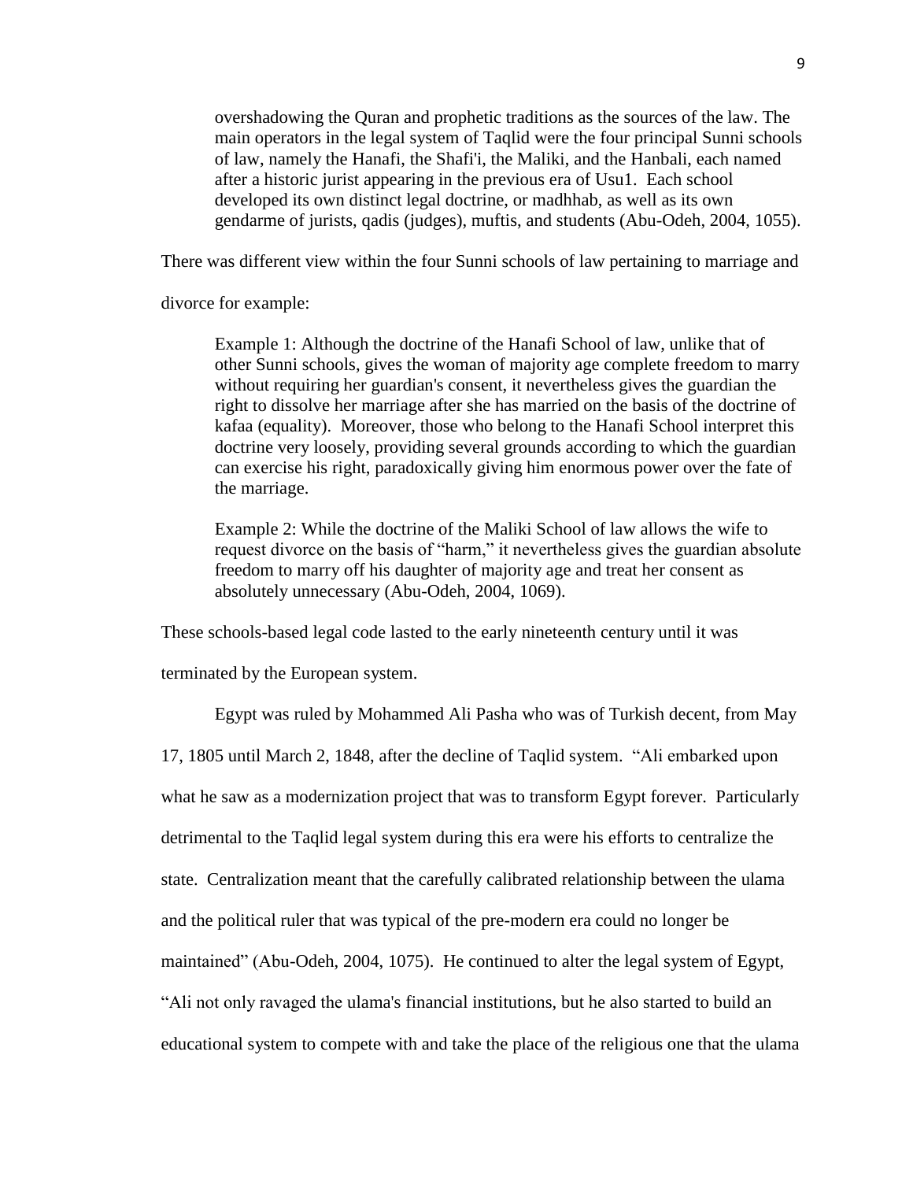> overshadowing the Quran and prophetic traditions as the sources of the law. The main operators in the legal system of Taqlid were the four principal Sunni schools of law, namely the Hanafi, the Shafi'i, the Maliki, and the Hanbali, each named after a historic jurist appearing in the previous era of Usu1. Each school developed its own distinct legal doctrine, or madhhab, as well as its own gendarme of jurists, qadis (judges), muftis, and students (Abu-Odeh, 2004, 1055).

There was different view within the four Sunni schools of law pertaining to marriage and divorce for example:

> Example 1: Although the doctrine of the Hanafi School of law, unlike that of other Sunni schools, gives the woman of majority age complete freedom to marry without requiring her guardian's consent, it nevertheless gives the guardian the right to dissolve her marriage after she has married on the basis of the doctrine of kafaa (equality). Moreover, those who belong to the Hanafi School interpret this doctrine very loosely, providing several grounds according to which the guardian can exercise his right, paradoxically giving him enormous power over the fate of the marriage.
>
> Example 2: While the doctrine of the Maliki School of law allows the wife to request divorce on the basis of "harm," it nevertheless gives the guardian absolute freedom to marry off his daughter of majority age and treat her consent as absolutely unnecessary (Abu-Odeh, 2004, 1069).

These schools-based legal code lasted to the early nineteenth century until it was terminated by the European system.

Egypt was ruled by Mohammed Ali Pasha who was of Turkish decent, from May 17, 1805 until March 2, 1848, after the decline of Taqlid system. "Ali embarked upon what he saw as a modernization project that was to transform Egypt forever. Particularly detrimental to the Taqlid legal system during this era were his efforts to centralize the state. Centralization meant that the carefully calibrated relationship between the ulama and the political ruler that was typical of the pre-modern era could no longer be maintained" (Abu-Odeh, 2004, 1075). He continued to alter the legal system of Egypt, "Ali not only ravaged the ulama's financial institutions, but he also started to build an educational system to compete with and take the place of the religious one that the ulama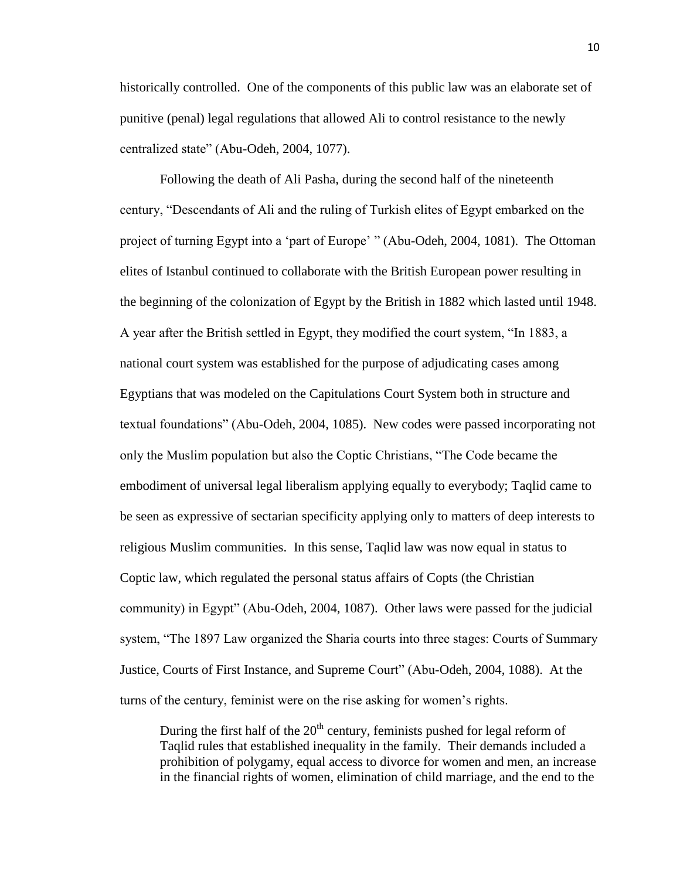historically controlled. One of the components of this public law was an elaborate set of punitive (penal) legal regulations that allowed Ali to control resistance to the newly centralized state" (Abu-Odeh, 2004, 1077).

Following the death of Ali Pasha, during the second half of the nineteenth century, "Descendants of Ali and the ruling of Turkish elites of Egypt embarked on the project of turning Egypt into a 'part of Europe' " (Abu-Odeh, 2004, 1081). The Ottoman elites of Istanbul continued to collaborate with the British European power resulting in the beginning of the colonization of Egypt by the British in 1882 which lasted until 1948. A year after the British settled in Egypt, they modified the court system, "In 1883, a national court system was established for the purpose of adjudicating cases among Egyptians that was modeled on the Capitulations Court System both in structure and textual foundations" (Abu-Odeh, 2004, 1085). New codes were passed incorporating not only the Muslim population but also the Coptic Christians, "The Code became the embodiment of universal legal liberalism applying equally to everybody; Taqlid came to be seen as expressive of sectarian specificity applying only to matters of deep interests to religious Muslim communities. In this sense, Taqlid law was now equal in status to Coptic law, which regulated the personal status affairs of Copts (the Christian community) in Egypt" (Abu-Odeh, 2004, 1087). Other laws were passed for the judicial system, "The 1897 Law organized the Sharia courts into three stages: Courts of Summary Justice, Courts of First Instance, and Supreme Court" (Abu-Odeh, 2004, 1088). At the turns of the century, feminist were on the rise asking for women's rights.

> During the first half of the 20th century, feminists pushed for legal reform of Taqlid rules that established inequality in the family. Their demands included a prohibition of polygamy, equal access to divorce for women and men, an increase in the financial rights of women, elimination of child marriage, and the end to the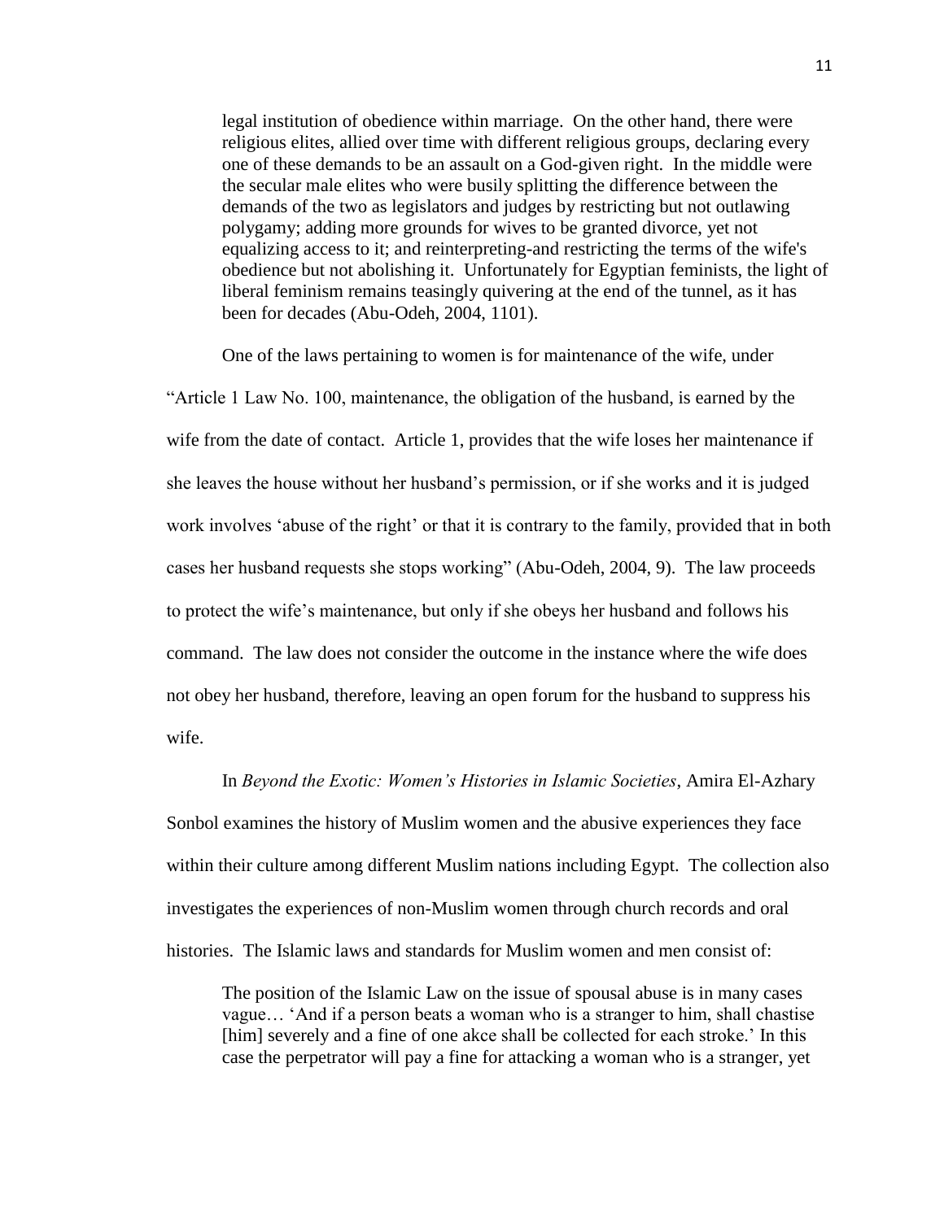> legal institution of obedience within marriage. On the other hand, there were religious elites, allied over time with different religious groups, declaring every one of these demands to be an assault on a God-given right. In the middle were the secular male elites who were busily splitting the difference between the demands of the two as legislators and judges by restricting but not outlawing polygamy; adding more grounds for wives to be granted divorce, yet not equalizing access to it; and reinterpreting-and restricting the terms of the wife's obedience but not abolishing it. Unfortunately for Egyptian feminists, the light of liberal feminism remains teasingly quivering at the end of the tunnel, as it has been for decades (Abu-Odeh, 2004, 1101).

One of the laws pertaining to women is for maintenance of the wife, under "Article 1 Law No. 100, maintenance, the obligation of the husband, is earned by the wife from the date of contact. Article 1, provides that the wife loses her maintenance if she leaves the house without her husband's permission, or if she works and it is judged work involves 'abuse of the right' or that it is contrary to the family, provided that in both cases her husband requests she stops working" (Abu-Odeh, 2004, 9). The law proceeds to protect the wife's maintenance, but only if she obeys her husband and follows his command. The law does not consider the outcome in the instance where the wife does not obey her husband, therefore, leaving an open forum for the husband to suppress his wife.

In *Beyond the Exotic: Women's Histories in Islamic Societies*, Amira El-Azhary Sonbol examines the history of Muslim women and the abusive experiences they face within their culture among different Muslim nations including Egypt. The collection also investigates the experiences of non-Muslim women through church records and oral histories. The Islamic laws and standards for Muslim women and men consist of:

> The position of the Islamic Law on the issue of spousal abuse is in many cases vague… 'And if a person beats a woman who is a stranger to him, shall chastise [him] severely and a fine of one akce shall be collected for each stroke.' In this case the perpetrator will pay a fine for attacking a woman who is a stranger, yet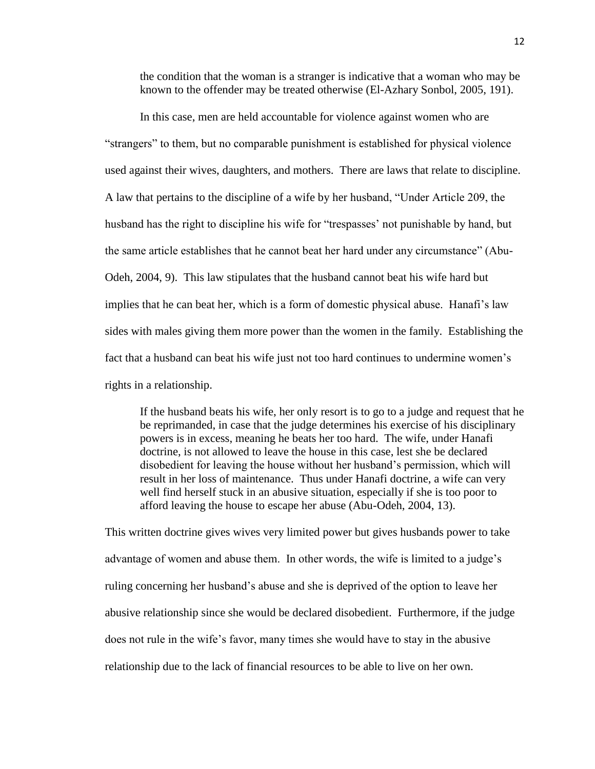> the condition that the woman is a stranger is indicative that a woman who may be known to the offender may be treated otherwise (El-Azhary Sonbol, 2005, 191).

In this case, men are held accountable for violence against women who are "strangers" to them, but no comparable punishment is established for physical violence used against their wives, daughters, and mothers. There are laws that relate to discipline. A law that pertains to the discipline of a wife by her husband, "Under Article 209, the husband has the right to discipline his wife for "trespasses' not punishable by hand, but the same article establishes that he cannot beat her hard under any circumstance" (Abu-Odeh, 2004, 9). This law stipulates that the husband cannot beat his wife hard but implies that he can beat her, which is a form of domestic physical abuse. Hanafi's law sides with males giving them more power than the women in the family. Establishing the fact that a husband can beat his wife just not too hard continues to undermine women's rights in a relationship.

> If the husband beats his wife, her only resort is to go to a judge and request that he be reprimanded, in case that the judge determines his exercise of his disciplinary powers is in excess, meaning he beats her too hard. The wife, under Hanafi doctrine, is not allowed to leave the house in this case, lest she be declared disobedient for leaving the house without her husband's permission, which will result in her loss of maintenance. Thus under Hanafi doctrine, a wife can very well find herself stuck in an abusive situation, especially if she is too poor to afford leaving the house to escape her abuse (Abu-Odeh, 2004, 13).

This written doctrine gives wives very limited power but gives husbands power to take advantage of women and abuse them. In other words, the wife is limited to a judge's ruling concerning her husband's abuse and she is deprived of the option to leave her abusive relationship since she would be declared disobedient. Furthermore, if the judge does not rule in the wife's favor, many times she would have to stay in the abusive relationship due to the lack of financial resources to be able to live on her own.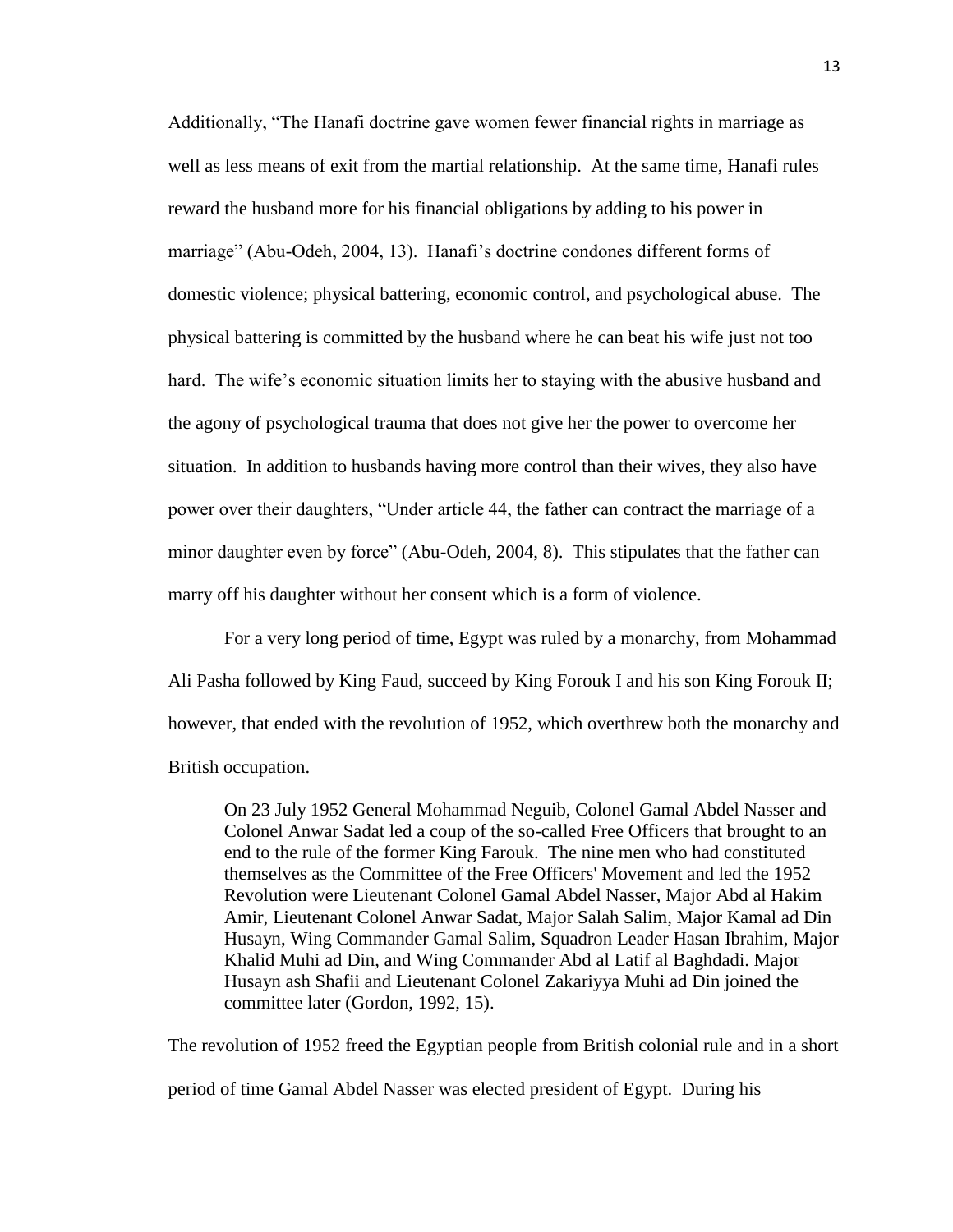Additionally, "The Hanafi doctrine gave women fewer financial rights in marriage as well as less means of exit from the martial relationship. At the same time, Hanafi rules reward the husband more for his financial obligations by adding to his power in marriage" (Abu-Odeh, 2004, 13). Hanafi's doctrine condones different forms of domestic violence; physical battering, economic control, and psychological abuse. The physical battering is committed by the husband where he can beat his wife just not too hard. The wife's economic situation limits her to staying with the abusive husband and the agony of psychological trauma that does not give her the power to overcome her situation. In addition to husbands having more control than their wives, they also have power over their daughters, "Under article 44, the father can contract the marriage of a minor daughter even by force" (Abu-Odeh, 2004, 8). This stipulates that the father can marry off his daughter without her consent which is a form of violence.

For a very long period of time, Egypt was ruled by a monarchy, from Mohammad Ali Pasha followed by King Faud, succeed by King Forouk I and his son King Forouk II; however, that ended with the revolution of 1952, which overthrew both the monarchy and British occupation.

> On 23 July 1952 General Mohammad Neguib, Colonel Gamal Abdel Nasser and Colonel Anwar Sadat led a coup of the so-called Free Officers that brought to an end to the rule of the former King Farouk. The nine men who had constituted themselves as the Committee of the Free Officers' Movement and led the 1952 Revolution were Lieutenant Colonel Gamal Abdel Nasser, Major Abd al Hakim Amir, Lieutenant Colonel Anwar Sadat, Major Salah Salim, Major Kamal ad Din Husayn, Wing Commander Gamal Salim, Squadron Leader Hasan Ibrahim, Major Khalid Muhi ad Din, and Wing Commander Abd al Latif al Baghdadi. Major Husayn ash Shafii and Lieutenant Colonel Zakariyya Muhi ad Din joined the committee later (Gordon, 1992, 15).

The revolution of 1952 freed the Egyptian people from British colonial rule and in a short period of time Gamal Abdel Nasser was elected president of Egypt. During his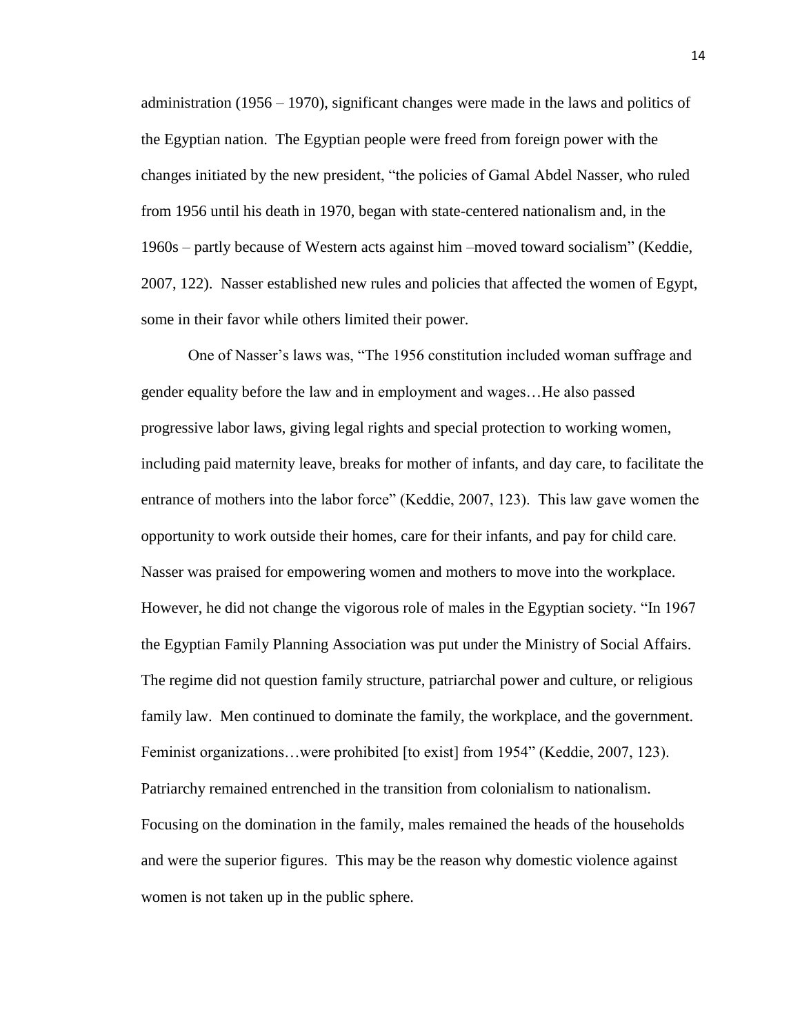administration (1956 – 1970), significant changes were made in the laws and politics of the Egyptian nation. The Egyptian people were freed from foreign power with the changes initiated by the new president, "the policies of Gamal Abdel Nasser, who ruled from 1956 until his death in 1970, began with state-centered nationalism and, in the 1960s – partly because of Western acts against him –moved toward socialism" (Keddie, 2007, 122). Nasser established new rules and policies that affected the women of Egypt, some in their favor while others limited their power.

One of Nasser's laws was, "The 1956 constitution included woman suffrage and gender equality before the law and in employment and wages…He also passed progressive labor laws, giving legal rights and special protection to working women, including paid maternity leave, breaks for mother of infants, and day care, to facilitate the entrance of mothers into the labor force" (Keddie, 2007, 123). This law gave women the opportunity to work outside their homes, care for their infants, and pay for child care. Nasser was praised for empowering women and mothers to move into the workplace. However, he did not change the vigorous role of males in the Egyptian society. "In 1967 the Egyptian Family Planning Association was put under the Ministry of Social Affairs. The regime did not question family structure, patriarchal power and culture, or religious family law. Men continued to dominate the family, the workplace, and the government. Feminist organizations…were prohibited [to exist] from 1954" (Keddie, 2007, 123). Patriarchy remained entrenched in the transition from colonialism to nationalism. Focusing on the domination in the family, males remained the heads of the households and were the superior figures. This may be the reason why domestic violence against women is not taken up in the public sphere.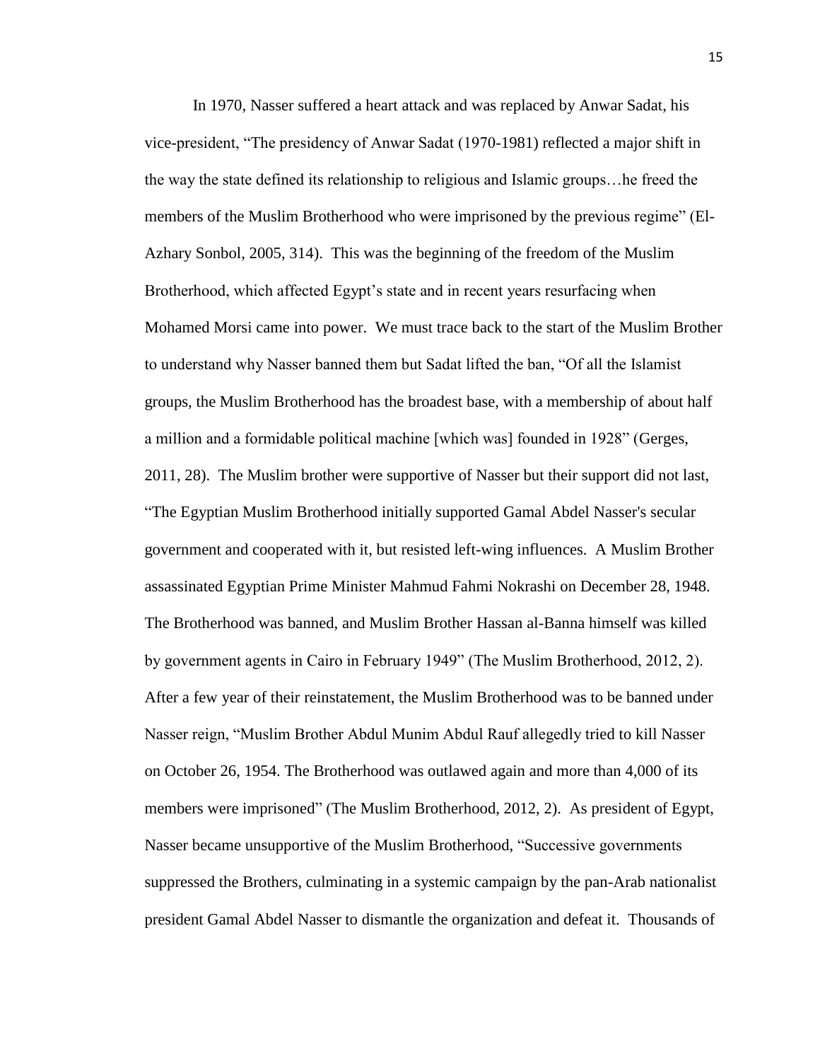In 1970, Nasser suffered a heart attack and was replaced by Anwar Sadat, his vice-president, “The presidency of Anwar Sadat (1970-1981) reflected a major shift in the way the state defined its relationship to religious and Islamic groups…he freed the members of the Muslim Brotherhood who were imprisoned by the previous regime” (El-Azhary Sonbol, 2005, 314). This was the beginning of the freedom of the Muslim Brotherhood, which affected Egypt’s state and in recent years resurfacing when Mohamed Morsi came into power. We must trace back to the start of the Muslim Brother to understand why Nasser banned them but Sadat lifted the ban, “Of all the Islamist groups, the Muslim Brotherhood has the broadest base, with a membership of about half a million and a formidable political machine [which was] founded in 1928” (Gerges, 2011, 28). The Muslim brother were supportive of Nasser but their support did not last, “The Egyptian Muslim Brotherhood initially supported Gamal Abdel Nasser's secular government and cooperated with it, but resisted left-wing influences. A Muslim Brother assassinated Egyptian Prime Minister Mahmud Fahmi Nokrashi on December 28, 1948. The Brotherhood was banned, and Muslim Brother Hassan al-Banna himself was killed by government agents in Cairo in February 1949” (The Muslim Brotherhood, 2012, 2). After a few year of their reinstatement, the Muslim Brotherhood was to be banned under Nasser reign, “Muslim Brother Abdul Munim Abdul Rauf allegedly tried to kill Nasser on October 26, 1954. The Brotherhood was outlawed again and more than 4,000 of its members were imprisoned” (The Muslim Brotherhood, 2012, 2). As president of Egypt, Nasser became unsupportive of the Muslim Brotherhood, “Successive governments suppressed the Brothers, culminating in a systemic campaign by the pan-Arab nationalist president Gamal Abdel Nasser to dismantle the organization and defeat it. Thousands of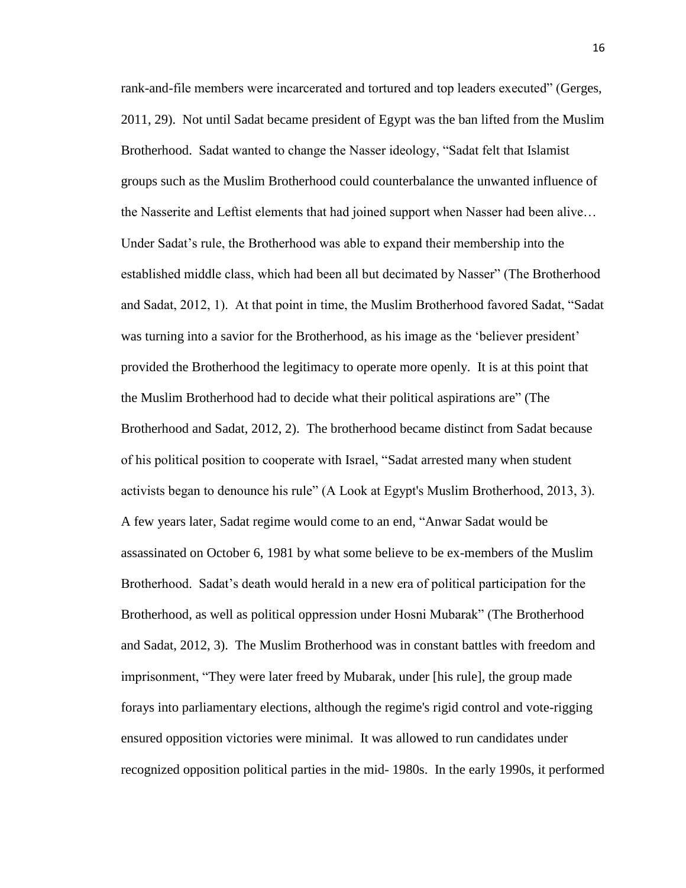rank-and-file members were incarcerated and tortured and top leaders executed" (Gerges, 2011, 29). Not until Sadat became president of Egypt was the ban lifted from the Muslim Brotherhood. Sadat wanted to change the Nasser ideology, "Sadat felt that Islamist groups such as the Muslim Brotherhood could counterbalance the unwanted influence of the Nasserite and Leftist elements that had joined support when Nasser had been alive… Under Sadat's rule, the Brotherhood was able to expand their membership into the established middle class, which had been all but decimated by Nasser" (The Brotherhood and Sadat, 2012, 1). At that point in time, the Muslim Brotherhood favored Sadat, "Sadat was turning into a savior for the Brotherhood, as his image as the 'believer president' provided the Brotherhood the legitimacy to operate more openly. It is at this point that the Muslim Brotherhood had to decide what their political aspirations are" (The Brotherhood and Sadat, 2012, 2). The brotherhood became distinct from Sadat because of his political position to cooperate with Israel, "Sadat arrested many when student activists began to denounce his rule" (A Look at Egypt's Muslim Brotherhood, 2013, 3). A few years later, Sadat regime would come to an end, "Anwar Sadat would be assassinated on October 6, 1981 by what some believe to be ex-members of the Muslim Brotherhood. Sadat's death would herald in a new era of political participation for the Brotherhood, as well as political oppression under Hosni Mubarak" (The Brotherhood and Sadat, 2012, 3). The Muslim Brotherhood was in constant battles with freedom and imprisonment, "They were later freed by Mubarak, under [his rule], the group made forays into parliamentary elections, although the regime's rigid control and vote-rigging ensured opposition victories were minimal. It was allowed to run candidates under recognized opposition political parties in the mid- 1980s. In the early 1990s, it performed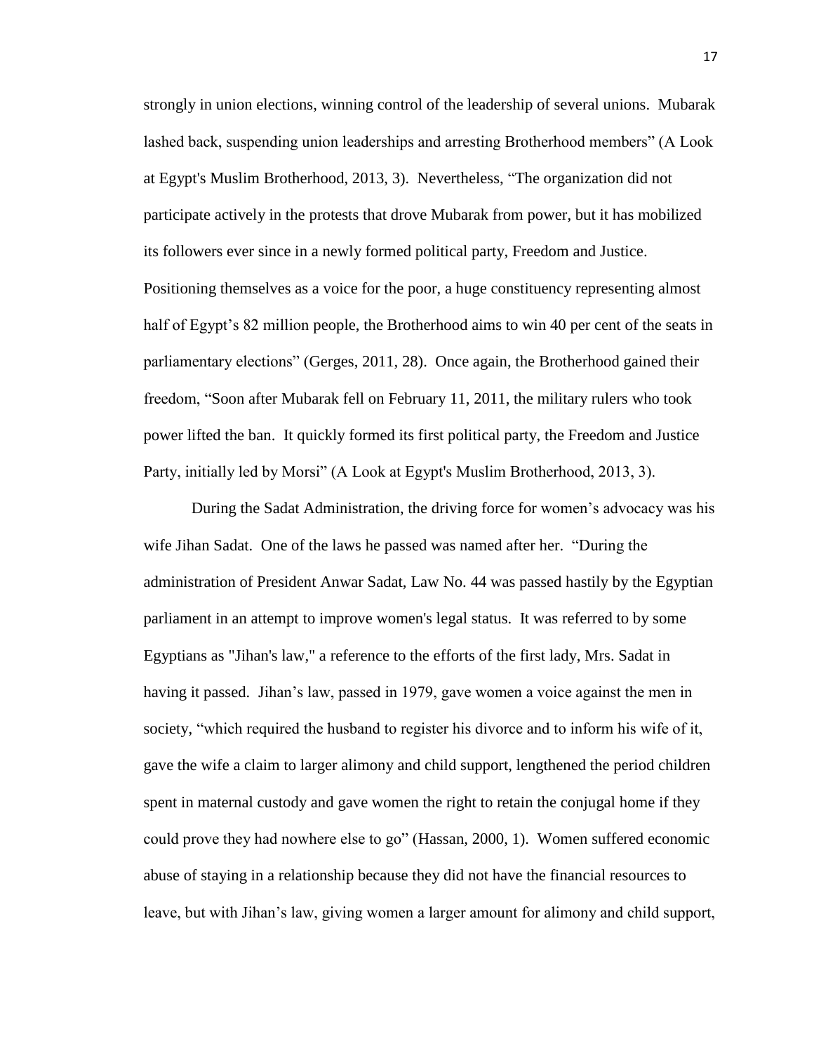strongly in union elections, winning control of the leadership of several unions. Mubarak lashed back, suspending union leaderships and arresting Brotherhood members" (A Look at Egypt's Muslim Brotherhood, 2013, 3). Nevertheless, "The organization did not participate actively in the protests that drove Mubarak from power, but it has mobilized its followers ever since in a newly formed political party, Freedom and Justice. Positioning themselves as a voice for the poor, a huge constituency representing almost half of Egypt's 82 million people, the Brotherhood aims to win 40 per cent of the seats in parliamentary elections" (Gerges, 2011, 28). Once again, the Brotherhood gained their freedom, "Soon after Mubarak fell on February 11, 2011, the military rulers who took power lifted the ban. It quickly formed its first political party, the Freedom and Justice Party, initially led by Morsi" (A Look at Egypt's Muslim Brotherhood, 2013, 3).

During the Sadat Administration, the driving force for women's advocacy was his wife Jihan Sadat. One of the laws he passed was named after her. "During the administration of President Anwar Sadat, Law No. 44 was passed hastily by the Egyptian parliament in an attempt to improve women's legal status. It was referred to by some Egyptians as "Jihan's law," a reference to the efforts of the first lady, Mrs. Sadat in having it passed. Jihan's law, passed in 1979, gave women a voice against the men in society, "which required the husband to register his divorce and to inform his wife of it, gave the wife a claim to larger alimony and child support, lengthened the period children spent in maternal custody and gave women the right to retain the conjugal home if they could prove they had nowhere else to go" (Hassan, 2000, 1). Women suffered economic abuse of staying in a relationship because they did not have the financial resources to leave, but with Jihan's law, giving women a larger amount for alimony and child support,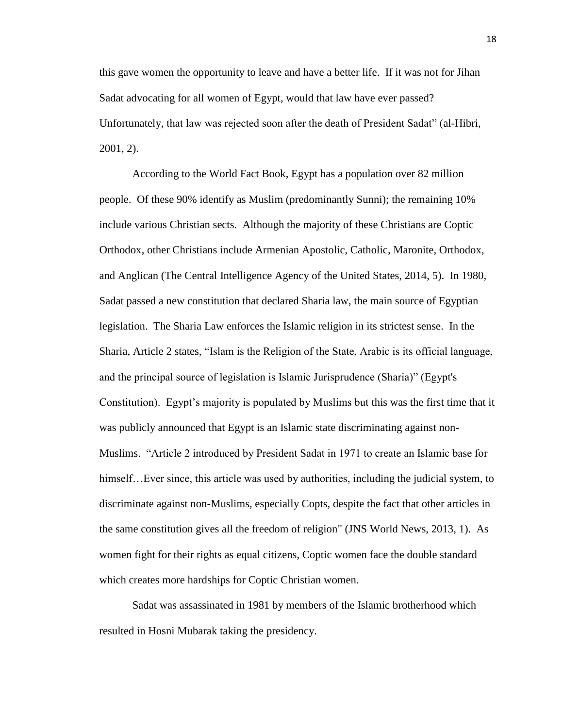this gave women the opportunity to leave and have a better life. If it was not for Jihan Sadat advocating for all women of Egypt, would that law have ever passed? Unfortunately, that law was rejected soon after the death of President Sadat" (al-Hibri, 2001, 2).

According to the World Fact Book, Egypt has a population over 82 million people. Of these 90% identify as Muslim (predominantly Sunni); the remaining 10% include various Christian sects. Although the majority of these Christians are Coptic Orthodox, other Christians include Armenian Apostolic, Catholic, Maronite, Orthodox, and Anglican (The Central Intelligence Agency of the United States, 2014, 5). In 1980, Sadat passed a new constitution that declared Sharia law, the main source of Egyptian legislation. The Sharia Law enforces the Islamic religion in its strictest sense. In the Sharia, Article 2 states, "Islam is the Religion of the State, Arabic is its official language, and the principal source of legislation is Islamic Jurisprudence (Sharia)" (Egypt's Constitution). Egypt's majority is populated by Muslims but this was the first time that it was publicly announced that Egypt is an Islamic state discriminating against non-Muslims. "Article 2 introduced by President Sadat in 1971 to create an Islamic base for himself…Ever since, this article was used by authorities, including the judicial system, to discriminate against non-Muslims, especially Copts, despite the fact that other articles in the same constitution gives all the freedom of religion" (JNS World News, 2013, 1). As women fight for their rights as equal citizens, Coptic women face the double standard which creates more hardships for Coptic Christian women.

Sadat was assassinated in 1981 by members of the Islamic brotherhood which resulted in Hosni Mubarak taking the presidency.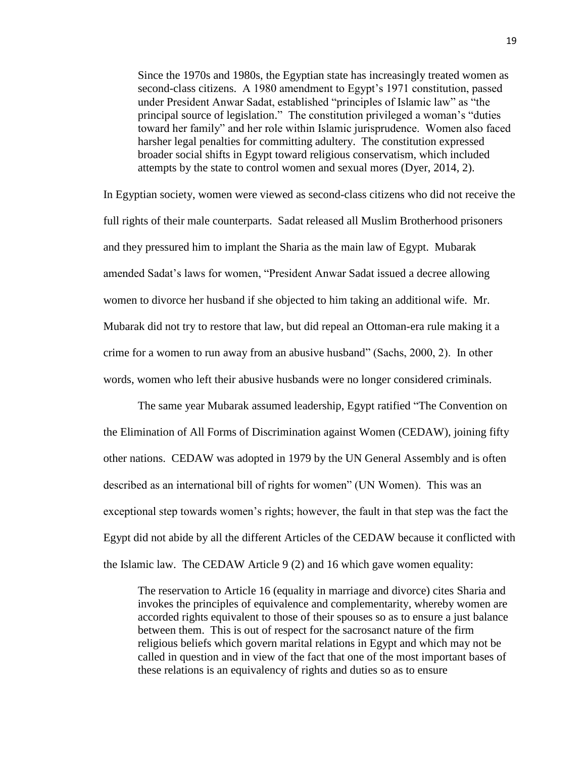> Since the 1970s and 1980s, the Egyptian state has increasingly treated women as second-class citizens. A 1980 amendment to Egypt's 1971 constitution, passed under President Anwar Sadat, established "principles of Islamic law" as "the principal source of legislation." The constitution privileged a woman's "duties toward her family" and her role within Islamic jurisprudence. Women also faced harsher legal penalties for committing adultery. The constitution expressed broader social shifts in Egypt toward religious conservatism, which included attempts by the state to control women and sexual mores (Dyer, 2014, 2).

In Egyptian society, women were viewed as second-class citizens who did not receive the full rights of their male counterparts. Sadat released all Muslim Brotherhood prisoners and they pressured him to implant the Sharia as the main law of Egypt. Mubarak amended Sadat's laws for women, "President Anwar Sadat issued a decree allowing women to divorce her husband if she objected to him taking an additional wife. Mr. Mubarak did not try to restore that law, but did repeal an Ottoman-era rule making it a crime for a women to run away from an abusive husband" (Sachs, 2000, 2). In other words, women who left their abusive husbands were no longer considered criminals.

The same year Mubarak assumed leadership, Egypt ratified "The Convention on the Elimination of All Forms of Discrimination against Women (CEDAW), joining fifty other nations. CEDAW was adopted in 1979 by the UN General Assembly and is often described as an international bill of rights for women" (UN Women). This was an exceptional step towards women's rights; however, the fault in that step was the fact the Egypt did not abide by all the different Articles of the CEDAW because it conflicted with the Islamic law. The CEDAW Article 9 (2) and 16 which gave women equality:

> The reservation to Article 16 (equality in marriage and divorce) cites Sharia and invokes the principles of equivalence and complementarity, whereby women are accorded rights equivalent to those of their spouses so as to ensure a just balance between them. This is out of respect for the sacrosanct nature of the firm religious beliefs which govern marital relations in Egypt and which may not be called in question and in view of the fact that one of the most important bases of these relations is an equivalency of rights and duties so as to ensure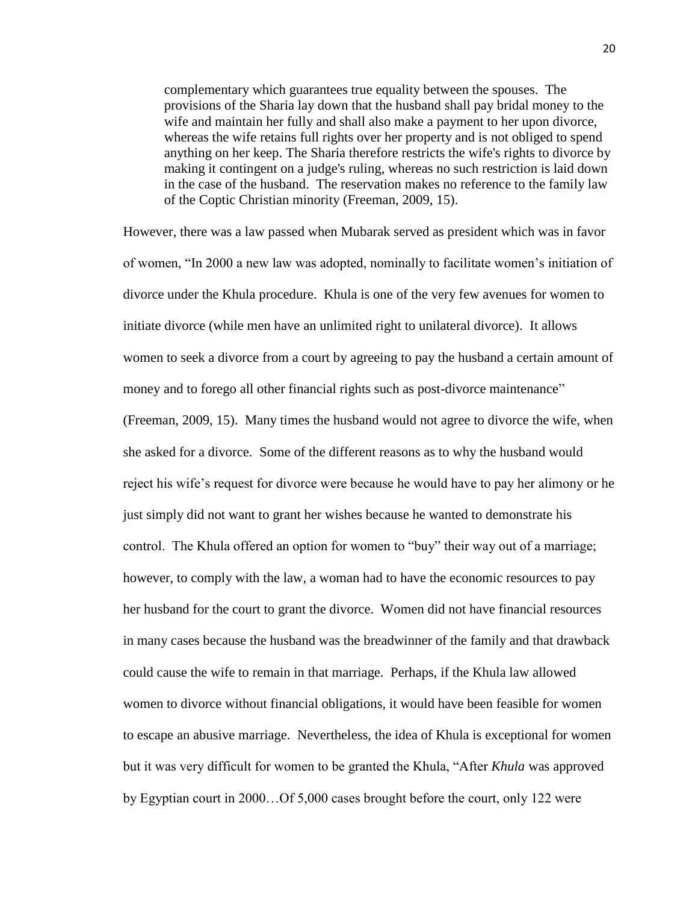> complementary which guarantees true equality between the spouses. The provisions of the Sharia lay down that the husband shall pay bridal money to the wife and maintain her fully and shall also make a payment to her upon divorce, whereas the wife retains full rights over her property and is not obliged to spend anything on her keep. The Sharia therefore restricts the wife's rights to divorce by making it contingent on a judge's ruling, whereas no such restriction is laid down in the case of the husband. The reservation makes no reference to the family law of the Coptic Christian minority (Freeman, 2009, 15).

However, there was a law passed when Mubarak served as president which was in favor of women, "In 2000 a new law was adopted, nominally to facilitate women's initiation of divorce under the Khula procedure. Khula is one of the very few avenues for women to initiate divorce (while men have an unlimited right to unilateral divorce). It allows women to seek a divorce from a court by agreeing to pay the husband a certain amount of money and to forego all other financial rights such as post-divorce maintenance" (Freeman, 2009, 15). Many times the husband would not agree to divorce the wife, when she asked for a divorce. Some of the different reasons as to why the husband would reject his wife's request for divorce were because he would have to pay her alimony or he just simply did not want to grant her wishes because he wanted to demonstrate his control. The Khula offered an option for women to "buy" their way out of a marriage; however, to comply with the law, a woman had to have the economic resources to pay her husband for the court to grant the divorce. Women did not have financial resources in many cases because the husband was the breadwinner of the family and that drawback could cause the wife to remain in that marriage. Perhaps, if the Khula law allowed women to divorce without financial obligations, it would have been feasible for women to escape an abusive marriage. Nevertheless, the idea of Khula is exceptional for women but it was very difficult for women to be granted the Khula, "After *Khula* was approved by Egyptian court in 2000…Of 5,000 cases brought before the court, only 122 were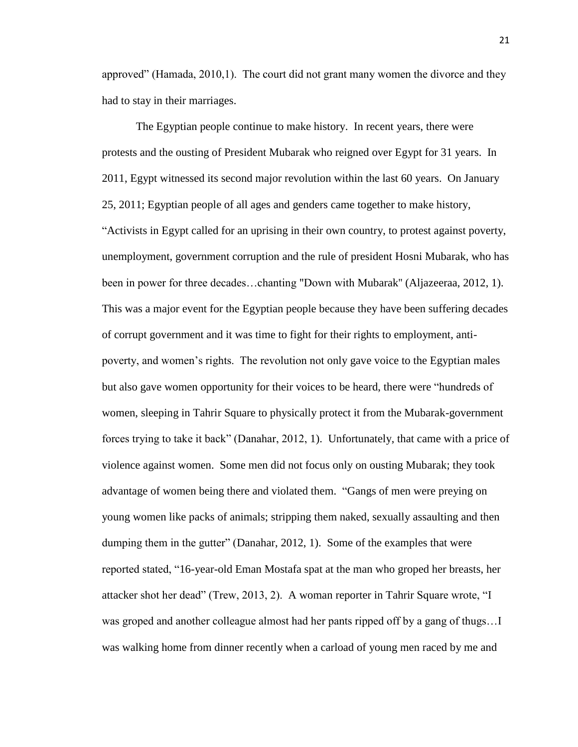approved" (Hamada, 2010,1). The court did not grant many women the divorce and they had to stay in their marriages.

The Egyptian people continue to make history. In recent years, there were protests and the ousting of President Mubarak who reigned over Egypt for 31 years. In 2011, Egypt witnessed its second major revolution within the last 60 years. On January 25, 2011; Egyptian people of all ages and genders came together to make history, "Activists in Egypt called for an uprising in their own country, to protest against poverty, unemployment, government corruption and the rule of president Hosni Mubarak, who has been in power for three decades…chanting "Down with Mubarak" (Aljazeeraa, 2012, 1). This was a major event for the Egyptian people because they have been suffering decades of corrupt government and it was time to fight for their rights to employment, anti-poverty, and women's rights. The revolution not only gave voice to the Egyptian males but also gave women opportunity for their voices to be heard, there were "hundreds of women, sleeping in Tahrir Square to physically protect it from the Mubarak-government forces trying to take it back" (Danahar, 2012, 1). Unfortunately, that came with a price of violence against women. Some men did not focus only on ousting Mubarak; they took advantage of women being there and violated them. "Gangs of men were preying on young women like packs of animals; stripping them naked, sexually assaulting and then dumping them in the gutter" (Danahar, 2012, 1). Some of the examples that were reported stated, "16-year-old Eman Mostafa spat at the man who groped her breasts, her attacker shot her dead" (Trew, 2013, 2). A woman reporter in Tahrir Square wrote, "I was groped and another colleague almost had her pants ripped off by a gang of thugs…I was walking home from dinner recently when a carload of young men raced by me and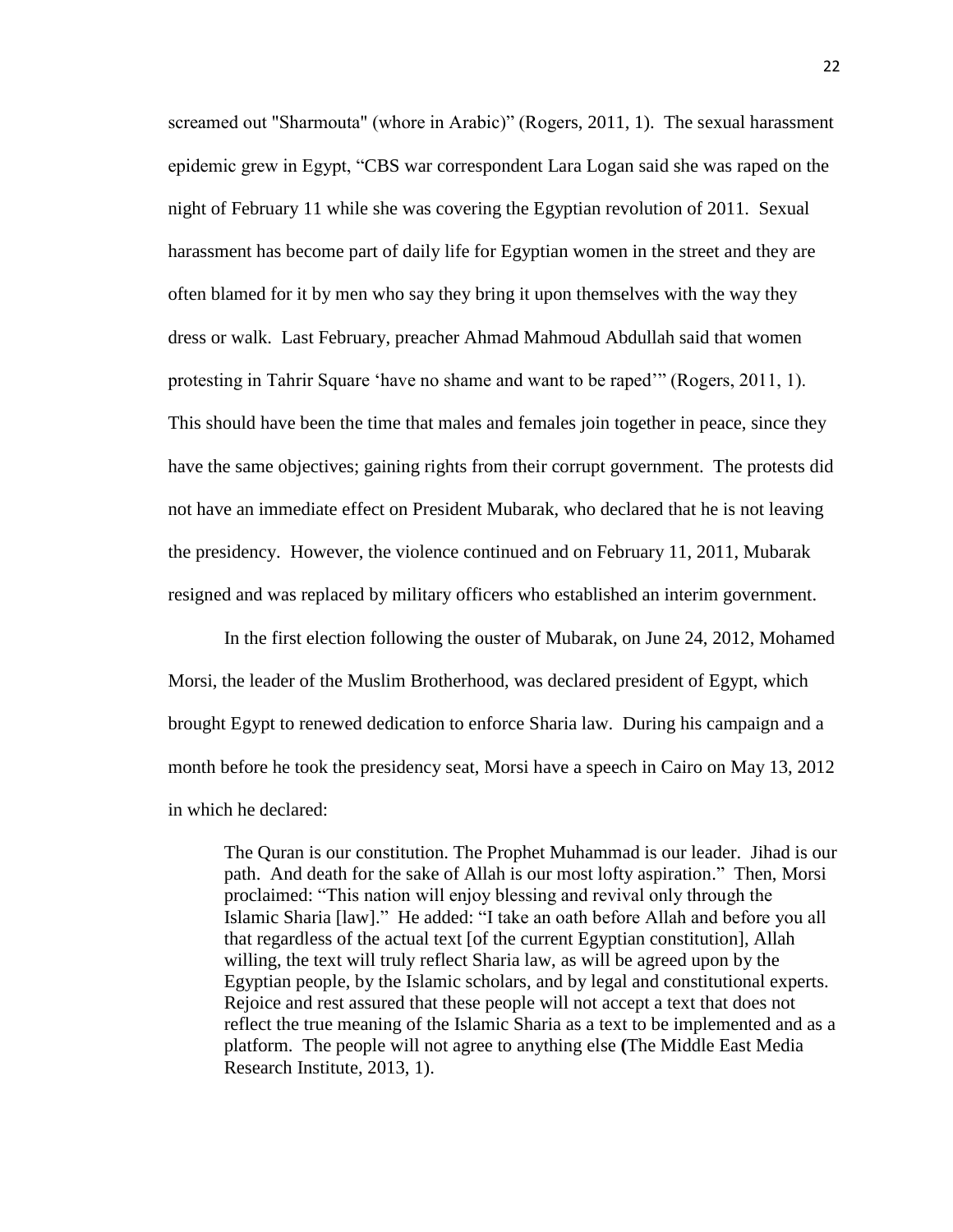screamed out "Sharmouta" (whore in Arabic)" (Rogers, 2011, 1). The sexual harassment epidemic grew in Egypt, "CBS war correspondent Lara Logan said she was raped on the night of February 11 while she was covering the Egyptian revolution of 2011. Sexual harassment has become part of daily life for Egyptian women in the street and they are often blamed for it by men who say they bring it upon themselves with the way they dress or walk. Last February, preacher Ahmad Mahmoud Abdullah said that women protesting in Tahrir Square 'have no shame and want to be raped'" (Rogers, 2011, 1). This should have been the time that males and females join together in peace, since they have the same objectives; gaining rights from their corrupt government. The protests did not have an immediate effect on President Mubarak, who declared that he is not leaving the presidency. However, the violence continued and on February 11, 2011, Mubarak resigned and was replaced by military officers who established an interim government.

In the first election following the ouster of Mubarak, on June 24, 2012, Mohamed Morsi, the leader of the Muslim Brotherhood, was declared president of Egypt, which brought Egypt to renewed dedication to enforce Sharia law. During his campaign and a month before he took the presidency seat, Morsi have a speech in Cairo on May 13, 2012 in which he declared:

> The Quran is our constitution. The Prophet Muhammad is our leader. Jihad is our path. And death for the sake of Allah is our most lofty aspiration." Then, Morsi proclaimed: "This nation will enjoy blessing and revival only through the Islamic Sharia [law]." He added: "I take an oath before Allah and before you all that regardless of the actual text [of the current Egyptian constitution], Allah willing, the text will truly reflect Sharia law, as will be agreed upon by the Egyptian people, by the Islamic scholars, and by legal and constitutional experts. Rejoice and rest assured that these people will not accept a text that does not reflect the true meaning of the Islamic Sharia as a text to be implemented and as a platform. The people will not agree to anything else **(**The Middle East Media Research Institute, 2013, 1).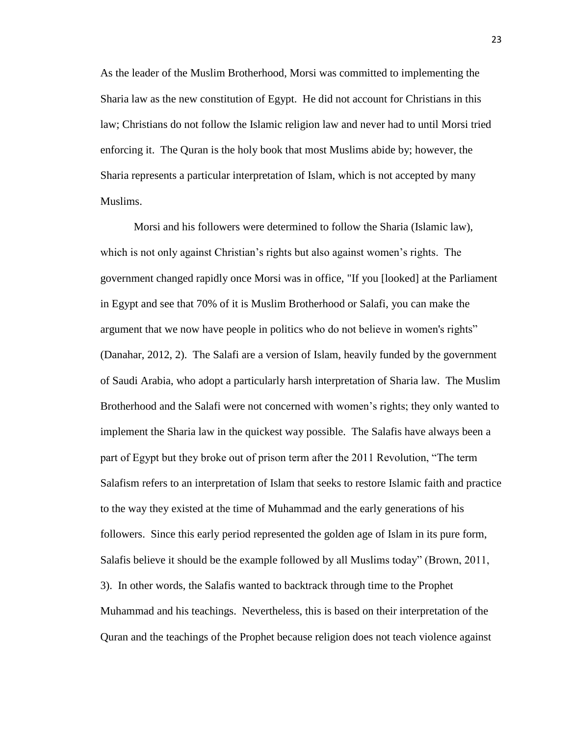As the leader of the Muslim Brotherhood, Morsi was committed to implementing the Sharia law as the new constitution of Egypt. He did not account for Christians in this law; Christians do not follow the Islamic religion law and never had to until Morsi tried enforcing it. The Quran is the holy book that most Muslims abide by; however, the Sharia represents a particular interpretation of Islam, which is not accepted by many Muslims.

Morsi and his followers were determined to follow the Sharia (Islamic law), which is not only against Christian's rights but also against women's rights. The government changed rapidly once Morsi was in office, "If you [looked] at the Parliament in Egypt and see that 70% of it is Muslim Brotherhood or Salafi, you can make the argument that we now have people in politics who do not believe in women's rights" (Danahar, 2012, 2). The Salafi are a version of Islam, heavily funded by the government of Saudi Arabia, who adopt a particularly harsh interpretation of Sharia law. The Muslim Brotherhood and the Salafi were not concerned with women's rights; they only wanted to implement the Sharia law in the quickest way possible. The Salafis have always been a part of Egypt but they broke out of prison term after the 2011 Revolution, "The term Salafism refers to an interpretation of Islam that seeks to restore Islamic faith and practice to the way they existed at the time of Muhammad and the early generations of his followers. Since this early period represented the golden age of Islam in its pure form, Salafis believe it should be the example followed by all Muslims today" (Brown, 2011, 3). In other words, the Salafis wanted to backtrack through time to the Prophet Muhammad and his teachings. Nevertheless, this is based on their interpretation of the Quran and the teachings of the Prophet because religion does not teach violence against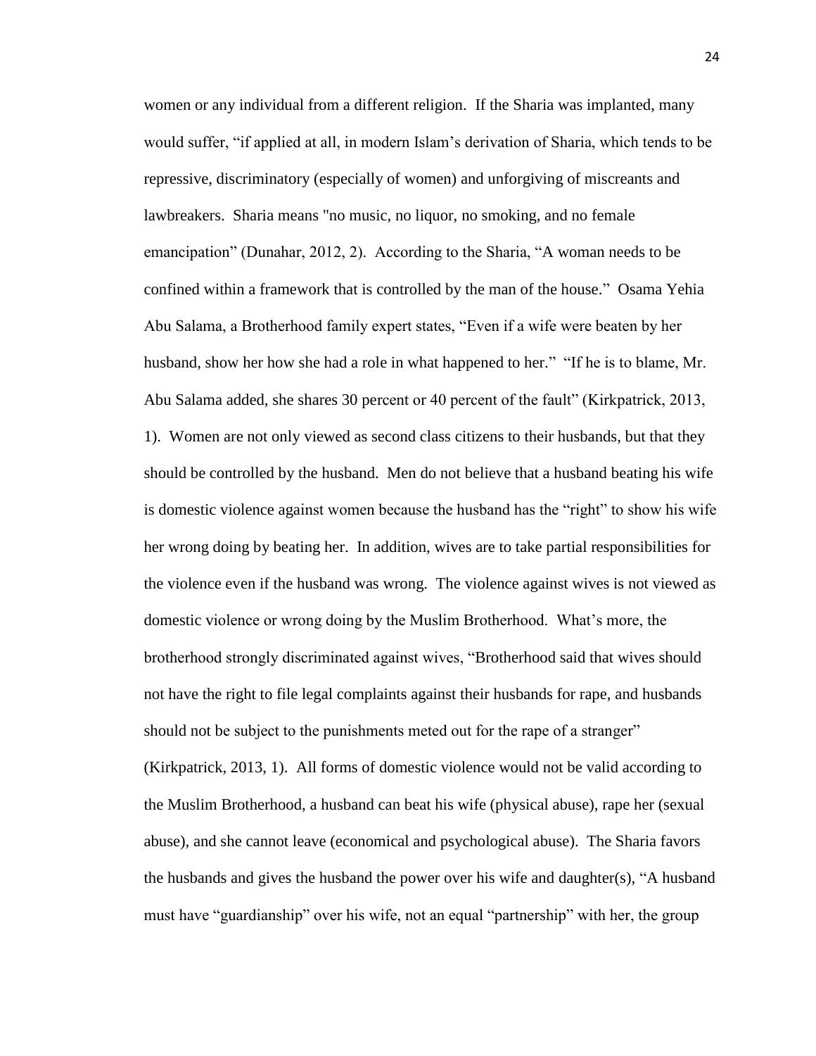women or any individual from a different religion. If the Sharia was implanted, many would suffer, "if applied at all, in modern Islam's derivation of Sharia, which tends to be repressive, discriminatory (especially of women) and unforgiving of miscreants and lawbreakers. Sharia means "no music, no liquor, no smoking, and no female emancipation" (Dunahar, 2012, 2). According to the Sharia, "A woman needs to be confined within a framework that is controlled by the man of the house." Osama Yehia Abu Salama, a Brotherhood family expert states, "Even if a wife were beaten by her husband, show her how she had a role in what happened to her." "If he is to blame, Mr. Abu Salama added, she shares 30 percent or 40 percent of the fault" (Kirkpatrick, 2013, 1). Women are not only viewed as second class citizens to their husbands, but that they should be controlled by the husband. Men do not believe that a husband beating his wife is domestic violence against women because the husband has the "right" to show his wife her wrong doing by beating her. In addition, wives are to take partial responsibilities for the violence even if the husband was wrong. The violence against wives is not viewed as domestic violence or wrong doing by the Muslim Brotherhood. What's more, the brotherhood strongly discriminated against wives, "Brotherhood said that wives should not have the right to file legal complaints against their husbands for rape, and husbands should not be subject to the punishments meted out for the rape of a stranger" (Kirkpatrick, 2013, 1). All forms of domestic violence would not be valid according to the Muslim Brotherhood, a husband can beat his wife (physical abuse), rape her (sexual abuse), and she cannot leave (economical and psychological abuse). The Sharia favors the husbands and gives the husband the power over his wife and daughter(s), "A husband must have "guardianship" over his wife, not an equal "partnership" with her, the group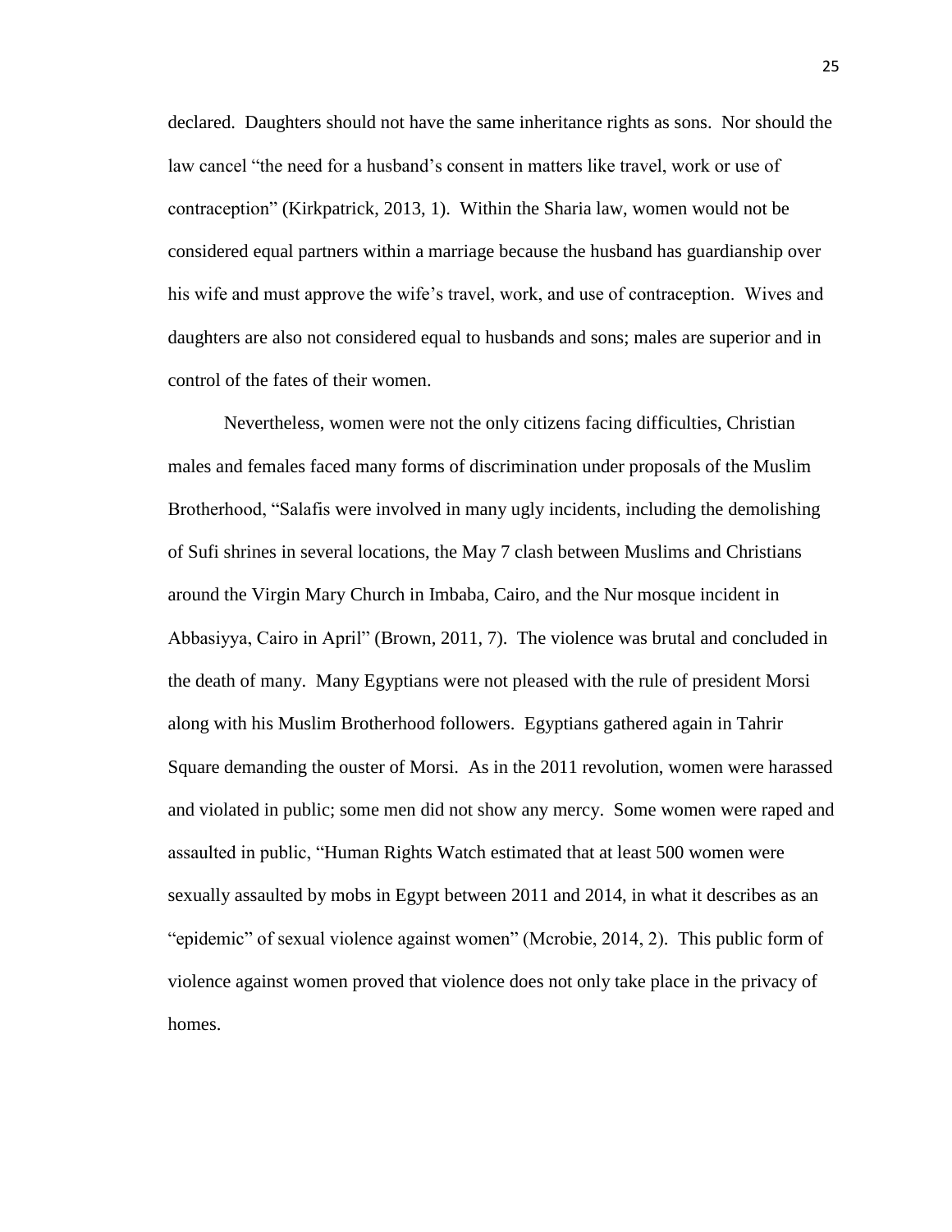declared. Daughters should not have the same inheritance rights as sons. Nor should the law cancel "the need for a husband's consent in matters like travel, work or use of contraception" (Kirkpatrick, 2013, 1). Within the Sharia law, women would not be considered equal partners within a marriage because the husband has guardianship over his wife and must approve the wife's travel, work, and use of contraception. Wives and daughters are also not considered equal to husbands and sons; males are superior and in control of the fates of their women.

Nevertheless, women were not the only citizens facing difficulties, Christian males and females faced many forms of discrimination under proposals of the Muslim Brotherhood, "Salafis were involved in many ugly incidents, including the demolishing of Sufi shrines in several locations, the May 7 clash between Muslims and Christians around the Virgin Mary Church in Imbaba, Cairo, and the Nur mosque incident in Abbasiyya, Cairo in April" (Brown, 2011, 7). The violence was brutal and concluded in the death of many. Many Egyptians were not pleased with the rule of president Morsi along with his Muslim Brotherhood followers. Egyptians gathered again in Tahrir Square demanding the ouster of Morsi. As in the 2011 revolution, women were harassed and violated in public; some men did not show any mercy. Some women were raped and assaulted in public, "Human Rights Watch estimated that at least 500 women were sexually assaulted by mobs in Egypt between 2011 and 2014, in what it describes as an "epidemic" of sexual violence against women" (Mcrobie, 2014, 2). This public form of violence against women proved that violence does not only take place in the privacy of homes.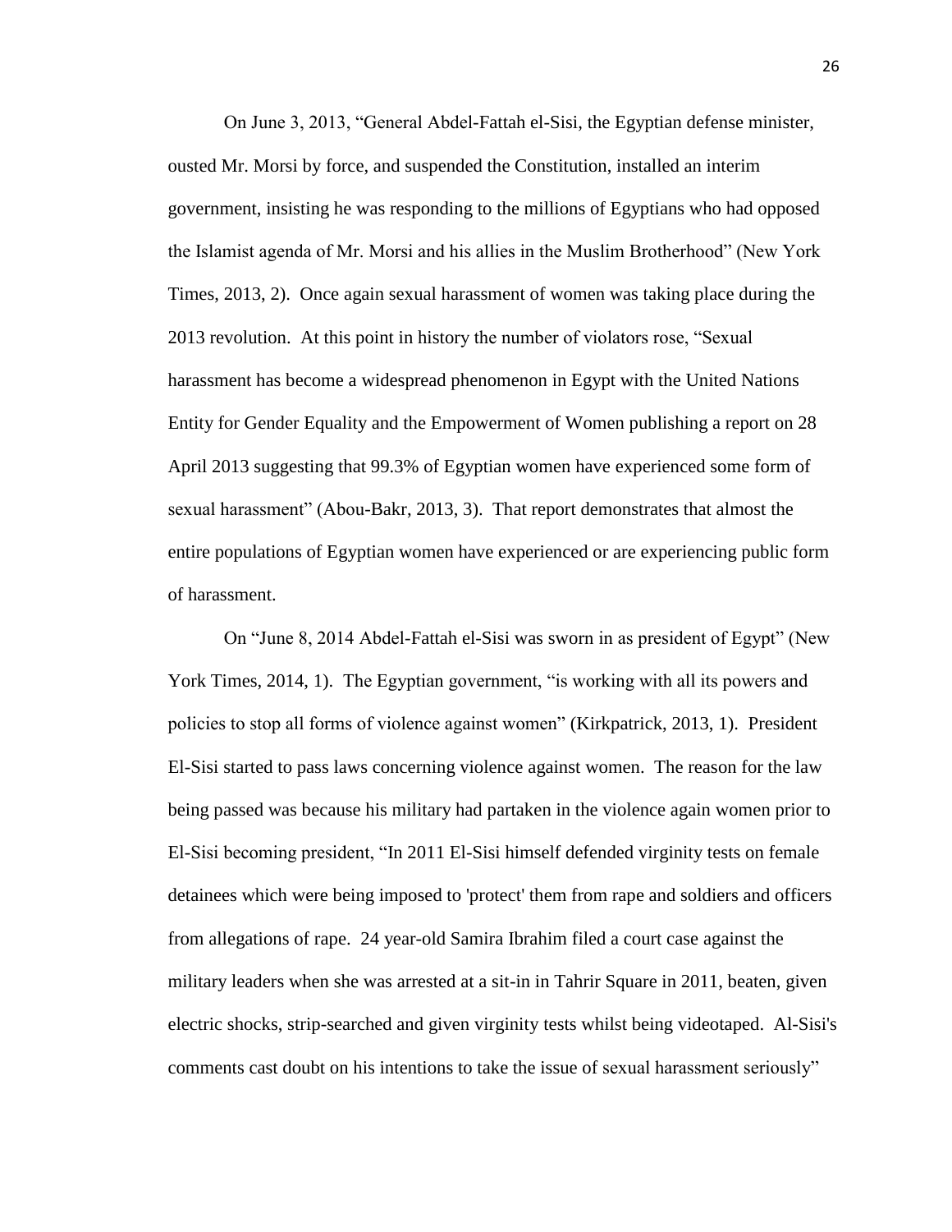On June 3, 2013, "General Abdel-Fattah el-Sisi, the Egyptian defense minister, ousted Mr. Morsi by force, and suspended the Constitution, installed an interim government, insisting he was responding to the millions of Egyptians who had opposed the Islamist agenda of Mr. Morsi and his allies in the Muslim Brotherhood" (New York Times, 2013, 2). Once again sexual harassment of women was taking place during the 2013 revolution. At this point in history the number of violators rose, "Sexual harassment has become a widespread phenomenon in Egypt with the United Nations Entity for Gender Equality and the Empowerment of Women publishing a report on 28 April 2013 suggesting that 99.3% of Egyptian women have experienced some form of sexual harassment" (Abou-Bakr, 2013, 3). That report demonstrates that almost the entire populations of Egyptian women have experienced or are experiencing public form of harassment.

On "June 8, 2014 Abdel-Fattah el-Sisi was sworn in as president of Egypt" (New York Times, 2014, 1). The Egyptian government, "is working with all its powers and policies to stop all forms of violence against women" (Kirkpatrick, 2013, 1). President El-Sisi started to pass laws concerning violence against women. The reason for the law being passed was because his military had partaken in the violence again women prior to El-Sisi becoming president, "In 2011 El-Sisi himself defended virginity tests on female detainees which were being imposed to 'protect' them from rape and soldiers and officers from allegations of rape. 24 year-old Samira Ibrahim filed a court case against the military leaders when she was arrested at a sit-in in Tahrir Square in 2011, beaten, given electric shocks, strip-searched and given virginity tests whilst being videotaped. Al-Sisi's comments cast doubt on his intentions to take the issue of sexual harassment seriously"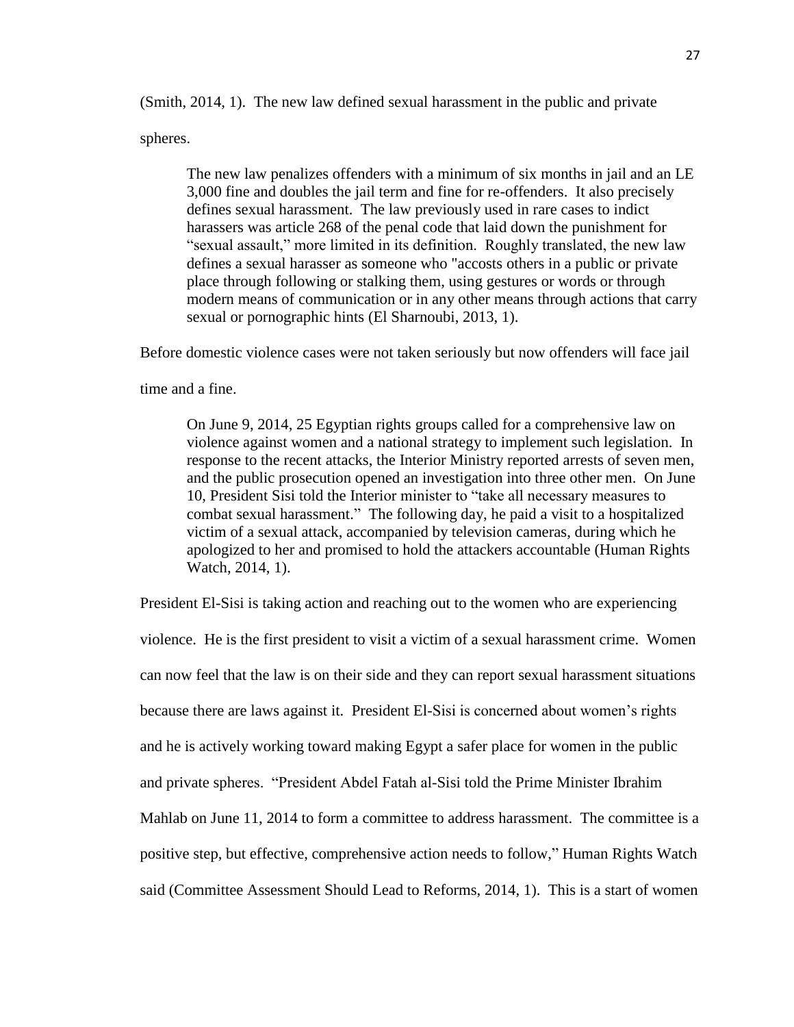(Smith, 2014, 1). The new law defined sexual harassment in the public and private spheres.

> The new law penalizes offenders with a minimum of six months in jail and an LE 3,000 fine and doubles the jail term and fine for re-offenders. It also precisely defines sexual harassment. The law previously used in rare cases to indict harassers was article 268 of the penal code that laid down the punishment for "sexual assault," more limited in its definition. Roughly translated, the new law defines a sexual harasser as someone who "accosts others in a public or private place through following or stalking them, using gestures or words or through modern means of communication or in any other means through actions that carry sexual or pornographic hints (El Sharnoubi, 2013, 1).

Before domestic violence cases were not taken seriously but now offenders will face jail time and a fine.

> On June 9, 2014, 25 Egyptian rights groups called for a comprehensive law on violence against women and a national strategy to implement such legislation. In response to the recent attacks, the Interior Ministry reported arrests of seven men, and the public prosecution opened an investigation into three other men. On June 10, President Sisi told the Interior minister to "take all necessary measures to combat sexual harassment." The following day, he paid a visit to a hospitalized victim of a sexual attack, accompanied by television cameras, during which he apologized to her and promised to hold the attackers accountable (Human Rights Watch, 2014, 1).

President El-Sisi is taking action and reaching out to the women who are experiencing violence. He is the first president to visit a victim of a sexual harassment crime. Women can now feel that the law is on their side and they can report sexual harassment situations because there are laws against it. President El-Sisi is concerned about women's rights and he is actively working toward making Egypt a safer place for women in the public and private spheres. "President Abdel Fatah al-Sisi told the Prime Minister Ibrahim Mahlab on June 11, 2014 to form a committee to address harassment. The committee is a positive step, but effective, comprehensive action needs to follow," Human Rights Watch said (Committee Assessment Should Lead to Reforms, 2014, 1). This is a start of women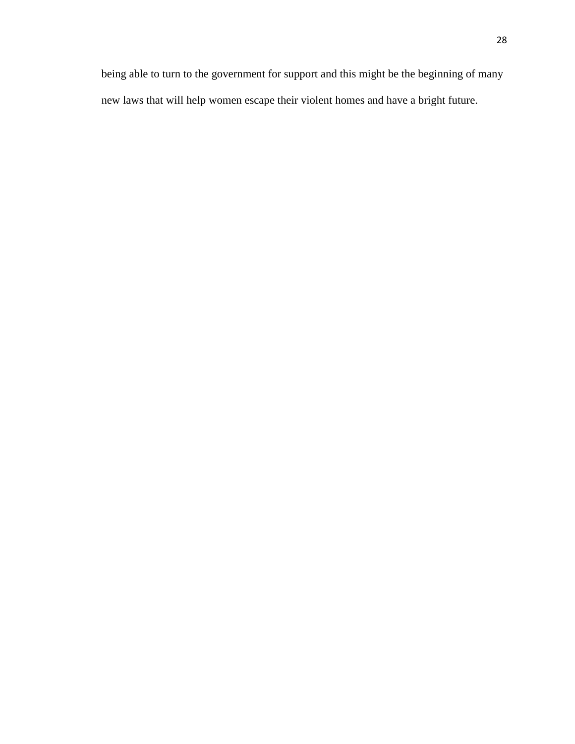being able to turn to the government for support and this might be the beginning of many new laws that will help women escape their violent homes and have a bright future.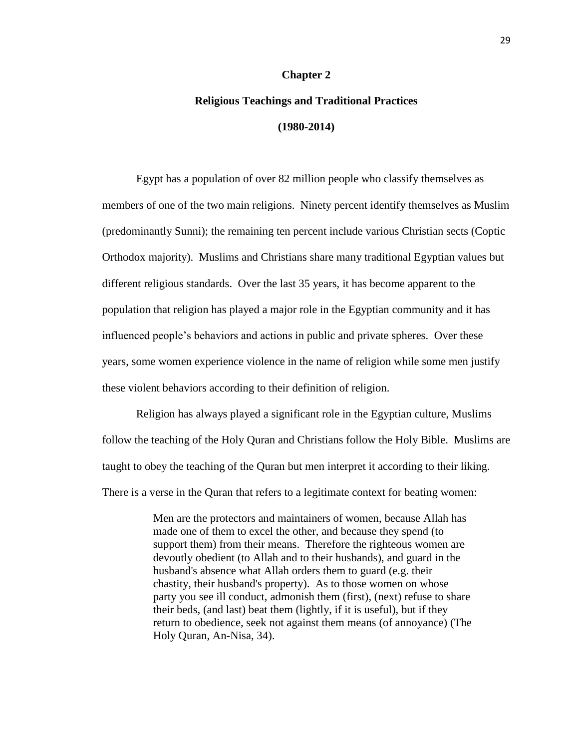# Chapter 2

## Religious Teachings and Traditional Practices

## (1980-2014)

Egypt has a population of over 82 million people who classify themselves as members of one of the two main religions. Ninety percent identify themselves as Muslim (predominantly Sunni); the remaining ten percent include various Christian sects (Coptic Orthodox majority). Muslims and Christians share many traditional Egyptian values but different religious standards. Over the last 35 years, it has become apparent to the population that religion has played a major role in the Egyptian community and it has influenced people's behaviors and actions in public and private spheres. Over these years, some women experience violence in the name of religion while some men justify these violent behaviors according to their definition of religion.

Religion has always played a significant role in the Egyptian culture, Muslims follow the teaching of the Holy Quran and Christians follow the Holy Bible. Muslims are taught to obey the teaching of the Quran but men interpret it according to their liking. There is a verse in the Quran that refers to a legitimate context for beating women:

> Men are the protectors and maintainers of women, because Allah has made one of them to excel the other, and because they spend (to support them) from their means. Therefore the righteous women are devoutly obedient (to Allah and to their husbands), and guard in the husband's absence what Allah orders them to guard (e.g. their chastity, their husband's property). As to those women on whose party you see ill conduct, admonish them (first), (next) refuse to share their beds, (and last) beat them (lightly, if it is useful), but if they return to obedience, seek not against them means (of annoyance) (The Holy Quran, An-Nisa, 34).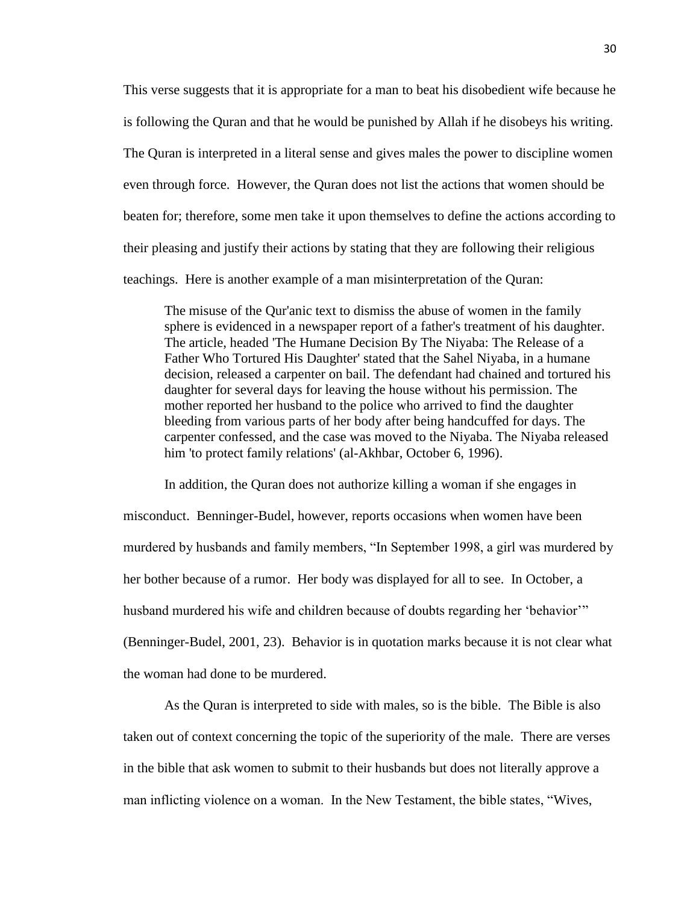This verse suggests that it is appropriate for a man to beat his disobedient wife because he is following the Quran and that he would be punished by Allah if he disobeys his writing. The Quran is interpreted in a literal sense and gives males the power to discipline women even through force. However, the Quran does not list the actions that women should be beaten for; therefore, some men take it upon themselves to define the actions according to their pleasing and justify their actions by stating that they are following their religious teachings. Here is another example of a man misinterpretation of the Quran:

> The misuse of the Qur'anic text to dismiss the abuse of women in the family sphere is evidenced in a newspaper report of a father's treatment of his daughter. The article, headed 'The Humane Decision By The Niyaba: The Release of a Father Who Tortured His Daughter' stated that the Sahel Niyaba, in a humane decision, released a carpenter on bail. The defendant had chained and tortured his daughter for several days for leaving the house without his permission. The mother reported her husband to the police who arrived to find the daughter bleeding from various parts of her body after being handcuffed for days. The carpenter confessed, and the case was moved to the Niyaba. The Niyaba released him 'to protect family relations' (al-Akhbar, October 6, 1996).

In addition, the Quran does not authorize killing a woman if she engages in misconduct. Benninger-Budel, however, reports occasions when women have been murdered by husbands and family members, "In September 1998, a girl was murdered by her bother because of a rumor. Her body was displayed for all to see. In October, a husband murdered his wife and children because of doubts regarding her 'behavior'" (Benninger-Budel, 2001, 23). Behavior is in quotation marks because it is not clear what the woman had done to be murdered.

As the Quran is interpreted to side with males, so is the bible. The Bible is also taken out of context concerning the topic of the superiority of the male. There are verses in the bible that ask women to submit to their husbands but does not literally approve a man inflicting violence on a woman. In the New Testament, the bible states, "Wives,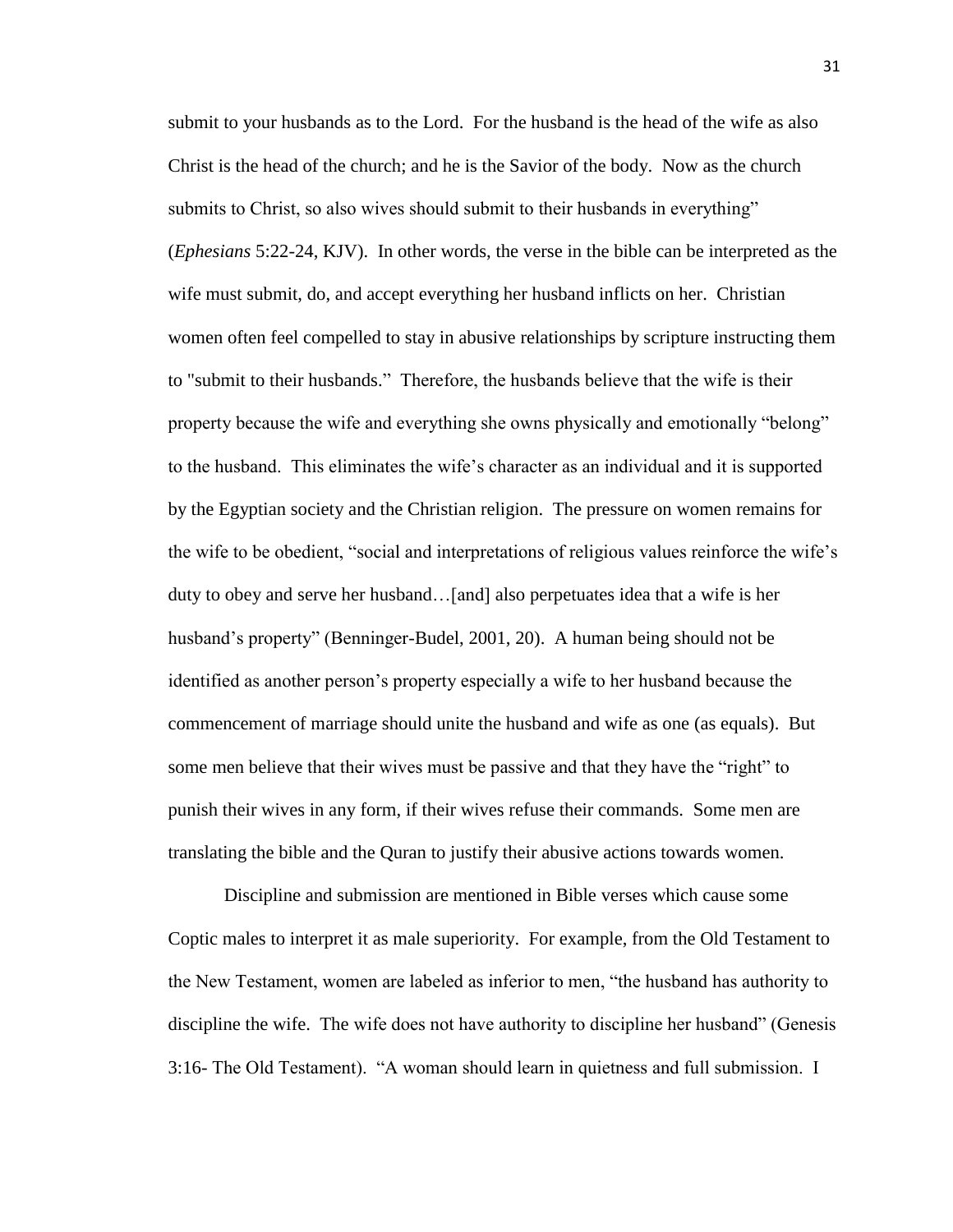submit to your husbands as to the Lord. For the husband is the head of the wife as also Christ is the head of the church; and he is the Savior of the body. Now as the church submits to Christ, so also wives should submit to their husbands in everything" (*Ephesians* 5:22-24, KJV). In other words, the verse in the bible can be interpreted as the wife must submit, do, and accept everything her husband inflicts on her. Christian women often feel compelled to stay in abusive relationships by scripture instructing them to "submit to their husbands." Therefore, the husbands believe that the wife is their property because the wife and everything she owns physically and emotionally "belong" to the husband. This eliminates the wife's character as an individual and it is supported by the Egyptian society and the Christian religion. The pressure on women remains for the wife to be obedient, "social and interpretations of religious values reinforce the wife's duty to obey and serve her husband…[and] also perpetuates idea that a wife is her husband's property" (Benninger-Budel, 2001, 20). A human being should not be identified as another person's property especially a wife to her husband because the commencement of marriage should unite the husband and wife as one (as equals). But some men believe that their wives must be passive and that they have the "right" to punish their wives in any form, if their wives refuse their commands. Some men are translating the bible and the Quran to justify their abusive actions towards women.

Discipline and submission are mentioned in Bible verses which cause some Coptic males to interpret it as male superiority. For example, from the Old Testament to the New Testament, women are labeled as inferior to men, "the husband has authority to discipline the wife. The wife does not have authority to discipline her husband" (Genesis 3:16- The Old Testament). "A woman should learn in quietness and full submission. I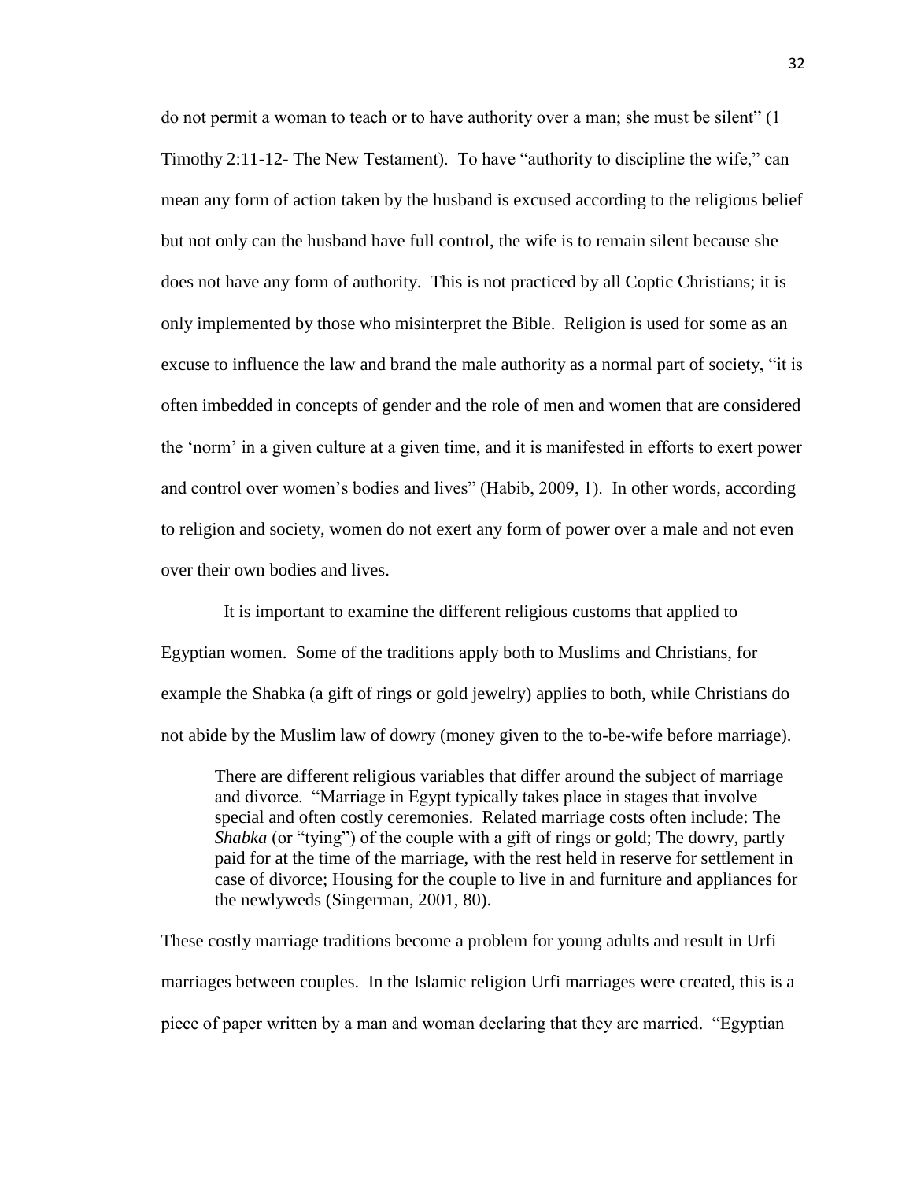do not permit a woman to teach or to have authority over a man; she must be silent" (1 Timothy 2:11-12- The New Testament). To have "authority to discipline the wife," can mean any form of action taken by the husband is excused according to the religious belief but not only can the husband have full control, the wife is to remain silent because she does not have any form of authority. This is not practiced by all Coptic Christians; it is only implemented by those who misinterpret the Bible. Religion is used for some as an excuse to influence the law and brand the male authority as a normal part of society, "it is often imbedded in concepts of gender and the role of men and women that are considered the 'norm' in a given culture at a given time, and it is manifested in efforts to exert power and control over women's bodies and lives" (Habib, 2009, 1). In other words, according to religion and society, women do not exert any form of power over a male and not even over their own bodies and lives.

It is important to examine the different religious customs that applied to Egyptian women. Some of the traditions apply both to Muslims and Christians, for example the Shabka (a gift of rings or gold jewelry) applies to both, while Christians do not abide by the Muslim law of dowry (money given to the to-be-wife before marriage).

> There are different religious variables that differ around the subject of marriage and divorce. "Marriage in Egypt typically takes place in stages that involve special and often costly ceremonies. Related marriage costs often include: The *Shabka* (or "tying") of the couple with a gift of rings or gold; The dowry, partly paid for at the time of the marriage, with the rest held in reserve for settlement in case of divorce; Housing for the couple to live in and furniture and appliances for the newlyweds (Singerman, 2001, 80).

These costly marriage traditions become a problem for young adults and result in Urfi marriages between couples. In the Islamic religion Urfi marriages were created, this is a piece of paper written by a man and woman declaring that they are married. "Egyptian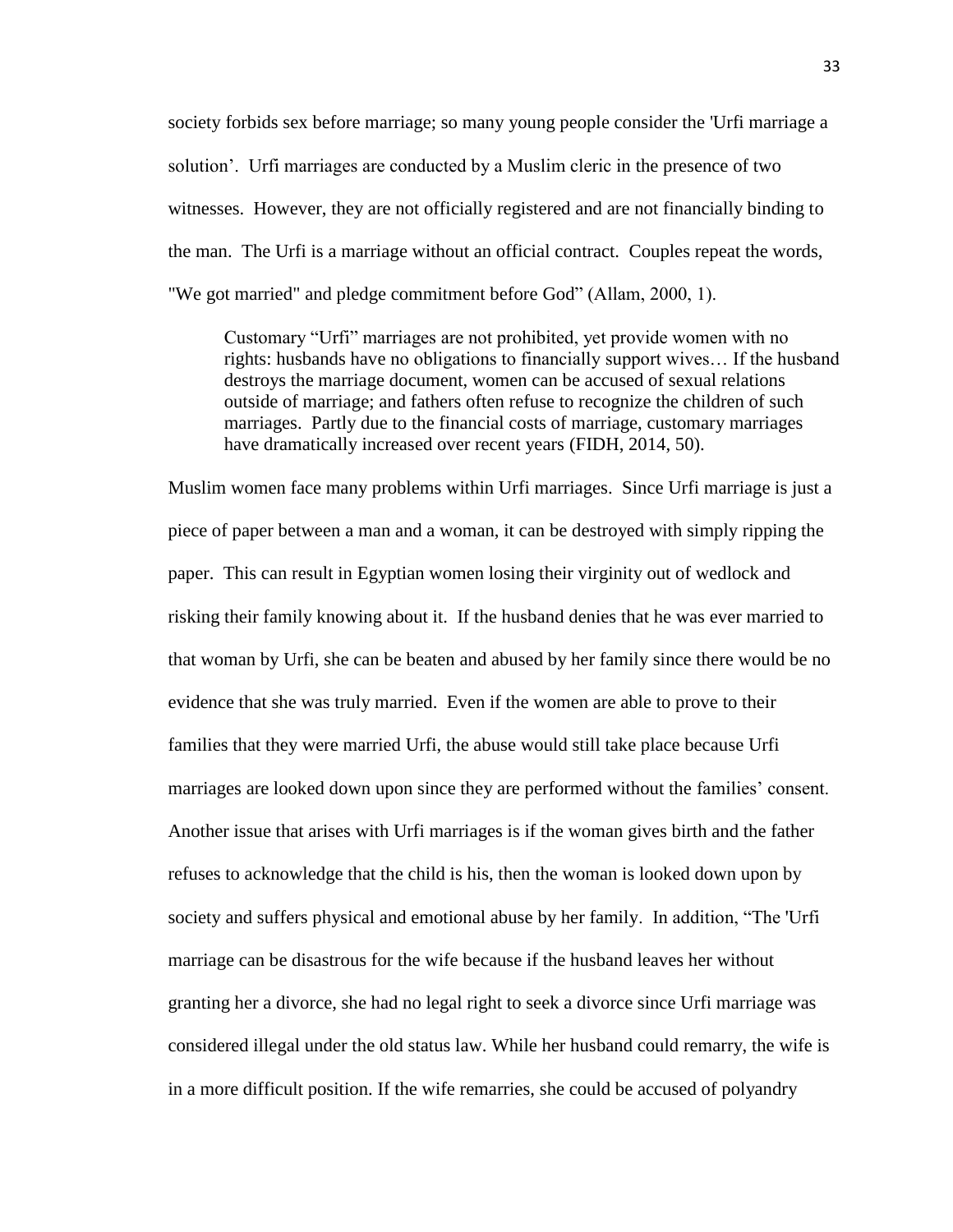society forbids sex before marriage; so many young people consider the 'Urfi marriage a solution'. Urfi marriages are conducted by a Muslim cleric in the presence of two witnesses. However, they are not officially registered and are not financially binding to the man. The Urfi is a marriage without an official contract. Couples repeat the words, "We got married" and pledge commitment before God" (Allam, 2000, 1).

> Customary "Urfi" marriages are not prohibited, yet provide women with no rights: husbands have no obligations to financially support wives… If the husband destroys the marriage document, women can be accused of sexual relations outside of marriage; and fathers often refuse to recognize the children of such marriages. Partly due to the financial costs of marriage, customary marriages have dramatically increased over recent years (FIDH, 2014, 50).

Muslim women face many problems within Urfi marriages. Since Urfi marriage is just a piece of paper between a man and a woman, it can be destroyed with simply ripping the paper. This can result in Egyptian women losing their virginity out of wedlock and risking their family knowing about it. If the husband denies that he was ever married to that woman by Urfi, she can be beaten and abused by her family since there would be no evidence that she was truly married. Even if the women are able to prove to their families that they were married Urfi, the abuse would still take place because Urfi marriages are looked down upon since they are performed without the families' consent. Another issue that arises with Urfi marriages is if the woman gives birth and the father refuses to acknowledge that the child is his, then the woman is looked down upon by society and suffers physical and emotional abuse by her family. In addition, "The 'Urfi marriage can be disastrous for the wife because if the husband leaves her without granting her a divorce, she had no legal right to seek a divorce since Urfi marriage was considered illegal under the old status law. While her husband could remarry, the wife is in a more difficult position. If the wife remarries, she could be accused of polyandry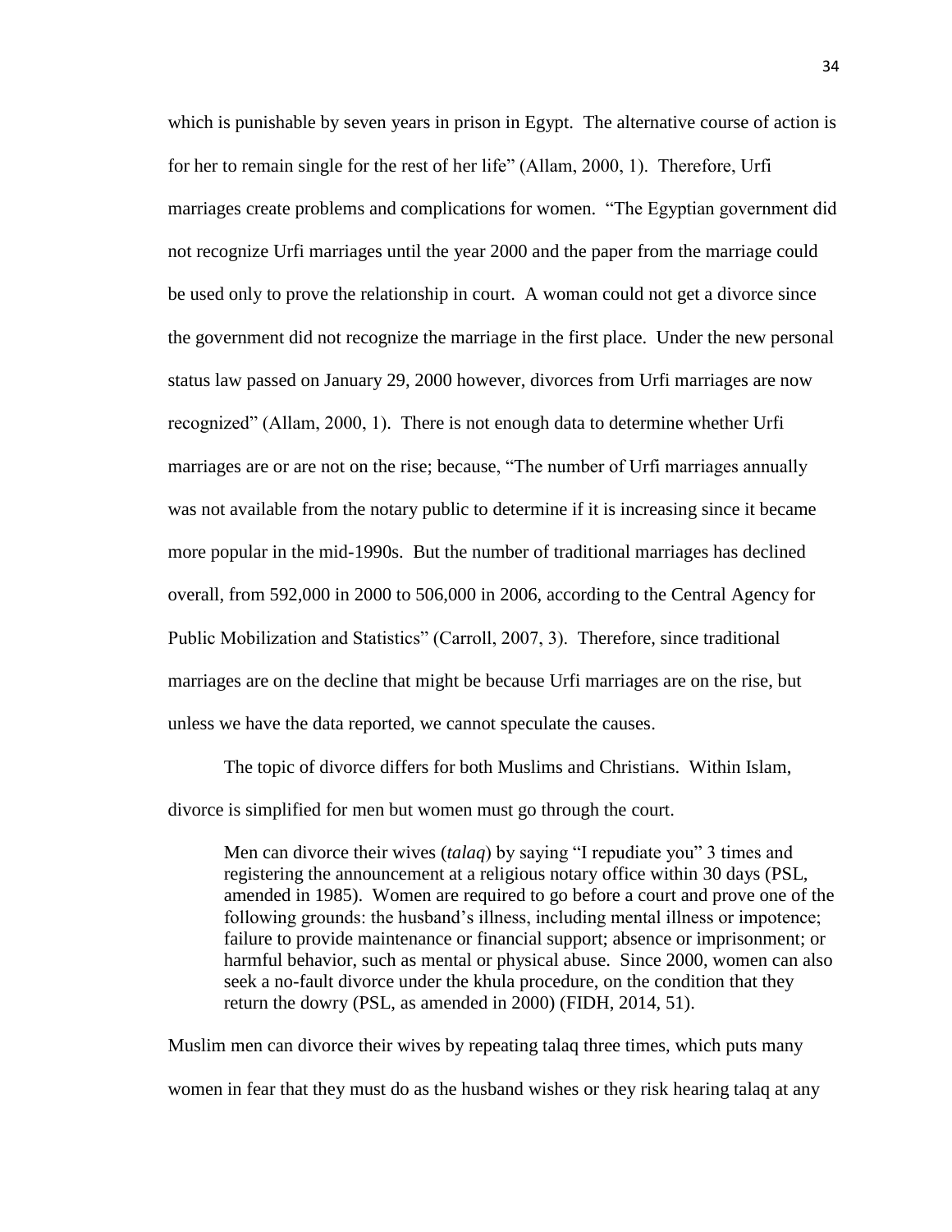which is punishable by seven years in prison in Egypt. The alternative course of action is for her to remain single for the rest of her life" (Allam, 2000, 1). Therefore, Urfi marriages create problems and complications for women. "The Egyptian government did not recognize Urfi marriages until the year 2000 and the paper from the marriage could be used only to prove the relationship in court. A woman could not get a divorce since the government did not recognize the marriage in the first place. Under the new personal status law passed on January 29, 2000 however, divorces from Urfi marriages are now recognized" (Allam, 2000, 1). There is not enough data to determine whether Urfi marriages are or are not on the rise; because, "The number of Urfi marriages annually was not available from the notary public to determine if it is increasing since it became more popular in the mid-1990s. But the number of traditional marriages has declined overall, from 592,000 in 2000 to 506,000 in 2006, according to the Central Agency for Public Mobilization and Statistics" (Carroll, 2007, 3). Therefore, since traditional marriages are on the decline that might be because Urfi marriages are on the rise, but unless we have the data reported, we cannot speculate the causes.

The topic of divorce differs for both Muslims and Christians. Within Islam, divorce is simplified for men but women must go through the court.

> Men can divorce their wives (*talaq*) by saying "I repudiate you" 3 times and registering the announcement at a religious notary office within 30 days (PSL, amended in 1985). Women are required to go before a court and prove one of the following grounds: the husband's illness, including mental illness or impotence; failure to provide maintenance or financial support; absence or imprisonment; or harmful behavior, such as mental or physical abuse. Since 2000, women can also seek a no-fault divorce under the khula procedure, on the condition that they return the dowry (PSL, as amended in 2000) (FIDH, 2014, 51).

Muslim men can divorce their wives by repeating talaq three times, which puts many women in fear that they must do as the husband wishes or they risk hearing talaq at any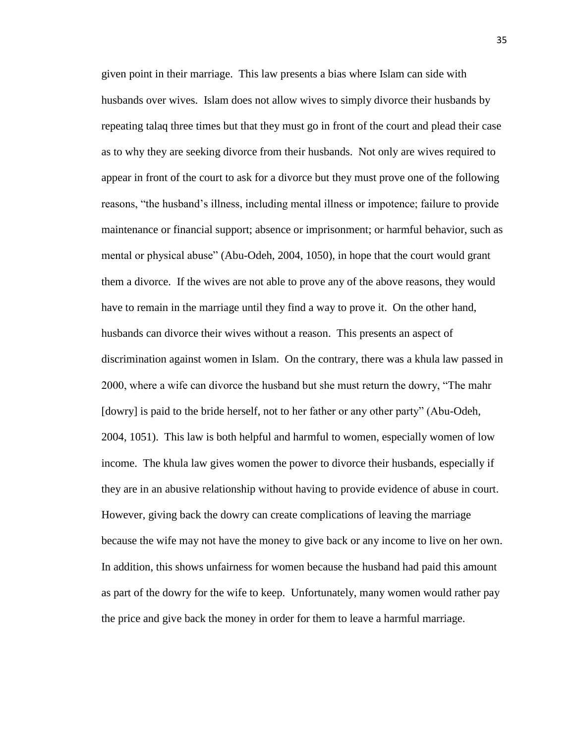given point in their marriage. This law presents a bias where Islam can side with husbands over wives. Islam does not allow wives to simply divorce their husbands by repeating talaq three times but that they must go in front of the court and plead their case as to why they are seeking divorce from their husbands. Not only are wives required to appear in front of the court to ask for a divorce but they must prove one of the following reasons, "the husband's illness, including mental illness or impotence; failure to provide maintenance or financial support; absence or imprisonment; or harmful behavior, such as mental or physical abuse" (Abu-Odeh, 2004, 1050), in hope that the court would grant them a divorce. If the wives are not able to prove any of the above reasons, they would have to remain in the marriage until they find a way to prove it. On the other hand, husbands can divorce their wives without a reason. This presents an aspect of discrimination against women in Islam. On the contrary, there was a khula law passed in 2000, where a wife can divorce the husband but she must return the dowry, "The mahr [dowry] is paid to the bride herself, not to her father or any other party" (Abu-Odeh, 2004, 1051). This law is both helpful and harmful to women, especially women of low income. The khula law gives women the power to divorce their husbands, especially if they are in an abusive relationship without having to provide evidence of abuse in court. However, giving back the dowry can create complications of leaving the marriage because the wife may not have the money to give back or any income to live on her own. In addition, this shows unfairness for women because the husband had paid this amount as part of the dowry for the wife to keep. Unfortunately, many women would rather pay the price and give back the money in order for them to leave a harmful marriage.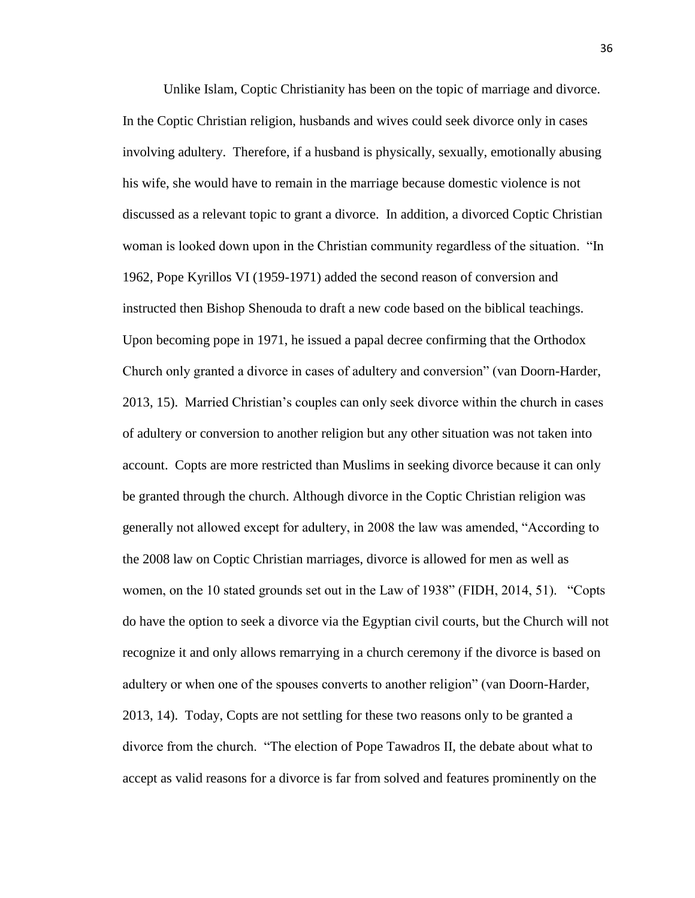Unlike Islam, Coptic Christianity has been on the topic of marriage and divorce. In the Coptic Christian religion, husbands and wives could seek divorce only in cases involving adultery. Therefore, if a husband is physically, sexually, emotionally abusing his wife, she would have to remain in the marriage because domestic violence is not discussed as a relevant topic to grant a divorce. In addition, a divorced Coptic Christian woman is looked down upon in the Christian community regardless of the situation. "In 1962, Pope Kyrillos VI (1959-1971) added the second reason of conversion and instructed then Bishop Shenouda to draft a new code based on the biblical teachings. Upon becoming pope in 1971, he issued a papal decree confirming that the Orthodox Church only granted a divorce in cases of adultery and conversion" (van Doorn-Harder, 2013, 15). Married Christian's couples can only seek divorce within the church in cases of adultery or conversion to another religion but any other situation was not taken into account. Copts are more restricted than Muslims in seeking divorce because it can only be granted through the church. Although divorce in the Coptic Christian religion was generally not allowed except for adultery, in 2008 the law was amended, "According to the 2008 law on Coptic Christian marriages, divorce is allowed for men as well as women, on the 10 stated grounds set out in the Law of 1938" (FIDH, 2014, 51). "Copts do have the option to seek a divorce via the Egyptian civil courts, but the Church will not recognize it and only allows remarrying in a church ceremony if the divorce is based on adultery or when one of the spouses converts to another religion" (van Doorn-Harder, 2013, 14). Today, Copts are not settling for these two reasons only to be granted a divorce from the church. "The election of Pope Tawadros II, the debate about what to accept as valid reasons for a divorce is far from solved and features prominently on the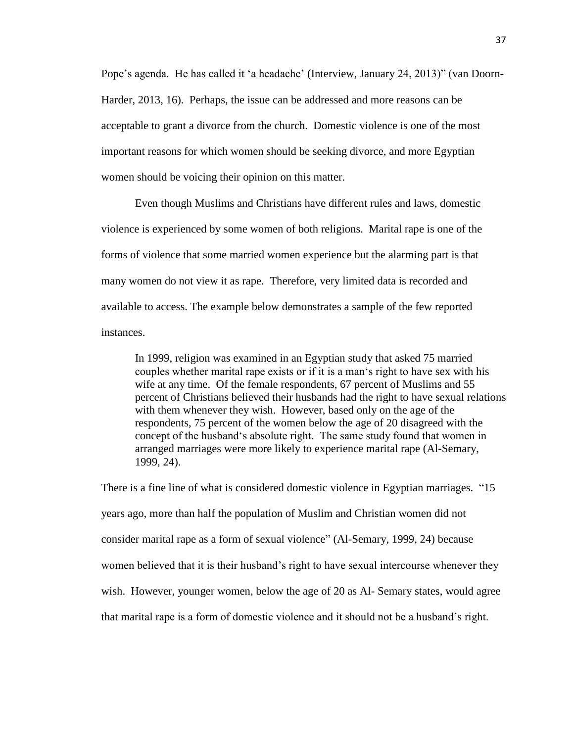Pope's agenda. He has called it 'a headache' (Interview, January 24, 2013)" (van Doorn-Harder, 2013, 16). Perhaps, the issue can be addressed and more reasons can be acceptable to grant a divorce from the church. Domestic violence is one of the most important reasons for which women should be seeking divorce, and more Egyptian women should be voicing their opinion on this matter.

Even though Muslims and Christians have different rules and laws, domestic violence is experienced by some women of both religions. Marital rape is one of the forms of violence that some married women experience but the alarming part is that many women do not view it as rape. Therefore, very limited data is recorded and available to access. The example below demonstrates a sample of the few reported instances.

> In 1999, religion was examined in an Egyptian study that asked 75 married couples whether marital rape exists or if it is a man's right to have sex with his wife at any time. Of the female respondents, 67 percent of Muslims and 55 percent of Christians believed their husbands had the right to have sexual relations with them whenever they wish. However, based only on the age of the respondents, 75 percent of the women below the age of 20 disagreed with the concept of the husband's absolute right. The same study found that women in arranged marriages were more likely to experience marital rape (Al-Semary, 1999, 24).

There is a fine line of what is considered domestic violence in Egyptian marriages. "15 years ago, more than half the population of Muslim and Christian women did not consider marital rape as a form of sexual violence" (Al-Semary, 1999, 24) because women believed that it is their husband's right to have sexual intercourse whenever they wish. However, younger women, below the age of 20 as Al- Semary states, would agree that marital rape is a form of domestic violence and it should not be a husband's right.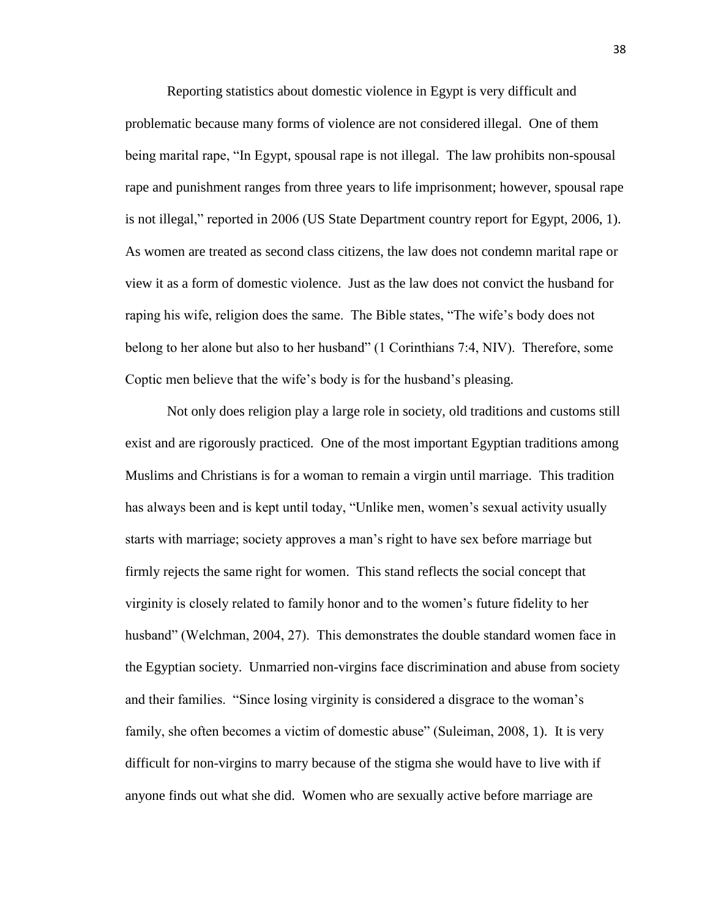Reporting statistics about domestic violence in Egypt is very difficult and problematic because many forms of violence are not considered illegal. One of them being marital rape, "In Egypt, spousal rape is not illegal. The law prohibits non-spousal rape and punishment ranges from three years to life imprisonment; however, spousal rape is not illegal," reported in 2006 (US State Department country report for Egypt, 2006, 1). As women are treated as second class citizens, the law does not condemn marital rape or view it as a form of domestic violence. Just as the law does not convict the husband for raping his wife, religion does the same. The Bible states, "The wife's body does not belong to her alone but also to her husband" (1 Corinthians 7:4, NIV). Therefore, some Coptic men believe that the wife's body is for the husband's pleasing.

Not only does religion play a large role in society, old traditions and customs still exist and are rigorously practiced. One of the most important Egyptian traditions among Muslims and Christians is for a woman to remain a virgin until marriage. This tradition has always been and is kept until today, "Unlike men, women's sexual activity usually starts with marriage; society approves a man's right to have sex before marriage but firmly rejects the same right for women. This stand reflects the social concept that virginity is closely related to family honor and to the women's future fidelity to her husband" (Welchman, 2004, 27). This demonstrates the double standard women face in the Egyptian society. Unmarried non-virgins face discrimination and abuse from society and their families. "Since losing virginity is considered a disgrace to the woman's family, she often becomes a victim of domestic abuse" (Suleiman, 2008, 1). It is very difficult for non-virgins to marry because of the stigma she would have to live with if anyone finds out what she did. Women who are sexually active before marriage are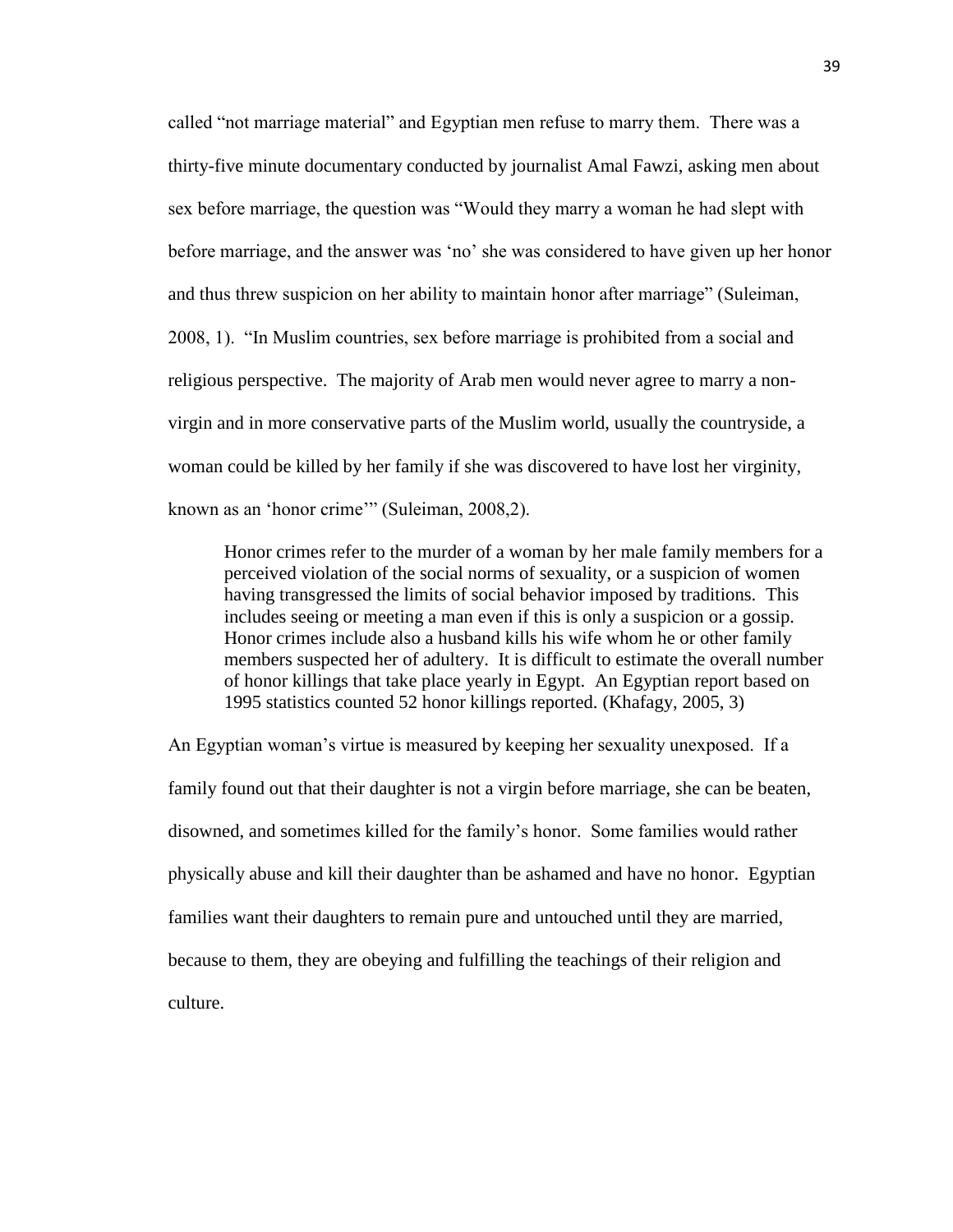called "not marriage material" and Egyptian men refuse to marry them. There was a thirty-five minute documentary conducted by journalist Amal Fawzi, asking men about sex before marriage, the question was "Would they marry a woman he had slept with before marriage, and the answer was 'no' she was considered to have given up her honor and thus threw suspicion on her ability to maintain honor after marriage" (Suleiman, 2008, 1). "In Muslim countries, sex before marriage is prohibited from a social and religious perspective. The majority of Arab men would never agree to marry a non-virgin and in more conservative parts of the Muslim world, usually the countryside, a woman could be killed by her family if she was discovered to have lost her virginity, known as an 'honor crime'" (Suleiman, 2008,2).

> Honor crimes refer to the murder of a woman by her male family members for a perceived violation of the social norms of sexuality, or a suspicion of women having transgressed the limits of social behavior imposed by traditions. This includes seeing or meeting a man even if this is only a suspicion or a gossip. Honor crimes include also a husband kills his wife whom he or other family members suspected her of adultery. It is difficult to estimate the overall number of honor killings that take place yearly in Egypt. An Egyptian report based on 1995 statistics counted 52 honor killings reported. (Khafagy, 2005, 3)

An Egyptian woman's virtue is measured by keeping her sexuality unexposed. If a family found out that their daughter is not a virgin before marriage, she can be beaten, disowned, and sometimes killed for the family's honor. Some families would rather physically abuse and kill their daughter than be ashamed and have no honor. Egyptian families want their daughters to remain pure and untouched until they are married, because to them, they are obeying and fulfilling the teachings of their religion and culture.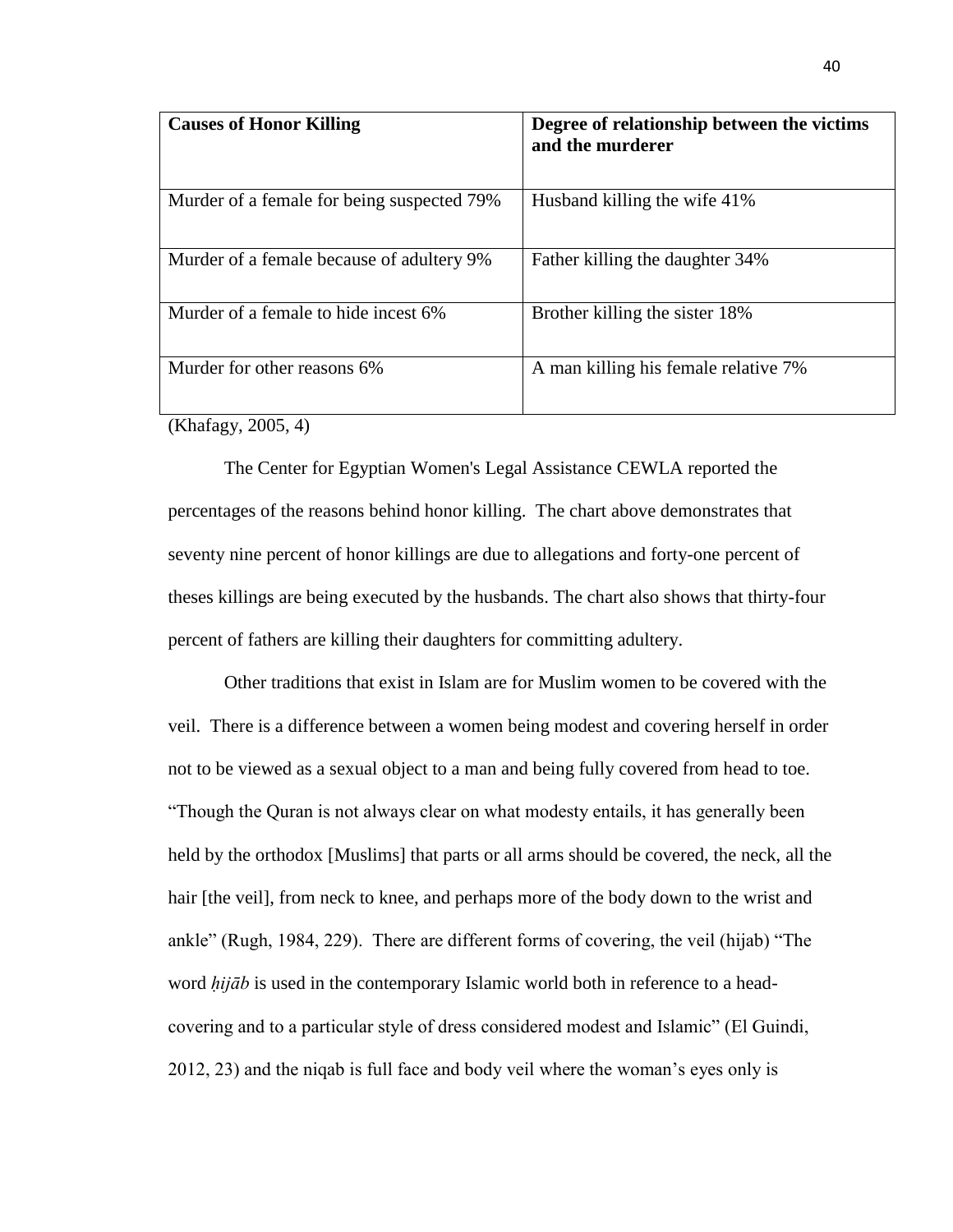| **Causes of Honor Killing** | **Degree of relationship between the victims and the murderer** |
|---|---|
| Murder of a female for being suspected 79% | Husband killing the wife 41% |
| Murder of a female because of adultery 9% | Father killing the daughter 34% |
| Murder of a female to hide incest 6% | Brother killing the sister 18% |
| Murder for other reasons 6% | A man killing his female relative 7% |

(Khafagy, 2005, 4)

The Center for Egyptian Women's Legal Assistance CEWLA reported the percentages of the reasons behind honor killing. The chart above demonstrates that seventy nine percent of honor killings are due to allegations and forty-one percent of theses killings are being executed by the husbands. The chart also shows that thirty-four percent of fathers are killing their daughters for committing adultery.

Other traditions that exist in Islam are for Muslim women to be covered with the veil. There is a difference between a women being modest and covering herself in order not to be viewed as a sexual object to a man and being fully covered from head to toe. "Though the Quran is not always clear on what modesty entails, it has generally been held by the orthodox [Muslims] that parts or all arms should be covered, the neck, all the hair [the veil], from neck to knee, and perhaps more of the body down to the wrist and ankle" (Rugh, 1984, 229). There are different forms of covering, the veil (hijab) "The word *ḥijāb* is used in the contemporary Islamic world both in reference to a head-covering and to a particular style of dress considered modest and Islamic" (El Guindi, 2012, 23) and the niqab is full face and body veil where the woman's eyes only is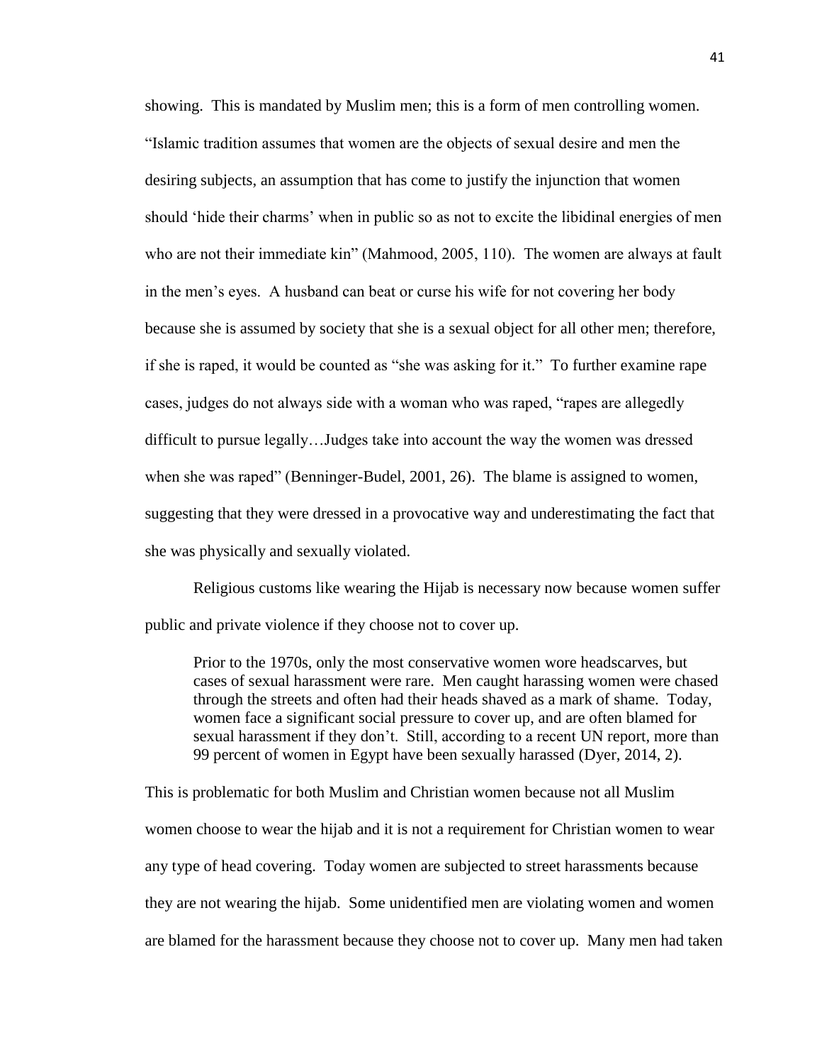showing. This is mandated by Muslim men; this is a form of men controlling women. "Islamic tradition assumes that women are the objects of sexual desire and men the desiring subjects, an assumption that has come to justify the injunction that women should 'hide their charms' when in public so as not to excite the libidinal energies of men who are not their immediate kin" (Mahmood, 2005, 110). The women are always at fault in the men's eyes. A husband can beat or curse his wife for not covering her body because she is assumed by society that she is a sexual object for all other men; therefore, if she is raped, it would be counted as "she was asking for it." To further examine rape cases, judges do not always side with a woman who was raped, "rapes are allegedly difficult to pursue legally…Judges take into account the way the women was dressed when she was raped" (Benninger-Budel, 2001, 26). The blame is assigned to women, suggesting that they were dressed in a provocative way and underestimating the fact that she was physically and sexually violated.

Religious customs like wearing the Hijab is necessary now because women suffer public and private violence if they choose not to cover up.

> Prior to the 1970s, only the most conservative women wore headscarves, but cases of sexual harassment were rare. Men caught harassing women were chased through the streets and often had their heads shaved as a mark of shame. Today, women face a significant social pressure to cover up, and are often blamed for sexual harassment if they don't. Still, according to a recent UN report, more than 99 percent of women in Egypt have been sexually harassed (Dyer, 2014, 2).

This is problematic for both Muslim and Christian women because not all Muslim women choose to wear the hijab and it is not a requirement for Christian women to wear any type of head covering. Today women are subjected to street harassments because they are not wearing the hijab. Some unidentified men are violating women and women are blamed for the harassment because they choose not to cover up. Many men had taken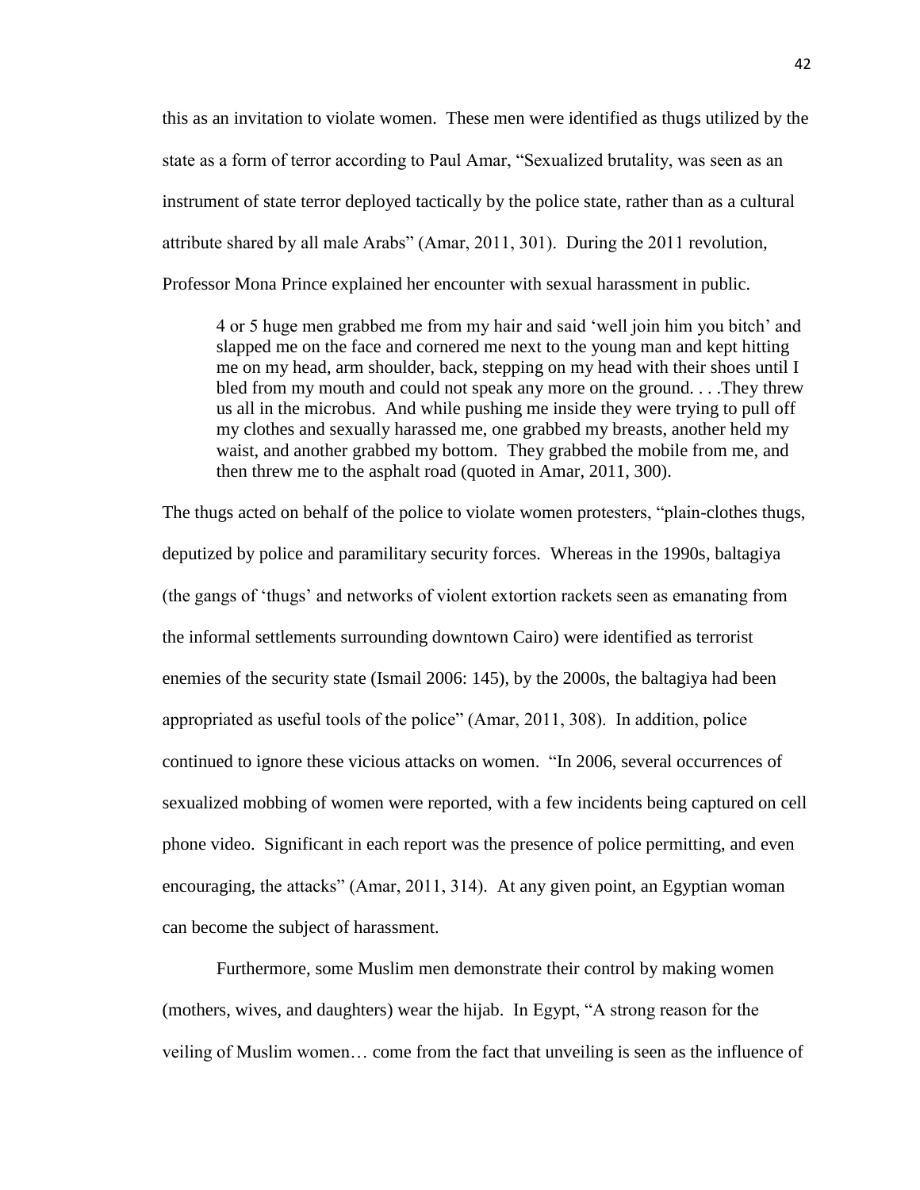this as an invitation to violate women. These men were identified as thugs utilized by the state as a form of terror according to Paul Amar, "Sexualized brutality, was seen as an instrument of state terror deployed tactically by the police state, rather than as a cultural attribute shared by all male Arabs" (Amar, 2011, 301). During the 2011 revolution, Professor Mona Prince explained her encounter with sexual harassment in public.

> 4 or 5 huge men grabbed me from my hair and said 'well join him you bitch' and slapped me on the face and cornered me next to the young man and kept hitting me on my head, arm shoulder, back, stepping on my head with their shoes until I bled from my mouth and could not speak any more on the ground. . . .They threw us all in the microbus. And while pushing me inside they were trying to pull off my clothes and sexually harassed me, one grabbed my breasts, another held my waist, and another grabbed my bottom. They grabbed the mobile from me, and then threw me to the asphalt road (quoted in Amar, 2011, 300).

The thugs acted on behalf of the police to violate women protesters, "plain-clothes thugs, deputized by police and paramilitary security forces. Whereas in the 1990s, baltagiya (the gangs of 'thugs' and networks of violent extortion rackets seen as emanating from the informal settlements surrounding downtown Cairo) were identified as terrorist enemies of the security state (Ismail 2006: 145), by the 2000s, the baltagiya had been appropriated as useful tools of the police" (Amar, 2011, 308). In addition, police continued to ignore these vicious attacks on women. "In 2006, several occurrences of sexualized mobbing of women were reported, with a few incidents being captured on cell phone video. Significant in each report was the presence of police permitting, and even encouraging, the attacks" (Amar, 2011, 314). At any given point, an Egyptian woman can become the subject of harassment.

Furthermore, some Muslim men demonstrate their control by making women (mothers, wives, and daughters) wear the hijab. In Egypt, "A strong reason for the veiling of Muslim women… come from the fact that unveiling is seen as the influence of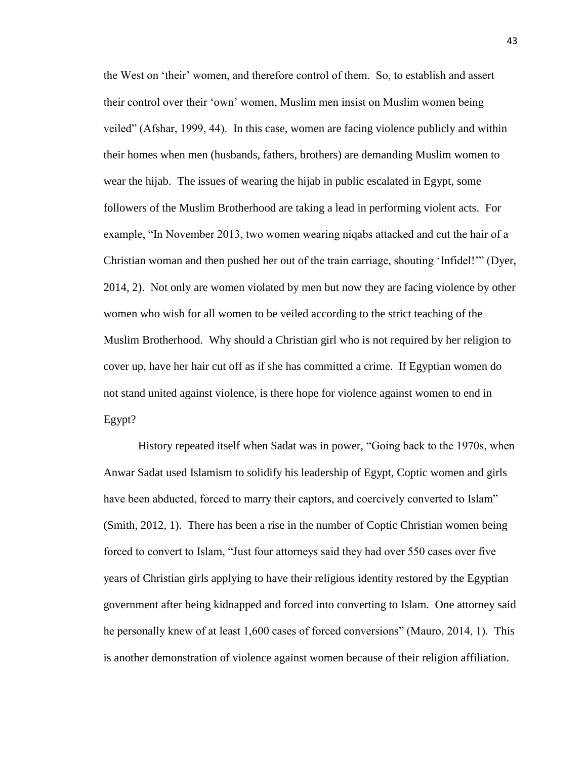the West on 'their' women, and therefore control of them. So, to establish and assert their control over their 'own' women, Muslim men insist on Muslim women being veiled" (Afshar, 1999, 44). In this case, women are facing violence publicly and within their homes when men (husbands, fathers, brothers) are demanding Muslim women to wear the hijab. The issues of wearing the hijab in public escalated in Egypt, some followers of the Muslim Brotherhood are taking a lead in performing violent acts. For example, "In November 2013, two women wearing niqabs attacked and cut the hair of a Christian woman and then pushed her out of the train carriage, shouting 'Infidel!'" (Dyer, 2014, 2). Not only are women violated by men but now they are facing violence by other women who wish for all women to be veiled according to the strict teaching of the Muslim Brotherhood. Why should a Christian girl who is not required by her religion to cover up, have her hair cut off as if she has committed a crime. If Egyptian women do not stand united against violence, is there hope for violence against women to end in Egypt?

History repeated itself when Sadat was in power, "Going back to the 1970s, when Anwar Sadat used Islamism to solidify his leadership of Egypt, Coptic women and girls have been abducted, forced to marry their captors, and coercively converted to Islam" (Smith, 2012, 1). There has been a rise in the number of Coptic Christian women being forced to convert to Islam, "Just four attorneys said they had over 550 cases over five years of Christian girls applying to have their religious identity restored by the Egyptian government after being kidnapped and forced into converting to Islam. One attorney said he personally knew of at least 1,600 cases of forced conversions" (Mauro, 2014, 1). This is another demonstration of violence against women because of their religion affiliation.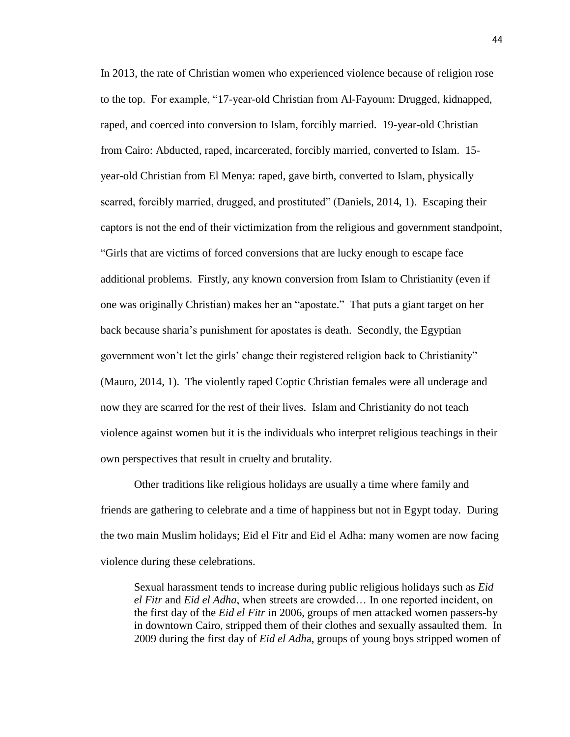In 2013, the rate of Christian women who experienced violence because of religion rose to the top. For example, "17-year-old Christian from Al-Fayoum: Drugged, kidnapped, raped, and coerced into conversion to Islam, forcibly married. 19-year-old Christian from Cairo: Abducted, raped, incarcerated, forcibly married, converted to Islam. 15-year-old Christian from El Menya: raped, gave birth, converted to Islam, physically scarred, forcibly married, drugged, and prostituted" (Daniels, 2014, 1). Escaping their captors is not the end of their victimization from the religious and government standpoint, "Girls that are victims of forced conversions that are lucky enough to escape face additional problems. Firstly, any known conversion from Islam to Christianity (even if one was originally Christian) makes her an "apostate." That puts a giant target on her back because sharia's punishment for apostates is death. Secondly, the Egyptian government won't let the girls' change their registered religion back to Christianity" (Mauro, 2014, 1). The violently raped Coptic Christian females were all underage and now they are scarred for the rest of their lives. Islam and Christianity do not teach violence against women but it is the individuals who interpret religious teachings in their own perspectives that result in cruelty and brutality.

Other traditions like religious holidays are usually a time where family and friends are gathering to celebrate and a time of happiness but not in Egypt today. During the two main Muslim holidays; Eid el Fitr and Eid el Adha: many women are now facing violence during these celebrations.

> Sexual harassment tends to increase during public religious holidays such as *Eid el Fitr* and *Eid el Adha*, when streets are crowded… In one reported incident, on the first day of the *Eid el Fitr* in 2006, groups of men attacked women passers-by in downtown Cairo, stripped them of their clothes and sexually assaulted them. In 2009 during the first day of *Eid el Adh*a, groups of young boys stripped women of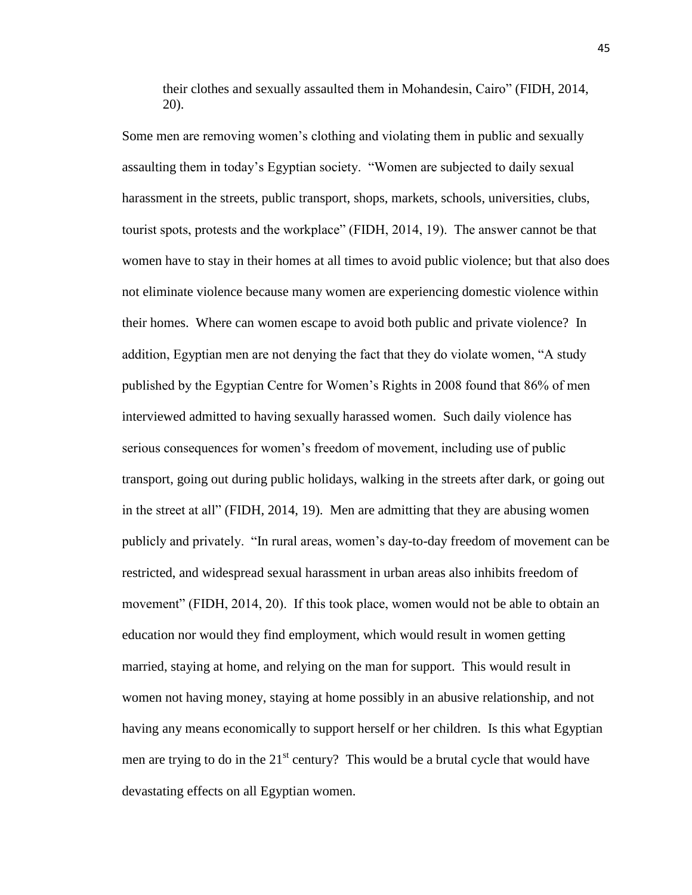> their clothes and sexually assaulted them in Mohandesin, Cairo" (FIDH, 2014, 20).

Some men are removing women's clothing and violating them in public and sexually assaulting them in today's Egyptian society. "Women are subjected to daily sexual harassment in the streets, public transport, shops, markets, schools, universities, clubs, tourist spots, protests and the workplace" (FIDH, 2014, 19). The answer cannot be that women have to stay in their homes at all times to avoid public violence; but that also does not eliminate violence because many women are experiencing domestic violence within their homes. Where can women escape to avoid both public and private violence? In addition, Egyptian men are not denying the fact that they do violate women, "A study published by the Egyptian Centre for Women's Rights in 2008 found that 86% of men interviewed admitted to having sexually harassed women. Such daily violence has serious consequences for women's freedom of movement, including use of public transport, going out during public holidays, walking in the streets after dark, or going out in the street at all" (FIDH, 2014, 19). Men are admitting that they are abusing women publicly and privately. "In rural areas, women's day-to-day freedom of movement can be restricted, and widespread sexual harassment in urban areas also inhibits freedom of movement" (FIDH, 2014, 20). If this took place, women would not be able to obtain an education nor would they find employment, which would result in women getting married, staying at home, and relying on the man for support. This would result in women not having money, staying at home possibly in an abusive relationship, and not having any means economically to support herself or her children. Is this what Egyptian men are trying to do in the 21st century? This would be a brutal cycle that would have devastating effects on all Egyptian women.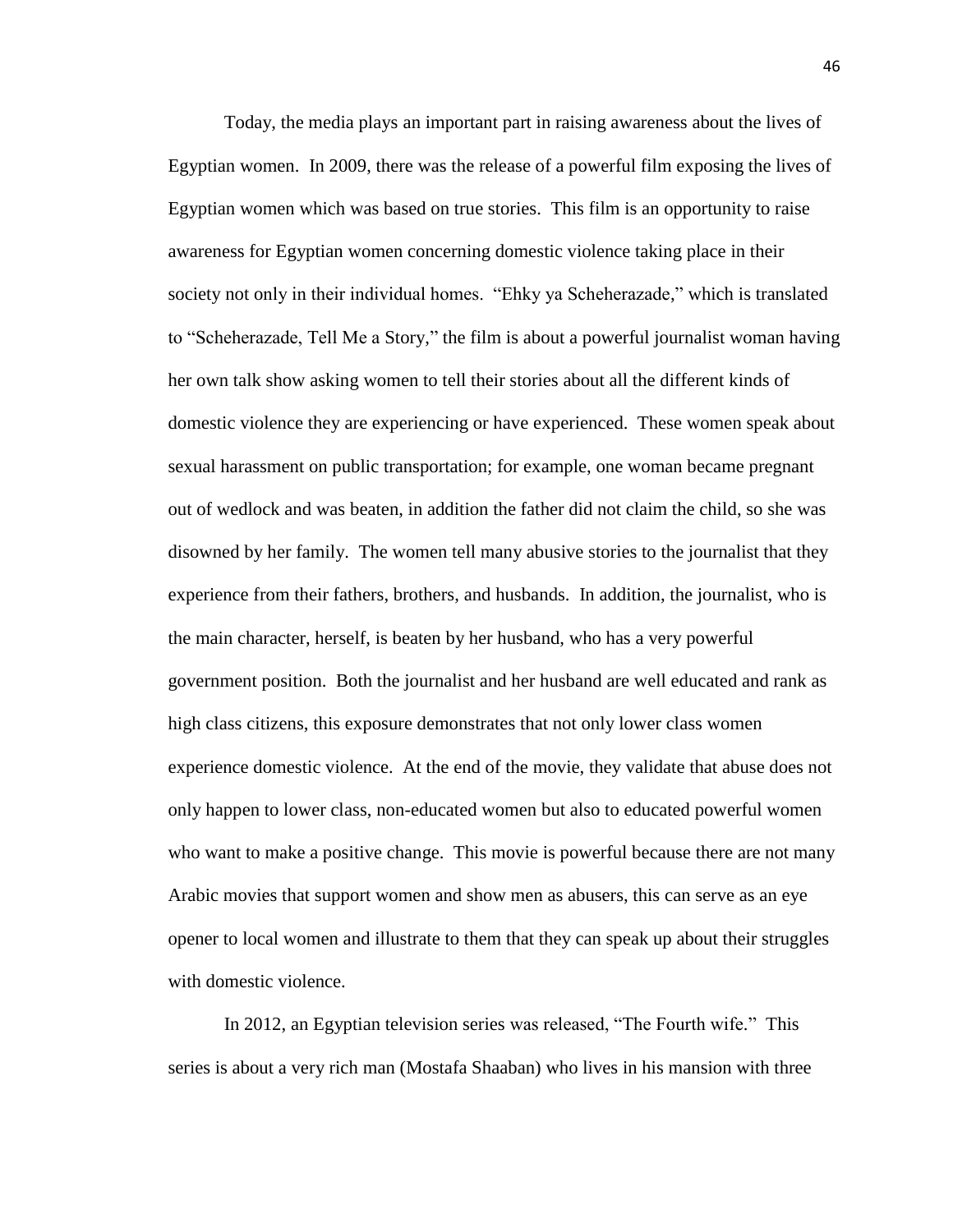Today, the media plays an important part in raising awareness about the lives of Egyptian women. In 2009, there was the release of a powerful film exposing the lives of Egyptian women which was based on true stories. This film is an opportunity to raise awareness for Egyptian women concerning domestic violence taking place in their society not only in their individual homes. "Ehky ya Scheherazade," which is translated to "Scheherazade, Tell Me a Story," the film is about a powerful journalist woman having her own talk show asking women to tell their stories about all the different kinds of domestic violence they are experiencing or have experienced. These women speak about sexual harassment on public transportation; for example, one woman became pregnant out of wedlock and was beaten, in addition the father did not claim the child, so she was disowned by her family. The women tell many abusive stories to the journalist that they experience from their fathers, brothers, and husbands. In addition, the journalist, who is the main character, herself, is beaten by her husband, who has a very powerful government position. Both the journalist and her husband are well educated and rank as high class citizens, this exposure demonstrates that not only lower class women experience domestic violence. At the end of the movie, they validate that abuse does not only happen to lower class, non-educated women but also to educated powerful women who want to make a positive change. This movie is powerful because there are not many Arabic movies that support women and show men as abusers, this can serve as an eye opener to local women and illustrate to them that they can speak up about their struggles with domestic violence.

In 2012, an Egyptian television series was released, "The Fourth wife." This series is about a very rich man (Mostafa Shaaban) who lives in his mansion with three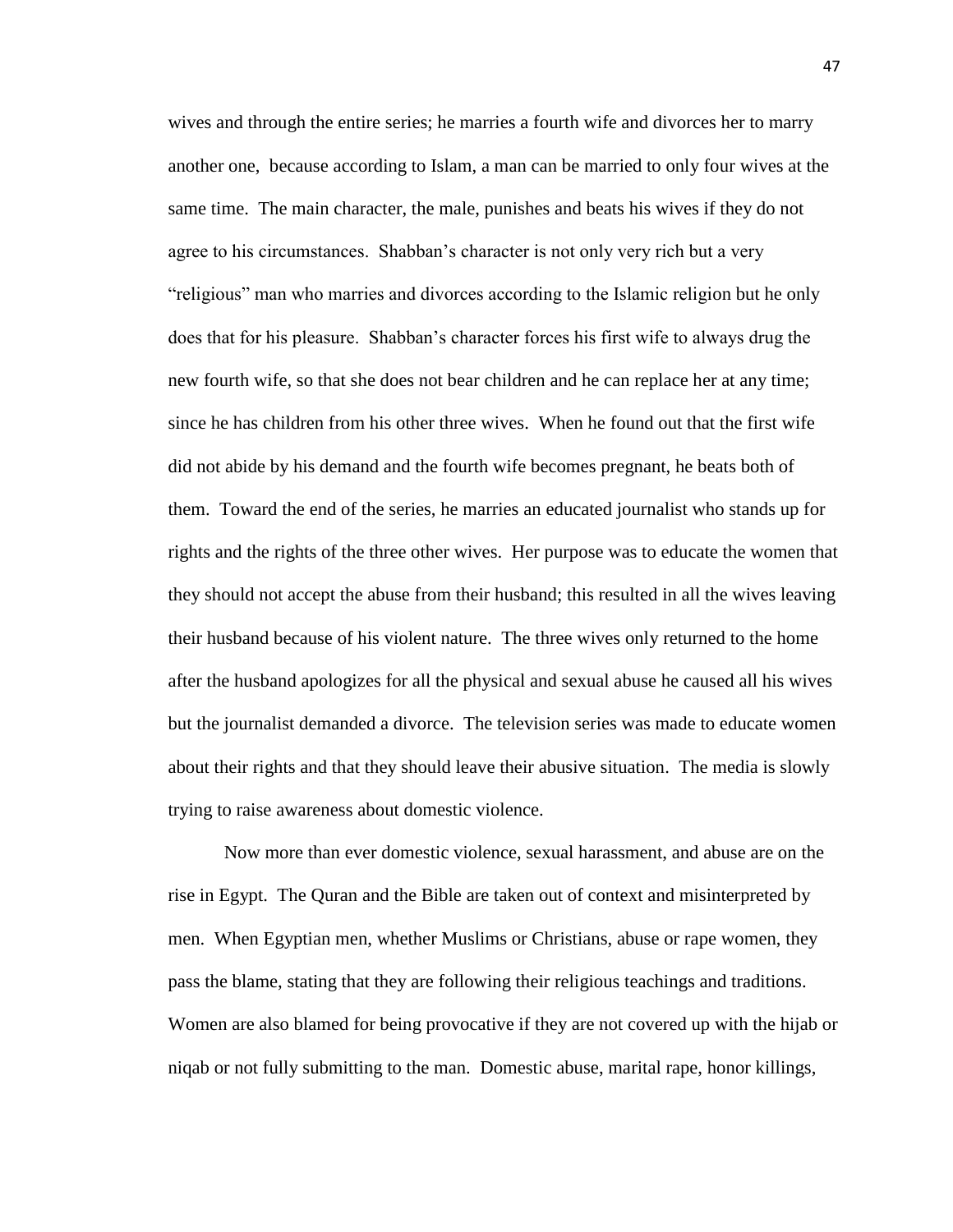wives and through the entire series; he marries a fourth wife and divorces her to marry another one, because according to Islam, a man can be married to only four wives at the same time. The main character, the male, punishes and beats his wives if they do not agree to his circumstances. Shabban's character is not only very rich but a very "religious" man who marries and divorces according to the Islamic religion but he only does that for his pleasure. Shabban's character forces his first wife to always drug the new fourth wife, so that she does not bear children and he can replace her at any time; since he has children from his other three wives. When he found out that the first wife did not abide by his demand and the fourth wife becomes pregnant, he beats both of them. Toward the end of the series, he marries an educated journalist who stands up for rights and the rights of the three other wives. Her purpose was to educate the women that they should not accept the abuse from their husband; this resulted in all the wives leaving their husband because of his violent nature. The three wives only returned to the home after the husband apologizes for all the physical and sexual abuse he caused all his wives but the journalist demanded a divorce. The television series was made to educate women about their rights and that they should leave their abusive situation. The media is slowly trying to raise awareness about domestic violence.

Now more than ever domestic violence, sexual harassment, and abuse are on the rise in Egypt. The Quran and the Bible are taken out of context and misinterpreted by men. When Egyptian men, whether Muslims or Christians, abuse or rape women, they pass the blame, stating that they are following their religious teachings and traditions. Women are also blamed for being provocative if they are not covered up with the hijab or niqab or not fully submitting to the man. Domestic abuse, marital rape, honor killings,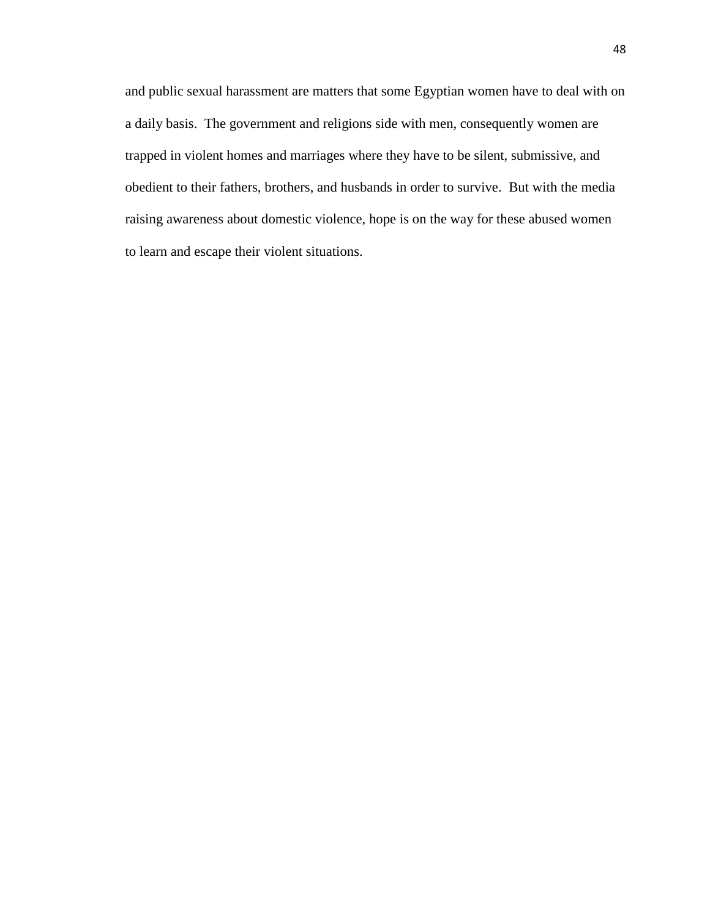and public sexual harassment are matters that some Egyptian women have to deal with on a daily basis.  The government and religions side with men, consequently women are trapped in violent homes and marriages where they have to be silent, submissive, and obedient to their fathers, brothers, and husbands in order to survive.  But with the media raising awareness about domestic violence, hope is on the way for these abused women to learn and escape their violent situations.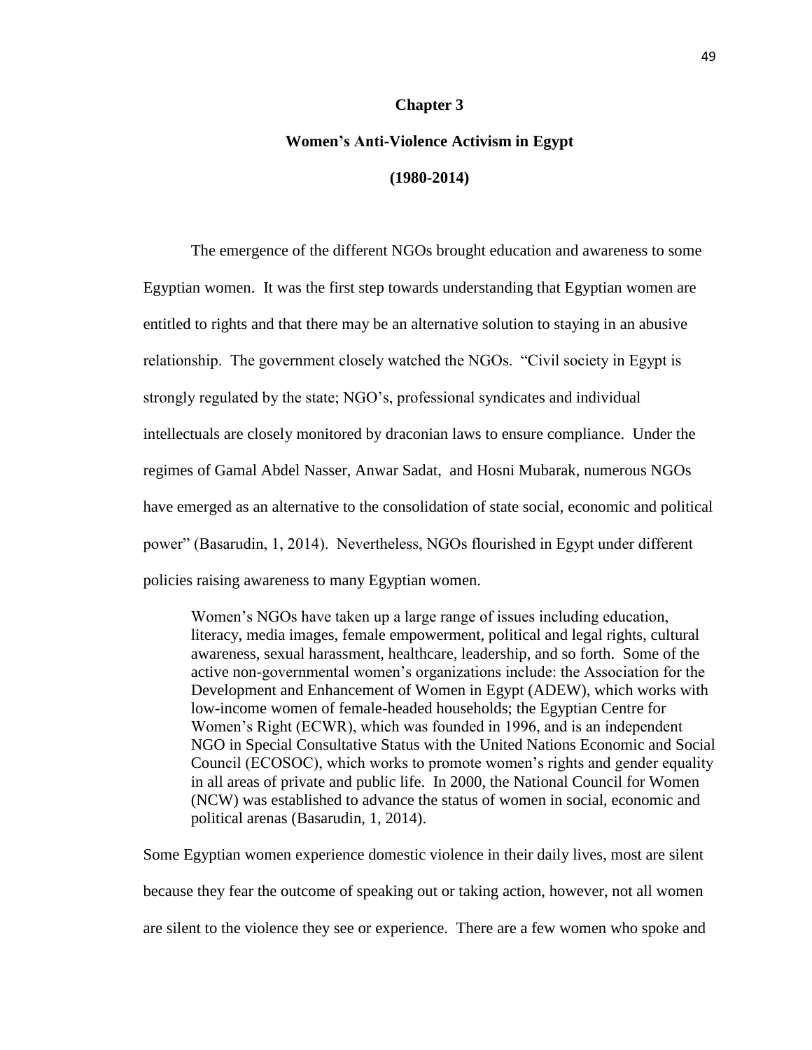# Chapter 3

## Women's Anti-Violence Activism in Egypt

## (1980-2014)

The emergence of the different NGOs brought education and awareness to some Egyptian women. It was the first step towards understanding that Egyptian women are entitled to rights and that there may be an alternative solution to staying in an abusive relationship. The government closely watched the NGOs. "Civil society in Egypt is strongly regulated by the state; NGO's, professional syndicates and individual intellectuals are closely monitored by draconian laws to ensure compliance. Under the regimes of Gamal Abdel Nasser, Anwar Sadat, and Hosni Mubarak, numerous NGOs have emerged as an alternative to the consolidation of state social, economic and political power" (Basarudin, 1, 2014). Nevertheless, NGOs flourished in Egypt under different policies raising awareness to many Egyptian women.

> Women's NGOs have taken up a large range of issues including education, literacy, media images, female empowerment, political and legal rights, cultural awareness, sexual harassment, healthcare, leadership, and so forth. Some of the active non-governmental women's organizations include: the Association for the Development and Enhancement of Women in Egypt (ADEW), which works with low-income women of female-headed households; the Egyptian Centre for Women's Right (ECWR), which was founded in 1996, and is an independent NGO in Special Consultative Status with the United Nations Economic and Social Council (ECOSOC), which works to promote women's rights and gender equality in all areas of private and public life. In 2000, the National Council for Women (NCW) was established to advance the status of women in social, economic and political arenas (Basarudin, 1, 2014).

Some Egyptian women experience domestic violence in their daily lives, most are silent because they fear the outcome of speaking out or taking action, however, not all women are silent to the violence they see or experience. There are a few women who spoke and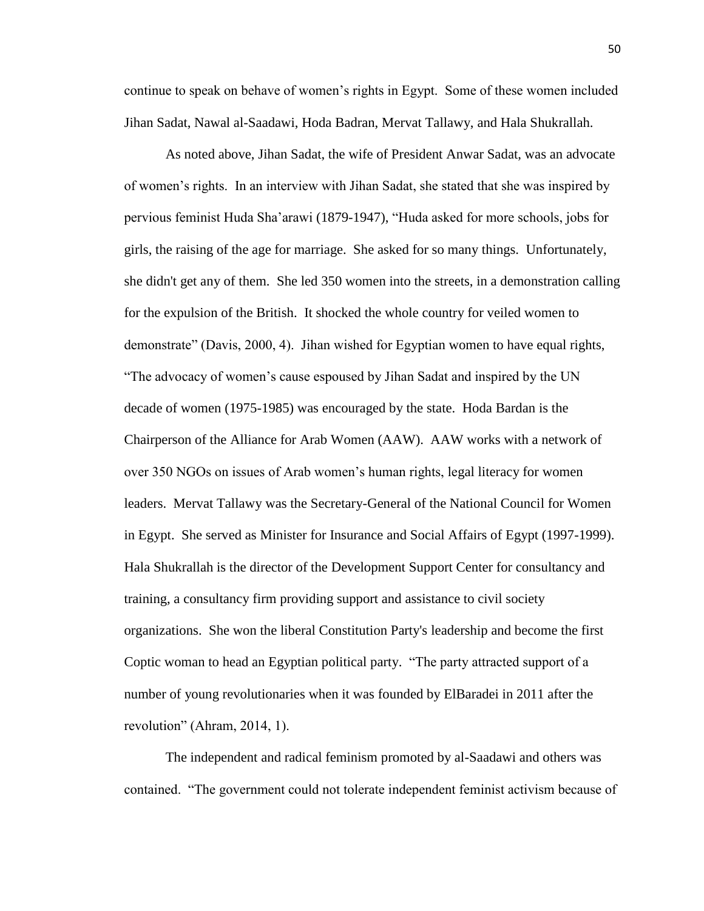continue to speak on behave of women's rights in Egypt. Some of these women included Jihan Sadat, Nawal al-Saadawi, Hoda Badran, Mervat Tallawy, and Hala Shukrallah.

As noted above, Jihan Sadat, the wife of President Anwar Sadat, was an advocate of women's rights. In an interview with Jihan Sadat, she stated that she was inspired by pervious feminist Huda Sha'arawi (1879-1947), "Huda asked for more schools, jobs for girls, the raising of the age for marriage. She asked for so many things. Unfortunately, she didn't get any of them. She led 350 women into the streets, in a demonstration calling for the expulsion of the British. It shocked the whole country for veiled women to demonstrate" (Davis, 2000, 4). Jihan wished for Egyptian women to have equal rights, "The advocacy of women's cause espoused by Jihan Sadat and inspired by the UN decade of women (1975-1985) was encouraged by the state. Hoda Bardan is the Chairperson of the Alliance for Arab Women (AAW). AAW works with a network of over 350 NGOs on issues of Arab women's human rights, legal literacy for women leaders. Mervat Tallawy was the Secretary-General of the National Council for Women in Egypt. She served as Minister for Insurance and Social Affairs of Egypt (1997-1999). Hala Shukrallah is the director of the Development Support Center for consultancy and training, a consultancy firm providing support and assistance to civil society organizations. She won the liberal Constitution Party's leadership and become the first Coptic woman to head an Egyptian political party. "The party attracted support of a number of young revolutionaries when it was founded by ElBaradei in 2011 after the revolution" (Ahram, 2014, 1).

The independent and radical feminism promoted by al-Saadawi and others was contained. "The government could not tolerate independent feminist activism because of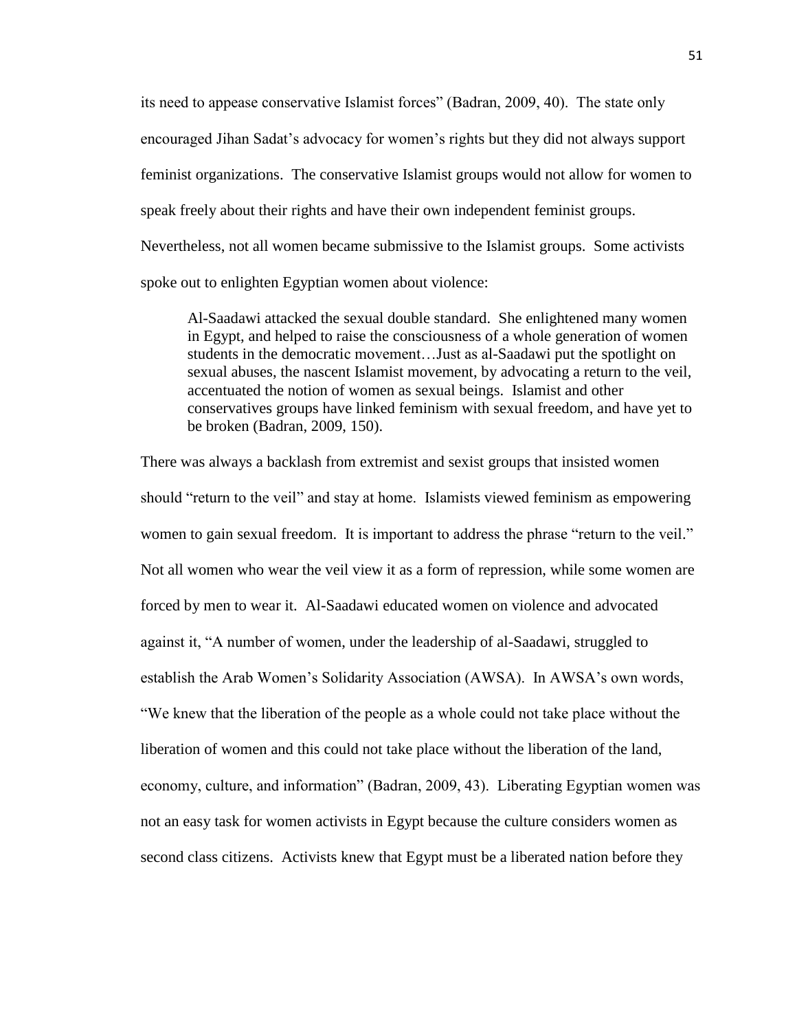its need to appease conservative Islamist forces" (Badran, 2009, 40). The state only encouraged Jihan Sadat's advocacy for women's rights but they did not always support feminist organizations. The conservative Islamist groups would not allow for women to speak freely about their rights and have their own independent feminist groups. Nevertheless, not all women became submissive to the Islamist groups. Some activists spoke out to enlighten Egyptian women about violence:

> Al-Saadawi attacked the sexual double standard. She enlightened many women in Egypt, and helped to raise the consciousness of a whole generation of women students in the democratic movement…Just as al-Saadawi put the spotlight on sexual abuses, the nascent Islamist movement, by advocating a return to the veil, accentuated the notion of women as sexual beings. Islamist and other conservatives groups have linked feminism with sexual freedom, and have yet to be broken (Badran, 2009, 150).

There was always a backlash from extremist and sexist groups that insisted women should "return to the veil" and stay at home. Islamists viewed feminism as empowering women to gain sexual freedom. It is important to address the phrase "return to the veil." Not all women who wear the veil view it as a form of repression, while some women are forced by men to wear it. Al-Saadawi educated women on violence and advocated against it, "A number of women, under the leadership of al-Saadawi, struggled to establish the Arab Women's Solidarity Association (AWSA). In AWSA's own words, "We knew that the liberation of the people as a whole could not take place without the liberation of women and this could not take place without the liberation of the land, economy, culture, and information" (Badran, 2009, 43). Liberating Egyptian women was not an easy task for women activists in Egypt because the culture considers women as second class citizens. Activists knew that Egypt must be a liberated nation before they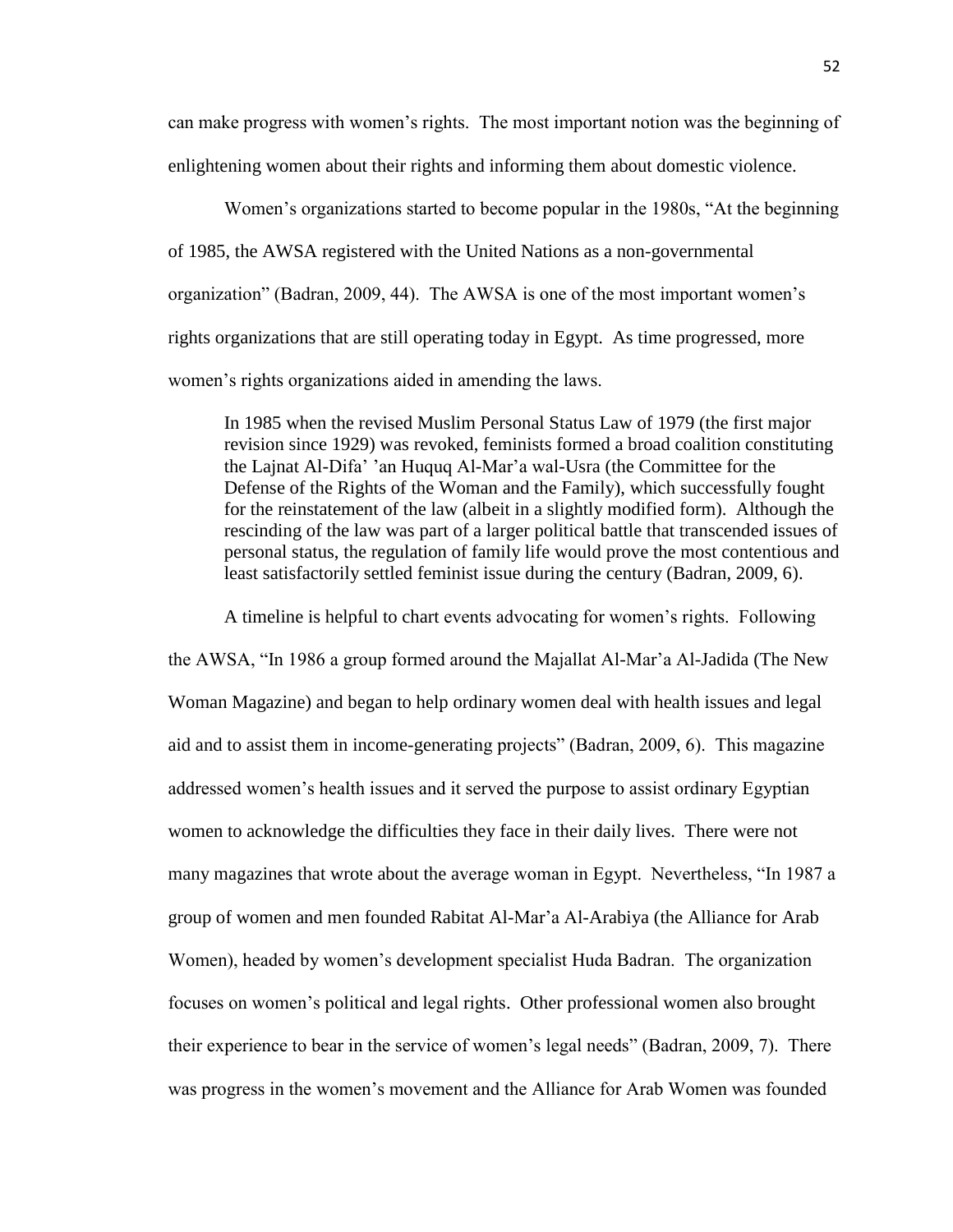can make progress with women's rights. The most important notion was the beginning of enlightening women about their rights and informing them about domestic violence.

Women's organizations started to become popular in the 1980s, "At the beginning of 1985, the AWSA registered with the United Nations as a non-governmental organization" (Badran, 2009, 44). The AWSA is one of the most important women's rights organizations that are still operating today in Egypt. As time progressed, more women's rights organizations aided in amending the laws.

> In 1985 when the revised Muslim Personal Status Law of 1979 (the first major revision since 1929) was revoked, feminists formed a broad coalition constituting the Lajnat Al-Difa' 'an Huquq Al-Mar'a wal-Usra (the Committee for the Defense of the Rights of the Woman and the Family), which successfully fought for the reinstatement of the law (albeit in a slightly modified form). Although the rescinding of the law was part of a larger political battle that transcended issues of personal status, the regulation of family life would prove the most contentious and least satisfactorily settled feminist issue during the century (Badran, 2009, 6).

A timeline is helpful to chart events advocating for women's rights. Following the AWSA, "In 1986 a group formed around the Majallat Al-Mar'a Al-Jadida (The New Woman Magazine) and began to help ordinary women deal with health issues and legal aid and to assist them in income-generating projects" (Badran, 2009, 6). This magazine addressed women's health issues and it served the purpose to assist ordinary Egyptian women to acknowledge the difficulties they face in their daily lives. There were not many magazines that wrote about the average woman in Egypt. Nevertheless, "In 1987 a group of women and men founded Rabitat Al-Mar'a Al-Arabiya (the Alliance for Arab Women), headed by women's development specialist Huda Badran. The organization focuses on women's political and legal rights. Other professional women also brought their experience to bear in the service of women's legal needs" (Badran, 2009, 7). There was progress in the women's movement and the Alliance for Arab Women was founded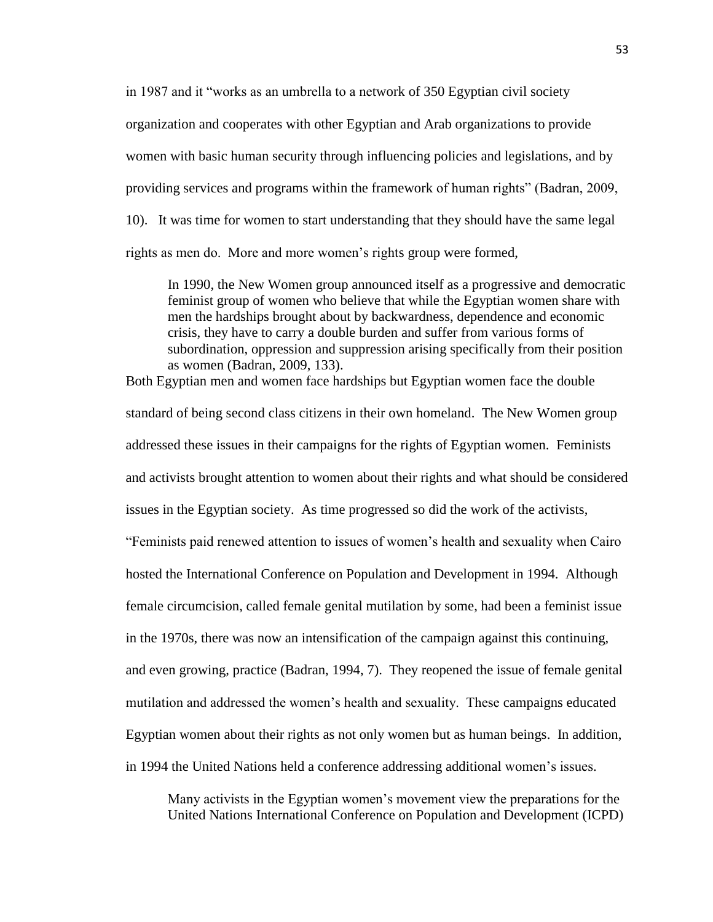in 1987 and it "works as an umbrella to a network of 350 Egyptian civil society organization and cooperates with other Egyptian and Arab organizations to provide women with basic human security through influencing policies and legislations, and by providing services and programs within the framework of human rights" (Badran, 2009, 10). It was time for women to start understanding that they should have the same legal rights as men do. More and more women's rights group were formed,

> In 1990, the New Women group announced itself as a progressive and democratic feminist group of women who believe that while the Egyptian women share with men the hardships brought about by backwardness, dependence and economic crisis, they have to carry a double burden and suffer from various forms of subordination, oppression and suppression arising specifically from their position as women (Badran, 2009, 133).

Both Egyptian men and women face hardships but Egyptian women face the double standard of being second class citizens in their own homeland. The New Women group addressed these issues in their campaigns for the rights of Egyptian women. Feminists and activists brought attention to women about their rights and what should be considered issues in the Egyptian society. As time progressed so did the work of the activists, "Feminists paid renewed attention to issues of women's health and sexuality when Cairo hosted the International Conference on Population and Development in 1994. Although female circumcision, called female genital mutilation by some, had been a feminist issue in the 1970s, there was now an intensification of the campaign against this continuing, and even growing, practice (Badran, 1994, 7). They reopened the issue of female genital mutilation and addressed the women's health and sexuality. These campaigns educated Egyptian women about their rights as not only women but as human beings. In addition, in 1994 the United Nations held a conference addressing additional women's issues.

> Many activists in the Egyptian women's movement view the preparations for the United Nations International Conference on Population and Development (ICPD)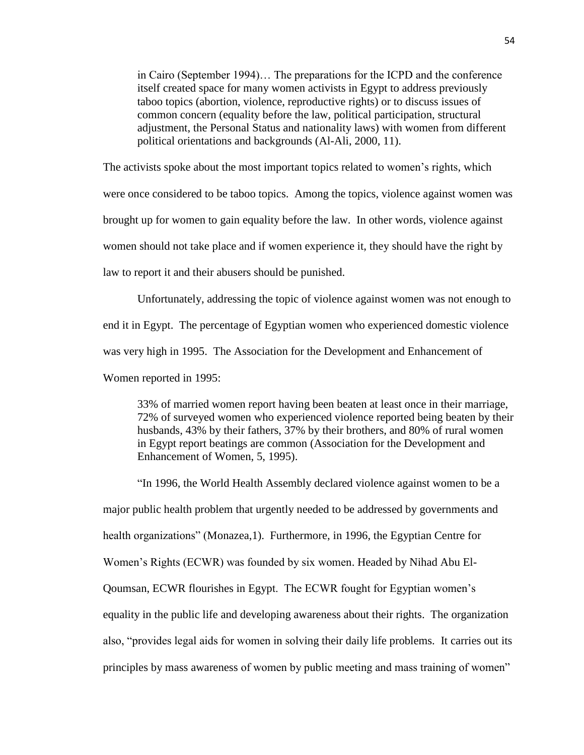> in Cairo (September 1994)… The preparations for the ICPD and the conference itself created space for many women activists in Egypt to address previously taboo topics (abortion, violence, reproductive rights) or to discuss issues of common concern (equality before the law, political participation, structural adjustment, the Personal Status and nationality laws) with women from different political orientations and backgrounds (Al-Ali, 2000, 11).

The activists spoke about the most important topics related to women's rights, which were once considered to be taboo topics. Among the topics, violence against women was brought up for women to gain equality before the law. In other words, violence against women should not take place and if women experience it, they should have the right by law to report it and their abusers should be punished.

Unfortunately, addressing the topic of violence against women was not enough to end it in Egypt. The percentage of Egyptian women who experienced domestic violence was very high in 1995. The Association for the Development and Enhancement of Women reported in 1995:

> 33% of married women report having been beaten at least once in their marriage, 72% of surveyed women who experienced violence reported being beaten by their husbands, 43% by their fathers, 37% by their brothers, and 80% of rural women in Egypt report beatings are common (Association for the Development and Enhancement of Women, 5, 1995).

"In 1996, the World Health Assembly declared violence against women to be a major public health problem that urgently needed to be addressed by governments and health organizations" (Monazea,1). Furthermore, in 1996, the Egyptian Centre for Women's Rights (ECWR) was founded by six women. Headed by Nihad Abu El-Qoumsan, ECWR flourishes in Egypt. The ECWR fought for Egyptian women's equality in the public life and developing awareness about their rights. The organization also, "provides legal aids for women in solving their daily life problems. It carries out its principles by mass awareness of women by public meeting and mass training of women"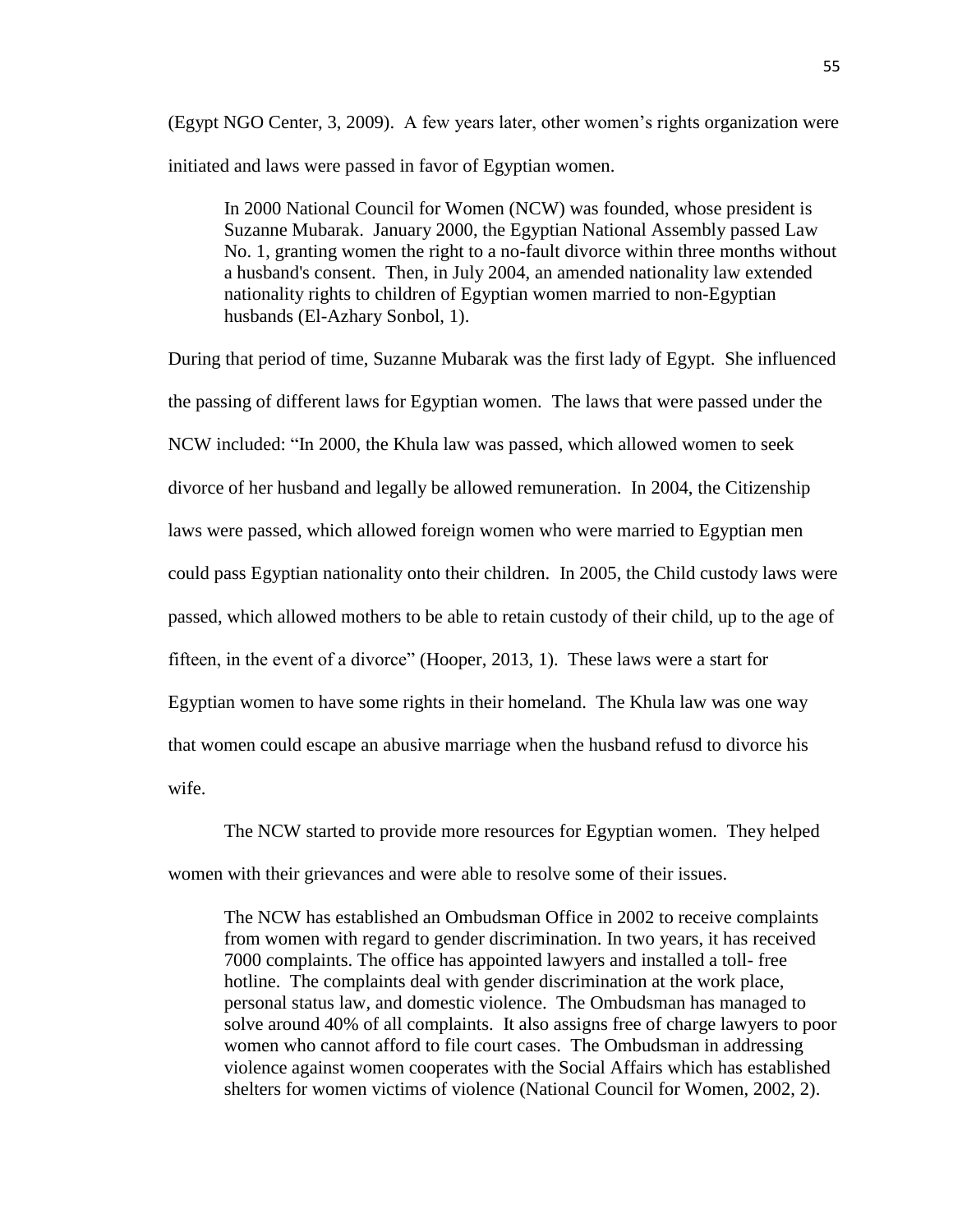(Egypt NGO Center, 3, 2009). A few years later, other women's rights organization were initiated and laws were passed in favor of Egyptian women.

> In 2000 National Council for Women (NCW) was founded, whose president is Suzanne Mubarak. January 2000, the Egyptian National Assembly passed Law No. 1, granting women the right to a no-fault divorce within three months without a husband's consent. Then, in July 2004, an amended nationality law extended nationality rights to children of Egyptian women married to non-Egyptian husbands (El-Azhary Sonbol, 1).

During that period of time, Suzanne Mubarak was the first lady of Egypt. She influenced the passing of different laws for Egyptian women. The laws that were passed under the NCW included: "In 2000, the Khula law was passed, which allowed women to seek divorce of her husband and legally be allowed remuneration. In 2004, the Citizenship laws were passed, which allowed foreign women who were married to Egyptian men could pass Egyptian nationality onto their children. In 2005, the Child custody laws were passed, which allowed mothers to be able to retain custody of their child, up to the age of fifteen, in the event of a divorce" (Hooper, 2013, 1). These laws were a start for Egyptian women to have some rights in their homeland. The Khula law was one way that women could escape an abusive marriage when the husband refusd to divorce his wife.

The NCW started to provide more resources for Egyptian women. They helped women with their grievances and were able to resolve some of their issues.

> The NCW has established an Ombudsman Office in 2002 to receive complaints from women with regard to gender discrimination. In two years, it has received 7000 complaints. The office has appointed lawyers and installed a toll- free hotline. The complaints deal with gender discrimination at the work place, personal status law, and domestic violence. The Ombudsman has managed to solve around 40% of all complaints. It also assigns free of charge lawyers to poor women who cannot afford to file court cases. The Ombudsman in addressing violence against women cooperates with the Social Affairs which has established shelters for women victims of violence (National Council for Women, 2002, 2).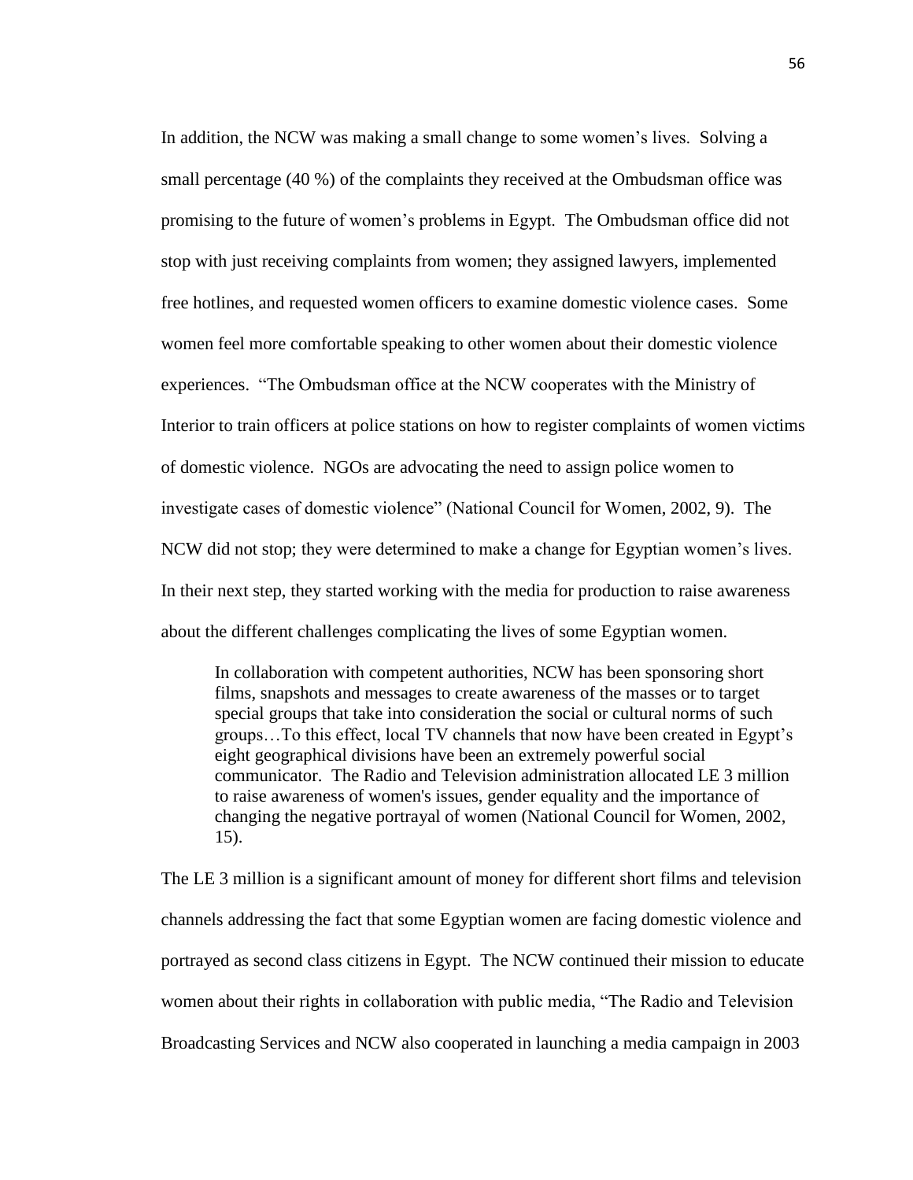In addition, the NCW was making a small change to some women's lives. Solving a small percentage (40 %) of the complaints they received at the Ombudsman office was promising to the future of women's problems in Egypt. The Ombudsman office did not stop with just receiving complaints from women; they assigned lawyers, implemented free hotlines, and requested women officers to examine domestic violence cases. Some women feel more comfortable speaking to other women about their domestic violence experiences. "The Ombudsman office at the NCW cooperates with the Ministry of Interior to train officers at police stations on how to register complaints of women victims of domestic violence. NGOs are advocating the need to assign police women to investigate cases of domestic violence" (National Council for Women, 2002, 9). The NCW did not stop; they were determined to make a change for Egyptian women's lives. In their next step, they started working with the media for production to raise awareness about the different challenges complicating the lives of some Egyptian women.

> In collaboration with competent authorities, NCW has been sponsoring short films, snapshots and messages to create awareness of the masses or to target special groups that take into consideration the social or cultural norms of such groups…To this effect, local TV channels that now have been created in Egypt's eight geographical divisions have been an extremely powerful social communicator. The Radio and Television administration allocated LE 3 million to raise awareness of women's issues, gender equality and the importance of changing the negative portrayal of women (National Council for Women, 2002, 15).

The LE 3 million is a significant amount of money for different short films and television channels addressing the fact that some Egyptian women are facing domestic violence and portrayed as second class citizens in Egypt. The NCW continued their mission to educate women about their rights in collaboration with public media, "The Radio and Television Broadcasting Services and NCW also cooperated in launching a media campaign in 2003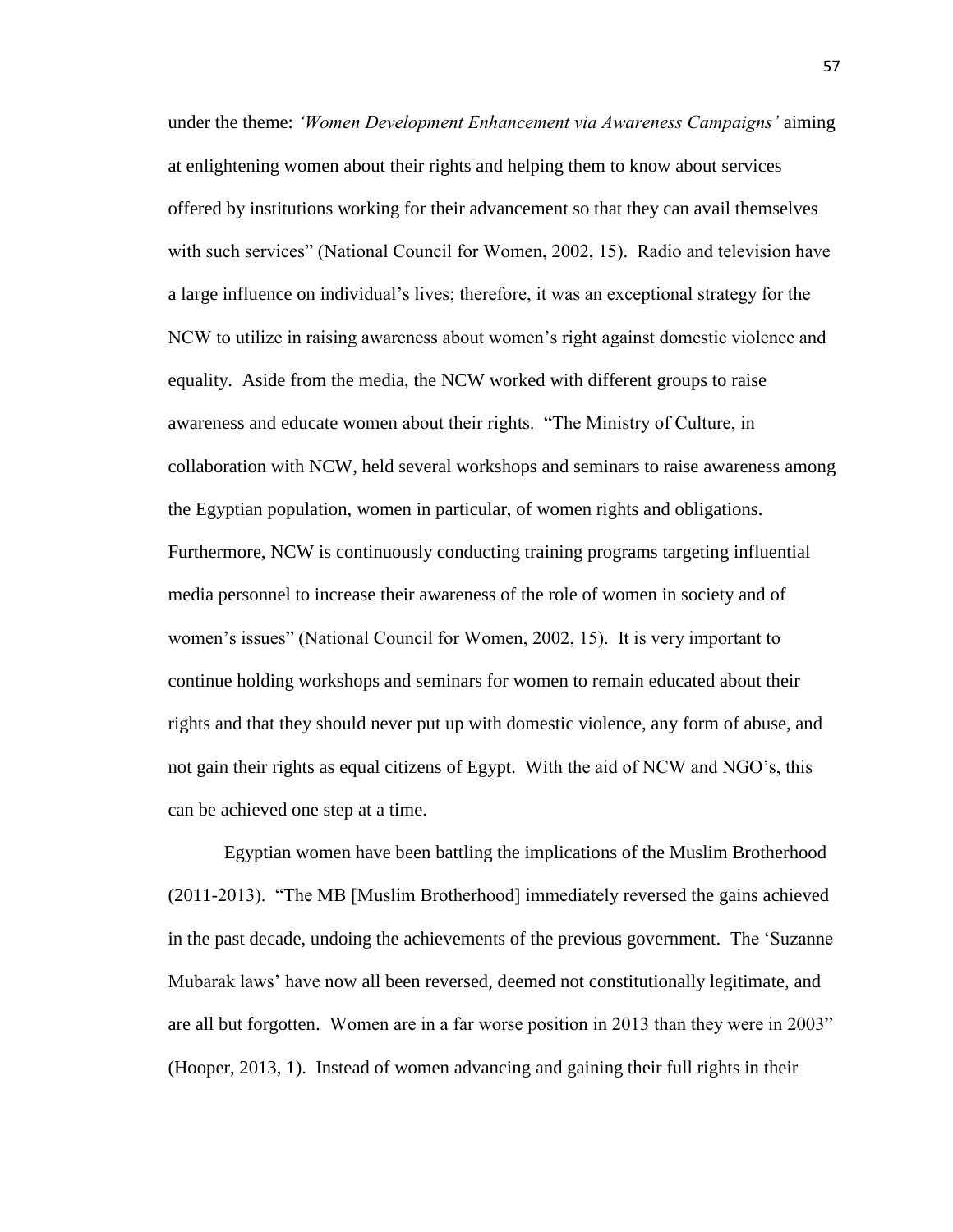under the theme: *'Women Development Enhancement via Awareness Campaigns'* aiming at enlightening women about their rights and helping them to know about services offered by institutions working for their advancement so that they can avail themselves with such services" (National Council for Women, 2002, 15). Radio and television have a large influence on individual's lives; therefore, it was an exceptional strategy for the NCW to utilize in raising awareness about women's right against domestic violence and equality. Aside from the media, the NCW worked with different groups to raise awareness and educate women about their rights. "The Ministry of Culture, in collaboration with NCW, held several workshops and seminars to raise awareness among the Egyptian population, women in particular, of women rights and obligations. Furthermore, NCW is continuously conducting training programs targeting influential media personnel to increase their awareness of the role of women in society and of women's issues" (National Council for Women, 2002, 15). It is very important to continue holding workshops and seminars for women to remain educated about their rights and that they should never put up with domestic violence, any form of abuse, and not gain their rights as equal citizens of Egypt. With the aid of NCW and NGO's, this can be achieved one step at a time.

Egyptian women have been battling the implications of the Muslim Brotherhood (2011-2013). "The MB [Muslim Brotherhood] immediately reversed the gains achieved in the past decade, undoing the achievements of the previous government. The 'Suzanne Mubarak laws' have now all been reversed, deemed not constitutionally legitimate, and are all but forgotten. Women are in a far worse position in 2013 than they were in 2003" (Hooper, 2013, 1). Instead of women advancing and gaining their full rights in their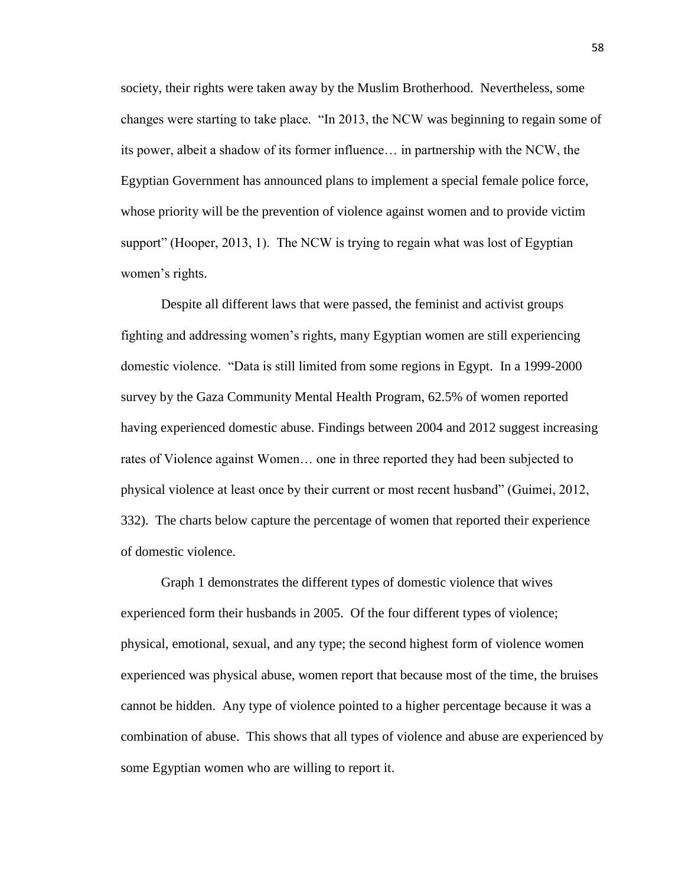society, their rights were taken away by the Muslim Brotherhood. Nevertheless, some changes were starting to take place. "In 2013, the NCW was beginning to regain some of its power, albeit a shadow of its former influence… in partnership with the NCW, the Egyptian Government has announced plans to implement a special female police force, whose priority will be the prevention of violence against women and to provide victim support" (Hooper, 2013, 1). The NCW is trying to regain what was lost of Egyptian women's rights.

Despite all different laws that were passed, the feminist and activist groups fighting and addressing women's rights, many Egyptian women are still experiencing domestic violence. "Data is still limited from some regions in Egypt. In a 1999-2000 survey by the Gaza Community Mental Health Program, 62.5% of women reported having experienced domestic abuse. Findings between 2004 and 2012 suggest increasing rates of Violence against Women… one in three reported they had been subjected to physical violence at least once by their current or most recent husband" (Guimei, 2012, 332). The charts below capture the percentage of women that reported their experience of domestic violence.

Graph 1 demonstrates the different types of domestic violence that wives experienced form their husbands in 2005. Of the four different types of violence; physical, emotional, sexual, and any type; the second highest form of violence women experienced was physical abuse, women report that because most of the time, the bruises cannot be hidden. Any type of violence pointed to a higher percentage because it was a combination of abuse. This shows that all types of violence and abuse are experienced by some Egyptian women who are willing to report it.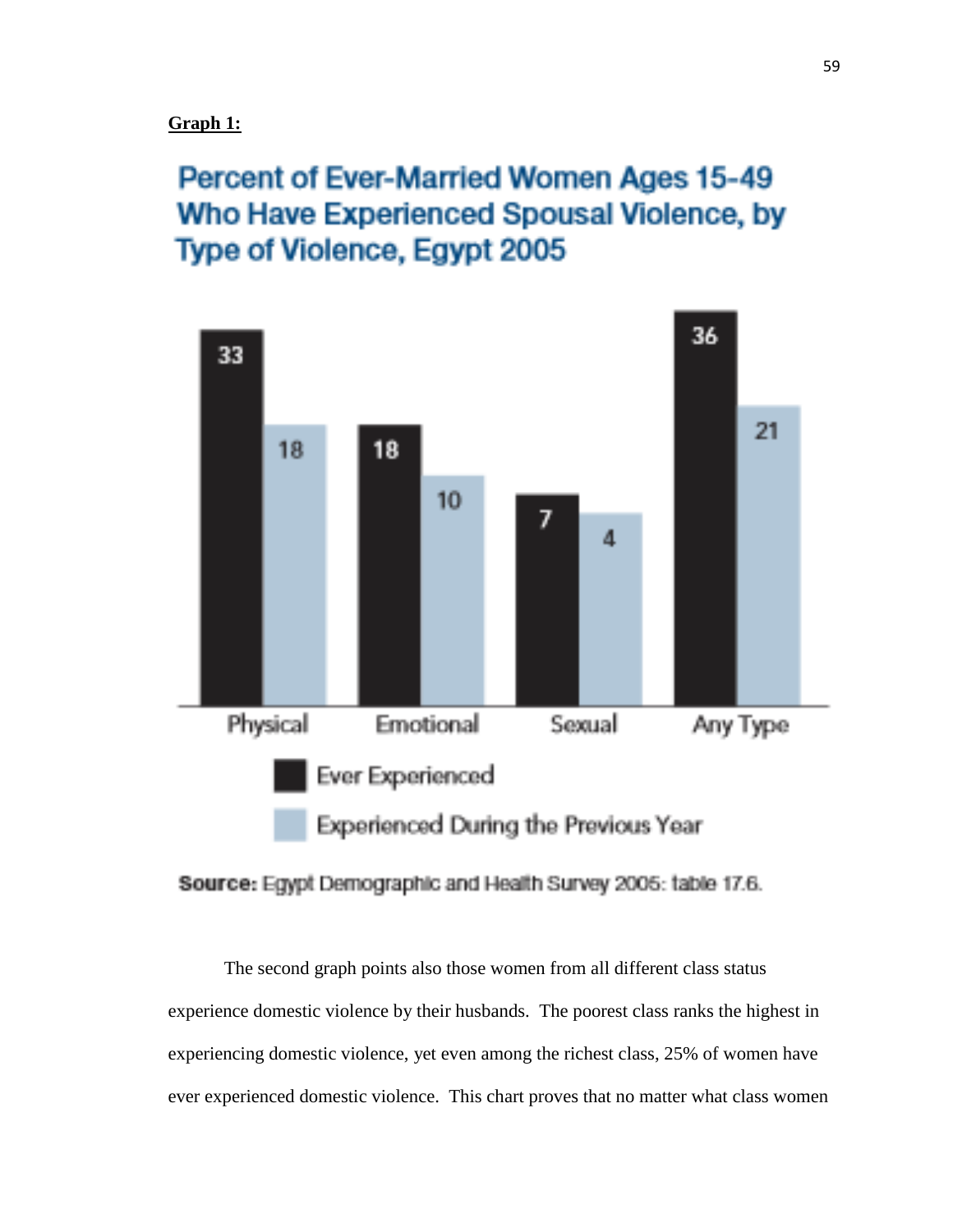**Graph 1:**

**Percent of Ever-Married Women Ages 15-49 Who Have Experienced Spousal Violence, by Type of Violence, Egypt 2005**

| | Physical | Emotional | Sexual | Any Type |
|---|---|---|---|---|
| Ever Experienced | 33 | 18 | 7 | 36 |
| Experienced During the Previous Year | 18 | 10 | 4 | 21 |

**Source:** Egypt Demographic and Health Survey 2005: table 17.6.

The second graph points also those women from all different class status experience domestic violence by their husbands. The poorest class ranks the highest in experiencing domestic violence, yet even among the richest class, 25% of women have ever experienced domestic violence. This chart proves that no matter what class women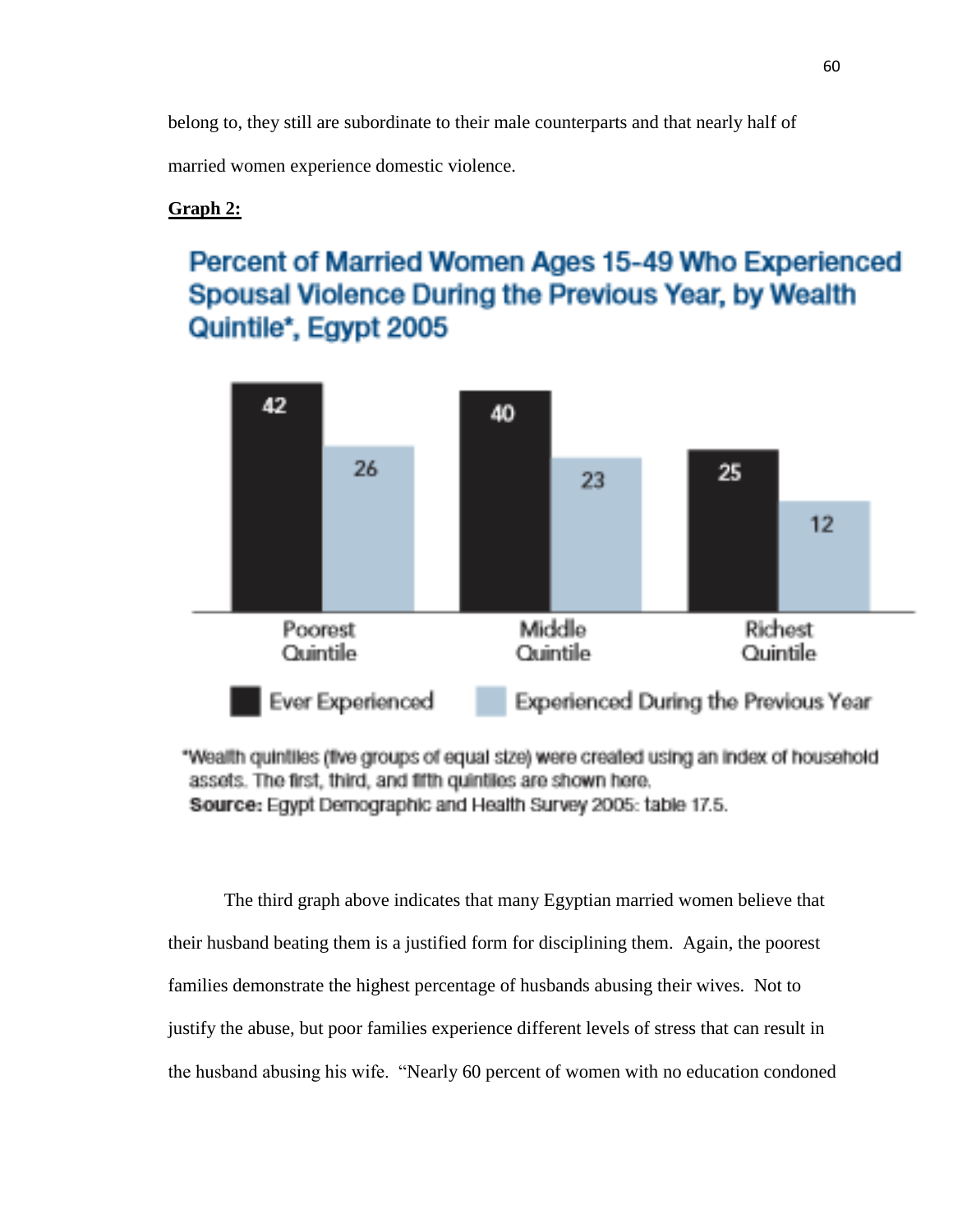belong to, they still are subordinate to their male counterparts and that nearly half of married women experience domestic violence.

**Graph 2:**

**Percent of Married Women Ages 15-49 Who Experienced Spousal Violence During the Previous Year, by Wealth Quintile*, Egypt 2005**

| | Ever Experienced | Experienced During the Previous Year |
|---|---|---|
| Poorest Quintile | 42 | 26 |
| Middle Quintile | 40 | 23 |
| Richest Quintile | 25 | 12 |

*Wealth quintiles (five groups of equal size) were created using an index of household assets. The first, third, and fifth quintiles are shown here.
**Source:** Egypt Demographic and Health Survey 2005: table 17.5.

The third graph above indicates that many Egyptian married women believe that their husband beating them is a justified form for disciplining them. Again, the poorest families demonstrate the highest percentage of husbands abusing their wives. Not to justify the abuse, but poor families experience different levels of stress that can result in the husband abusing his wife. "Nearly 60 percent of women with no education condoned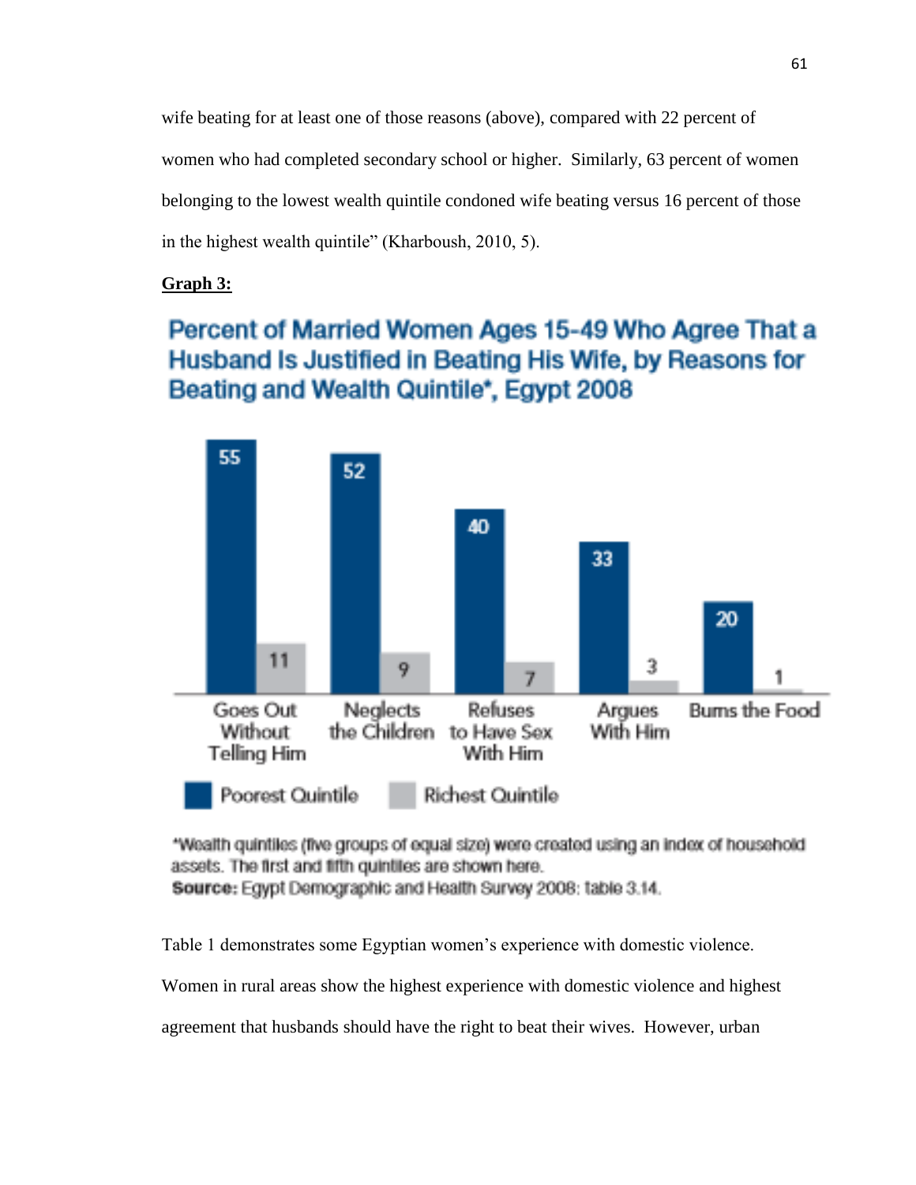wife beating for at least one of those reasons (above), compared with 22 percent of women who had completed secondary school or higher. Similarly, 63 percent of women belonging to the lowest wealth quintile condoned wife beating versus 16 percent of those in the highest wealth quintile" (Kharboush, 2010, 5).

**Graph 3:**

**Percent of Married Women Ages 15-49 Who Agree That a Husband Is Justified in Beating His Wife, by Reasons for Beating and Wealth Quintile*, Egypt 2008**

| | Goes Out Without Telling Him | Neglects the Children | Refuses to Have Sex With Him | Argues With Him | Burns the Food |
|---|---|---|---|---|---|
| Poorest Quintile | 55 | 52 | 40 | 33 | 20 |
| Richest Quintile | 11 | 9 | 7 | 3 | 1 |

*Wealth quintiles (five groups of equal size) were created using an index of household assets. The first and fifth quintiles are shown here.

**Source:** Egypt Demographic and Health Survey 2008: table 3.14.

Table 1 demonstrates some Egyptian women's experience with domestic violence. Women in rural areas show the highest experience with domestic violence and highest agreement that husbands should have the right to beat their wives. However, urban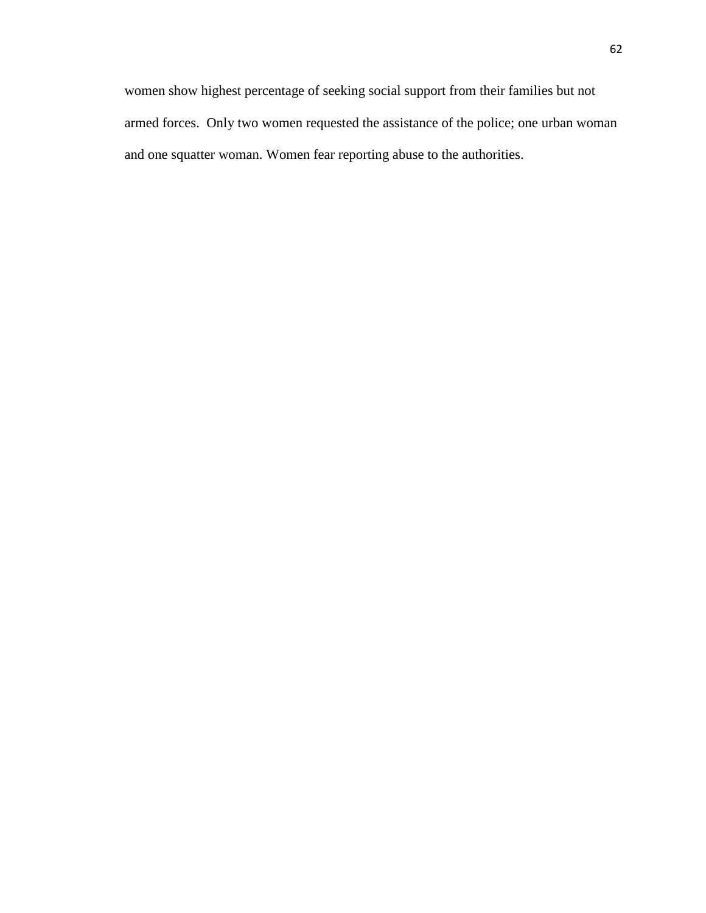women show highest percentage of seeking social support from their families but not armed forces. Only two women requested the assistance of the police; one urban woman and one squatter woman. Women fear reporting abuse to the authorities.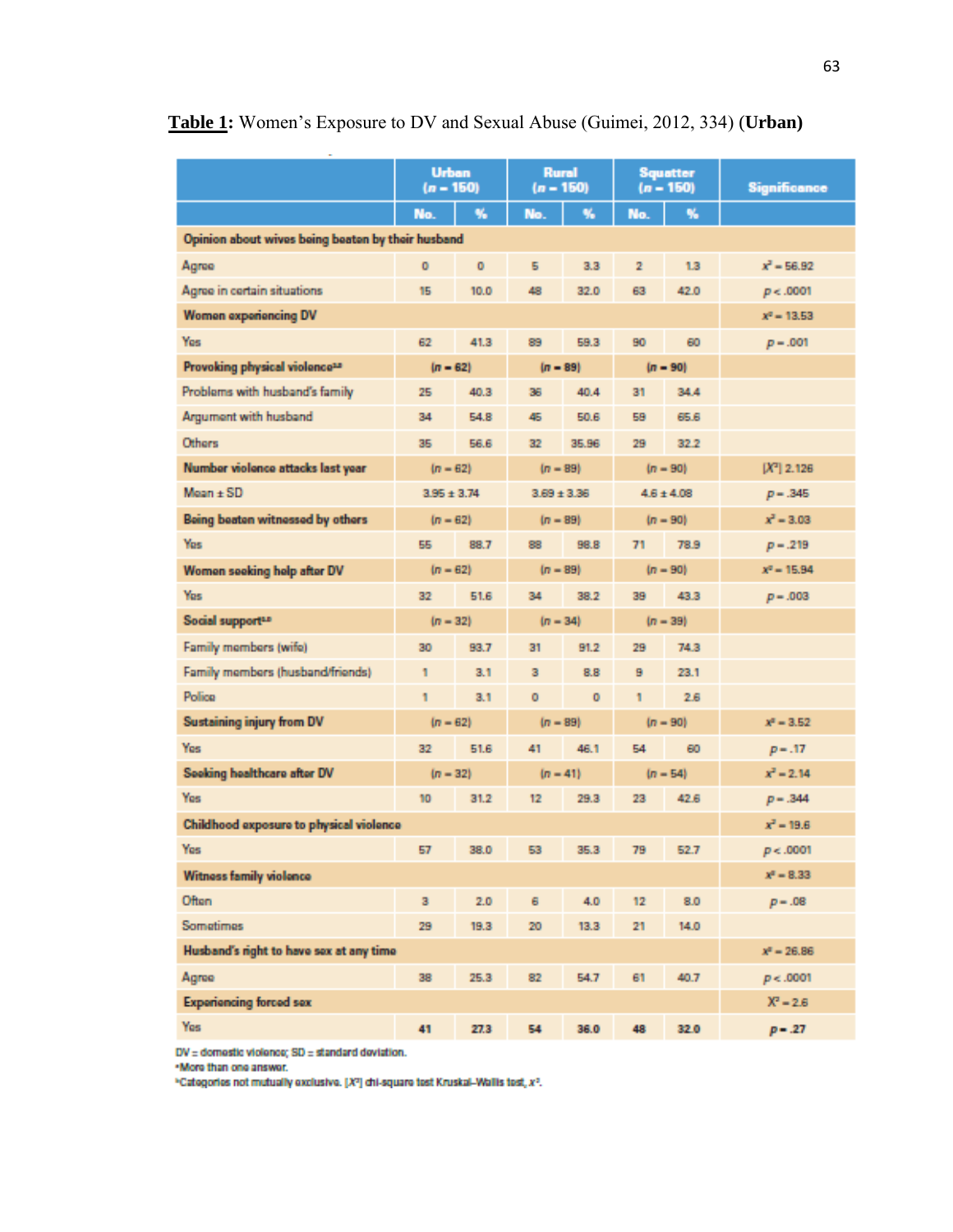**<u>Table 1</u>:** Women's Exposure to DV and Sexual Abuse (Guimei, 2012, 334) **(Urban)**

| | Urban ($n$ = 150) | | Rural ($n$ = 150) | | Squatter ($n$ = 150) | | Significance |
|---|---|---|---|---|---|---|---|
| | No. | % | No. | % | No. | % | |
| **Opinion about wives being beaten by their husband** | | | | | | | |
| Agree | 0 | 0 | 5 | 3.3 | 2 | 1.3 | $x^2 = 56.92$ |
| Agree in certain situations | 15 | 10.0 | 48 | 32.0 | 63 | 42.0 | $p < .0001$ |
| **Women experiencing DV** | | | | | | | $x^2 = 13.53$ |
| Yes | 62 | 41.3 | 89 | 59.3 | 90 | 60 | $p = .001$ |
| **Provoking physical violence**[a,b] | ($n$ = 62) | | ($n$ = 89) | | ($n$ = 90) | | |
| Problems with husband's family | 25 | 40.3 | 36 | 40.4 | 31 | 34.4 | |
| Argument with husband | 34 | 54.8 | 45 | 50.6 | 59 | 65.6 | |
| Others | 35 | 56.6 | 32 | 35.96 | 29 | 32.2 | |
| **Number violence attacks last year** | ($n$ = 62) | | ($n$ = 89) | | ($n$ = 90) | | $[X^2]$ 2.126 |
| Mean ± SD | 3.95 ± 3.74 | | 3.69 ± 3.36 | | 4.6 ± 4.08 | | $p = .345$ |
| **Being beaten witnessed by others** | ($n$ = 62) | | ($n$ = 89) | | ($n$ = 90) | | $x^2 = 3.03$ |
| Yes | 55 | 88.7 | 88 | 98.8 | 71 | 78.9 | $p = .219$ |
| **Women seeking help after DV** | ($n$ = 62) | | ($n$ = 89) | | ($n$ = 90) | | $x^2 = 15.94$ |
| Yes | 32 | 51.6 | 34 | 38.2 | 39 | 43.3 | $p = .003$ |
| **Social support**[a,b] | ($n$ = 32) | | ($n$ = 34) | | ($n$ = 39) | | |
| Family members (wife) | 30 | 93.7 | 31 | 91.2 | 29 | 74.3 | |
| Family members (husband/friends) | 1 | 3.1 | 3 | 8.8 | 9 | 23.1 | |
| Police | 1 | 3.1 | 0 | 0 | 1 | 2.6 | |
| **Sustaining injury from DV** | ($n$ = 62) | | ($n$ = 89) | | ($n$ = 90) | | $x^2 = 3.52$ |
| Yes | 32 | 51.6 | 41 | 46.1 | 54 | 60 | $p = .17$ |
| **Seeking healthcare after DV** | ($n$ = 32) | | ($n$ = 41) | | ($n$ = 54) | | $x^2 = 2.14$ |
| Yes | 10 | 31.2 | 12 | 29.3 | 23 | 42.6 | $p = .344$ |
| **Childhood exposure to physical violence** | | | | | | | $x^2 = 19.6$ |
| Yes | 57 | 38.0 | 53 | 35.3 | 79 | 52.7 | $p < .0001$ |
| **Witness family violence** | | | | | | | $x^2 = 8.33$ |
| Often | 3 | 2.0 | 6 | 4.0 | 12 | 8.0 | $p = .08$ |
| Sometimes | 29 | 19.3 | 20 | 13.3 | 21 | 14.0 | |
| **Husband's right to have sex at any time** | | | | | | | $x^2 = 26.86$ |
| Agree | 38 | 25.3 | 82 | 54.7 | 61 | 40.7 | $p < .0001$ |
| **Experiencing forced sex** | | | | | | | $X^2 = 2.6$ |
| Yes | 41 | 27.3 | 54 | 36.0 | 48 | 32.0 | $p = .27$ |

DV = domestic violence; SD = standard deviation.
[a]More than one answer.
[b]Categories not mutually exclusive. $[X^2]$ chi-square test Kruskal–Wallis test, $x^2$.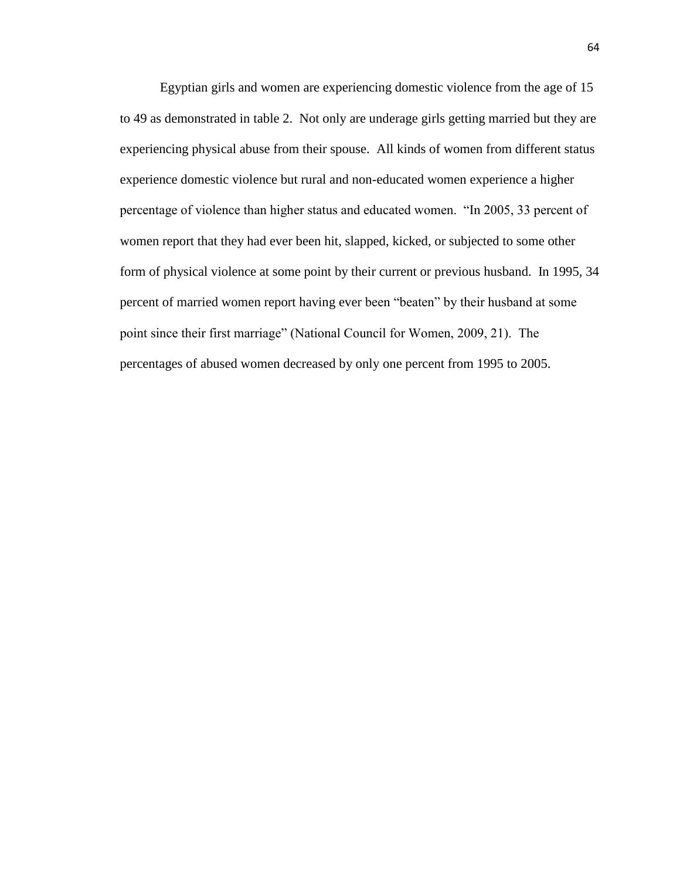Egyptian girls and women are experiencing domestic violence from the age of 15 to 49 as demonstrated in table 2. Not only are underage girls getting married but they are experiencing physical abuse from their spouse. All kinds of women from different status experience domestic violence but rural and non-educated women experience a higher percentage of violence than higher status and educated women. "In 2005, 33 percent of women report that they had ever been hit, slapped, kicked, or subjected to some other form of physical violence at some point by their current or previous husband. In 1995, 34 percent of married women report having ever been "beaten" by their husband at some point since their first marriage" (National Council for Women, 2009, 21). The percentages of abused women decreased by only one percent from 1995 to 2005.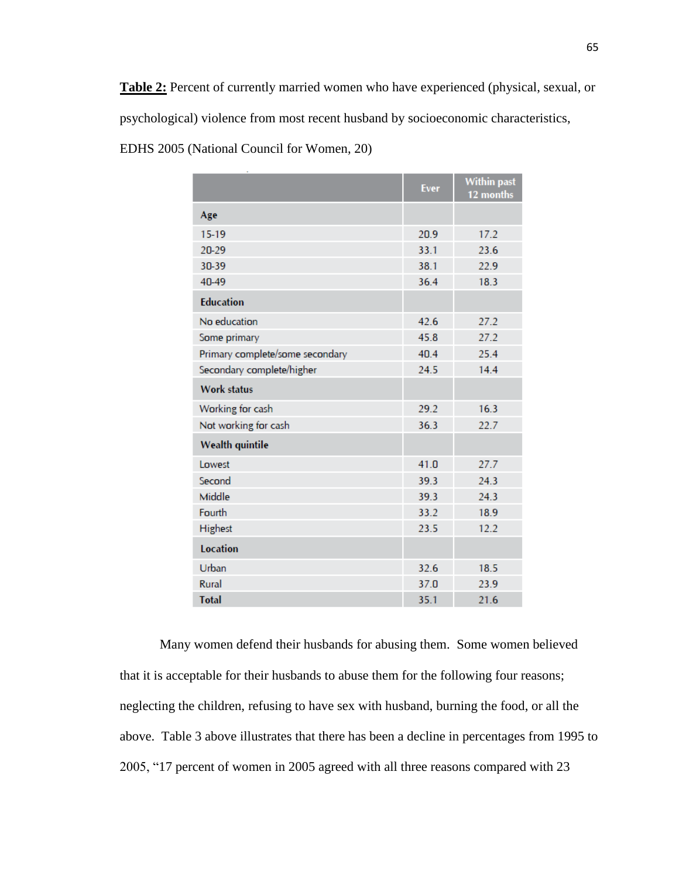**Table 2:** Percent of currently married women who have experienced (physical, sexual, or psychological) violence from most recent husband by socioeconomic characteristics, EDHS 2005 (National Council for Women, 20)

| | Ever | Within past 12 months |
|---|---|---|
| **Age** | | |
| 15-19 | 20.9 | 17.2 |
| 20-29 | 33.1 | 23.6 |
| 30-39 | 38.1 | 22.9 |
| 40-49 | 36.4 | 18.3 |
| **Education** | | |
| No education | 42.6 | 27.2 |
| Some primary | 45.8 | 27.2 |
| Primary complete/some secondary | 40.4 | 25.4 |
| Secondary complete/higher | 24.5 | 14.4 |
| **Work status** | | |
| Working for cash | 29.2 | 16.3 |
| Not working for cash | 36.3 | 22.7 |
| **Wealth quintile** | | |
| Lowest | 41.0 | 27.7 |
| Second | 39.3 | 24.3 |
| Middle | 39.3 | 24.3 |
| Fourth | 33.2 | 18.9 |
| Highest | 23.5 | 12.2 |
| **Location** | | |
| Urban | 32.6 | 18.5 |
| Rural | 37.0 | 23.9 |
| **Total** | 35.1 | 21.6 |

Many women defend their husbands for abusing them. Some women believed that it is acceptable for their husbands to abuse them for the following four reasons; neglecting the children, refusing to have sex with husband, burning the food, or all the above. Table 3 above illustrates that there has been a decline in percentages from 1995 to 2005, "17 percent of women in 2005 agreed with all three reasons compared with 23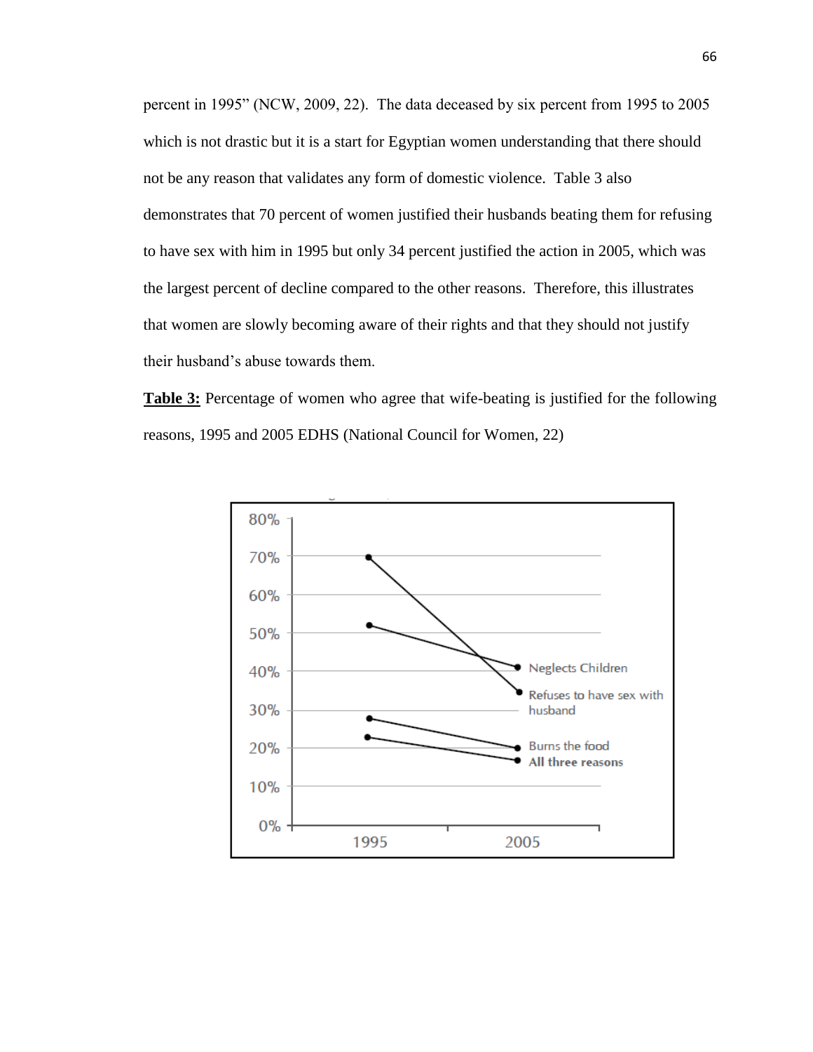percent in 1995" (NCW, 2009, 22). The data deceased by six percent from 1995 to 2005 which is not drastic but it is a start for Egyptian women understanding that there should not be any reason that validates any form of domestic violence. Table 3 also demonstrates that 70 percent of women justified their husbands beating them for refusing to have sex with him in 1995 but only 34 percent justified the action in 2005, which was the largest percent of decline compared to the other reasons. Therefore, this illustrates that women are slowly becoming aware of their rights and that they should not justify their husband's abuse towards them.

**Table 3:** Percentage of women who agree that wife-beating is justified for the following reasons, 1995 and 2005 EDHS (National Council for Women, 22)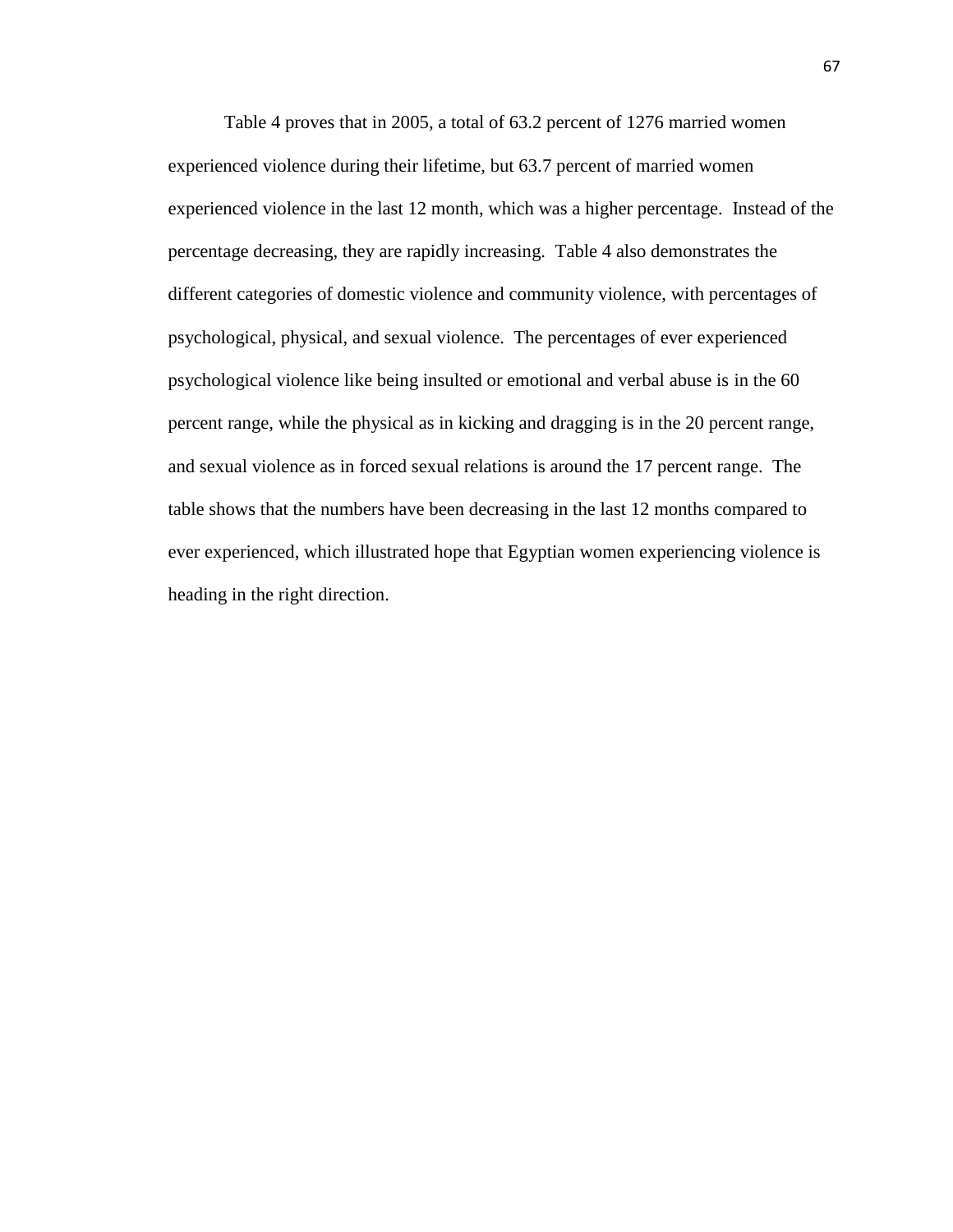Table 4 proves that in 2005, a total of 63.2 percent of 1276 married women experienced violence during their lifetime, but 63.7 percent of married women experienced violence in the last 12 month, which was a higher percentage. Instead of the percentage decreasing, they are rapidly increasing. Table 4 also demonstrates the different categories of domestic violence and community violence, with percentages of psychological, physical, and sexual violence. The percentages of ever experienced psychological violence like being insulted or emotional and verbal abuse is in the 60 percent range, while the physical as in kicking and dragging is in the 20 percent range, and sexual violence as in forced sexual relations is around the 17 percent range. The table shows that the numbers have been decreasing in the last 12 months compared to ever experienced, which illustrated hope that Egyptian women experiencing violence is heading in the right direction.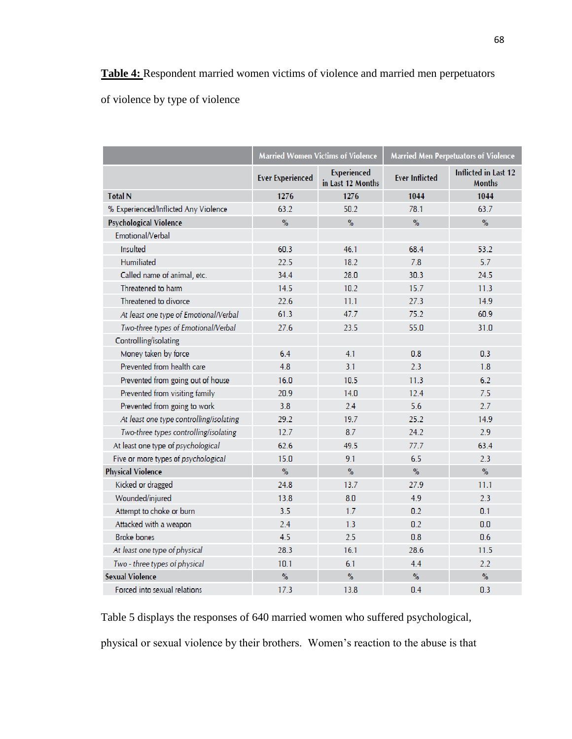**Table 4:** Respondent married women victims of violence and married men perpetuators of violence by type of violence

| | Married Women Victims of Violence | | Married Men Perpetuators of Violence | |
|---|---|---|---|---|
| | Ever Experienced | Experienced in Last 12 Months | Ever Inflicted | Inflicted in Last 12 Months |
| **Total N** | **1276** | **1276** | **1044** | **1044** |
| % Experienced/Inflicted Any Violence | 63.2 | 50.2 | 78.1 | 63.7 |
| **Psychological Violence** | % | % | % | % |
| Emotional/Verbal | | | | |
| Insulted | 60.3 | 46.1 | 68.4 | 53.2 |
| Humiliated | 22.5 | 18.2 | 7.8 | 5.7 |
| Called name of animal, etc. | 34.4 | 28.0 | 30.3 | 24.5 |
| Threatened to harm | 14.5 | 10.2 | 15.7 | 11.3 |
| Threatened to divorce | 22.6 | 11.1 | 27.3 | 14.9 |
| *At least one type of Emotional/Verbal* | 61.3 | 47.7 | 75.2 | 60.9 |
| *Two-three types of Emotional/Verbal* | 27.6 | 23.5 | 55.0 | 31.0 |
| Controlling/isolating | | | | |
| Money taken by force | 6.4 | 4.1 | 0.8 | 0.3 |
| Prevented from health care | 4.8 | 3.1 | 2.3 | 1.8 |
| Prevented from going out of house | 16.0 | 10.5 | 11.3 | 6.2 |
| Prevented from visiting family | 20.9 | 14.0 | 12.4 | 7.5 |
| Prevented from going to work | 3.8 | 2.4 | 5.6 | 2.7 |
| *At least one type controlling/isolating* | 29.2 | 19.7 | 25.2 | 14.9 |
| *Two-three types controlling/isolating* | 12.7 | 8.7 | 24.2 | 2.9 |
| At least one type of *psychological* | 62.6 | 49.5 | 77.7 | 63.4 |
| Five or more types of *psychological* | 15.0 | 9.1 | 6.5 | 2.3 |
| **Physical Violence** | % | % | % | % |
| Kicked or dragged | 24.8 | 13.7 | 27.9 | 11.1 |
| Wounded/injured | 13.8 | 8.0 | 4.9 | 2.3 |
| Attempt to choke or burn | 3.5 | 1.7 | 0.2 | 0.1 |
| Attacked with a weapon | 2.4 | 1.3 | 0.2 | 0.0 |
| Broke bones | 4.5 | 2.5 | 0.8 | 0.6 |
| *At least one type of physical* | 28.3 | 16.1 | 28.6 | 11.5 |
| *Two - three types of physical* | 10.1 | 6.1 | 4.4 | 2.2 |
| **Sexual Violence** | % | % | % | % |
| Forced into sexual relations | 17.3 | 13.8 | 0.4 | 0.3 |

Table 5 displays the responses of 640 married women who suffered psychological, physical or sexual violence by their brothers. Women's reaction to the abuse is that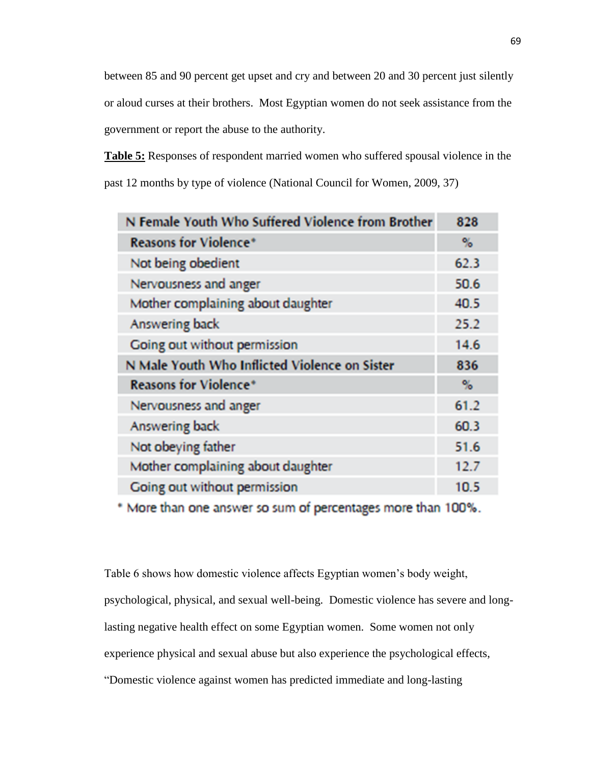between 85 and 90 percent get upset and cry and between 20 and 30 percent just silently or aloud curses at their brothers. Most Egyptian women do not seek assistance from the government or report the abuse to the authority.

**Table 5:** Responses of respondent married women who suffered spousal violence in the past 12 months by type of violence (National Council for Women, 2009, 37)

| N Female Youth Who Suffered Violence from Brother | 828 |
|---|---|
| **Reasons for Violence*** | **%** |
| Not being obedient | 62.3 |
| Nervousness and anger | 50.6 |
| Mother complaining about daughter | 40.5 |
| Answering back | 25.2 |
| Going out without permission | 14.6 |
| **N Male Youth Who Inflicted Violence on Sister** | **836** |
| **Reasons for Violence*** | **%** |
| Nervousness and anger | 61.2 |
| Answering back | 60.3 |
| Not obeying father | 51.6 |
| Mother complaining about daughter | 12.7 |
| Going out without permission | 10.5 |

* More than one answer so sum of percentages more than 100%.

Table 6 shows how domestic violence affects Egyptian women's body weight, psychological, physical, and sexual well-being. Domestic violence has severe and long-lasting negative health effect on some Egyptian women. Some women not only experience physical and sexual abuse but also experience the psychological effects, "Domestic violence against women has predicted immediate and long-lasting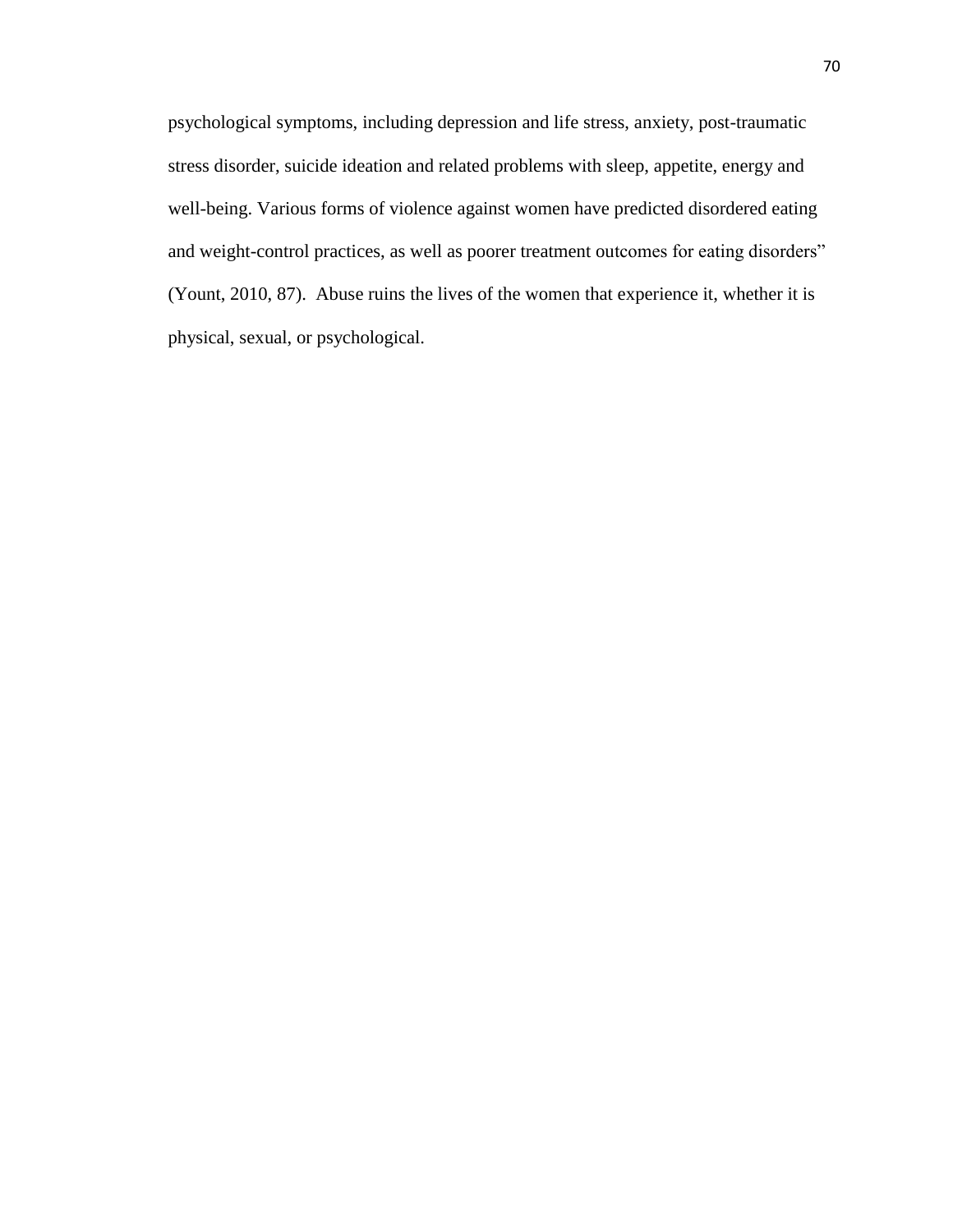psychological symptoms, including depression and life stress, anxiety, post-traumatic stress disorder, suicide ideation and related problems with sleep, appetite, energy and well-being. Various forms of violence against women have predicted disordered eating and weight-control practices, as well as poorer treatment outcomes for eating disorders" (Yount, 2010, 87). Abuse ruins the lives of the women that experience it, whether it is physical, sexual, or psychological.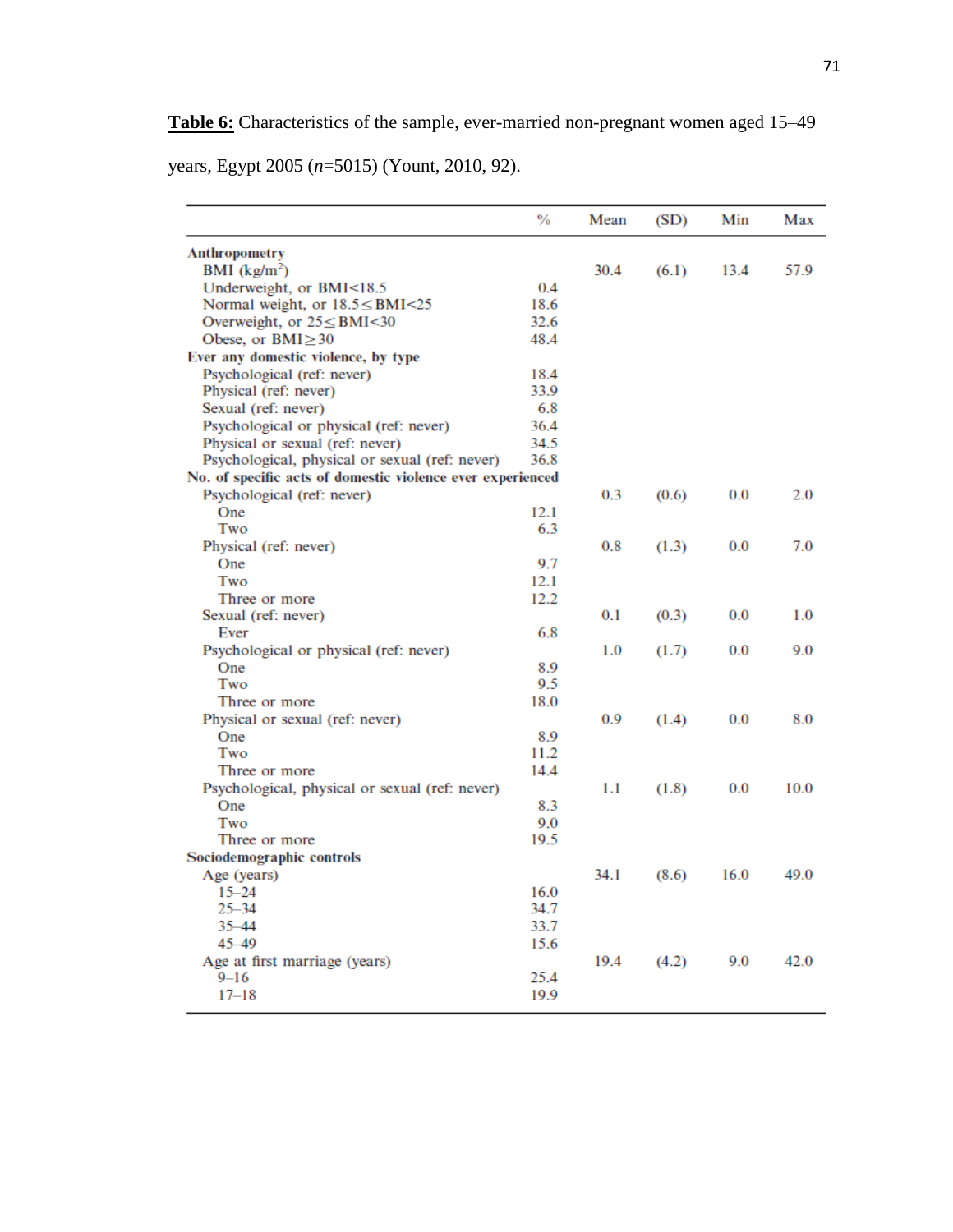**Table 6:** Characteristics of the sample, ever-married non-pregnant women aged 15–49 years, Egypt 2005 (*n*=5015) (Yount, 2010, 92).

| | % | Mean | (SD) | Min | Max |
|---|---|---|---|---|---|
| **Anthropometry** | | | | | |
| BMI (kg/m$^2$) | | 30.4 | (6.1) | 13.4 | 57.9 |
| Underweight, or BMI<18.5 | 0.4 | | | | |
| Normal weight, or 18.5≤BMI<25 | 18.6 | | | | |
| Overweight, or 25≤BMI<30 | 32.6 | | | | |
| Obese, or BMI≥30 | 48.4 | | | | |
| **Ever any domestic violence, by type** | | | | | |
| Psychological (ref: never) | 18.4 | | | | |
| Physical (ref: never) | 33.9 | | | | |
| Sexual (ref: never) | 6.8 | | | | |
| Psychological or physical (ref: never) | 36.4 | | | | |
| Physical or sexual (ref: never) | 34.5 | | | | |
| Psychological, physical or sexual (ref: never) | 36.8 | | | | |
| **No. of specific acts of domestic violence ever experienced** | | | | | |
| Psychological (ref: never) | | 0.3 | (0.6) | 0.0 | 2.0 |
| One | 12.1 | | | | |
| Two | 6.3 | | | | |
| Physical (ref: never) | | 0.8 | (1.3) | 0.0 | 7.0 |
| One | 9.7 | | | | |
| Two | 12.1 | | | | |
| Three or more | 12.2 | | | | |
| Sexual (ref: never) | | 0.1 | (0.3) | 0.0 | 1.0 |
| Ever | 6.8 | | | | |
| Psychological or physical (ref: never) | | 1.0 | (1.7) | 0.0 | 9.0 |
| One | 8.9 | | | | |
| Two | 9.5 | | | | |
| Three or more | 18.0 | | | | |
| Physical or sexual (ref: never) | | 0.9 | (1.4) | 0.0 | 8.0 |
| One | 8.9 | | | | |
| Two | 11.2 | | | | |
| Three or more | 14.4 | | | | |
| Psychological, physical or sexual (ref: never) | | 1.1 | (1.8) | 0.0 | 10.0 |
| One | 8.3 | | | | |
| Two | 9.0 | | | | |
| Three or more | 19.5 | | | | |
| **Sociodemographic controls** | | | | | |
| Age (years) | | 34.1 | (8.6) | 16.0 | 49.0 |
| 15–24 | 16.0 | | | | |
| 25–34 | 34.7 | | | | |
| 35–44 | 33.7 | | | | |
| 45–49 | 15.6 | | | | |
| Age at first marriage (years) | | 19.4 | (4.2) | 9.0 | 42.0 |
| 9–16 | 25.4 | | | | |
| 17–18 | 19.9 | | | | |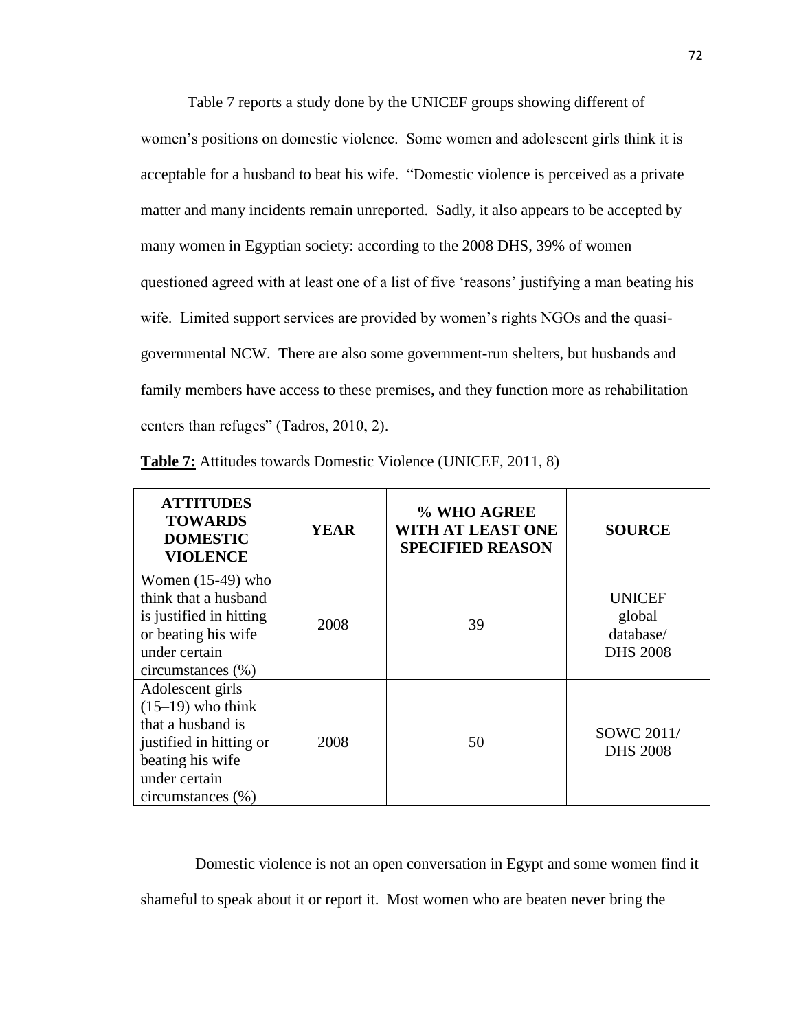Table 7 reports a study done by the UNICEF groups showing different of women's positions on domestic violence. Some women and adolescent girls think it is acceptable for a husband to beat his wife. "Domestic violence is perceived as a private matter and many incidents remain unreported. Sadly, it also appears to be accepted by many women in Egyptian society: according to the 2008 DHS, 39% of women questioned agreed with at least one of a list of five 'reasons' justifying a man beating his wife. Limited support services are provided by women's rights NGOs and the quasi-governmental NCW. There are also some government-run shelters, but husbands and family members have access to these premises, and they function more as rehabilitation centers than refuges" (Tadros, 2010, 2).

**Table 7:** Attitudes towards Domestic Violence (UNICEF, 2011, 8)

| ATTITUDES TOWARDS DOMESTIC VIOLENCE | YEAR | % WHO AGREE WITH AT LEAST ONE SPECIFIED REASON | SOURCE |
|---|---|---|---|
| Women (15-49) who think that a husband is justified in hitting or beating his wife under certain circumstances (%) | 2008 | 39 | UNICEF global database/ DHS 2008 |
| Adolescent girls (15–19) who think that a husband is justified in hitting or beating his wife under certain circumstances (%) | 2008 | 50 | SOWC 2011/ DHS 2008 |

Domestic violence is not an open conversation in Egypt and some women find it shameful to speak about it or report it. Most women who are beaten never bring the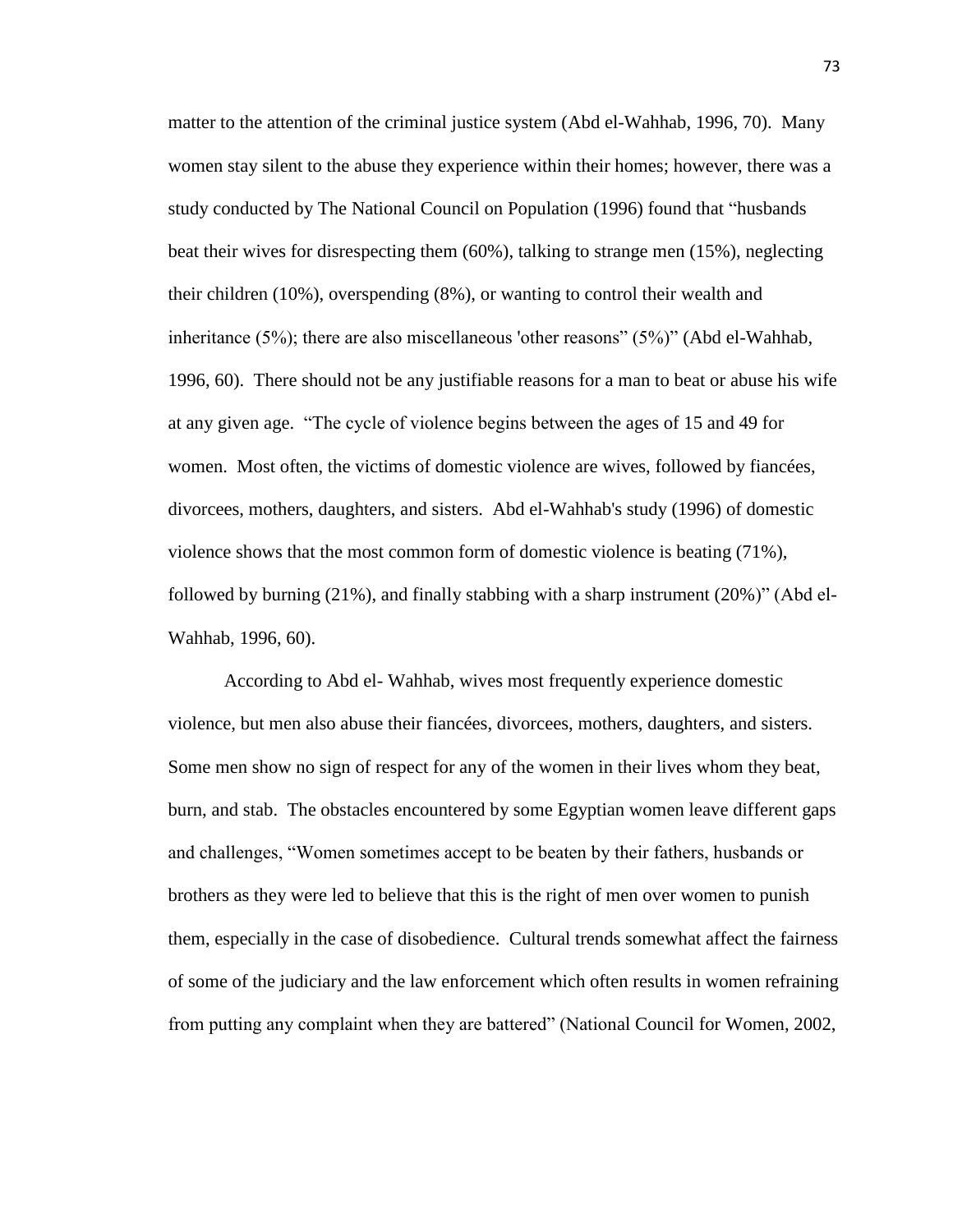matter to the attention of the criminal justice system (Abd el-Wahhab, 1996, 70). Many women stay silent to the abuse they experience within their homes; however, there was a study conducted by The National Council on Population (1996) found that "husbands beat their wives for disrespecting them (60%), talking to strange men (15%), neglecting their children (10%), overspending (8%), or wanting to control their wealth and inheritance (5%); there are also miscellaneous 'other reasons" (5%)" (Abd el-Wahhab, 1996, 60). There should not be any justifiable reasons for a man to beat or abuse his wife at any given age. "The cycle of violence begins between the ages of 15 and 49 for women. Most often, the victims of domestic violence are wives, followed by fiancées, divorcees, mothers, daughters, and sisters. Abd el-Wahhab's study (1996) of domestic violence shows that the most common form of domestic violence is beating (71%), followed by burning (21%), and finally stabbing with a sharp instrument (20%)" (Abd el-Wahhab, 1996, 60).

According to Abd el- Wahhab, wives most frequently experience domestic violence, but men also abuse their fiancées, divorcees, mothers, daughters, and sisters. Some men show no sign of respect for any of the women in their lives whom they beat, burn, and stab. The obstacles encountered by some Egyptian women leave different gaps and challenges, "Women sometimes accept to be beaten by their fathers, husbands or brothers as they were led to believe that this is the right of men over women to punish them, especially in the case of disobedience. Cultural trends somewhat affect the fairness of some of the judiciary and the law enforcement which often results in women refraining from putting any complaint when they are battered" (National Council for Women, 2002,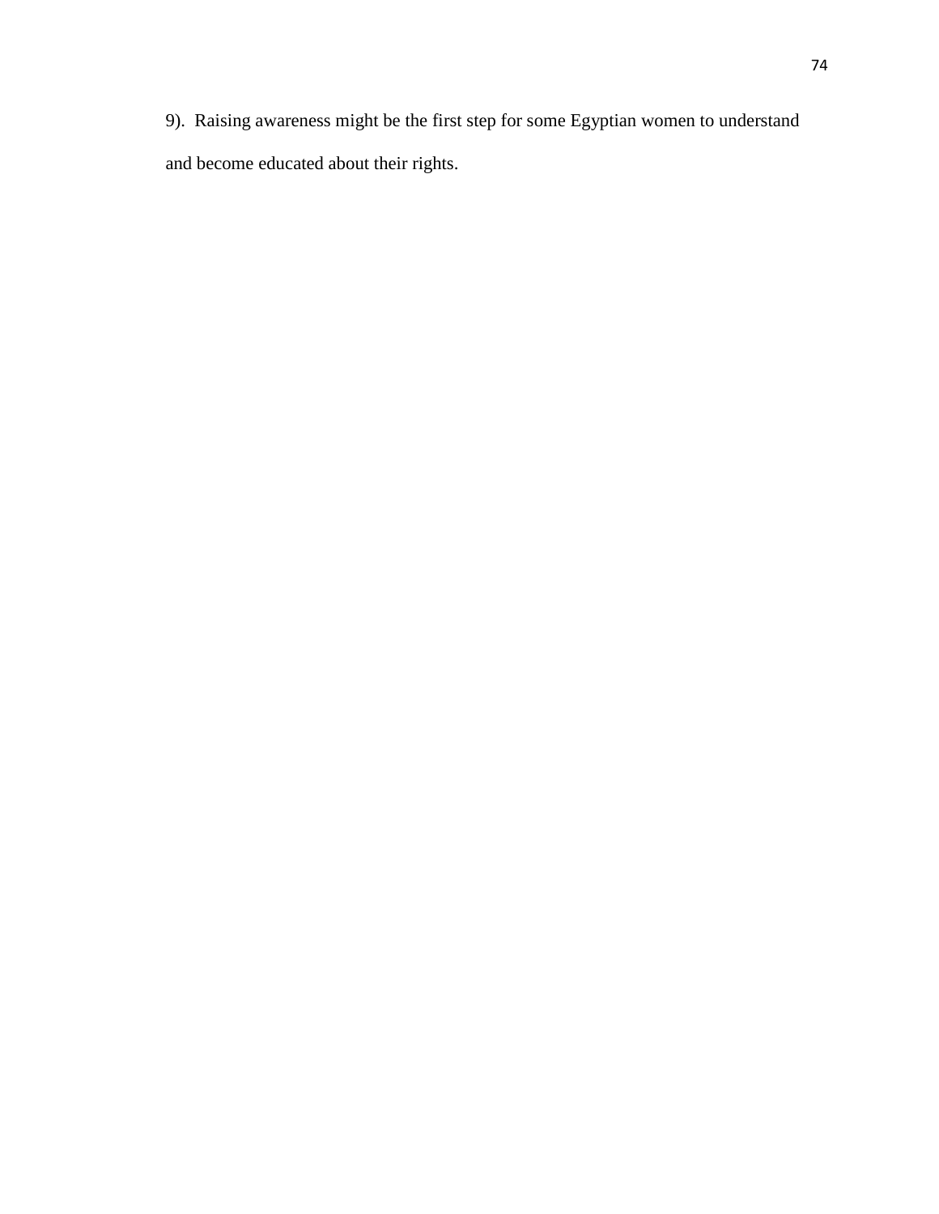9). Raising awareness might be the first step for some Egyptian women to understand and become educated about their rights.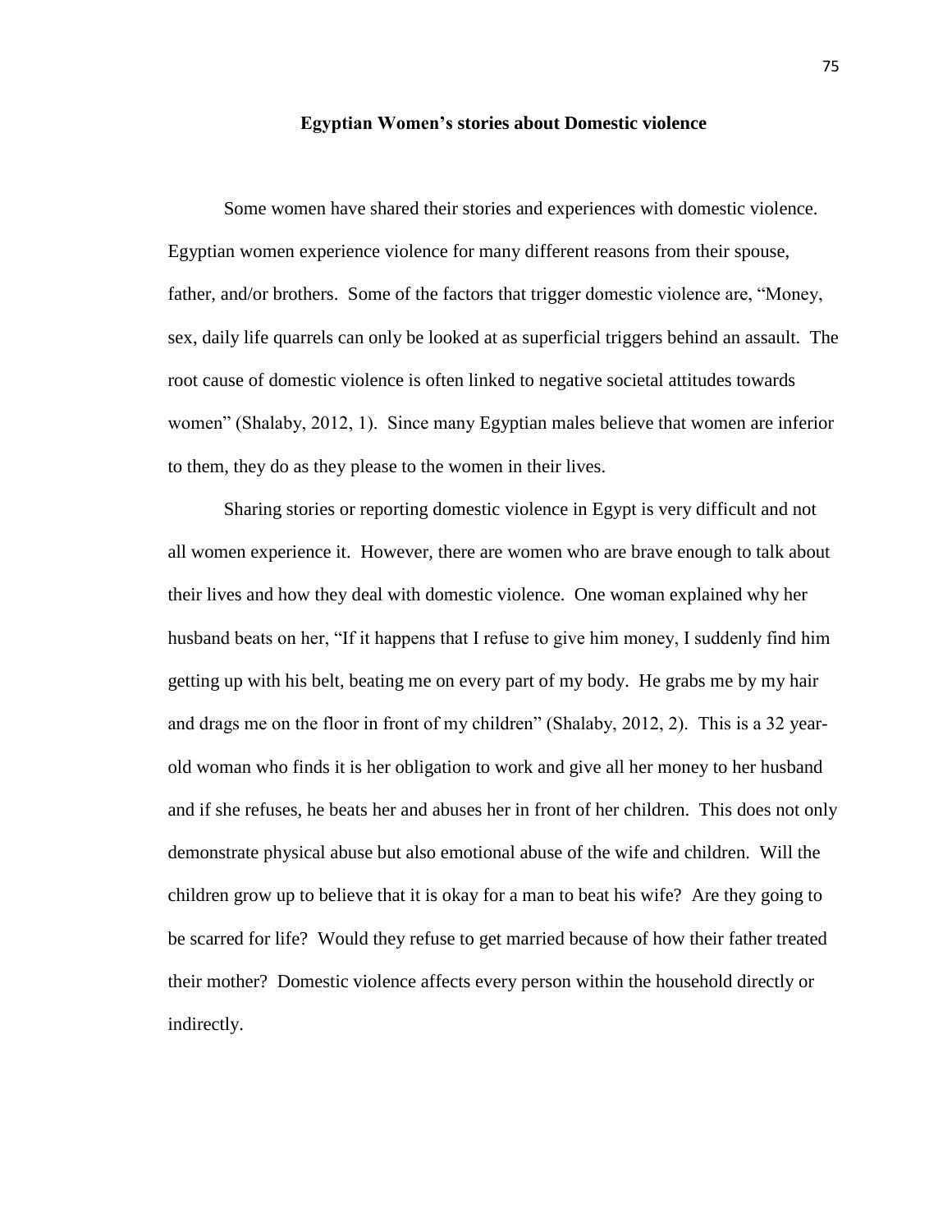## Egyptian Women's stories about Domestic violence

Some women have shared their stories and experiences with domestic violence. Egyptian women experience violence for many different reasons from their spouse, father, and/or brothers. Some of the factors that trigger domestic violence are, "Money, sex, daily life quarrels can only be looked at as superficial triggers behind an assault. The root cause of domestic violence is often linked to negative societal attitudes towards women" (Shalaby, 2012, 1). Since many Egyptian males believe that women are inferior to them, they do as they please to the women in their lives.

Sharing stories or reporting domestic violence in Egypt is very difficult and not all women experience it. However, there are women who are brave enough to talk about their lives and how they deal with domestic violence. One woman explained why her husband beats on her, "If it happens that I refuse to give him money, I suddenly find him getting up with his belt, beating me on every part of my body. He grabs me by my hair and drags me on the floor in front of my children" (Shalaby, 2012, 2). This is a 32 year-old woman who finds it is her obligation to work and give all her money to her husband and if she refuses, he beats her and abuses her in front of her children. This does not only demonstrate physical abuse but also emotional abuse of the wife and children. Will the children grow up to believe that it is okay for a man to beat his wife? Are they going to be scarred for life? Would they refuse to get married because of how their father treated their mother? Domestic violence affects every person within the household directly or indirectly.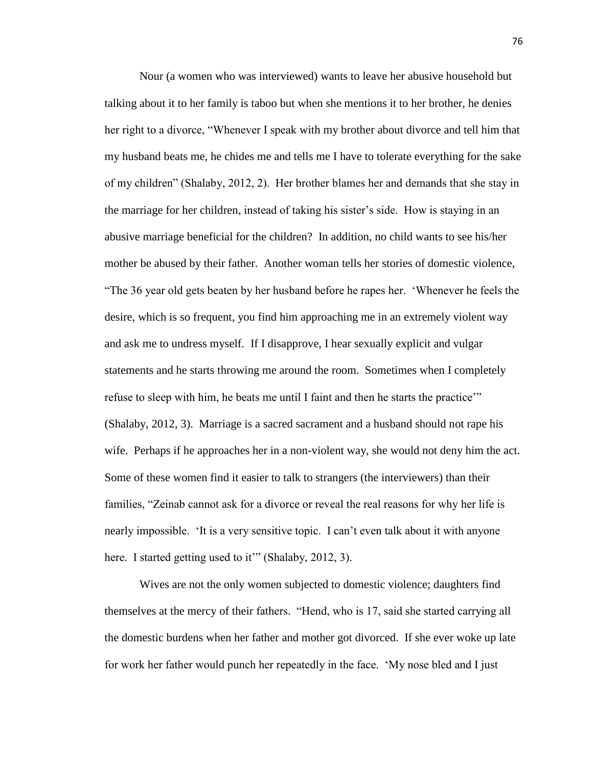Nour (a women who was interviewed) wants to leave her abusive household but talking about it to her family is taboo but when she mentions it to her brother, he denies her right to a divorce, "Whenever I speak with my brother about divorce and tell him that my husband beats me, he chides me and tells me I have to tolerate everything for the sake of my children" (Shalaby, 2012, 2). Her brother blames her and demands that she stay in the marriage for her children, instead of taking his sister's side. How is staying in an abusive marriage beneficial for the children? In addition, no child wants to see his/her mother be abused by their father. Another woman tells her stories of domestic violence, "The 36 year old gets beaten by her husband before he rapes her. 'Whenever he feels the desire, which is so frequent, you find him approaching me in an extremely violent way and ask me to undress myself. If I disapprove, I hear sexually explicit and vulgar statements and he starts throwing me around the room. Sometimes when I completely refuse to sleep with him, he beats me until I faint and then he starts the practice'" (Shalaby, 2012, 3). Marriage is a sacred sacrament and a husband should not rape his wife. Perhaps if he approaches her in a non-violent way, she would not deny him the act. Some of these women find it easier to talk to strangers (the interviewers) than their families, "Zeinab cannot ask for a divorce or reveal the real reasons for why her life is nearly impossible. 'It is a very sensitive topic. I can't even talk about it with anyone here. I started getting used to it'" (Shalaby, 2012, 3).

Wives are not the only women subjected to domestic violence; daughters find themselves at the mercy of their fathers. "Hend, who is 17, said she started carrying all the domestic burdens when her father and mother got divorced. If she ever woke up late for work her father would punch her repeatedly in the face. 'My nose bled and I just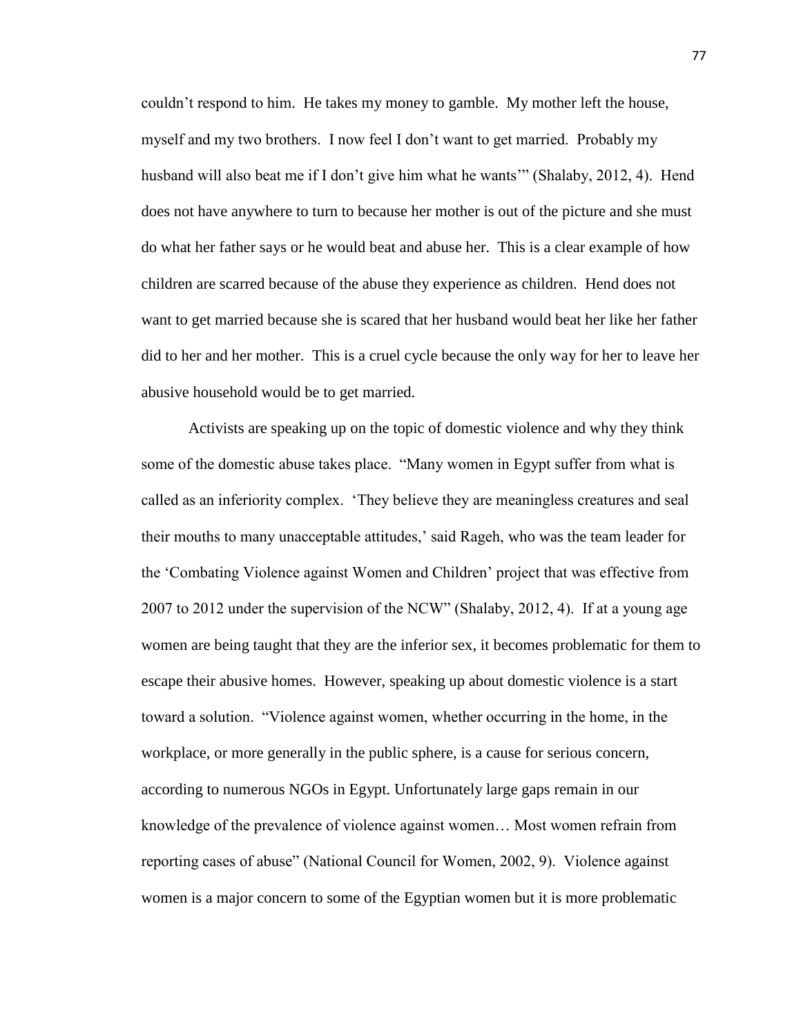couldn't respond to him. He takes my money to gamble. My mother left the house, myself and my two brothers. I now feel I don't want to get married. Probably my husband will also beat me if I don't give him what he wants'" (Shalaby, 2012, 4). Hend does not have anywhere to turn to because her mother is out of the picture and she must do what her father says or he would beat and abuse her. This is a clear example of how children are scarred because of the abuse they experience as children. Hend does not want to get married because she is scared that her husband would beat her like her father did to her and her mother. This is a cruel cycle because the only way for her to leave her abusive household would be to get married.

Activists are speaking up on the topic of domestic violence and why they think some of the domestic abuse takes place. "Many women in Egypt suffer from what is called as an inferiority complex. 'They believe they are meaningless creatures and seal their mouths to many unacceptable attitudes,' said Rageh, who was the team leader for the 'Combating Violence against Women and Children' project that was effective from 2007 to 2012 under the supervision of the NCW" (Shalaby, 2012, 4). If at a young age women are being taught that they are the inferior sex, it becomes problematic for them to escape their abusive homes. However, speaking up about domestic violence is a start toward a solution. "Violence against women, whether occurring in the home, in the workplace, or more generally in the public sphere, is a cause for serious concern, according to numerous NGOs in Egypt. Unfortunately large gaps remain in our knowledge of the prevalence of violence against women… Most women refrain from reporting cases of abuse" (National Council for Women, 2002, 9). Violence against women is a major concern to some of the Egyptian women but it is more problematic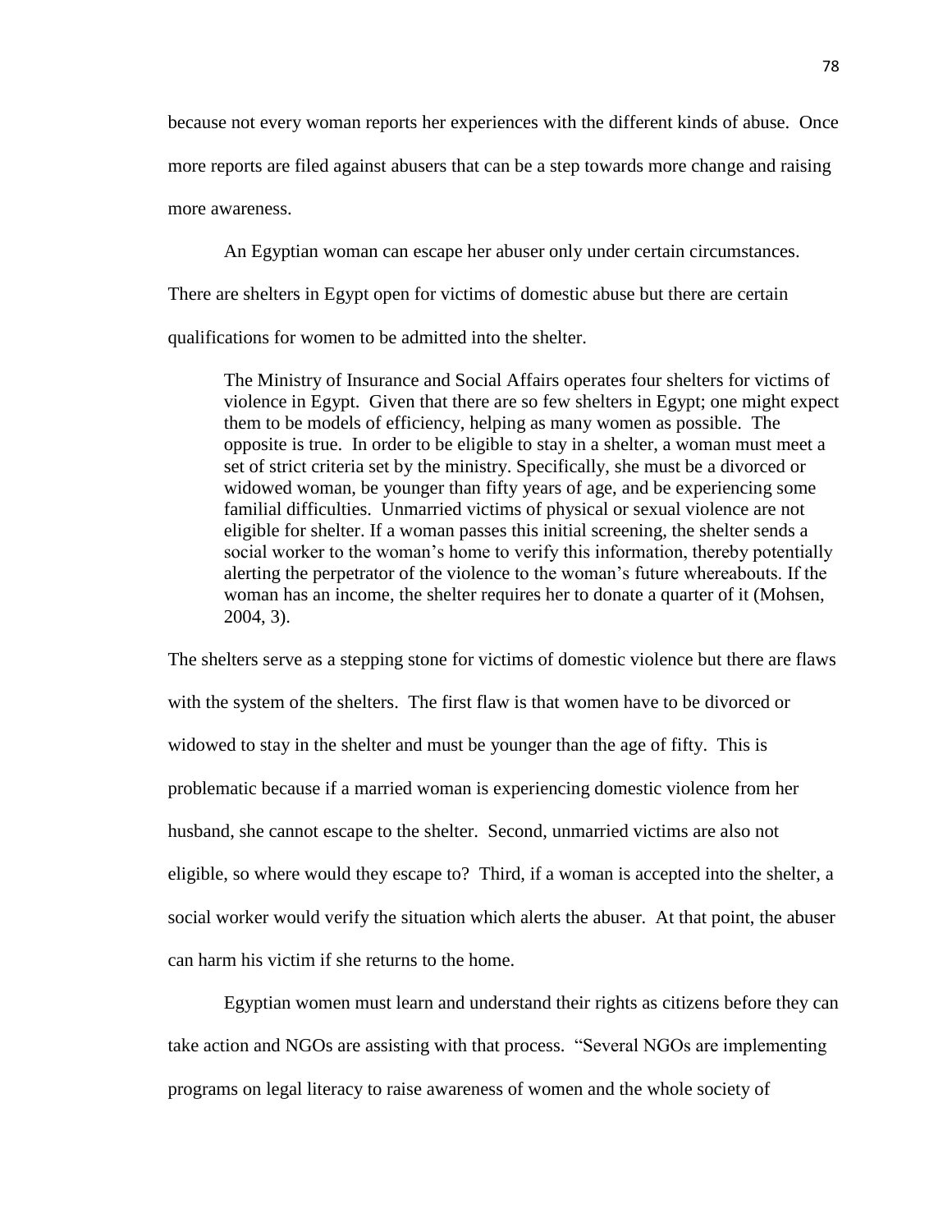because not every woman reports her experiences with the different kinds of abuse. Once more reports are filed against abusers that can be a step towards more change and raising more awareness.

An Egyptian woman can escape her abuser only under certain circumstances. There are shelters in Egypt open for victims of domestic abuse but there are certain qualifications for women to be admitted into the shelter.

> The Ministry of Insurance and Social Affairs operates four shelters for victims of violence in Egypt. Given that there are so few shelters in Egypt; one might expect them to be models of efficiency, helping as many women as possible. The opposite is true. In order to be eligible to stay in a shelter, a woman must meet a set of strict criteria set by the ministry. Specifically, she must be a divorced or widowed woman, be younger than fifty years of age, and be experiencing some familial difficulties. Unmarried victims of physical or sexual violence are not eligible for shelter. If a woman passes this initial screening, the shelter sends a social worker to the woman's home to verify this information, thereby potentially alerting the perpetrator of the violence to the woman's future whereabouts. If the woman has an income, the shelter requires her to donate a quarter of it (Mohsen, 2004, 3).

The shelters serve as a stepping stone for victims of domestic violence but there are flaws with the system of the shelters. The first flaw is that women have to be divorced or widowed to stay in the shelter and must be younger than the age of fifty. This is problematic because if a married woman is experiencing domestic violence from her husband, she cannot escape to the shelter. Second, unmarried victims are also not eligible, so where would they escape to? Third, if a woman is accepted into the shelter, a social worker would verify the situation which alerts the abuser. At that point, the abuser can harm his victim if she returns to the home.

Egyptian women must learn and understand their rights as citizens before they can take action and NGOs are assisting with that process. "Several NGOs are implementing programs on legal literacy to raise awareness of women and the whole society of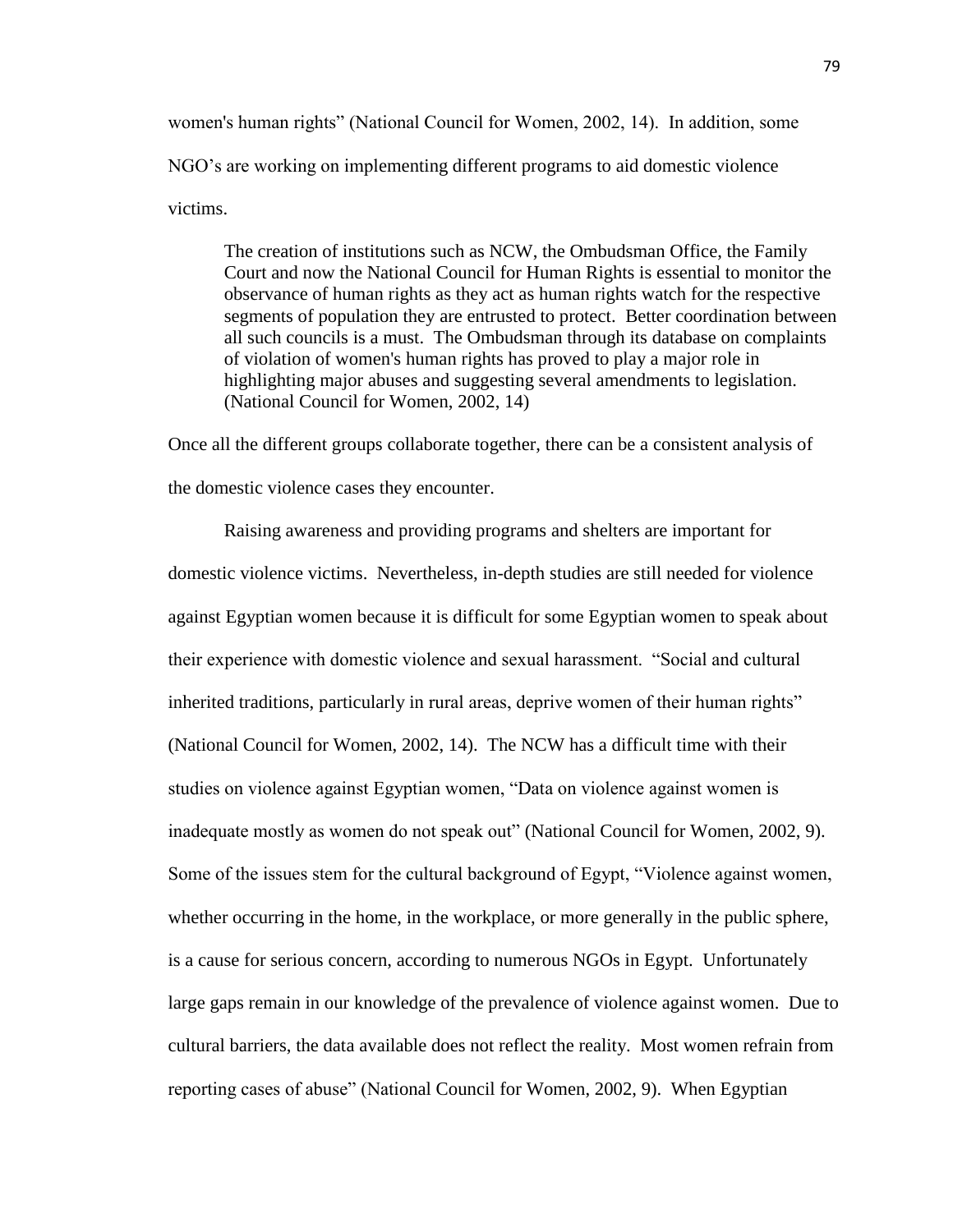women's human rights" (National Council for Women, 2002, 14). In addition, some NGO's are working on implementing different programs to aid domestic violence victims.

> The creation of institutions such as NCW, the Ombudsman Office, the Family Court and now the National Council for Human Rights is essential to monitor the observance of human rights as they act as human rights watch for the respective segments of population they are entrusted to protect. Better coordination between all such councils is a must. The Ombudsman through its database on complaints of violation of women's human rights has proved to play a major role in highlighting major abuses and suggesting several amendments to legislation. (National Council for Women, 2002, 14)

Once all the different groups collaborate together, there can be a consistent analysis of the domestic violence cases they encounter.

Raising awareness and providing programs and shelters are important for domestic violence victims. Nevertheless, in-depth studies are still needed for violence against Egyptian women because it is difficult for some Egyptian women to speak about their experience with domestic violence and sexual harassment. "Social and cultural inherited traditions, particularly in rural areas, deprive women of their human rights" (National Council for Women, 2002, 14). The NCW has a difficult time with their studies on violence against Egyptian women, "Data on violence against women is inadequate mostly as women do not speak out" (National Council for Women, 2002, 9). Some of the issues stem for the cultural background of Egypt, "Violence against women, whether occurring in the home, in the workplace, or more generally in the public sphere, is a cause for serious concern, according to numerous NGOs in Egypt. Unfortunately large gaps remain in our knowledge of the prevalence of violence against women. Due to cultural barriers, the data available does not reflect the reality. Most women refrain from reporting cases of abuse" (National Council for Women, 2002, 9). When Egyptian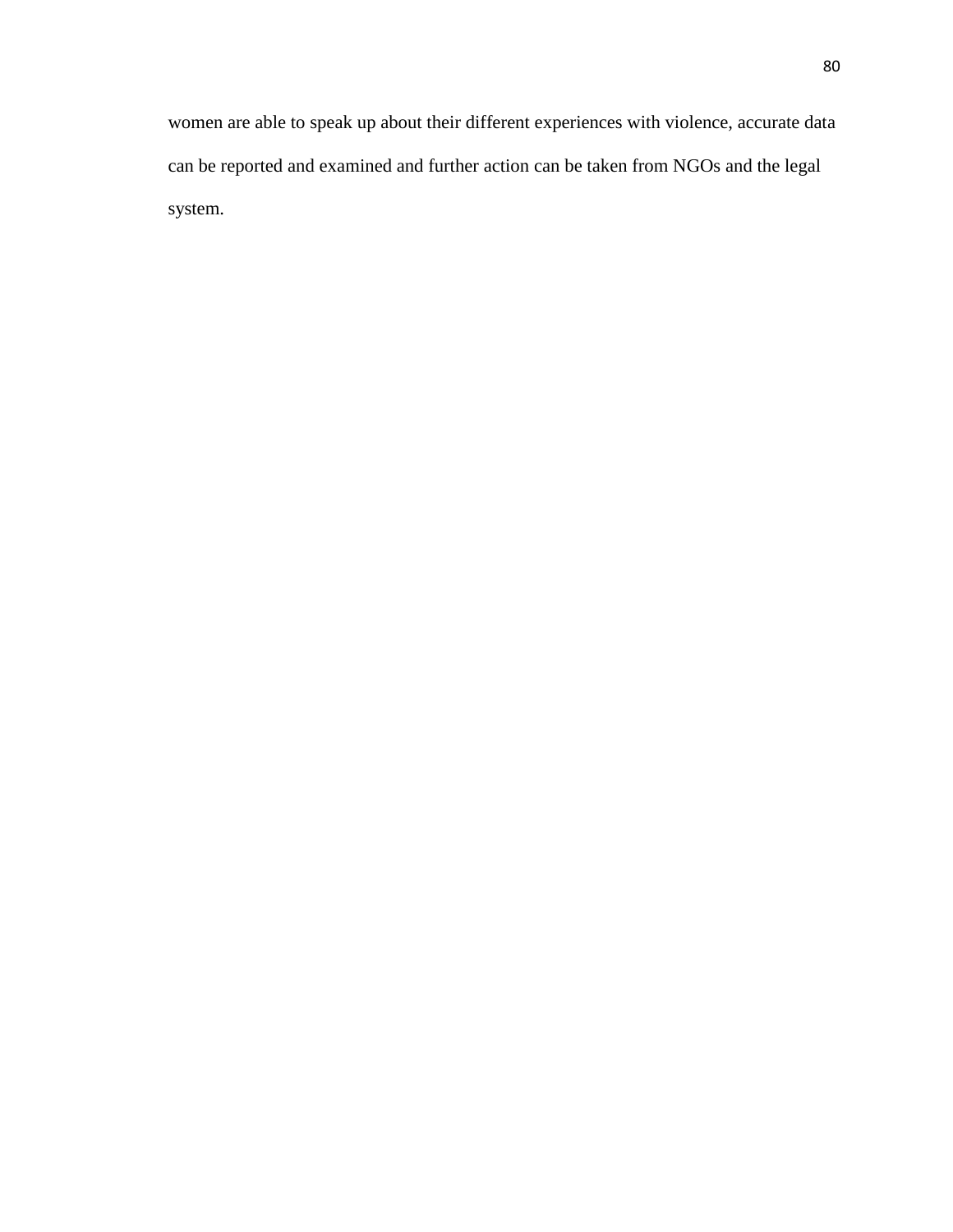women are able to speak up about their different experiences with violence, accurate data can be reported and examined and further action can be taken from NGOs and the legal system.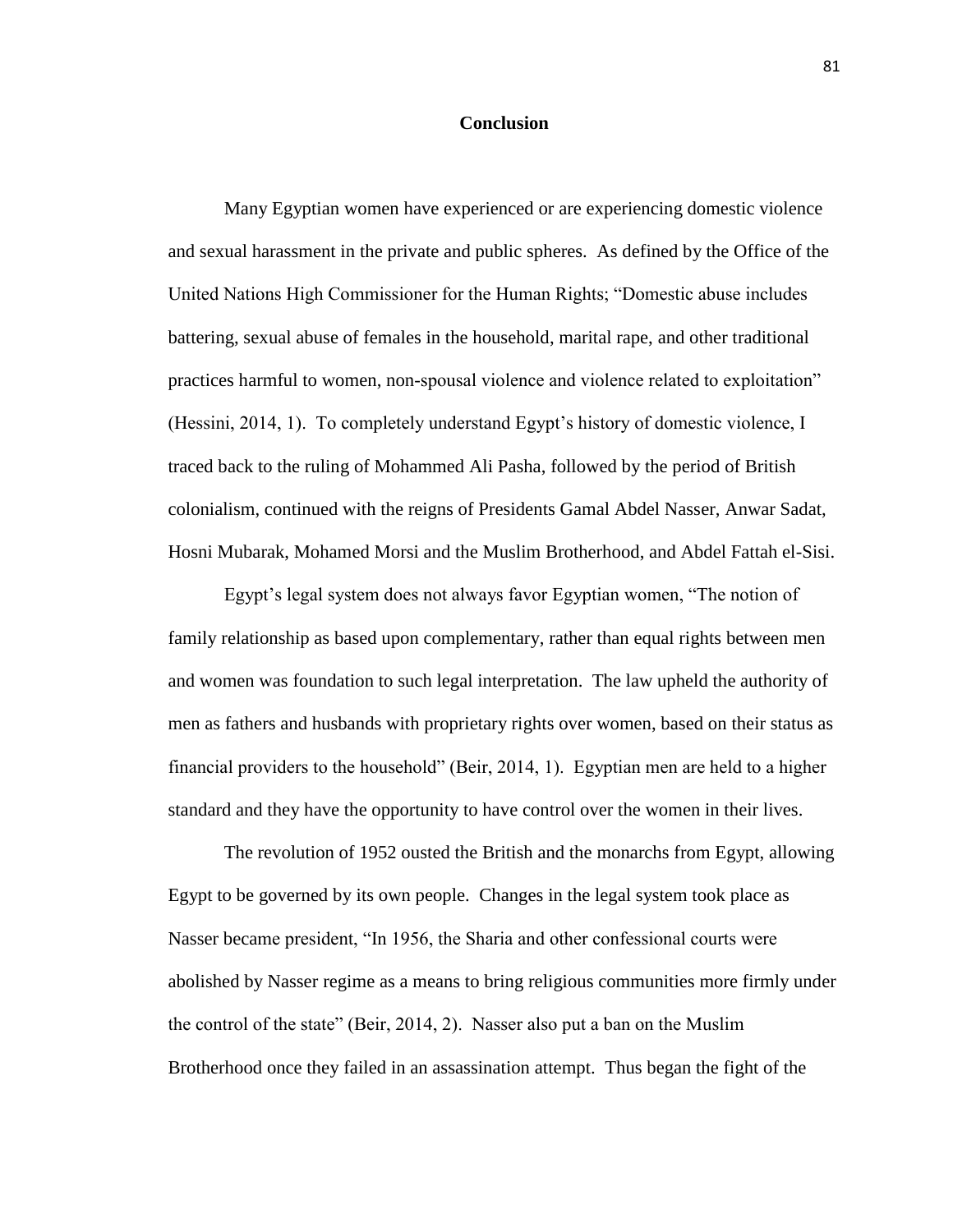# Conclusion

Many Egyptian women have experienced or are experiencing domestic violence and sexual harassment in the private and public spheres. As defined by the Office of the United Nations High Commissioner for the Human Rights; "Domestic abuse includes battering, sexual abuse of females in the household, marital rape, and other traditional practices harmful to women, non-spousal violence and violence related to exploitation" (Hessini, 2014, 1). To completely understand Egypt's history of domestic violence, I traced back to the ruling of Mohammed Ali Pasha, followed by the period of British colonialism, continued with the reigns of Presidents Gamal Abdel Nasser, Anwar Sadat, Hosni Mubarak, Mohamed Morsi and the Muslim Brotherhood, and Abdel Fattah el-Sisi.

Egypt's legal system does not always favor Egyptian women, "The notion of family relationship as based upon complementary, rather than equal rights between men and women was foundation to such legal interpretation. The law upheld the authority of men as fathers and husbands with proprietary rights over women, based on their status as financial providers to the household" (Beir, 2014, 1). Egyptian men are held to a higher standard and they have the opportunity to have control over the women in their lives.

The revolution of 1952 ousted the British and the monarchs from Egypt, allowing Egypt to be governed by its own people. Changes in the legal system took place as Nasser became president, "In 1956, the Sharia and other confessional courts were abolished by Nasser regime as a means to bring religious communities more firmly under the control of the state" (Beir, 2014, 2). Nasser also put a ban on the Muslim Brotherhood once they failed in an assassination attempt. Thus began the fight of the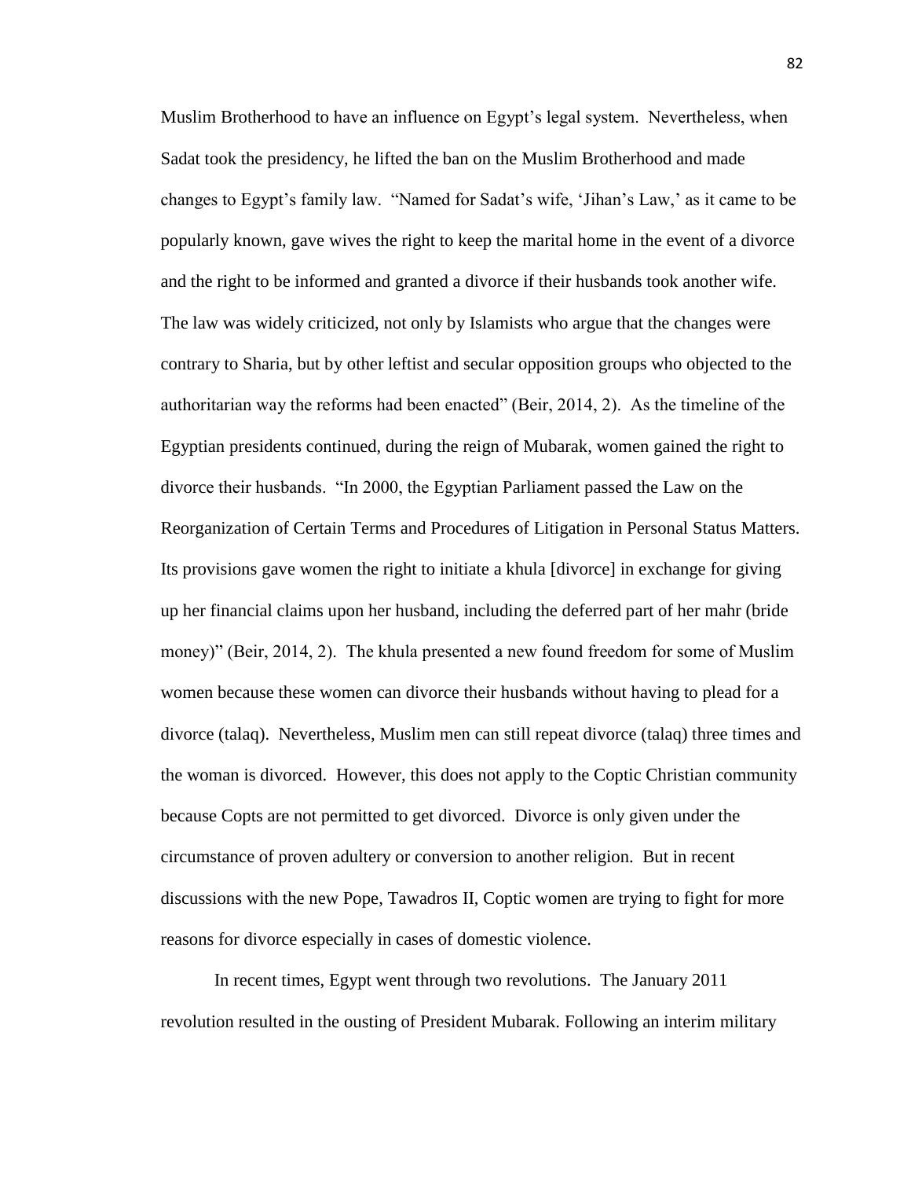Muslim Brotherhood to have an influence on Egypt's legal system. Nevertheless, when Sadat took the presidency, he lifted the ban on the Muslim Brotherhood and made changes to Egypt's family law. "Named for Sadat's wife, 'Jihan's Law,' as it came to be popularly known, gave wives the right to keep the marital home in the event of a divorce and the right to be informed and granted a divorce if their husbands took another wife. The law was widely criticized, not only by Islamists who argue that the changes were contrary to Sharia, but by other leftist and secular opposition groups who objected to the authoritarian way the reforms had been enacted" (Beir, 2014, 2). As the timeline of the Egyptian presidents continued, during the reign of Mubarak, women gained the right to divorce their husbands. "In 2000, the Egyptian Parliament passed the Law on the Reorganization of Certain Terms and Procedures of Litigation in Personal Status Matters. Its provisions gave women the right to initiate a khula [divorce] in exchange for giving up her financial claims upon her husband, including the deferred part of her mahr (bride money)" (Beir, 2014, 2). The khula presented a new found freedom for some of Muslim women because these women can divorce their husbands without having to plead for a divorce (talaq). Nevertheless, Muslim men can still repeat divorce (talaq) three times and the woman is divorced. However, this does not apply to the Coptic Christian community because Copts are not permitted to get divorced. Divorce is only given under the circumstance of proven adultery or conversion to another religion. But in recent discussions with the new Pope, Tawadros II, Coptic women are trying to fight for more reasons for divorce especially in cases of domestic violence.

In recent times, Egypt went through two revolutions. The January 2011 revolution resulted in the ousting of President Mubarak. Following an interim military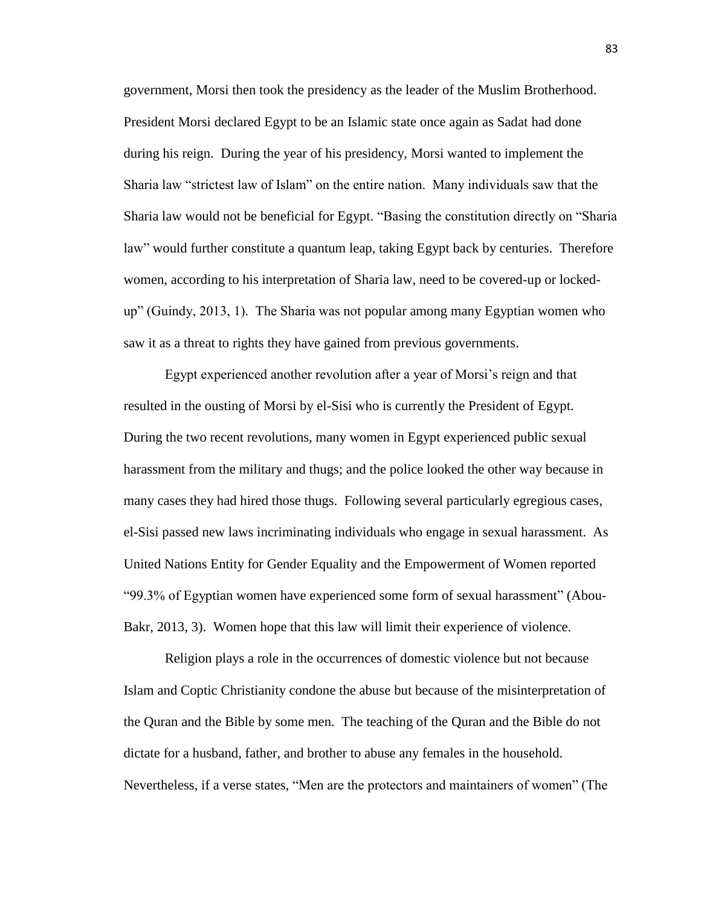government, Morsi then took the presidency as the leader of the Muslim Brotherhood. President Morsi declared Egypt to be an Islamic state once again as Sadat had done during his reign. During the year of his presidency, Morsi wanted to implement the Sharia law "strictest law of Islam" on the entire nation. Many individuals saw that the Sharia law would not be beneficial for Egypt. "Basing the constitution directly on "Sharia law" would further constitute a quantum leap, taking Egypt back by centuries. Therefore women, according to his interpretation of Sharia law, need to be covered-up or locked-up" (Guindy, 2013, 1). The Sharia was not popular among many Egyptian women who saw it as a threat to rights they have gained from previous governments.

Egypt experienced another revolution after a year of Morsi's reign and that resulted in the ousting of Morsi by el-Sisi who is currently the President of Egypt. During the two recent revolutions, many women in Egypt experienced public sexual harassment from the military and thugs; and the police looked the other way because in many cases they had hired those thugs. Following several particularly egregious cases, el-Sisi passed new laws incriminating individuals who engage in sexual harassment. As United Nations Entity for Gender Equality and the Empowerment of Women reported "99.3% of Egyptian women have experienced some form of sexual harassment" (Abou-Bakr, 2013, 3). Women hope that this law will limit their experience of violence.

Religion plays a role in the occurrences of domestic violence but not because Islam and Coptic Christianity condone the abuse but because of the misinterpretation of the Quran and the Bible by some men. The teaching of the Quran and the Bible do not dictate for a husband, father, and brother to abuse any females in the household. Nevertheless, if a verse states, "Men are the protectors and maintainers of women" (The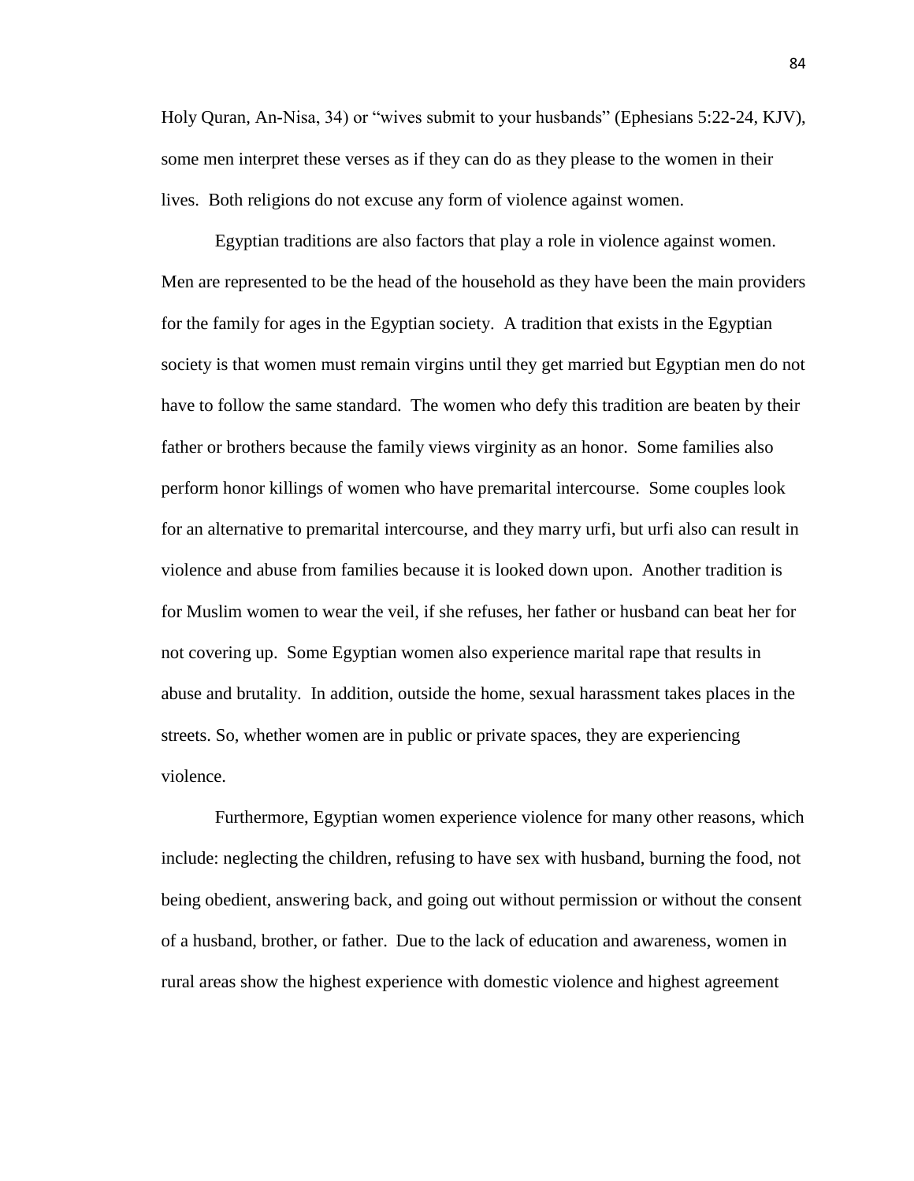Holy Quran, An-Nisa, 34) or "wives submit to your husbands" (Ephesians 5:22-24, KJV), some men interpret these verses as if they can do as they please to the women in their lives. Both religions do not excuse any form of violence against women.

Egyptian traditions are also factors that play a role in violence against women. Men are represented to be the head of the household as they have been the main providers for the family for ages in the Egyptian society. A tradition that exists in the Egyptian society is that women must remain virgins until they get married but Egyptian men do not have to follow the same standard. The women who defy this tradition are beaten by their father or brothers because the family views virginity as an honor. Some families also perform honor killings of women who have premarital intercourse. Some couples look for an alternative to premarital intercourse, and they marry urfi, but urfi also can result in violence and abuse from families because it is looked down upon. Another tradition is for Muslim women to wear the veil, if she refuses, her father or husband can beat her for not covering up. Some Egyptian women also experience marital rape that results in abuse and brutality. In addition, outside the home, sexual harassment takes places in the streets. So, whether women are in public or private spaces, they are experiencing violence.

Furthermore, Egyptian women experience violence for many other reasons, which include: neglecting the children, refusing to have sex with husband, burning the food, not being obedient, answering back, and going out without permission or without the consent of a husband, brother, or father. Due to the lack of education and awareness, women in rural areas show the highest experience with domestic violence and highest agreement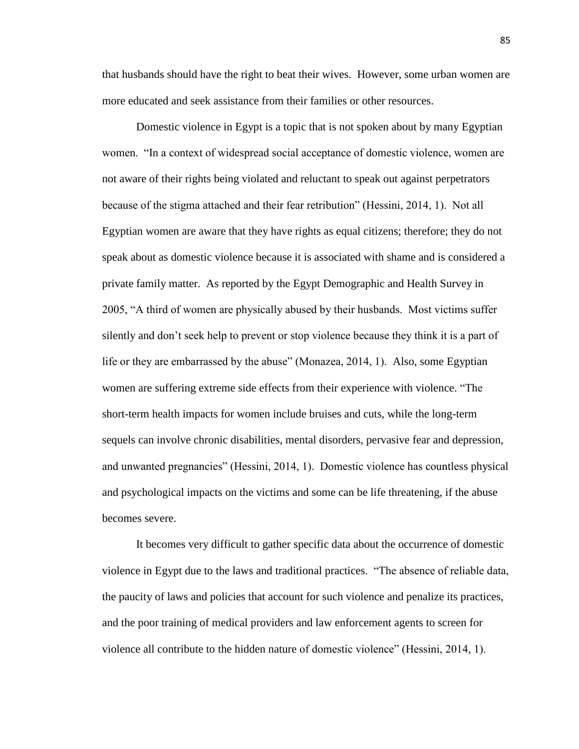that husbands should have the right to beat their wives. However, some urban women are more educated and seek assistance from their families or other resources.

Domestic violence in Egypt is a topic that is not spoken about by many Egyptian women. "In a context of widespread social acceptance of domestic violence, women are not aware of their rights being violated and reluctant to speak out against perpetrators because of the stigma attached and their fear retribution" (Hessini, 2014, 1). Not all Egyptian women are aware that they have rights as equal citizens; therefore; they do not speak about as domestic violence because it is associated with shame and is considered a private family matter. As reported by the Egypt Demographic and Health Survey in 2005, "A third of women are physically abused by their husbands. Most victims suffer silently and don't seek help to prevent or stop violence because they think it is a part of life or they are embarrassed by the abuse" (Monazea, 2014, 1). Also, some Egyptian women are suffering extreme side effects from their experience with violence. "The short-term health impacts for women include bruises and cuts, while the long-term sequels can involve chronic disabilities, mental disorders, pervasive fear and depression, and unwanted pregnancies" (Hessini, 2014, 1). Domestic violence has countless physical and psychological impacts on the victims and some can be life threatening, if the abuse becomes severe.

It becomes very difficult to gather specific data about the occurrence of domestic violence in Egypt due to the laws and traditional practices. "The absence of reliable data, the paucity of laws and policies that account for such violence and penalize its practices, and the poor training of medical providers and law enforcement agents to screen for violence all contribute to the hidden nature of domestic violence" (Hessini, 2014, 1).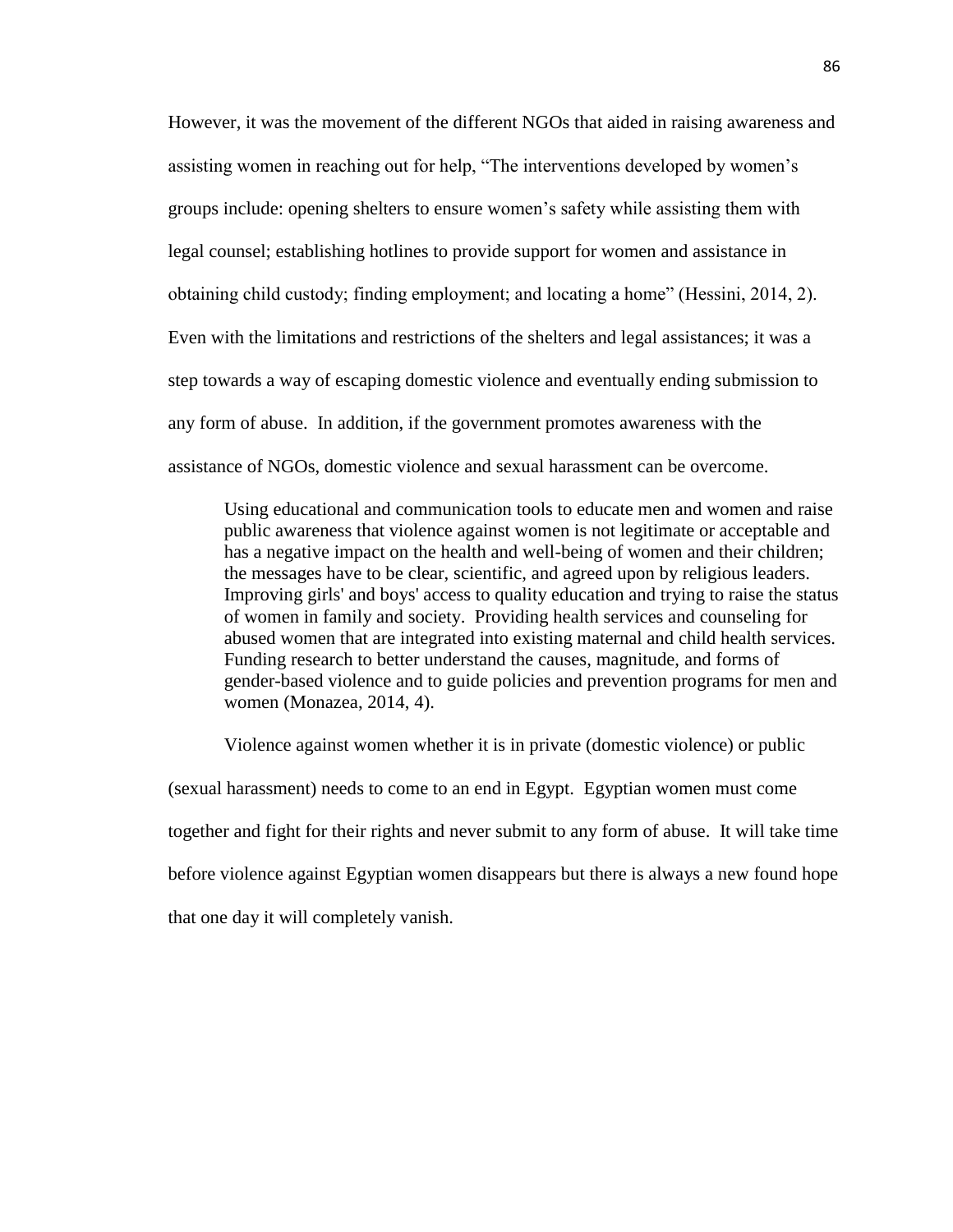However, it was the movement of the different NGOs that aided in raising awareness and assisting women in reaching out for help, "The interventions developed by women's groups include: opening shelters to ensure women's safety while assisting them with legal counsel; establishing hotlines to provide support for women and assistance in obtaining child custody; finding employment; and locating a home" (Hessini, 2014, 2). Even with the limitations and restrictions of the shelters and legal assistances; it was a step towards a way of escaping domestic violence and eventually ending submission to any form of abuse. In addition, if the government promotes awareness with the assistance of NGOs, domestic violence and sexual harassment can be overcome.

> Using educational and communication tools to educate men and women and raise public awareness that violence against women is not legitimate or acceptable and has a negative impact on the health and well-being of women and their children; the messages have to be clear, scientific, and agreed upon by religious leaders. Improving girls' and boys' access to quality education and trying to raise the status of women in family and society. Providing health services and counseling for abused women that are integrated into existing maternal and child health services. Funding research to better understand the causes, magnitude, and forms of gender-based violence and to guide policies and prevention programs for men and women (Monazea, 2014, 4).

Violence against women whether it is in private (domestic violence) or public (sexual harassment) needs to come to an end in Egypt. Egyptian women must come together and fight for their rights and never submit to any form of abuse. It will take time before violence against Egyptian women disappears but there is always a new found hope that one day it will completely vanish.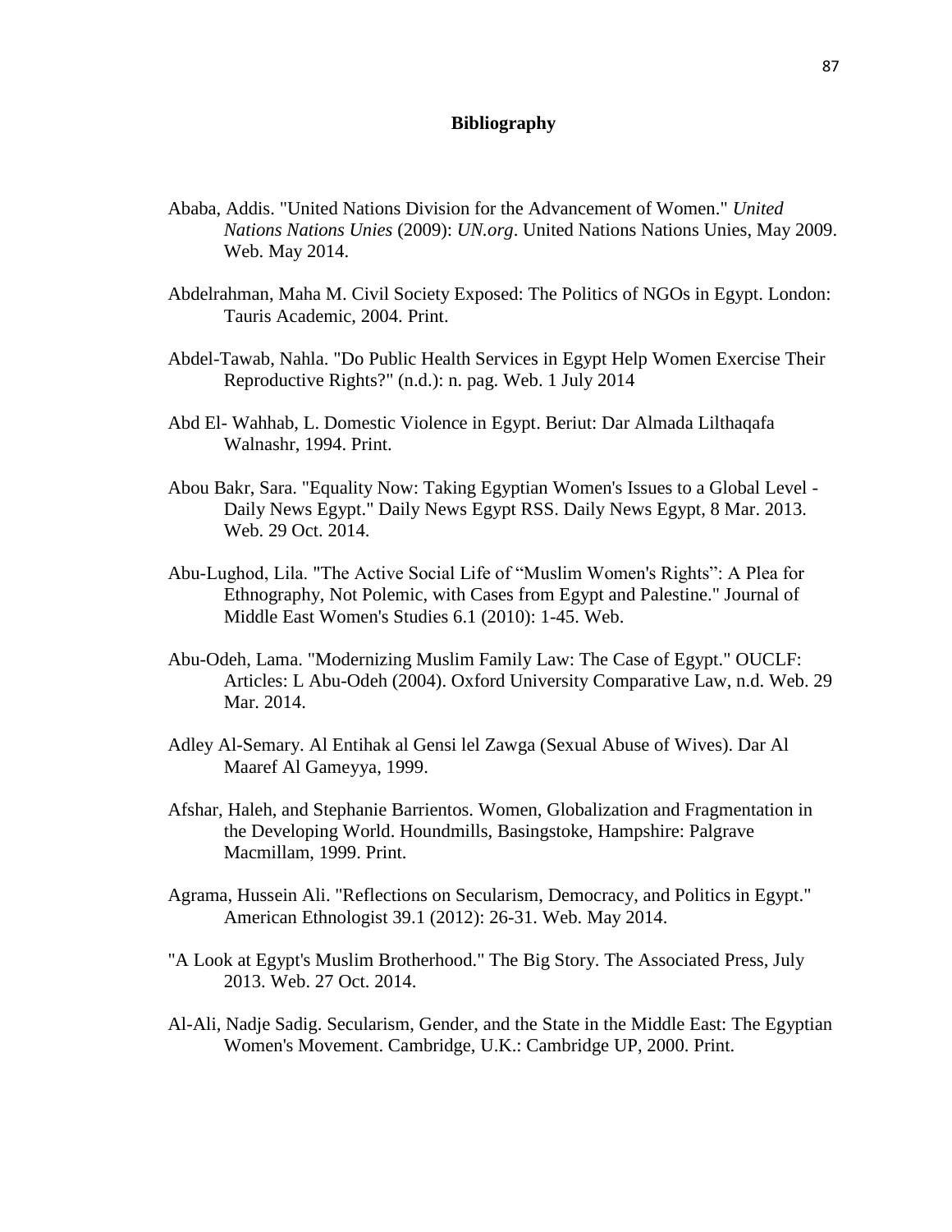## Bibliography

Ababa, Addis. "United Nations Division for the Advancement of Women." *United Nations Nations Unies* (2009): *UN.org*. United Nations Nations Unies, May 2009. Web. May 2014.

Abdelrahman, Maha M. Civil Society Exposed: The Politics of NGOs in Egypt. London: Tauris Academic, 2004. Print.

Abdel-Tawab, Nahla. "Do Public Health Services in Egypt Help Women Exercise Their Reproductive Rights?" (n.d.): n. pag. Web. 1 July 2014

Abd El- Wahhab, L. Domestic Violence in Egypt. Beriut: Dar Almada Lilthaqafa Walnashr, 1994. Print.

Abou Bakr, Sara. "Equality Now: Taking Egyptian Women's Issues to a Global Level - Daily News Egypt." Daily News Egypt RSS. Daily News Egypt, 8 Mar. 2013. Web. 29 Oct. 2014.

Abu-Lughod, Lila. "The Active Social Life of "Muslim Women's Rights": A Plea for Ethnography, Not Polemic, with Cases from Egypt and Palestine." Journal of Middle East Women's Studies 6.1 (2010): 1-45. Web.

Abu-Odeh, Lama. "Modernizing Muslim Family Law: The Case of Egypt." OUCLF: Articles: L Abu-Odeh (2004). Oxford University Comparative Law, n.d. Web. 29 Mar. 2014.

Adley Al-Semary. Al Entihak al Gensi lel Zawga (Sexual Abuse of Wives). Dar Al Maaref Al Gameyya, 1999.

Afshar, Haleh, and Stephanie Barrientos. Women, Globalization and Fragmentation in the Developing World. Houndmills, Basingstoke, Hampshire: Palgrave Macmillam, 1999. Print.

Agrama, Hussein Ali. "Reflections on Secularism, Democracy, and Politics in Egypt." American Ethnologist 39.1 (2012): 26-31. Web. May 2014.

"A Look at Egypt's Muslim Brotherhood." The Big Story. The Associated Press, July 2013. Web. 27 Oct. 2014.

Al-Ali, Nadje Sadig. Secularism, Gender, and the State in the Middle East: The Egyptian Women's Movement. Cambridge, U.K.: Cambridge UP, 2000. Print.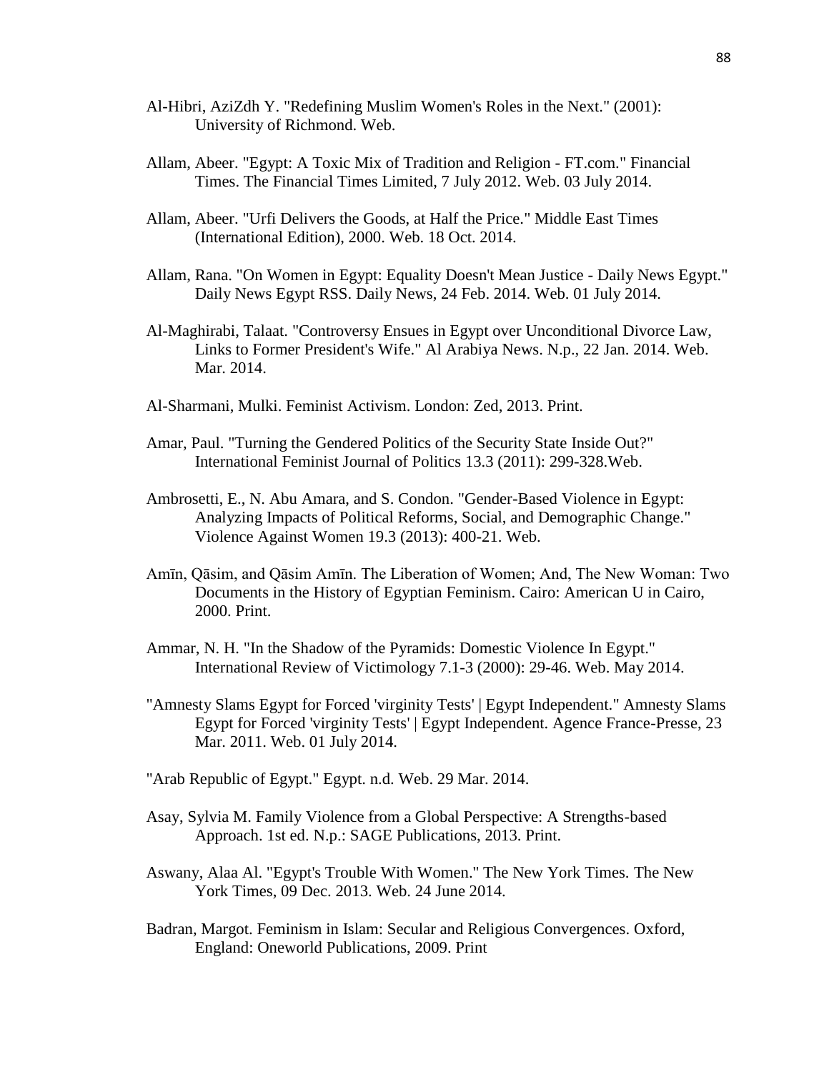Al-Hibri, AziZdh Y. "Redefining Muslim Women's Roles in the Next." (2001): University of Richmond. Web.

Allam, Abeer. "Egypt: A Toxic Mix of Tradition and Religion - FT.com." Financial Times. The Financial Times Limited, 7 July 2012. Web. 03 July 2014.

Allam, Abeer. "Urfi Delivers the Goods, at Half the Price." Middle East Times (International Edition), 2000. Web. 18 Oct. 2014.

Allam, Rana. "On Women in Egypt: Equality Doesn't Mean Justice - Daily News Egypt." Daily News Egypt RSS. Daily News, 24 Feb. 2014. Web. 01 July 2014.

Al-Maghirabi, Talaat. "Controversy Ensues in Egypt over Unconditional Divorce Law, Links to Former President's Wife." Al Arabiya News. N.p., 22 Jan. 2014. Web. Mar. 2014.

Al-Sharmani, Mulki. Feminist Activism. London: Zed, 2013. Print.

Amar, Paul. "Turning the Gendered Politics of the Security State Inside Out?" International Feminist Journal of Politics 13.3 (2011): 299-328.Web.

Ambrosetti, E., N. Abu Amara, and S. Condon. "Gender-Based Violence in Egypt: Analyzing Impacts of Political Reforms, Social, and Demographic Change." Violence Against Women 19.3 (2013): 400-21. Web.

Amīn, Qāsim, and Qāsim Amīn. The Liberation of Women; And, The New Woman: Two Documents in the History of Egyptian Feminism. Cairo: American U in Cairo, 2000. Print.

Ammar, N. H. "In the Shadow of the Pyramids: Domestic Violence In Egypt." International Review of Victimology 7.1-3 (2000): 29-46. Web. May 2014.

"Amnesty Slams Egypt for Forced 'virginity Tests' | Egypt Independent." Amnesty Slams Egypt for Forced 'virginity Tests' | Egypt Independent. Agence France-Presse, 23 Mar. 2011. Web. 01 July 2014.

"Arab Republic of Egypt." Egypt. n.d. Web. 29 Mar. 2014.

Asay, Sylvia M. Family Violence from a Global Perspective: A Strengths-based Approach. 1st ed. N.p.: SAGE Publications, 2013. Print.

Aswany, Alaa Al. "Egypt's Trouble With Women." The New York Times. The New York Times, 09 Dec. 2013. Web. 24 June 2014.

Badran, Margot. Feminism in Islam: Secular and Religious Convergences. Oxford, England: Oneworld Publications, 2009. Print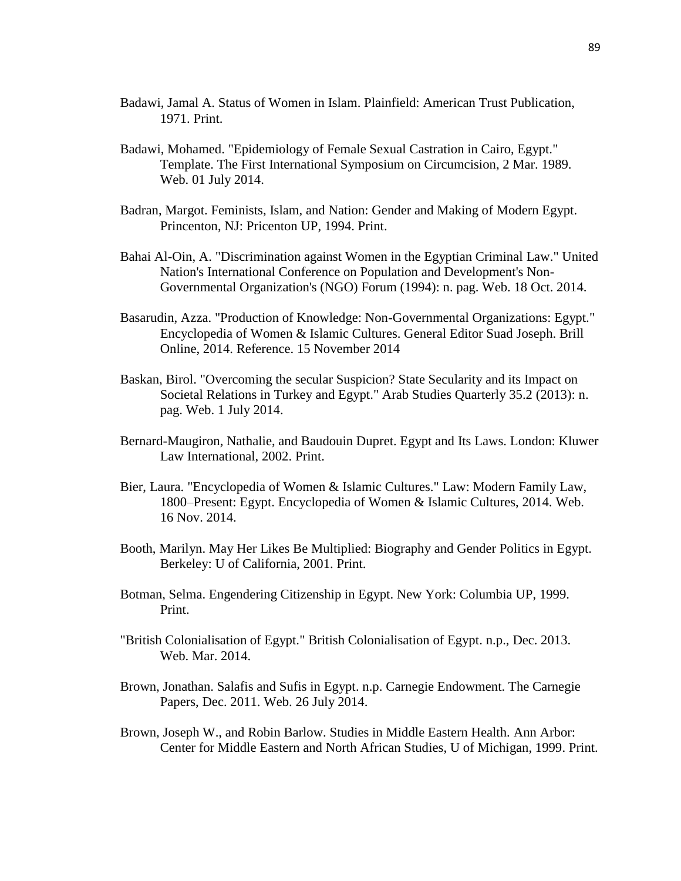Badawi, Jamal A. Status of Women in Islam. Plainfield: American Trust Publication, 1971. Print.

Badawi, Mohamed. "Epidemiology of Female Sexual Castration in Cairo, Egypt." Template. The First International Symposium on Circumcision, 2 Mar. 1989. Web. 01 July 2014.

Badran, Margot. Feminists, Islam, and Nation: Gender and Making of Modern Egypt. Princenton, NJ: Pricenton UP, 1994. Print.

Bahai Al-Oin, A. "Discrimination against Women in the Egyptian Criminal Law." United Nation's International Conference on Population and Development's Non-Governmental Organization's (NGO) Forum (1994): n. pag. Web. 18 Oct. 2014.

Basarudin, Azza. "Production of Knowledge: Non-Governmental Organizations: Egypt." Encyclopedia of Women & Islamic Cultures. General Editor Suad Joseph. Brill Online, 2014. Reference. 15 November 2014

Baskan, Birol. "Overcoming the secular Suspicion? State Secularity and its Impact on Societal Relations in Turkey and Egypt." Arab Studies Quarterly 35.2 (2013): n. pag. Web. 1 July 2014.

Bernard-Maugiron, Nathalie, and Baudouin Dupret. Egypt and Its Laws. London: Kluwer Law International, 2002. Print.

Bier, Laura. "Encyclopedia of Women & Islamic Cultures." Law: Modern Family Law, 1800–Present: Egypt. Encyclopedia of Women & Islamic Cultures, 2014. Web. 16 Nov. 2014.

Booth, Marilyn. May Her Likes Be Multiplied: Biography and Gender Politics in Egypt. Berkeley: U of California, 2001. Print.

Botman, Selma. Engendering Citizenship in Egypt. New York: Columbia UP, 1999. Print.

"British Colonialisation of Egypt." British Colonialisation of Egypt. n.p., Dec. 2013. Web. Mar. 2014.

Brown, Jonathan. Salafis and Sufis in Egypt. n.p. Carnegie Endowment. The Carnegie Papers, Dec. 2011. Web. 26 July 2014.

Brown, Joseph W., and Robin Barlow. Studies in Middle Eastern Health. Ann Arbor: Center for Middle Eastern and North African Studies, U of Michigan, 1999. Print.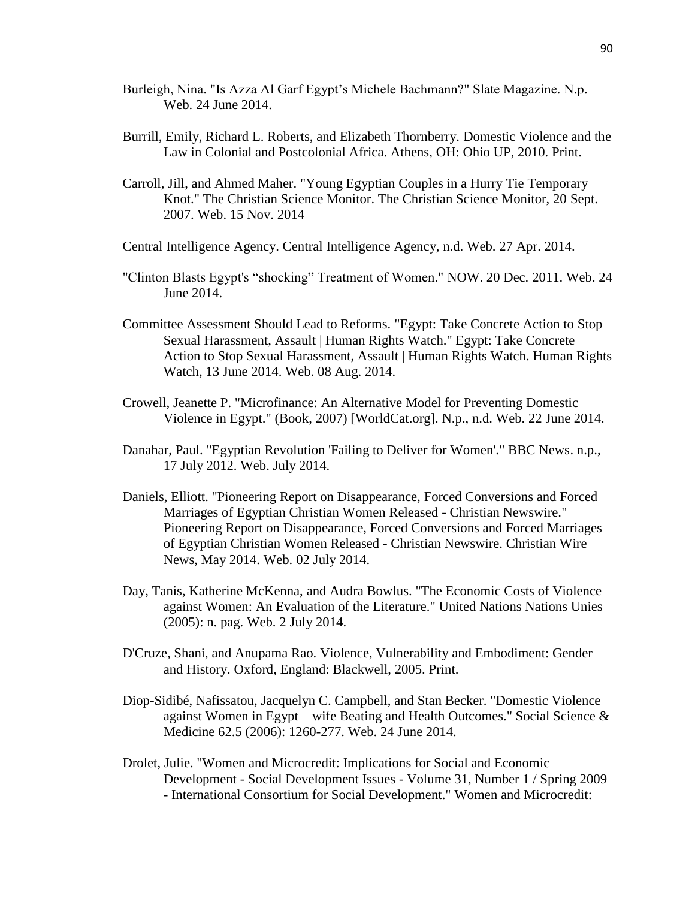Burleigh, Nina. "Is Azza Al Garf Egypt's Michele Bachmann?" Slate Magazine. N.p. Web. 24 June 2014.

Burrill, Emily, Richard L. Roberts, and Elizabeth Thornberry. Domestic Violence and the Law in Colonial and Postcolonial Africa. Athens, OH: Ohio UP, 2010. Print.

Carroll, Jill, and Ahmed Maher. "Young Egyptian Couples in a Hurry Tie Temporary Knot." The Christian Science Monitor. The Christian Science Monitor, 20 Sept. 2007. Web. 15 Nov. 2014

Central Intelligence Agency. Central Intelligence Agency, n.d. Web. 27 Apr. 2014.

"Clinton Blasts Egypt's "shocking" Treatment of Women." NOW. 20 Dec. 2011. Web. 24 June 2014.

Committee Assessment Should Lead to Reforms. "Egypt: Take Concrete Action to Stop Sexual Harassment, Assault | Human Rights Watch." Egypt: Take Concrete Action to Stop Sexual Harassment, Assault | Human Rights Watch. Human Rights Watch, 13 June 2014. Web. 08 Aug. 2014.

Crowell, Jeanette P. "Microfinance: An Alternative Model for Preventing Domestic Violence in Egypt." (Book, 2007) [WorldCat.org]. N.p., n.d. Web. 22 June 2014.

Danahar, Paul. "Egyptian Revolution 'Failing to Deliver for Women'." BBC News. n.p., 17 July 2012. Web. July 2014.

Daniels, Elliott. "Pioneering Report on Disappearance, Forced Conversions and Forced Marriages of Egyptian Christian Women Released - Christian Newswire." Pioneering Report on Disappearance, Forced Conversions and Forced Marriages of Egyptian Christian Women Released - Christian Newswire. Christian Wire News, May 2014. Web. 02 July 2014.

Day, Tanis, Katherine McKenna, and Audra Bowlus. "The Economic Costs of Violence against Women: An Evaluation of the Literature." United Nations Nations Unies (2005): n. pag. Web. 2 July 2014.

D'Cruze, Shani, and Anupama Rao. Violence, Vulnerability and Embodiment: Gender and History. Oxford, England: Blackwell, 2005. Print.

Diop-Sidibé, Nafissatou, Jacquelyn C. Campbell, and Stan Becker. "Domestic Violence against Women in Egypt—wife Beating and Health Outcomes." Social Science & Medicine 62.5 (2006): 1260-277. Web. 24 June 2014.

Drolet, Julie. "Women and Microcredit: Implications for Social and Economic Development - Social Development Issues - Volume 31, Number 1 / Spring 2009 - International Consortium for Social Development." Women and Microcredit: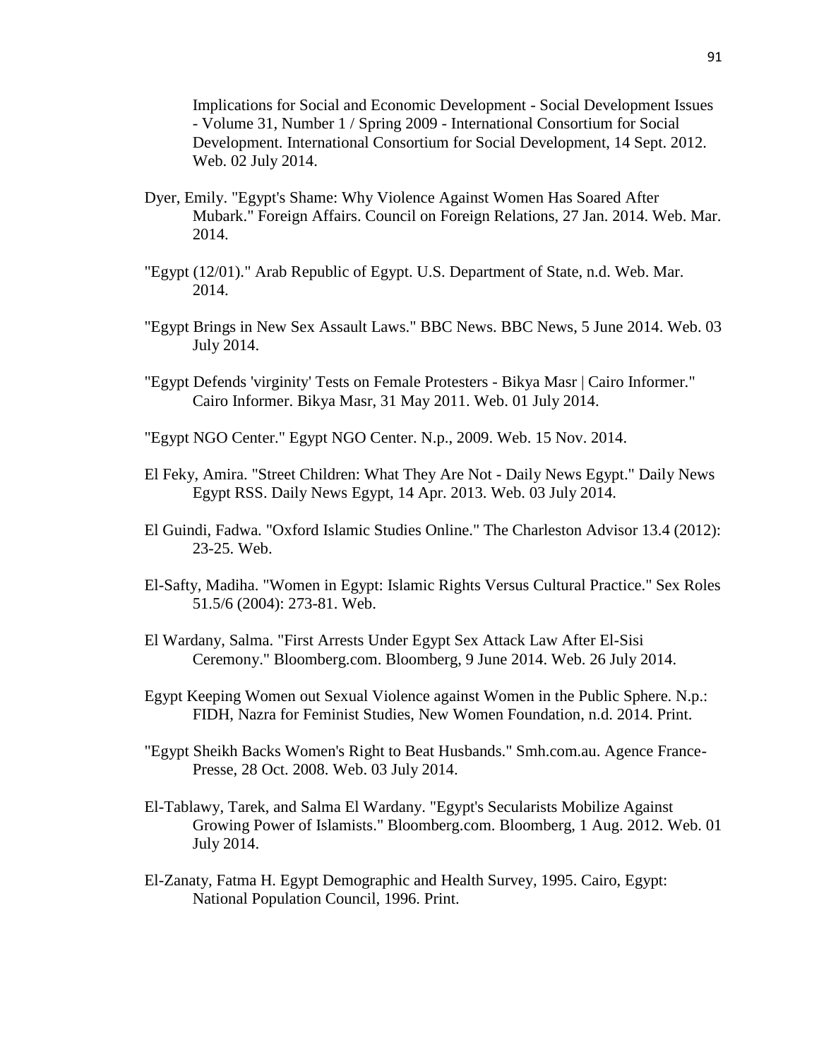Implications for Social and Economic Development - Social Development Issues - Volume 31, Number 1 / Spring 2009 - International Consortium for Social Development. International Consortium for Social Development, 14 Sept. 2012. Web. 02 July 2014.

Dyer, Emily. "Egypt's Shame: Why Violence Against Women Has Soared After Mubark." Foreign Affairs. Council on Foreign Relations, 27 Jan. 2014. Web. Mar. 2014.

"Egypt (12/01)." Arab Republic of Egypt. U.S. Department of State, n.d. Web. Mar. 2014.

"Egypt Brings in New Sex Assault Laws." BBC News. BBC News, 5 June 2014. Web. 03 July 2014.

"Egypt Defends 'virginity' Tests on Female Protesters - Bikya Masr | Cairo Informer." Cairo Informer. Bikya Masr, 31 May 2011. Web. 01 July 2014.

"Egypt NGO Center." Egypt NGO Center. N.p., 2009. Web. 15 Nov. 2014.

El Feky, Amira. "Street Children: What They Are Not - Daily News Egypt." Daily News Egypt RSS. Daily News Egypt, 14 Apr. 2013. Web. 03 July 2014.

El Guindi, Fadwa. "Oxford Islamic Studies Online." The Charleston Advisor 13.4 (2012): 23-25. Web.

El-Safty, Madiha. "Women in Egypt: Islamic Rights Versus Cultural Practice." Sex Roles 51.5/6 (2004): 273-81. Web.

El Wardany, Salma. "First Arrests Under Egypt Sex Attack Law After El-Sisi Ceremony." Bloomberg.com. Bloomberg, 9 June 2014. Web. 26 July 2014.

Egypt Keeping Women out Sexual Violence against Women in the Public Sphere. N.p.: FIDH, Nazra for Feminist Studies, New Women Foundation, n.d. 2014. Print.

"Egypt Sheikh Backs Women's Right to Beat Husbands." Smh.com.au. Agence France-Presse, 28 Oct. 2008. Web. 03 July 2014.

El-Tablawy, Tarek, and Salma El Wardany. "Egypt's Secularists Mobilize Against Growing Power of Islamists." Bloomberg.com. Bloomberg, 1 Aug. 2012. Web. 01 July 2014.

El-Zanaty, Fatma H. Egypt Demographic and Health Survey, 1995. Cairo, Egypt: National Population Council, 1996. Print.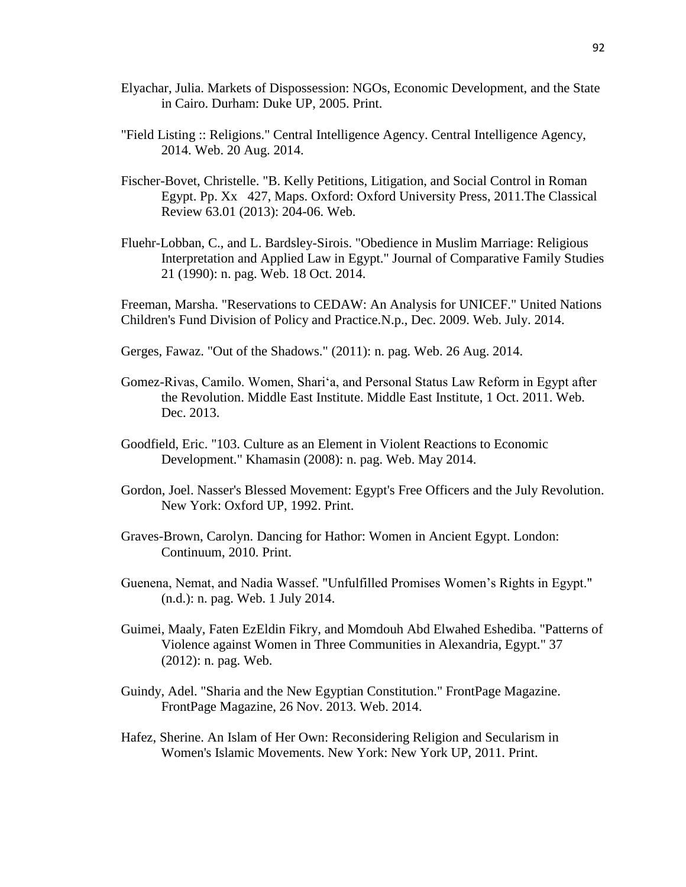Elyachar, Julia. Markets of Dispossession: NGOs, Economic Development, and the State in Cairo. Durham: Duke UP, 2005. Print.

"Field Listing :: Religions." Central Intelligence Agency. Central Intelligence Agency, 2014. Web. 20 Aug. 2014.

Fischer-Bovet, Christelle. "B. Kelly Petitions, Litigation, and Social Control in Roman Egypt. Pp. Xx 427, Maps. Oxford: Oxford University Press, 2011.The Classical Review 63.01 (2013): 204-06. Web.

Fluehr-Lobban, C., and L. Bardsley-Sirois. "Obedience in Muslim Marriage: Religious Interpretation and Applied Law in Egypt." Journal of Comparative Family Studies 21 (1990): n. pag. Web. 18 Oct. 2014.

Freeman, Marsha. "Reservations to CEDAW: An Analysis for UNICEF." United Nations Children's Fund Division of Policy and Practice.N.p., Dec. 2009. Web. July. 2014.

Gerges, Fawaz. "Out of the Shadows." (2011): n. pag. Web. 26 Aug. 2014.

Gomez-Rivas, Camilo. Women, Shari'a, and Personal Status Law Reform in Egypt after the Revolution. Middle East Institute. Middle East Institute, 1 Oct. 2011. Web. Dec. 2013.

Goodfield, Eric. "103. Culture as an Element in Violent Reactions to Economic Development." Khamasin (2008): n. pag. Web. May 2014.

Gordon, Joel. Nasser's Blessed Movement: Egypt's Free Officers and the July Revolution. New York: Oxford UP, 1992. Print.

Graves-Brown, Carolyn. Dancing for Hathor: Women in Ancient Egypt. London: Continuum, 2010. Print.

Guenena, Nemat, and Nadia Wassef. "Unfulfilled Promises Women's Rights in Egypt." (n.d.): n. pag. Web. 1 July 2014.

Guimei, Maaly, Faten EzEldin Fikry, and Momdouh Abd Elwahed Eshediba. "Patterns of Violence against Women in Three Communities in Alexandria, Egypt." 37 (2012): n. pag. Web.

Guindy, Adel. "Sharia and the New Egyptian Constitution." FrontPage Magazine. FrontPage Magazine, 26 Nov. 2013. Web. 2014.

Hafez, Sherine. An Islam of Her Own: Reconsidering Religion and Secularism in Women's Islamic Movements. New York: New York UP, 2011. Print.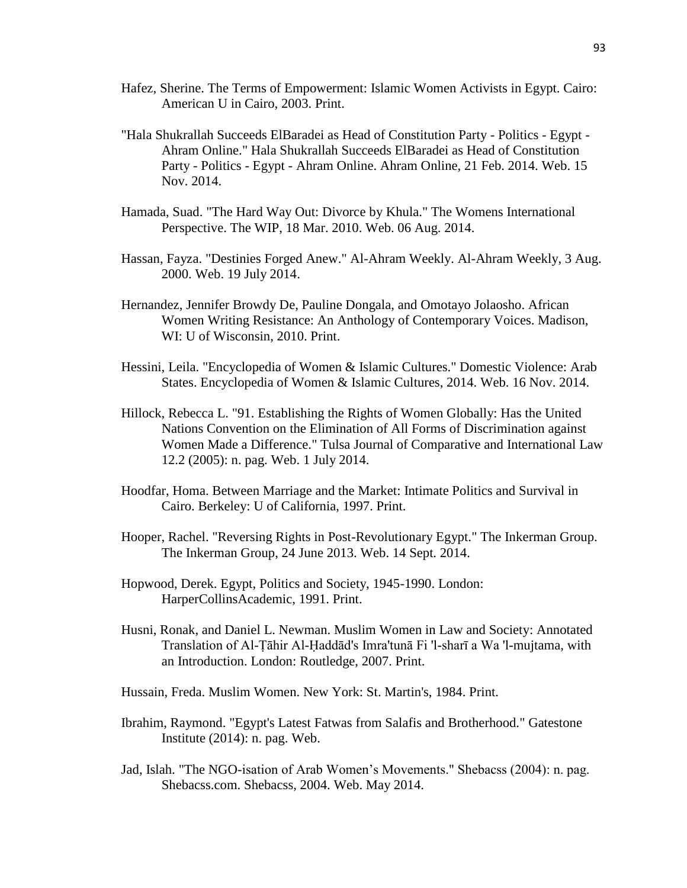Hafez, Sherine. The Terms of Empowerment: Islamic Women Activists in Egypt. Cairo: American U in Cairo, 2003. Print.

"Hala Shukrallah Succeeds ElBaradei as Head of Constitution Party - Politics - Egypt - Ahram Online." Hala Shukrallah Succeeds ElBaradei as Head of Constitution Party - Politics - Egypt - Ahram Online. Ahram Online, 21 Feb. 2014. Web. 15 Nov. 2014.

Hamada, Suad. "The Hard Way Out: Divorce by Khula." The Womens International Perspective. The WIP, 18 Mar. 2010. Web. 06 Aug. 2014.

Hassan, Fayza. "Destinies Forged Anew." Al-Ahram Weekly. Al-Ahram Weekly, 3 Aug. 2000. Web. 19 July 2014.

Hernandez, Jennifer Browdy De, Pauline Dongala, and Omotayo Jolaosho. African Women Writing Resistance: An Anthology of Contemporary Voices. Madison, WI: U of Wisconsin, 2010. Print.

Hessini, Leila. "Encyclopedia of Women & Islamic Cultures." Domestic Violence: Arab States. Encyclopedia of Women & Islamic Cultures, 2014. Web. 16 Nov. 2014.

Hillock, Rebecca L. "91. Establishing the Rights of Women Globally: Has the United Nations Convention on the Elimination of All Forms of Discrimination against Women Made a Difference." Tulsa Journal of Comparative and International Law 12.2 (2005): n. pag. Web. 1 July 2014.

Hoodfar, Homa. Between Marriage and the Market: Intimate Politics and Survival in Cairo. Berkeley: U of California, 1997. Print.

Hooper, Rachel. "Reversing Rights in Post-Revolutionary Egypt." The Inkerman Group. The Inkerman Group, 24 June 2013. Web. 14 Sept. 2014.

Hopwood, Derek. Egypt, Politics and Society, 1945-1990. London: HarperCollinsAcademic, 1991. Print.

Husni, Ronak, and Daniel L. Newman. Muslim Women in Law and Society: Annotated Translation of Al-Ṭāhir Al-Ḥaddād's Imra'tunā Fi 'l-sharī a Wa 'l-mujtama, with an Introduction. London: Routledge, 2007. Print.

Hussain, Freda. Muslim Women. New York: St. Martin's, 1984. Print.

Ibrahim, Raymond. "Egypt's Latest Fatwas from Salafis and Brotherhood." Gatestone Institute (2014): n. pag. Web.

Jad, Islah. "The NGO-isation of Arab Women's Movements." Shebacss (2004): n. pag. Shebacss.com. Shebacss, 2004. Web. May 2014.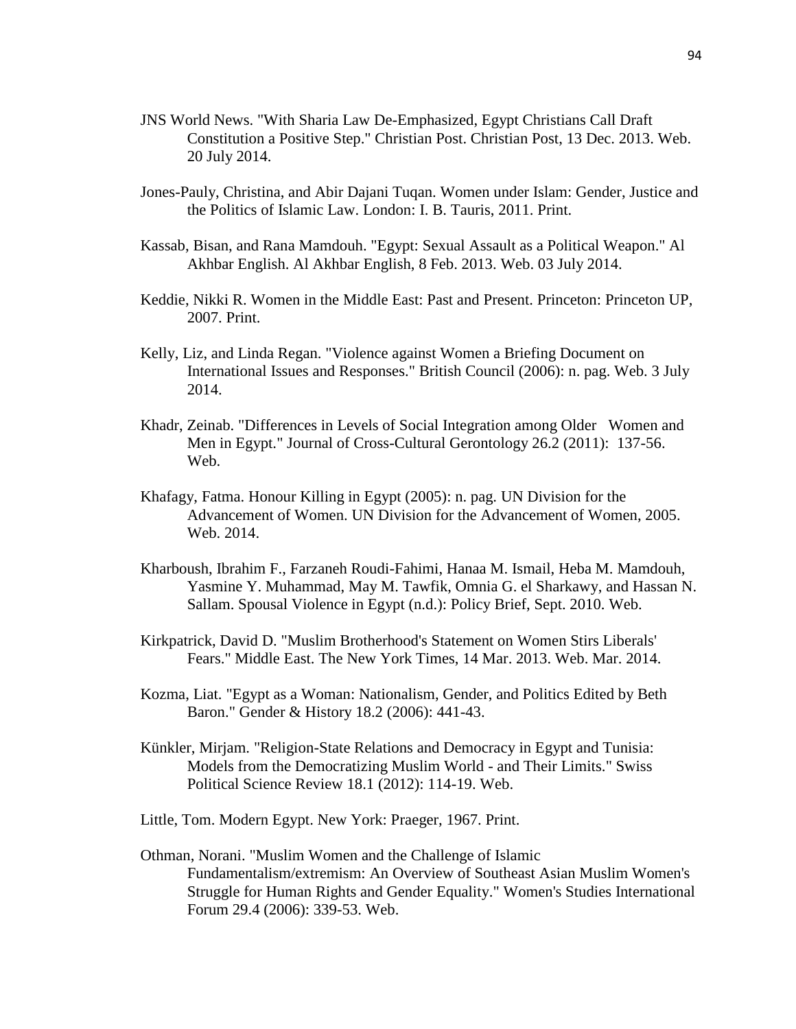JNS World News. "With Sharia Law De-Emphasized, Egypt Christians Call Draft Constitution a Positive Step." Christian Post. Christian Post, 13 Dec. 2013. Web. 20 July 2014.

Jones-Pauly, Christina, and Abir Dajani Tuqan. Women under Islam: Gender, Justice and the Politics of Islamic Law. London: I. B. Tauris, 2011. Print.

Kassab, Bisan, and Rana Mamdouh. "Egypt: Sexual Assault as a Political Weapon." Al Akhbar English. Al Akhbar English, 8 Feb. 2013. Web. 03 July 2014.

Keddie, Nikki R. Women in the Middle East: Past and Present. Princeton: Princeton UP, 2007. Print.

Kelly, Liz, and Linda Regan. "Violence against Women a Briefing Document on International Issues and Responses." British Council (2006): n. pag. Web. 3 July 2014.

Khadr, Zeinab. "Differences in Levels of Social Integration among Older Women and Men in Egypt." Journal of Cross-Cultural Gerontology 26.2 (2011): 137-56. Web.

Khafagy, Fatma. Honour Killing in Egypt (2005): n. pag. UN Division for the Advancement of Women. UN Division for the Advancement of Women, 2005. Web. 2014.

Kharboush, Ibrahim F., Farzaneh Roudi-Fahimi, Hanaa M. Ismail, Heba M. Mamdouh, Yasmine Y. Muhammad, May M. Tawfik, Omnia G. el Sharkawy, and Hassan N. Sallam. Spousal Violence in Egypt (n.d.): Policy Brief, Sept. 2010. Web.

Kirkpatrick, David D. "Muslim Brotherhood's Statement on Women Stirs Liberals' Fears." Middle East. The New York Times, 14 Mar. 2013. Web. Mar. 2014.

Kozma, Liat. "Egypt as a Woman: Nationalism, Gender, and Politics Edited by Beth Baron." Gender & History 18.2 (2006): 441-43.

Künkler, Mirjam. "Religion-State Relations and Democracy in Egypt and Tunisia: Models from the Democratizing Muslim World - and Their Limits." Swiss Political Science Review 18.1 (2012): 114-19. Web.

Little, Tom. Modern Egypt. New York: Praeger, 1967. Print.

Othman, Norani. "Muslim Women and the Challenge of Islamic Fundamentalism/extremism: An Overview of Southeast Asian Muslim Women's Struggle for Human Rights and Gender Equality." Women's Studies International Forum 29.4 (2006): 339-53. Web.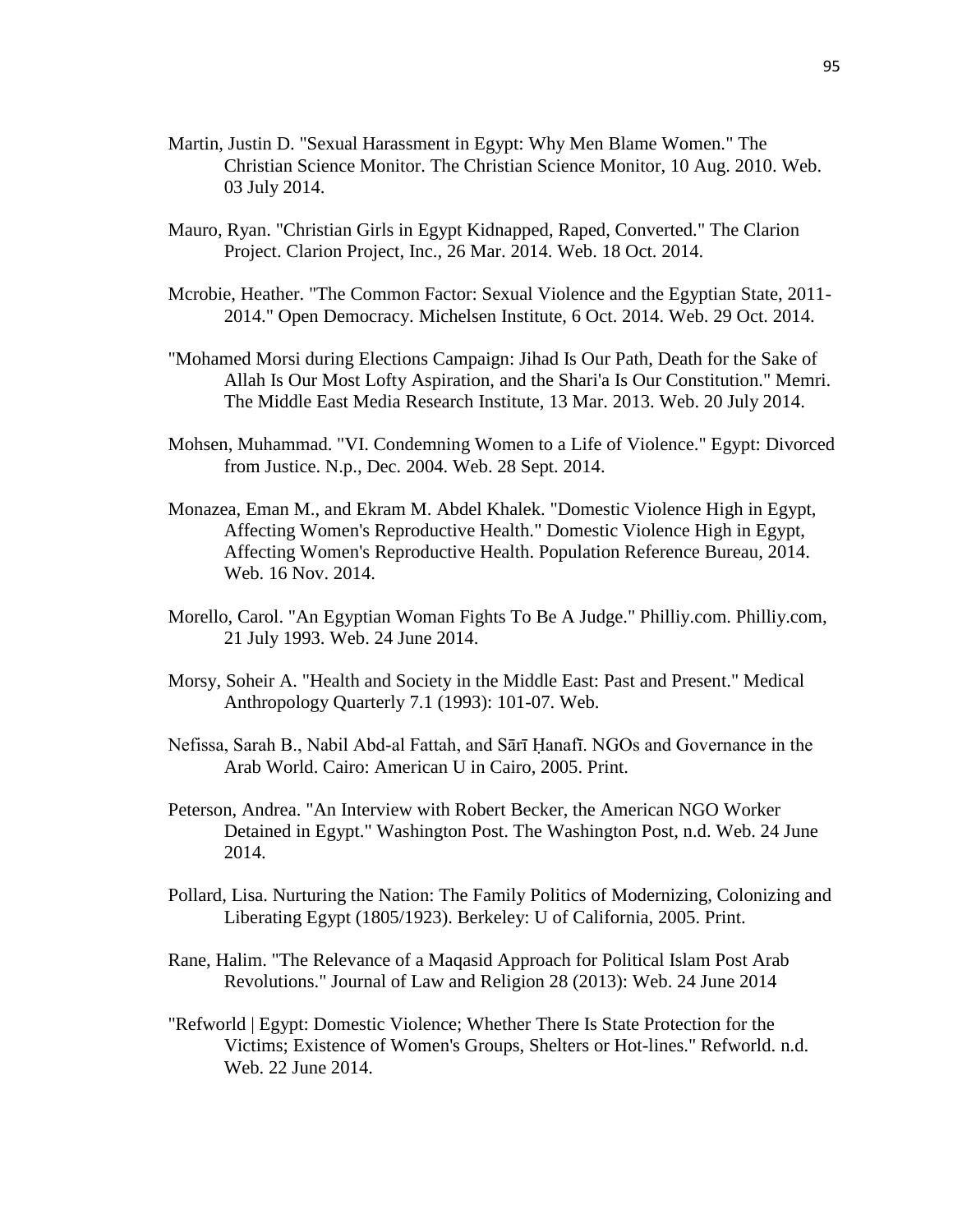Martin, Justin D. "Sexual Harassment in Egypt: Why Men Blame Women." The Christian Science Monitor. The Christian Science Monitor, 10 Aug. 2010. Web. 03 July 2014.

Mauro, Ryan. "Christian Girls in Egypt Kidnapped, Raped, Converted." The Clarion Project. Clarion Project, Inc., 26 Mar. 2014. Web. 18 Oct. 2014.

Mcrobie, Heather. "The Common Factor: Sexual Violence and the Egyptian State, 2011-2014." Open Democracy. Michelsen Institute, 6 Oct. 2014. Web. 29 Oct. 2014.

"Mohamed Morsi during Elections Campaign: Jihad Is Our Path, Death for the Sake of Allah Is Our Most Lofty Aspiration, and the Shari'a Is Our Constitution." Memri. The Middle East Media Research Institute, 13 Mar. 2013. Web. 20 July 2014.

Mohsen, Muhammad. "VI. Condemning Women to a Life of Violence." Egypt: Divorced from Justice. N.p., Dec. 2004. Web. 28 Sept. 2014.

Monazea, Eman M., and Ekram M. Abdel Khalek. "Domestic Violence High in Egypt, Affecting Women's Reproductive Health." Domestic Violence High in Egypt, Affecting Women's Reproductive Health. Population Reference Bureau, 2014. Web. 16 Nov. 2014.

Morello, Carol. "An Egyptian Woman Fights To Be A Judge." Philliy.com. Philliy.com, 21 July 1993. Web. 24 June 2014.

Morsy, Soheir A. "Health and Society in the Middle East: Past and Present." Medical Anthropology Quarterly 7.1 (1993): 101-07. Web.

Nefissa, Sarah B., Nabil Abd-al Fattah, and Sārī Ḥanafī. NGOs and Governance in the Arab World. Cairo: American U in Cairo, 2005. Print.

Peterson, Andrea. "An Interview with Robert Becker, the American NGO Worker Detained in Egypt." Washington Post. The Washington Post, n.d. Web. 24 June 2014.

Pollard, Lisa. Nurturing the Nation: The Family Politics of Modernizing, Colonizing and Liberating Egypt (1805/1923). Berkeley: U of California, 2005. Print.

Rane, Halim. "The Relevance of a Maqasid Approach for Political Islam Post Arab Revolutions." Journal of Law and Religion 28 (2013): Web. 24 June 2014

"Refworld | Egypt: Domestic Violence; Whether There Is State Protection for the Victims; Existence of Women's Groups, Shelters or Hot-lines." Refworld. n.d. Web. 22 June 2014.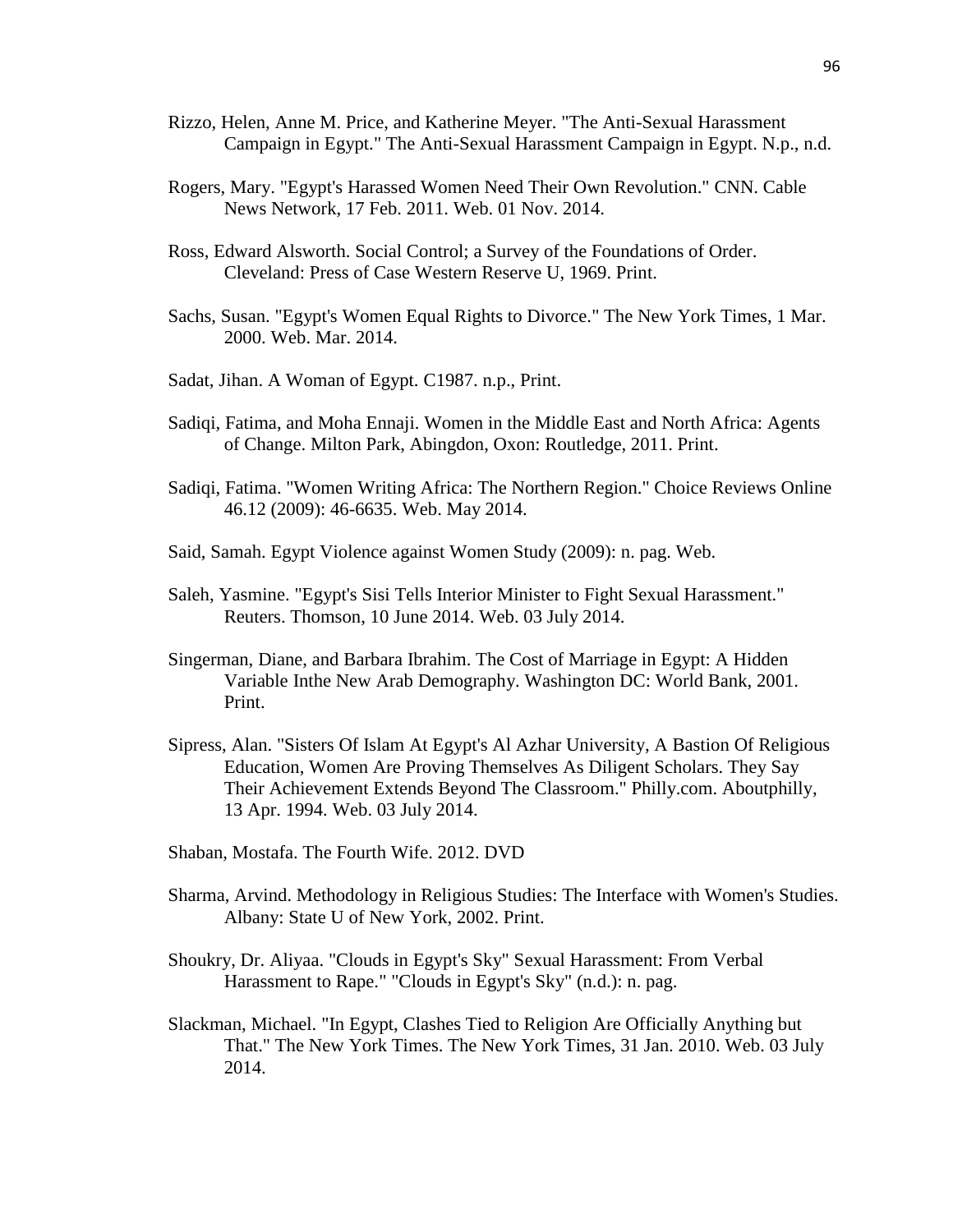Rizzo, Helen, Anne M. Price, and Katherine Meyer. "The Anti-Sexual Harassment Campaign in Egypt." The Anti-Sexual Harassment Campaign in Egypt. N.p., n.d.

Rogers, Mary. "Egypt's Harassed Women Need Their Own Revolution." CNN. Cable News Network, 17 Feb. 2011. Web. 01 Nov. 2014.

Ross, Edward Alsworth. Social Control; a Survey of the Foundations of Order. Cleveland: Press of Case Western Reserve U, 1969. Print.

Sachs, Susan. "Egypt's Women Equal Rights to Divorce." The New York Times, 1 Mar. 2000. Web. Mar. 2014.

Sadat, Jihan. A Woman of Egypt. C1987. n.p., Print.

Sadiqi, Fatima, and Moha Ennaji. Women in the Middle East and North Africa: Agents of Change. Milton Park, Abingdon, Oxon: Routledge, 2011. Print.

Sadiqi, Fatima. "Women Writing Africa: The Northern Region." Choice Reviews Online 46.12 (2009): 46-6635. Web. May 2014.

Said, Samah. Egypt Violence against Women Study (2009): n. pag. Web.

Saleh, Yasmine. "Egypt's Sisi Tells Interior Minister to Fight Sexual Harassment." Reuters. Thomson, 10 June 2014. Web. 03 July 2014.

Singerman, Diane, and Barbara Ibrahim. The Cost of Marriage in Egypt: A Hidden Variable Inthe New Arab Demography. Washington DC: World Bank, 2001. Print.

Sipress, Alan. "Sisters Of Islam At Egypt's Al Azhar University, A Bastion Of Religious Education, Women Are Proving Themselves As Diligent Scholars. They Say Their Achievement Extends Beyond The Classroom." Philly.com. Aboutphilly, 13 Apr. 1994. Web. 03 July 2014.

Shaban, Mostafa. The Fourth Wife. 2012. DVD

Sharma, Arvind. Methodology in Religious Studies: The Interface with Women's Studies. Albany: State U of New York, 2002. Print.

Shoukry, Dr. Aliyaa. "Clouds in Egypt's Sky" Sexual Harassment: From Verbal Harassment to Rape." "Clouds in Egypt's Sky" (n.d.): n. pag.

Slackman, Michael. "In Egypt, Clashes Tied to Religion Are Officially Anything but That." The New York Times. The New York Times, 31 Jan. 2010. Web. 03 July 2014.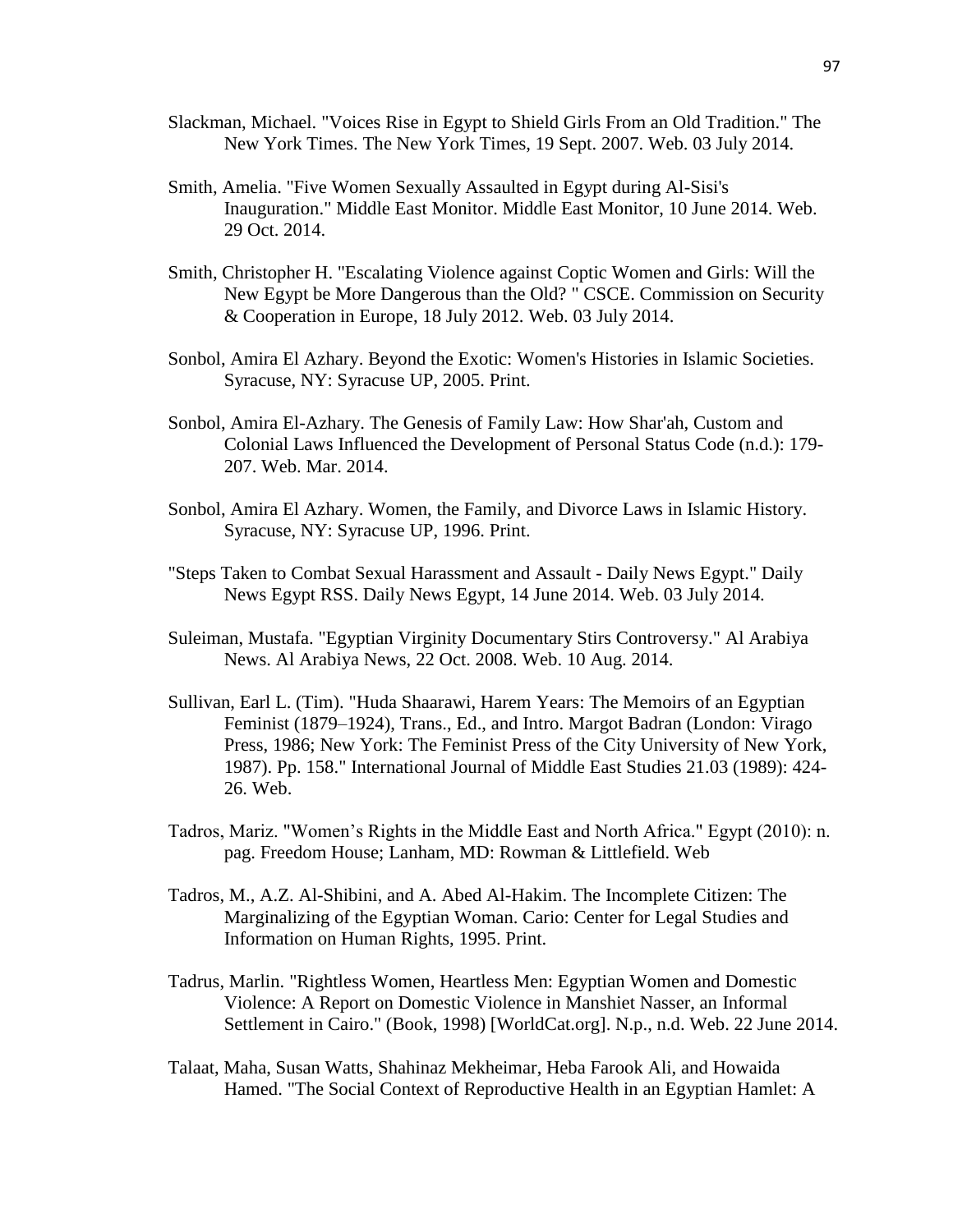Slackman, Michael. "Voices Rise in Egypt to Shield Girls From an Old Tradition." The New York Times. The New York Times, 19 Sept. 2007. Web. 03 July 2014.

Smith, Amelia. "Five Women Sexually Assaulted in Egypt during Al-Sisi's Inauguration." Middle East Monitor. Middle East Monitor, 10 June 2014. Web. 29 Oct. 2014.

Smith, Christopher H. "Escalating Violence against Coptic Women and Girls: Will the New Egypt be More Dangerous than the Old? " CSCE. Commission on Security & Cooperation in Europe, 18 July 2012. Web. 03 July 2014.

Sonbol, Amira El Azhary. Beyond the Exotic: Women's Histories in Islamic Societies. Syracuse, NY: Syracuse UP, 2005. Print.

Sonbol, Amira El-Azhary. The Genesis of Family Law: How Shar'ah, Custom and Colonial Laws Influenced the Development of Personal Status Code (n.d.): 179-207. Web. Mar. 2014.

Sonbol, Amira El Azhary. Women, the Family, and Divorce Laws in Islamic History. Syracuse, NY: Syracuse UP, 1996. Print.

"Steps Taken to Combat Sexual Harassment and Assault - Daily News Egypt." Daily News Egypt RSS. Daily News Egypt, 14 June 2014. Web. 03 July 2014.

Suleiman, Mustafa. "Egyptian Virginity Documentary Stirs Controversy." Al Arabiya News. Al Arabiya News, 22 Oct. 2008. Web. 10 Aug. 2014.

Sullivan, Earl L. (Tim). "Huda Shaarawi, Harem Years: The Memoirs of an Egyptian Feminist (1879–1924), Trans., Ed., and Intro. Margot Badran (London: Virago Press, 1986; New York: The Feminist Press of the City University of New York, 1987). Pp. 158." International Journal of Middle East Studies 21.03 (1989): 424-26. Web.

Tadros, Mariz. "Women's Rights in the Middle East and North Africa." Egypt (2010): n. pag. Freedom House; Lanham, MD: Rowman & Littlefield. Web

Tadros, M., A.Z. Al-Shibini, and A. Abed Al-Hakim. The Incomplete Citizen: The Marginalizing of the Egyptian Woman. Cario: Center for Legal Studies and Information on Human Rights, 1995. Print.

Tadrus, Marlin. "Rightless Women, Heartless Men: Egyptian Women and Domestic Violence: A Report on Domestic Violence in Manshiet Nasser, an Informal Settlement in Cairo." (Book, 1998) [WorldCat.org]. N.p., n.d. Web. 22 June 2014.

Talaat, Maha, Susan Watts, Shahinaz Mekheimar, Heba Farook Ali, and Howaida Hamed. "The Social Context of Reproductive Health in an Egyptian Hamlet: A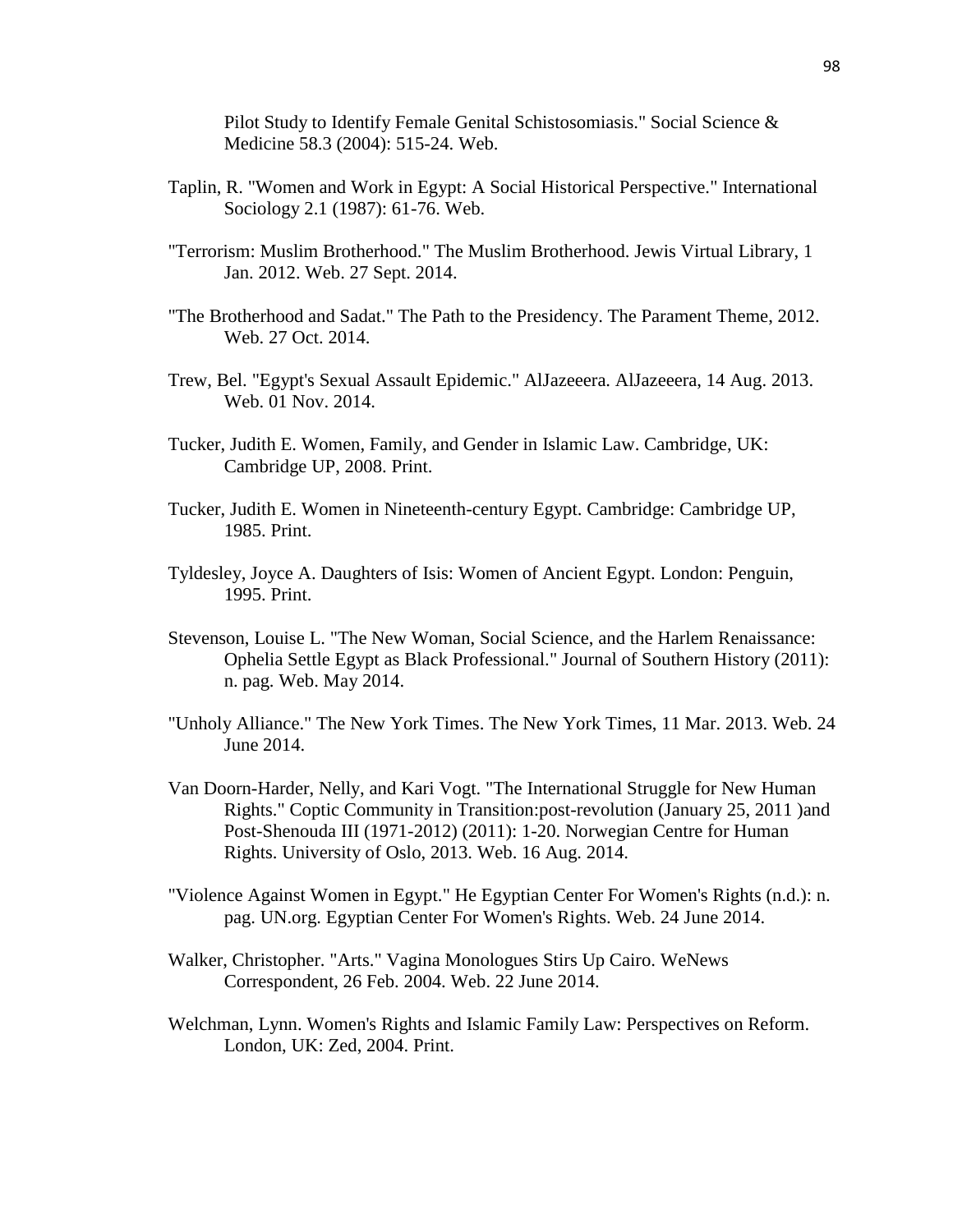Pilot Study to Identify Female Genital Schistosomiasis." Social Science & Medicine 58.3 (2004): 515-24. Web.

Taplin, R. "Women and Work in Egypt: A Social Historical Perspective." International Sociology 2.1 (1987): 61-76. Web.

"Terrorism: Muslim Brotherhood." The Muslim Brotherhood. Jewis Virtual Library, 1 Jan. 2012. Web. 27 Sept. 2014.

"The Brotherhood and Sadat." The Path to the Presidency. The Parament Theme, 2012. Web. 27 Oct. 2014.

Trew, Bel. "Egypt's Sexual Assault Epidemic." AlJazeeera. AlJazeeera, 14 Aug. 2013. Web. 01 Nov. 2014.

Tucker, Judith E. Women, Family, and Gender in Islamic Law. Cambridge, UK: Cambridge UP, 2008. Print.

Tucker, Judith E. Women in Nineteenth-century Egypt. Cambridge: Cambridge UP, 1985. Print.

Tyldesley, Joyce A. Daughters of Isis: Women of Ancient Egypt. London: Penguin, 1995. Print.

Stevenson, Louise L. "The New Woman, Social Science, and the Harlem Renaissance: Ophelia Settle Egypt as Black Professional." Journal of Southern History (2011): n. pag. Web. May 2014.

"Unholy Alliance." The New York Times. The New York Times, 11 Mar. 2013. Web. 24 June 2014.

Van Doorn-Harder, Nelly, and Kari Vogt. "The International Struggle for New Human Rights." Coptic Community in Transition:post-revolution (January 25, 2011 )and Post-Shenouda III (1971-2012) (2011): 1-20. Norwegian Centre for Human Rights. University of Oslo, 2013. Web. 16 Aug. 2014.

"Violence Against Women in Egypt." He Egyptian Center For Women's Rights (n.d.): n. pag. UN.org. Egyptian Center For Women's Rights. Web. 24 June 2014.

Walker, Christopher. "Arts." Vagina Monologues Stirs Up Cairo. WeNews Correspondent, 26 Feb. 2004. Web. 22 June 2014.

Welchman, Lynn. Women's Rights and Islamic Family Law: Perspectives on Reform. London, UK: Zed, 2004. Print.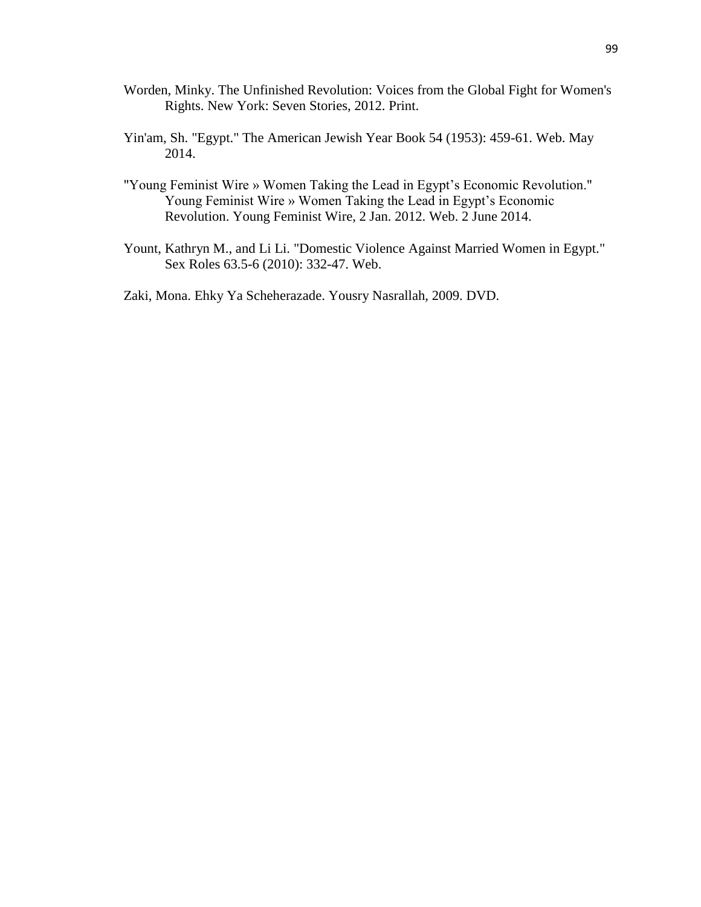Worden, Minky. The Unfinished Revolution: Voices from the Global Fight for Women's Rights. New York: Seven Stories, 2012. Print.

Yin'am, Sh. "Egypt." The American Jewish Year Book 54 (1953): 459-61. Web. May 2014.

"Young Feminist Wire » Women Taking the Lead in Egypt's Economic Revolution." Young Feminist Wire » Women Taking the Lead in Egypt's Economic Revolution. Young Feminist Wire, 2 Jan. 2012. Web. 2 June 2014.

Yount, Kathryn M., and Li Li. "Domestic Violence Against Married Women in Egypt." Sex Roles 63.5-6 (2010): 332-47. Web.

Zaki, Mona. Ehky Ya Scheherazade. Yousry Nasrallah, 2009. DVD.